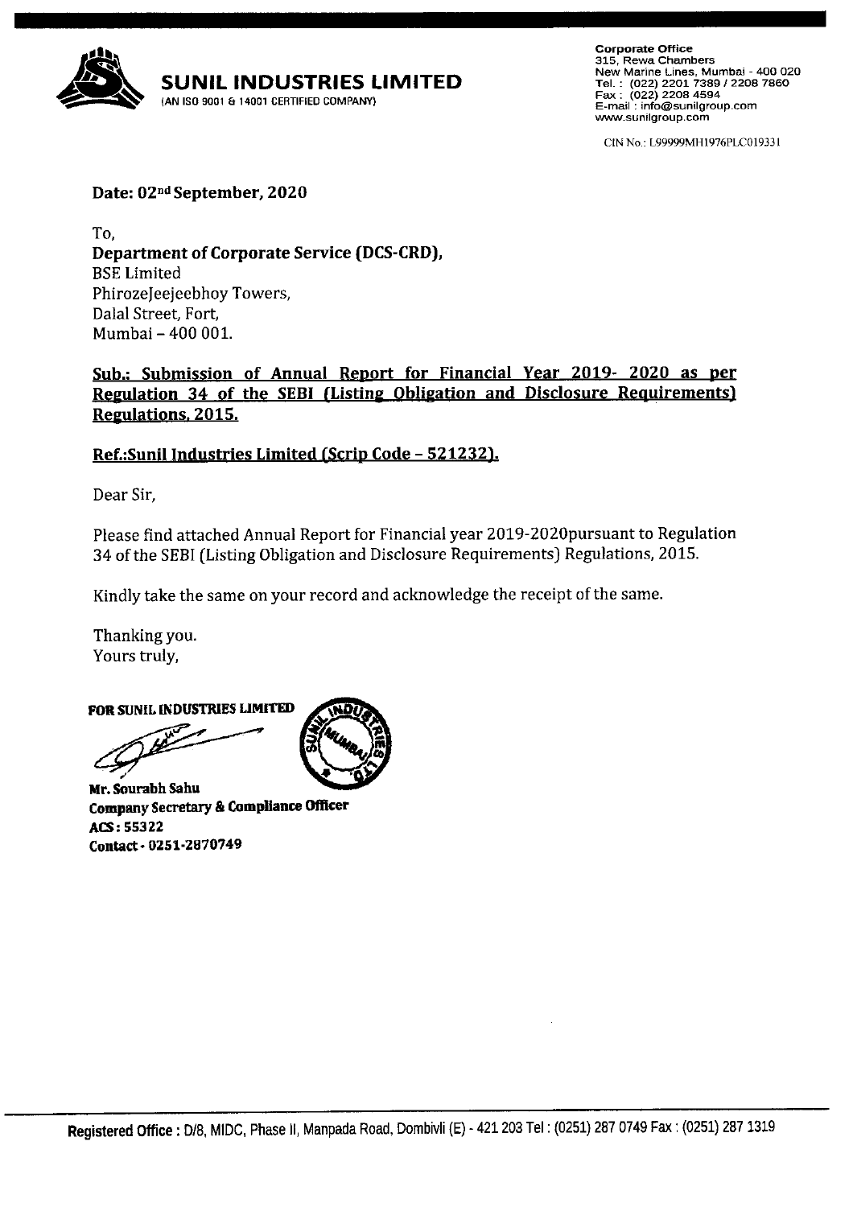# SUNIL INDUSTRIES LIMITED

(AN ISO 9001 & 14001 CERTIFIED COMPANY)

**Corporate Office**
315, Rewa Chambers
New Marine Lines, Mumbai - 400 020
Tel. : (022) 2201 7389 / 2208 7860
Fax : (022) 2208 4594
E-mail : info@sunilgroup.com
www.sunilgroup.com

CIN No.: L99999MH1976PLC019331

**Date: 02nd September, 2020**

To,
**Department of Corporate Service (DCS-CRD),**
BSE Limited
PhirozeJeejeebhoy Towers,
Dalal Street, Fort,
Mumbai – 400 001.

**Sub.: Submission of Annual Report for Financial Year 2019- 2020 as per Regulation 34 of the SEBI (Listing Obligation and Disclosure Requirements) Regulations, 2015.**

**Ref.:Sunil Industries Limited (Scrip Code – 521232).**

Dear Sir,

Please find attached Annual Report for Financial year 2019-2020pursuant to Regulation 34 of the SEBI (Listing Obligation and Disclosure Requirements) Regulations, 2015.

Kindly take the same on your record and acknowledge the receipt of the same.

Thanking you.
Yours truly,

**FOR SUNIL INDUSTRIES LIMITED**

**Mr. Sourabh Sahu**
**Company Secretary & Compliance Officer**
**ACS : 55322**
**Contact - 0251-2870749**

**Registered Office** : D/8, MIDC, Phase II, Manpada Road, Dombivli (E) - 421 203 Tel : (0251) 287 0749 Fax : (0251) 287 1319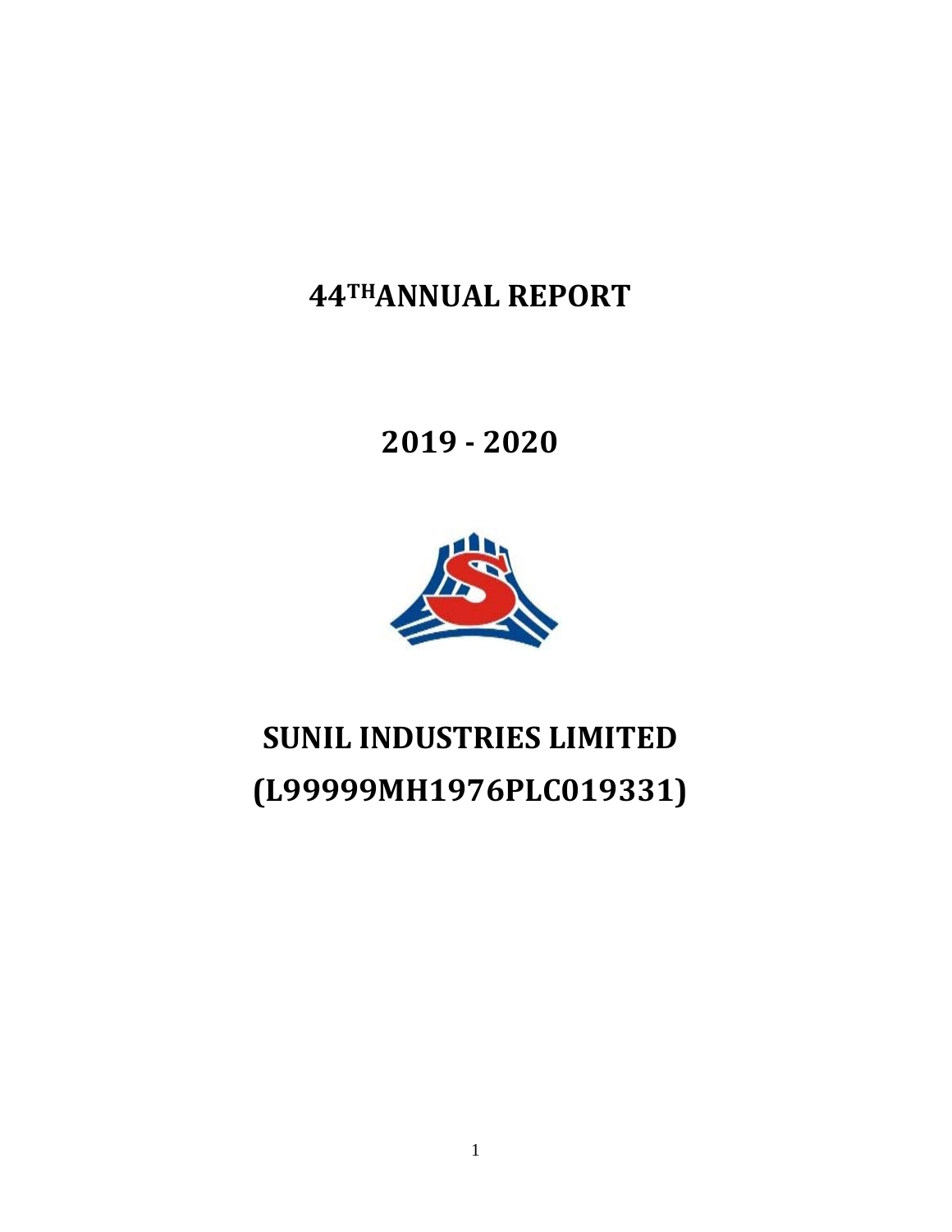# 44TH ANNUAL REPORT

# 2019 - 2020

# SUNIL INDUSTRIES LIMITED
# (L99999MH1976PLC019331)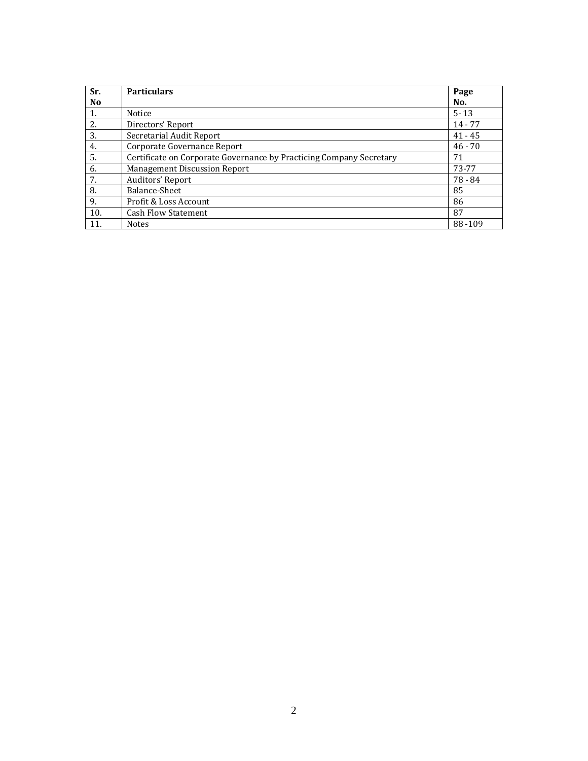| Sr. No | Particulars | Page No. |
|---|---|---|
| 1. | Notice | 5- 13 |
| 2. | Directors' Report | 14 - 77 |
| 3. | Secretarial Audit Report | 41 - 45 |
| 4. | Corporate Governance Report | 46 - 70 |
| 5. | Certificate on Corporate Governance by Practicing Company Secretary | 71 |
| 6. | Management Discussion Report | 73-77 |
| 7. | Auditors' Report | 78 - 84 |
| 8. | Balance-Sheet | 85 |
| 9. | Profit & Loss Account | 86 |
| 10. | Cash Flow Statement | 87 |
| 11. | Notes | 88 -109 |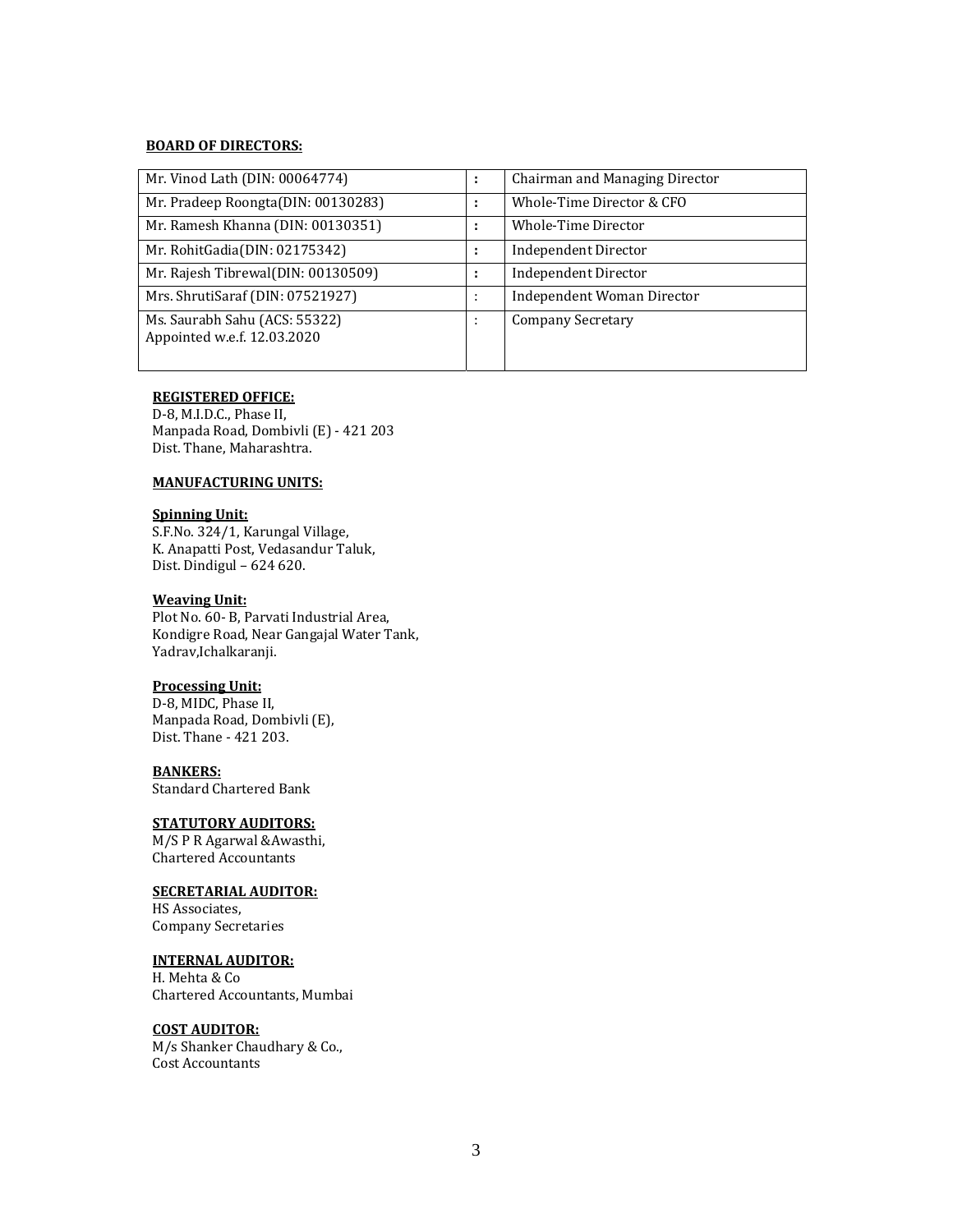**BOARD OF DIRECTORS:**

| | | |
|---|---|---|
| Mr. Vinod Lath (DIN: 00064774) | : | Chairman and Managing Director |
| Mr. Pradeep Roongta(DIN: 00130283) | : | Whole-Time Director & CFO |
| Mr. Ramesh Khanna (DIN: 00130351) | : | Whole-Time Director |
| Mr. RohitGadia(DIN: 02175342) | : | Independent Director |
| Mr. Rajesh Tibrewal(DIN: 00130509) | : | Independent Director |
| Mrs. ShrutiSaraf (DIN: 07521927) | : | Independent Woman Director |
| Ms. Saurabh Sahu (ACS: 55322) Appointed w.e.f. 12.03.2020 | : | Company Secretary |

**REGISTERED OFFICE:**
D-8, M.I.D.C., Phase II,
Manpada Road, Dombivli (E) - 421 203
Dist. Thane, Maharashtra.

**MANUFACTURING UNITS:**

**Spinning Unit:**
S.F.No. 324/1, Karungal Village,
K. Anapatti Post, Vedasandur Taluk,
Dist. Dindigul – 624 620.

**Weaving Unit:**
Plot No. 60- B, Parvati Industrial Area,
Kondigre Road, Near Gangajal Water Tank,
Yadrav,Ichalkaranji.

**Processing Unit:**
D-8, MIDC, Phase II,
Manpada Road, Dombivli (E),
Dist. Thane - 421 203.

**BANKERS:**
Standard Chartered Bank

**STATUTORY AUDITORS:**
M/S P R Agarwal &Awasthi,
Chartered Accountants

**SECRETARIAL AUDITOR:**
HS Associates,
Company Secretaries

**INTERNAL AUDITOR:**
H. Mehta & Co
Chartered Accountants, Mumbai

**COST AUDITOR:**
M/s Shanker Chaudhary & Co.,
Cost Accountants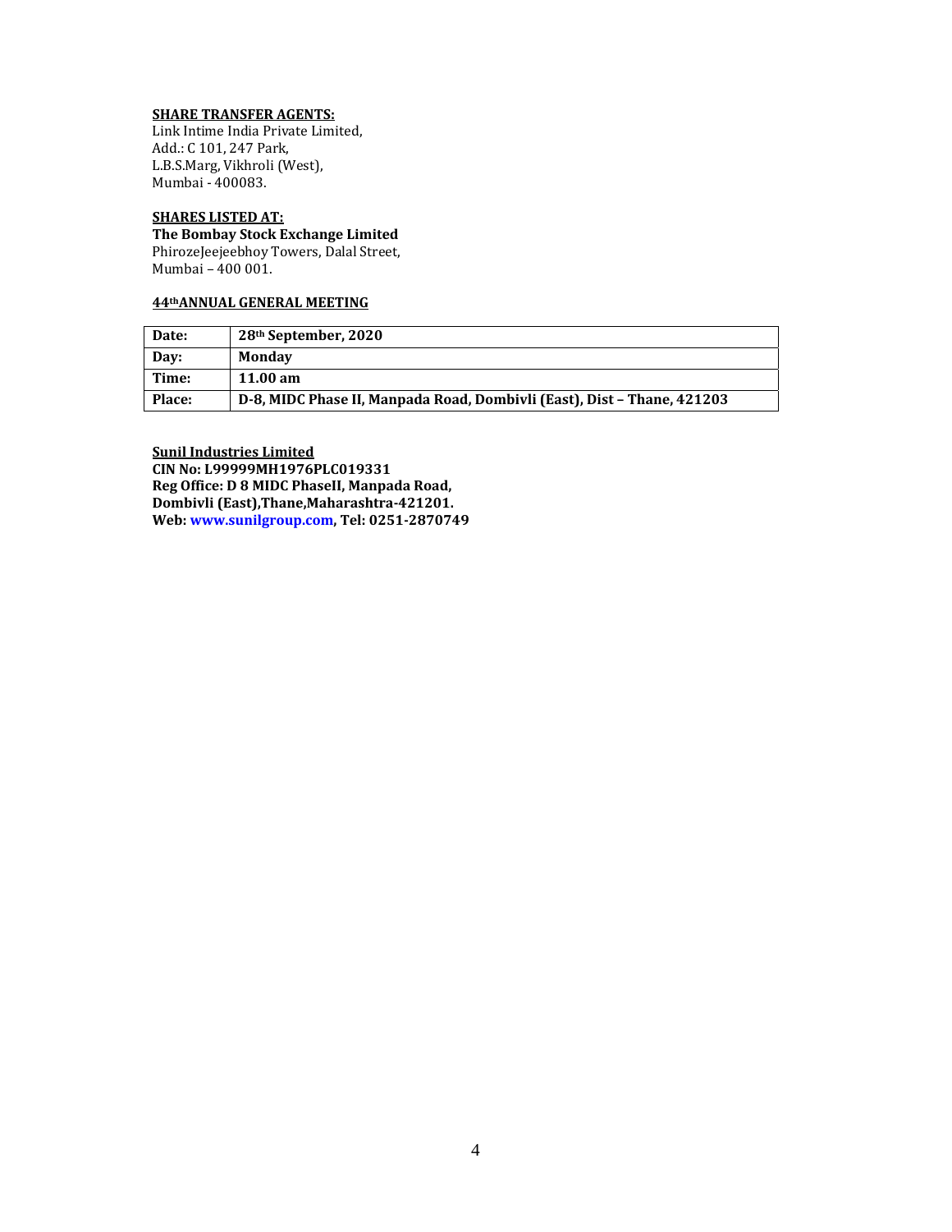**SHARE TRANSFER AGENTS:**

Link Intime India Private Limited,
Add.: C 101, 247 Park,
L.B.S.Marg, Vikhroli (West),
Mumbai - 400083.

**SHARES LISTED AT:**

**The Bombay Stock Exchange Limited**
PhirozeJeejeebhoy Towers, Dalal Street,
Mumbai – 400 001.

**44th ANNUAL GENERAL MEETING**

| | |
|---|---|
| **Date:** | **28th September, 2020** |
| **Day:** | **Monday** |
| **Time:** | **11.00 am** |
| **Place:** | **D-8, MIDC Phase II, Manpada Road, Dombivli (East), Dist – Thane, 421203** |

**Sunil Industries Limited**
**CIN No: L99999MH1976PLC019331**
**Reg Office: D 8 MIDC PhaseII, Manpada Road,**
**Dombivli (East),Thane,Maharashtra-421201.**
**Web: www.sunilgroup.com, Tel: 0251-2870749**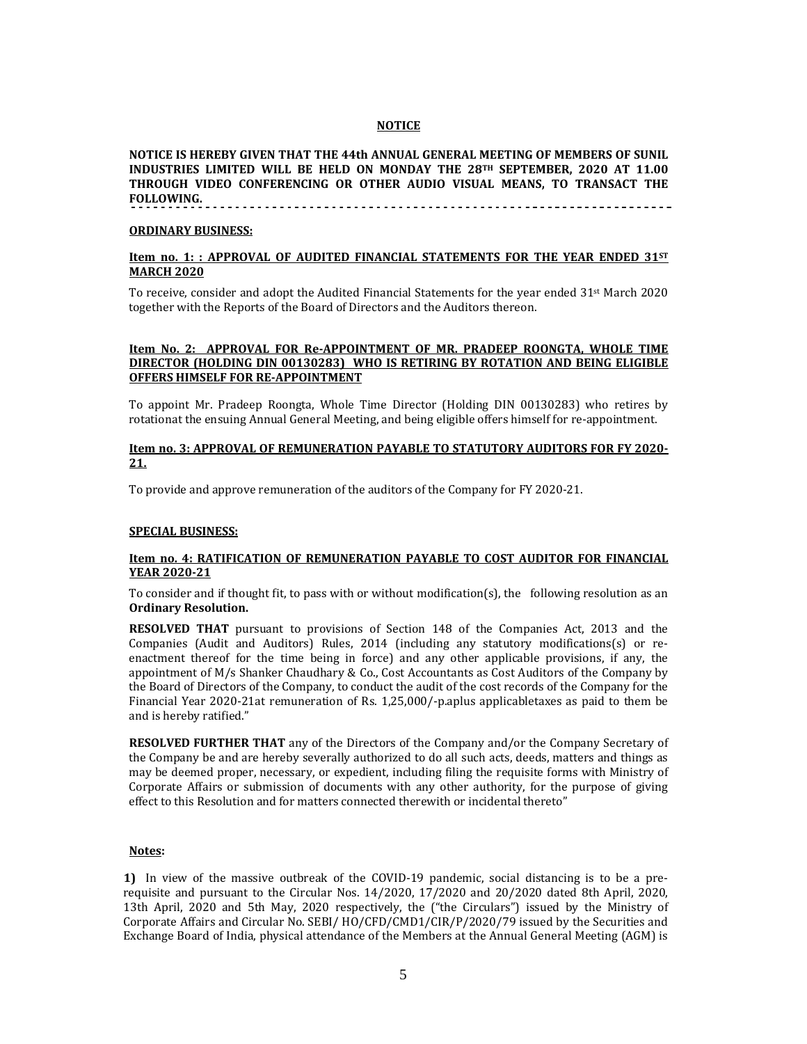## NOTICE

**NOTICE IS HEREBY GIVEN THAT THE 44th ANNUAL GENERAL MEETING OF MEMBERS OF SUNIL INDUSTRIES LIMITED WILL BE HELD ON MONDAY THE 28TH SEPTEMBER, 2020 AT 11.00 THROUGH VIDEO CONFERENCING OR OTHER AUDIO VISUAL MEANS, TO TRANSACT THE FOLLOWING.**

---

### ORDINARY BUSINESS:

**Item no. 1: : APPROVAL OF AUDITED FINANCIAL STATEMENTS FOR THE YEAR ENDED 31ST MARCH 2020**

To receive, consider and adopt the Audited Financial Statements for the year ended 31st March 2020 together with the Reports of the Board of Directors and the Auditors thereon.

**Item No. 2: APPROVAL FOR Re-APPOINTMENT OF MR. PRADEEP ROONGTA, WHOLE TIME DIRECTOR (HOLDING DIN 00130283) WHO IS RETIRING BY ROTATION AND BEING ELIGIBLE OFFERS HIMSELF FOR RE-APPOINTMENT**

To appoint Mr. Pradeep Roongta, Whole Time Director (Holding DIN 00130283) who retires by rotationat the ensuing Annual General Meeting, and being eligible offers himself for re-appointment.

**Item no. 3: APPROVAL OF REMUNERATION PAYABLE TO STATUTORY AUDITORS FOR FY 2020-21.**

To provide and approve remuneration of the auditors of the Company for FY 2020-21.

### SPECIAL BUSINESS:

**Item no. 4: RATIFICATION OF REMUNERATION PAYABLE TO COST AUDITOR FOR FINANCIAL YEAR 2020-21**

To consider and if thought fit, to pass with or without modification(s), the following resolution as an **Ordinary Resolution.**

**RESOLVED THAT** pursuant to provisions of Section 148 of the Companies Act, 2013 and the Companies (Audit and Auditors) Rules, 2014 (including any statutory modifications(s) or re-enactment thereof for the time being in force) and any other applicable provisions, if any, the appointment of M/s Shanker Chaudhary & Co., Cost Accountants as Cost Auditors of the Company by the Board of Directors of the Company, to conduct the audit of the cost records of the Company for the Financial Year 2020-21at remuneration of Rs. 1,25,000/-p.aplus applicabletaxes as paid to them be and is hereby ratified."

**RESOLVED FURTHER THAT** any of the Directors of the Company and/or the Company Secretary of the Company be and are hereby severally authorized to do all such acts, deeds, matters and things as may be deemed proper, necessary, or expedient, including filing the requisite forms with Ministry of Corporate Affairs or submission of documents with any other authority, for the purpose of giving effect to this Resolution and for matters connected therewith or incidental thereto"

**Notes:**

**1)** In view of the massive outbreak of the COVID-19 pandemic, social distancing is to be a pre-requisite and pursuant to the Circular Nos. 14/2020, 17/2020 and 20/2020 dated 8th April, 2020, 13th April, 2020 and 5th May, 2020 respectively, the ("the Circulars") issued by the Ministry of Corporate Affairs and Circular No. SEBI/ HO/CFD/CMD1/CIR/P/2020/79 issued by the Securities and Exchange Board of India, physical attendance of the Members at the Annual General Meeting (AGM) is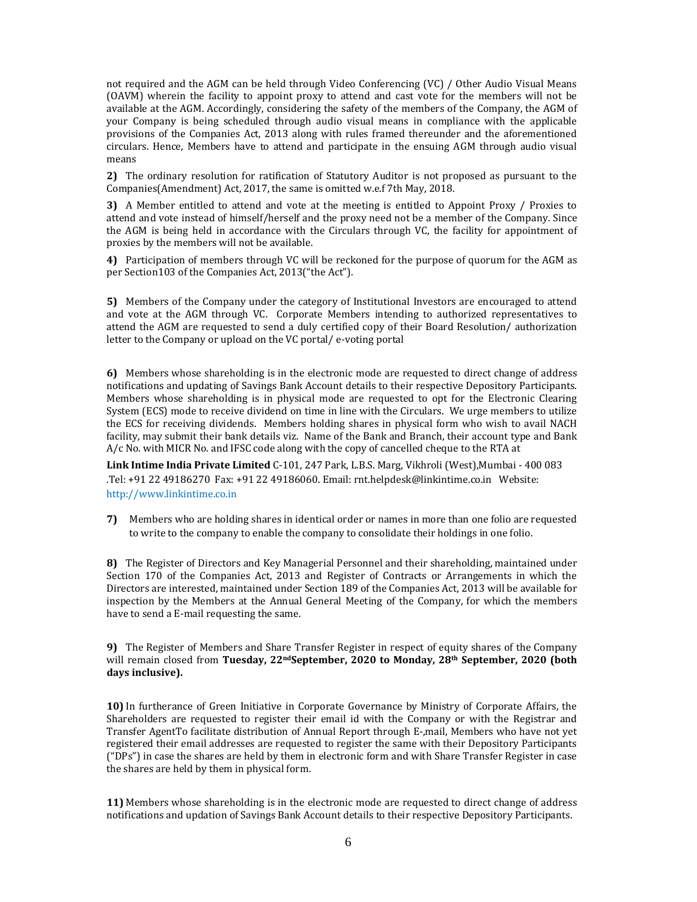not required and the AGM can be held through Video Conferencing (VC) / Other Audio Visual Means (OAVM) wherein the facility to appoint proxy to attend and cast vote for the members will not be available at the AGM. Accordingly, considering the safety of the members of the Company, the AGM of your Company is being scheduled through audio visual means in compliance with the applicable provisions of the Companies Act, 2013 along with rules framed thereunder and the aforementioned circulars. Hence, Members have to attend and participate in the ensuing AGM through audio visual means

**2)** The ordinary resolution for ratification of Statutory Auditor is not proposed as pursuant to the Companies(Amendment) Act, 2017, the same is omitted w.e.f 7th May, 2018.

**3)** A Member entitled to attend and vote at the meeting is entitled to Appoint Proxy / Proxies to attend and vote instead of himself/herself and the proxy need not be a member of the Company. Since the AGM is being held in accordance with the Circulars through VC, the facility for appointment of proxies by the members will not be available.

**4)** Participation of members through VC will be reckoned for the purpose of quorum for the AGM as per Section103 of the Companies Act, 2013("the Act").

**5)** Members of the Company under the category of Institutional Investors are encouraged to attend and vote at the AGM through VC. Corporate Members intending to authorized representatives to attend the AGM are requested to send a duly certified copy of their Board Resolution/ authorization letter to the Company or upload on the VC portal/ e-voting portal

**6)** Members whose shareholding is in the electronic mode are requested to direct change of address notifications and updating of Savings Bank Account details to their respective Depository Participants. Members whose shareholding is in physical mode are requested to opt for the Electronic Clearing System (ECS) mode to receive dividend on time in line with the Circulars. We urge members to utilize the ECS for receiving dividends. Members holding shares in physical form who wish to avail NACH facility, may submit their bank details viz. Name of the Bank and Branch, their account type and Bank A/c No. with MICR No. and IFSC code along with the copy of cancelled cheque to the RTA at

**Link Intime India Private Limited** C-101, 247 Park, L.B.S. Marg, Vikhroli (West),Mumbai - 400 083 .Tel: +91 22 49186270 Fax: +91 22 49186060. Email: rnt.helpdesk@linkintime.co.in Website: http://www.linkintime.co.in

**7)** Members who are holding shares in identical order or names in more than one folio are requested to write to the company to enable the company to consolidate their holdings in one folio.

**8)** The Register of Directors and Key Managerial Personnel and their shareholding, maintained under Section 170 of the Companies Act, 2013 and Register of Contracts or Arrangements in which the Directors are interested, maintained under Section 189 of the Companies Act, 2013 will be available for inspection by the Members at the Annual General Meeting of the Company, for which the members have to send a E-mail requesting the same.

**9)** The Register of Members and Share Transfer Register in respect of equity shares of the Company will remain closed from **Tuesday, 22ndSeptember, 2020 to Monday, 28th September, 2020 (both days inclusive).**

**10)** In furtherance of Green Initiative in Corporate Governance by Ministry of Corporate Affairs, the Shareholders are requested to register their email id with the Company or with the Registrar and Transfer AgentTo facilitate distribution of Annual Report through E-,mail, Members who have not yet registered their email addresses are requested to register the same with their Depository Participants ("DPs") in case the shares are held by them in electronic form and with Share Transfer Register in case the shares are held by them in physical form.

**11)** Members whose shareholding is in the electronic mode are requested to direct change of address notifications and updation of Savings Bank Account details to their respective Depository Participants.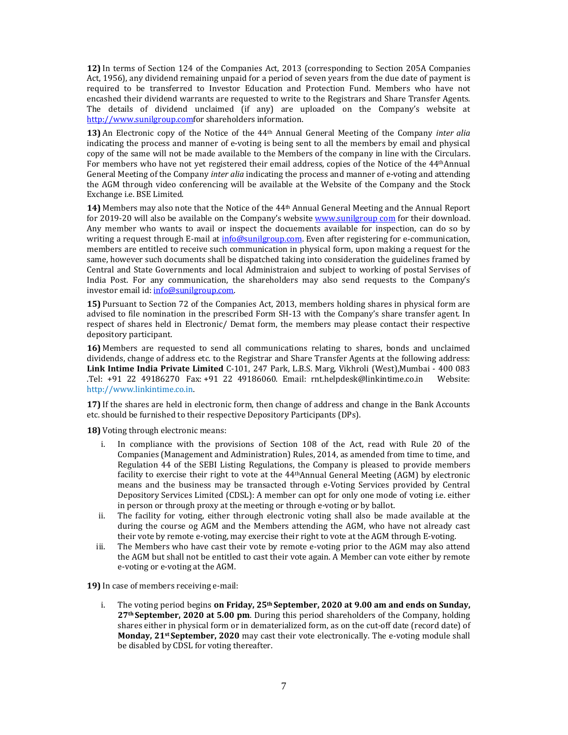**12)** In terms of Section 124 of the Companies Act, 2013 (corresponding to Section 205A Companies Act, 1956), any dividend remaining unpaid for a period of seven years from the due date of payment is required to be transferred to Investor Education and Protection Fund. Members who have not encashed their dividend warrants are requested to write to the Registrars and Share Transfer Agents. The details of dividend unclaimed (if any) are uploaded on the Company's website at http://www.sunilgroup.comfor shareholders information.

**13)** An Electronic copy of the Notice of the 44th Annual General Meeting of the Company *inter alia* indicating the process and manner of e-voting is being sent to all the members by email and physical copy of the same will not be made available to the Members of the company in line with the Circulars. For members who have not yet registered their email address, copies of the Notice of the 44thAnnual General Meeting of the Company *inter alia* indicating the process and manner of e-voting and attending the AGM through video conferencing will be available at the Website of the Company and the Stock Exchange i.e. BSE Limited.

**14)** Members may also note that the Notice of the 44th Annual General Meeting and the Annual Report for 2019-20 will also be available on the Company's website www.sunilgroup com for their download. Any member who wants to avail or inspect the docuements available for inspection, can do so by writing a request through E-mail at info@sunilgroup.com. Even after registering for e-communication, members are entitled to receive such communication in physical form, upon making a request for the same, however such documents shall be dispatched taking into consideration the guidelines framed by Central and State Governments and local Administraion and subject to working of postal Servises of India Post. For any communication, the shareholders may also send requests to the Company's investor email id: info@sunilgroup.com.

**15)** Pursuant to Section 72 of the Companies Act, 2013, members holding shares in physical form are advised to file nomination in the prescribed Form SH-13 with the Company's share transfer agent. In respect of shares held in Electronic/ Demat form, the members may please contact their respective depository participant.

**16)** Members are requested to send all communications relating to shares, bonds and unclaimed dividends, change of address etc. to the Registrar and Share Transfer Agents at the following address: **Link Intime India Private Limited** C-101, 247 Park, L.B.S. Marg, Vikhroli (West),Mumbai - 400 083 .Tel: +91 22 49186270 Fax: +91 22 49186060. Email: rnt.helpdesk@linkintime.co.in Website: http://www.linkintime.co.in.

**17)** If the shares are held in electronic form, then change of address and change in the Bank Accounts etc. should be furnished to their respective Depository Participants (DPs).

**18)** Voting through electronic means:

i. In compliance with the provisions of Section 108 of the Act, read with Rule 20 of the Companies (Management and Administration) Rules, 2014, as amended from time to time, and Regulation 44 of the SEBI Listing Regulations, the Company is pleased to provide members facility to exercise their right to vote at the 44thAnnual General Meeting (AGM) by electronic means and the business may be transacted through e-Voting Services provided by Central Depository Services Limited (CDSL): A member can opt for only one mode of voting i.e. either in person or through proxy at the meeting or through e-voting or by ballot.

ii. The facility for voting, either through electronic voting shall also be made available at the during the course og AGM and the Members attending the AGM, who have not already cast their vote by remote e-voting, may exercise their right to vote at the AGM through E-voting.

iii. The Members who have cast their vote by remote e-voting prior to the AGM may also attend the AGM but shall not be entitled to cast their vote again. A Member can vote either by remote e-voting or e-voting at the AGM.

**19)** In case of members receiving e-mail:

i. The voting period begins **on Friday, 25th September, 2020 at 9.00 am and ends on Sunday, 27th September, 2020 at 5.00 pm**. During this period shareholders of the Company, holding shares either in physical form or in dematerialized form, as on the cut-off date (record date) of **Monday, 21st September, 2020** may cast their vote electronically. The e-voting module shall be disabled by CDSL for voting thereafter.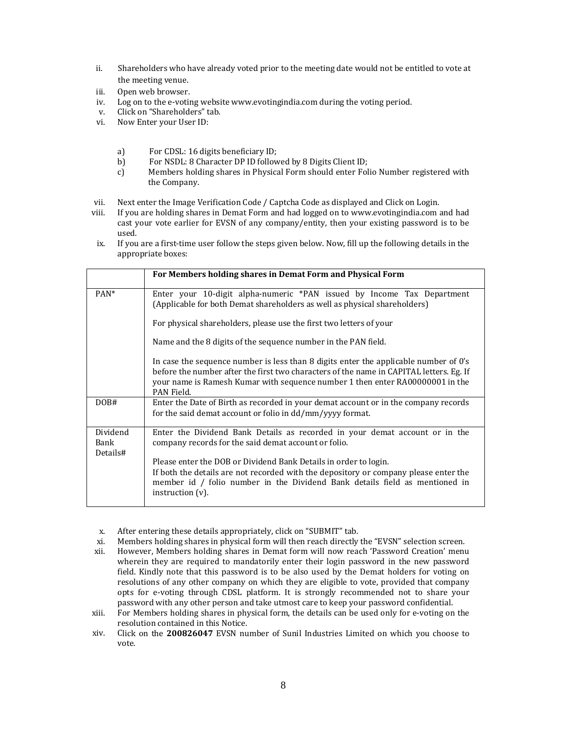ii. Shareholders who have already voted prior to the meeting date would not be entitled to vote at the meeting venue.

iii. Open web browser.

iv. Log on to the e-voting website www.evotingindia.com during the voting period.

v. Click on "Shareholders" tab.

vi. Now Enter your User ID:

   a) For CDSL: 16 digits beneficiary ID;
   b) For NSDL: 8 Character DP ID followed by 8 Digits Client ID;
   c) Members holding shares in Physical Form should enter Folio Number registered with the Company.

vii. Next enter the Image Verification Code / Captcha Code as displayed and Click on Login.

viii. If you are holding shares in Demat Form and had logged on to www.evotingindia.com and had cast your vote earlier for EVSN of any company/entity, then your existing password is to be used.

ix. If you are a first-time user follow the steps given below. Now, fill up the following details in the appropriate boxes:

| | For Members holding shares in Demat Form and Physical Form |
|---|---|
| PAN* | Enter your 10-digit alpha-numeric *PAN issued by Income Tax Department (Applicable for both Demat shareholders as well as physical shareholders)<br><br>For physical shareholders, please use the first two letters of your<br><br>Name and the 8 digits of the sequence number in the PAN field.<br><br>In case the sequence number is less than 8 digits enter the applicable number of 0's before the number after the first two characters of the name in CAPITAL letters. Eg. If your name is Ramesh Kumar with sequence number 1 then enter RA00000001 in the PAN Field. |
| DOB# | Enter the Date of Birth as recorded in your demat account or in the company records for the said demat account or folio in dd/mm/yyyy format. |
| Dividend Bank Details# | Enter the Dividend Bank Details as recorded in your demat account or in the company records for the said demat account or folio.<br><br>Please enter the DOB or Dividend Bank Details in order to login.<br>If both the details are not recorded with the depository or company please enter the member id / folio number in the Dividend Bank details field as mentioned in instruction (v). |

x. After entering these details appropriately, click on "SUBMIT" tab.

xi. Members holding shares in physical form will then reach directly the "EVSN" selection screen.

xii. However, Members holding shares in Demat form will now reach 'Password Creation' menu wherein they are required to mandatorily enter their login password in the new password field. Kindly note that this password is to be also used by the Demat holders for voting on resolutions of any other company on which they are eligible to vote, provided that company opts for e-voting through CDSL platform. It is strongly recommended not to share your password with any other person and take utmost care to keep your password confidential.

xiii. For Members holding shares in physical form, the details can be used only for e-voting on the resolution contained in this Notice.

xiv. Click on the **200826047** EVSN number of Sunil Industries Limited on which you choose to vote.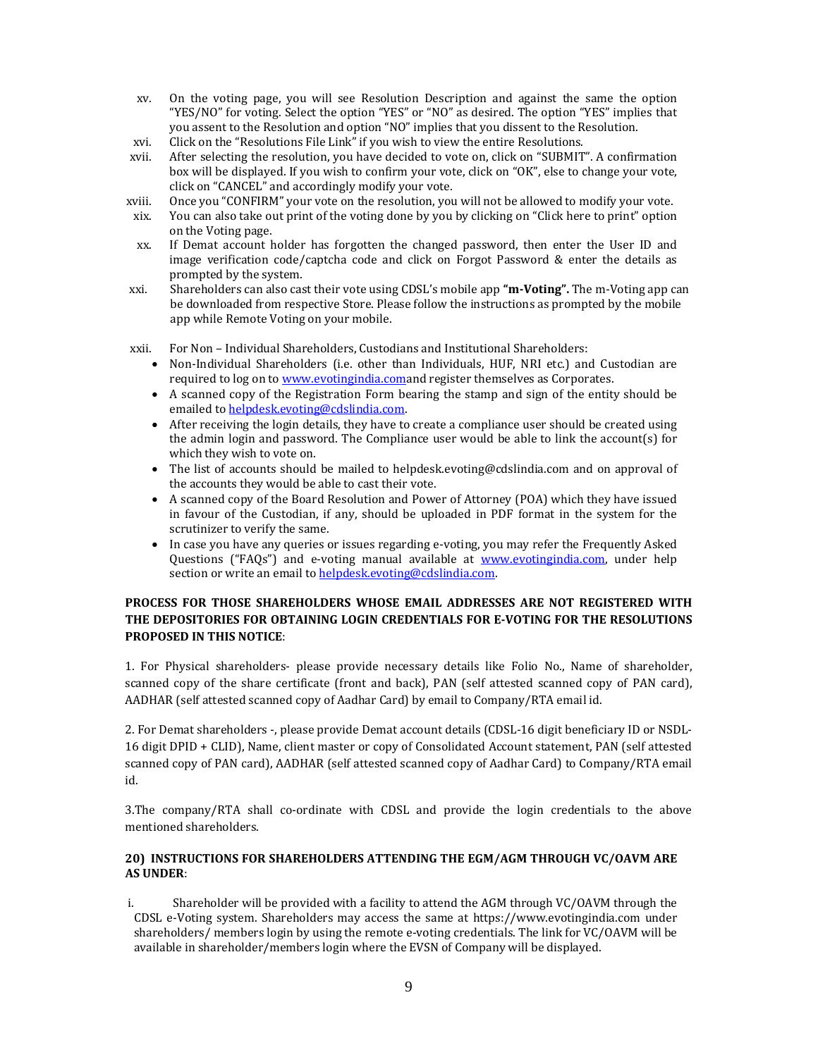xv. On the voting page, you will see Resolution Description and against the same the option "YES/NO" for voting. Select the option "YES" or "NO" as desired. The option "YES" implies that you assent to the Resolution and option "NO" implies that you dissent to the Resolution.

xvi. Click on the "Resolutions File Link" if you wish to view the entire Resolutions.

xvii. After selecting the resolution, you have decided to vote on, click on "SUBMIT". A confirmation box will be displayed. If you wish to confirm your vote, click on "OK", else to change your vote, click on "CANCEL" and accordingly modify your vote.

xviii. Once you "CONFIRM" your vote on the resolution, you will not be allowed to modify your vote.

xix. You can also take out print of the voting done by you by clicking on "Click here to print" option on the Voting page.

xx. If Demat account holder has forgotten the changed password, then enter the User ID and image verification code/captcha code and click on Forgot Password & enter the details as prompted by the system.

xxi. Shareholders can also cast their vote using CDSL's mobile app **"m-Voting".** The m-Voting app can be downloaded from respective Store. Please follow the instructions as prompted by the mobile app while Remote Voting on your mobile.

xxii. For Non – Individual Shareholders, Custodians and Institutional Shareholders:

- Non-Individual Shareholders (i.e. other than Individuals, HUF, NRI etc.) and Custodian are required to log on to www.evotingindia.comand register themselves as Corporates.
- A scanned copy of the Registration Form bearing the stamp and sign of the entity should be emailed to helpdesk.evoting@cdslindia.com.
- After receiving the login details, they have to create a compliance user should be created using the admin login and password. The Compliance user would be able to link the account(s) for which they wish to vote on.
- The list of accounts should be mailed to helpdesk.evoting@cdslindia.com and on approval of the accounts they would be able to cast their vote.
- A scanned copy of the Board Resolution and Power of Attorney (POA) which they have issued in favour of the Custodian, if any, should be uploaded in PDF format in the system for the scrutinizer to verify the same.
- In case you have any queries or issues regarding e-voting, you may refer the Frequently Asked Questions ("FAQs") and e-voting manual available at www.evotingindia.com, under help section or write an email to helpdesk.evoting@cdslindia.com.

**PROCESS FOR THOSE SHAREHOLDERS WHOSE EMAIL ADDRESSES ARE NOT REGISTERED WITH THE DEPOSITORIES FOR OBTAINING LOGIN CREDENTIALS FOR E-VOTING FOR THE RESOLUTIONS PROPOSED IN THIS NOTICE**:

1. For Physical shareholders- please provide necessary details like Folio No., Name of shareholder, scanned copy of the share certificate (front and back), PAN (self attested scanned copy of PAN card), AADHAR (self attested scanned copy of Aadhar Card) by email to Company/RTA email id.

2. For Demat shareholders -, please provide Demat account details (CDSL-16 digit beneficiary ID or NSDL-16 digit DPID + CLID), Name, client master or copy of Consolidated Account statement, PAN (self attested scanned copy of PAN card), AADHAR (self attested scanned copy of Aadhar Card) to Company/RTA email id.

3.The company/RTA shall co-ordinate with CDSL and provide the login credentials to the above mentioned shareholders.

**20) INSTRUCTIONS FOR SHAREHOLDERS ATTENDING THE EGM/AGM THROUGH VC/OAVM ARE AS UNDER**:

i. Shareholder will be provided with a facility to attend the AGM through VC/OAVM through the CDSL e-Voting system. Shareholders may access the same at https://www.evotingindia.com under shareholders/ members login by using the remote e-voting credentials. The link for VC/OAVM will be available in shareholder/members login where the EVSN of Company will be displayed.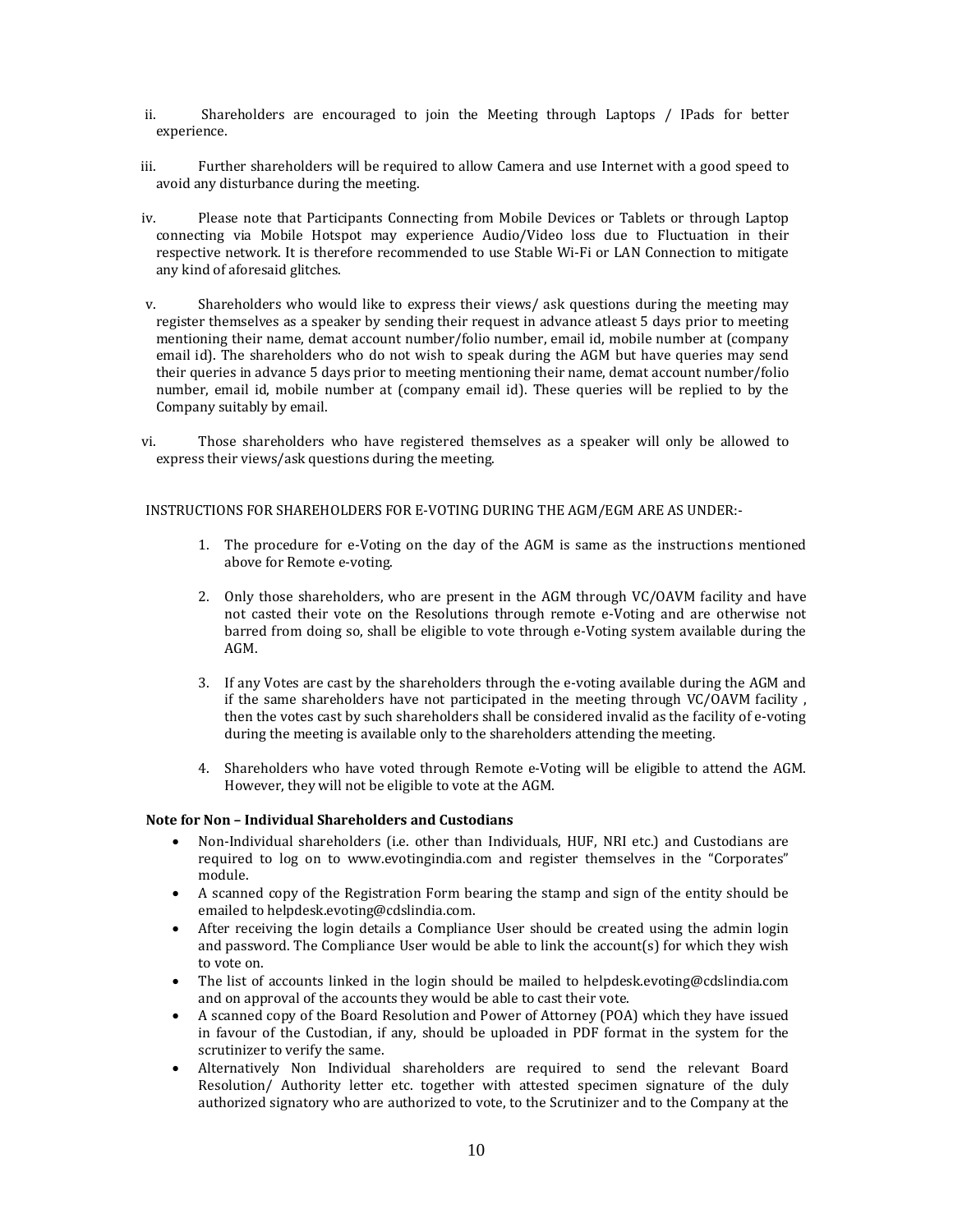ii. Shareholders are encouraged to join the Meeting through Laptops / IPads for better experience.

iii. Further shareholders will be required to allow Camera and use Internet with a good speed to avoid any disturbance during the meeting.

iv. Please note that Participants Connecting from Mobile Devices or Tablets or through Laptop connecting via Mobile Hotspot may experience Audio/Video loss due to Fluctuation in their respective network. It is therefore recommended to use Stable Wi-Fi or LAN Connection to mitigate any kind of aforesaid glitches.

v. Shareholders who would like to express their views/ ask questions during the meeting may register themselves as a speaker by sending their request in advance atleast 5 days prior to meeting mentioning their name, demat account number/folio number, email id, mobile number at (company email id). The shareholders who do not wish to speak during the AGM but have queries may send their queries in advance 5 days prior to meeting mentioning their name, demat account number/folio number, email id, mobile number at (company email id). These queries will be replied to by the Company suitably by email.

vi. Those shareholders who have registered themselves as a speaker will only be allowed to express their views/ask questions during the meeting.

INSTRUCTIONS FOR SHAREHOLDERS FOR E-VOTING DURING THE AGM/EGM ARE AS UNDER:-

1. The procedure for e-Voting on the day of the AGM is same as the instructions mentioned above for Remote e-voting.

2. Only those shareholders, who are present in the AGM through VC/OAVM facility and have not casted their vote on the Resolutions through remote e-Voting and are otherwise not barred from doing so, shall be eligible to vote through e-Voting system available during the AGM.

3. If any Votes are cast by the shareholders through the e-voting available during the AGM and if the same shareholders have not participated in the meeting through VC/OAVM facility , then the votes cast by such shareholders shall be considered invalid as the facility of e-voting during the meeting is available only to the shareholders attending the meeting.

4. Shareholders who have voted through Remote e-Voting will be eligible to attend the AGM. However, they will not be eligible to vote at the AGM.

**Note for Non – Individual Shareholders and Custodians**

- Non-Individual shareholders (i.e. other than Individuals, HUF, NRI etc.) and Custodians are required to log on to www.evotingindia.com and register themselves in the "Corporates" module.
- A scanned copy of the Registration Form bearing the stamp and sign of the entity should be emailed to helpdesk.evoting@cdslindia.com.
- After receiving the login details a Compliance User should be created using the admin login and password. The Compliance User would be able to link the account(s) for which they wish to vote on.
- The list of accounts linked in the login should be mailed to helpdesk.evoting@cdslindia.com and on approval of the accounts they would be able to cast their vote.
- A scanned copy of the Board Resolution and Power of Attorney (POA) which they have issued in favour of the Custodian, if any, should be uploaded in PDF format in the system for the scrutinizer to verify the same.
- Alternatively Non Individual shareholders are required to send the relevant Board Resolution/ Authority letter etc. together with attested specimen signature of the duly authorized signatory who are authorized to vote, to the Scrutinizer and to the Company at the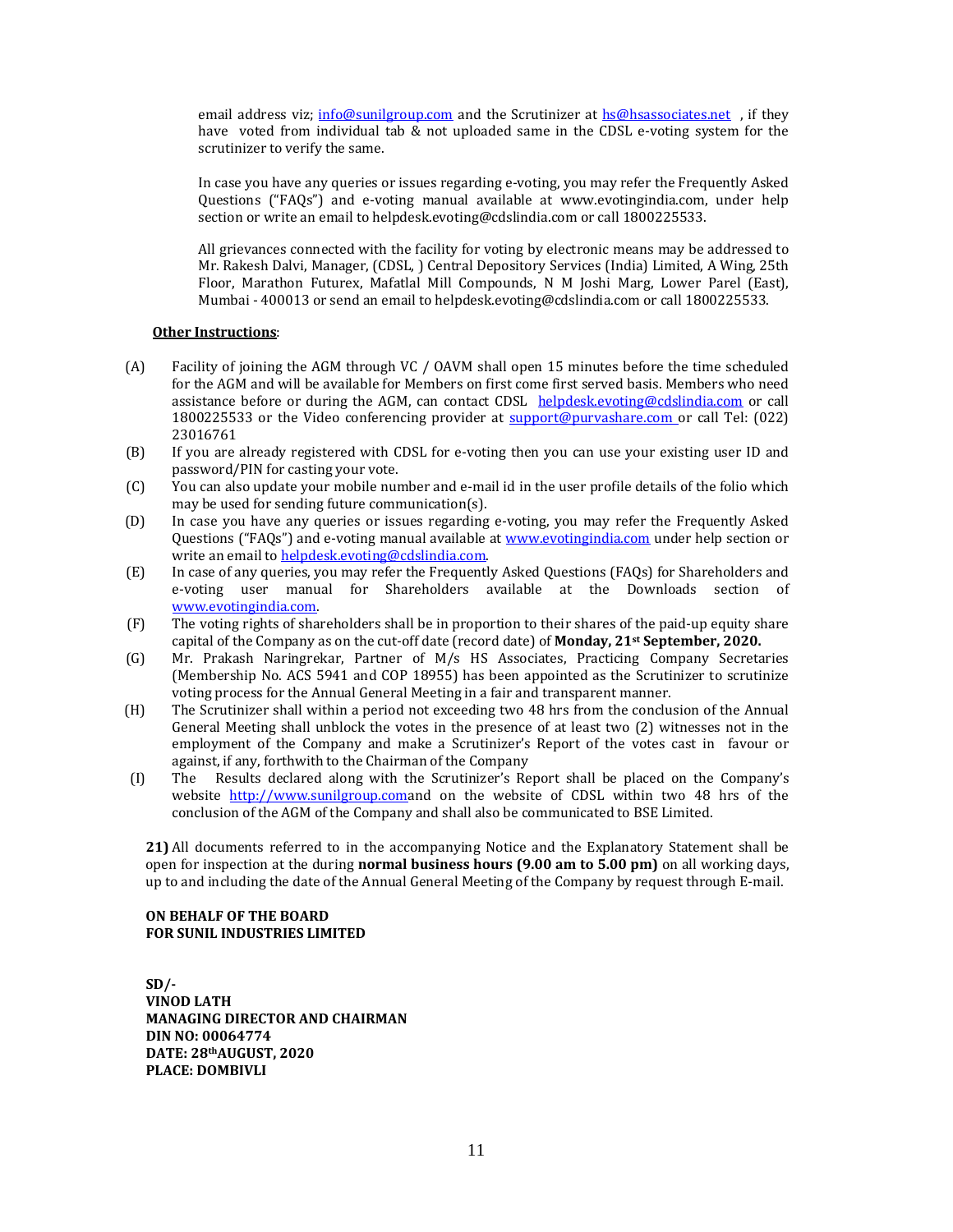email address viz; info@sunilgroup.com and the Scrutinizer at hs@hsassociates.net , if they have voted from individual tab & not uploaded same in the CDSL e-voting system for the scrutinizer to verify the same.

In case you have any queries or issues regarding e-voting, you may refer the Frequently Asked Questions ("FAQs") and e-voting manual available at www.evotingindia.com, under help section or write an email to helpdesk.evoting@cdslindia.com or call 1800225533.

All grievances connected with the facility for voting by electronic means may be addressed to Mr. Rakesh Dalvi, Manager, (CDSL, ) Central Depository Services (India) Limited, A Wing, 25th Floor, Marathon Futurex, Mafatlal Mill Compounds, N M Joshi Marg, Lower Parel (East), Mumbai - 400013 or send an email to helpdesk.evoting@cdslindia.com or call 1800225533.

**Other Instructions**:

(A) Facility of joining the AGM through VC / OAVM shall open 15 minutes before the time scheduled for the AGM and will be available for Members on first come first served basis. Members who need assistance before or during the AGM, can contact CDSL helpdesk.evoting@cdslindia.com or call 1800225533 or the Video conferencing provider at support@purvashare.com or call Tel: (022) 23016761

(B) If you are already registered with CDSL for e-voting then you can use your existing user ID and password/PIN for casting your vote.

(C) You can also update your mobile number and e-mail id in the user profile details of the folio which may be used for sending future communication(s).

(D) In case you have any queries or issues regarding e-voting, you may refer the Frequently Asked Questions ("FAQs") and e-voting manual available at www.evotingindia.com under help section or write an email to helpdesk.evoting@cdslindia.com.

(E) In case of any queries, you may refer the Frequently Asked Questions (FAQs) for Shareholders and e-voting user manual for Shareholders available at the Downloads section of www.evotingindia.com.

(F) The voting rights of shareholders shall be in proportion to their shares of the paid-up equity share capital of the Company as on the cut-off date (record date) of **Monday, 21st September, 2020.**

(G) Mr. Prakash Naringrekar, Partner of M/s HS Associates, Practicing Company Secretaries (Membership No. ACS 5941 and COP 18955) has been appointed as the Scrutinizer to scrutinize voting process for the Annual General Meeting in a fair and transparent manner.

(H) The Scrutinizer shall within a period not exceeding two 48 hrs from the conclusion of the Annual General Meeting shall unblock the votes in the presence of at least two (2) witnesses not in the employment of the Company and make a Scrutinizer's Report of the votes cast in favour or against, if any, forthwith to the Chairman of the Company

(I) The Results declared along with the Scrutinizer's Report shall be placed on the Company's website http://www.sunilgroup.comand on the website of CDSL within two 48 hrs of the conclusion of the AGM of the Company and shall also be communicated to BSE Limited.

**21)** All documents referred to in the accompanying Notice and the Explanatory Statement shall be open for inspection at the during **normal business hours (9.00 am to 5.00 pm)** on all working days, up to and including the date of the Annual General Meeting of the Company by request through E-mail.

**ON BEHALF OF THE BOARD**
**FOR SUNIL INDUSTRIES LIMITED**

**SD/-**
**VINOD LATH**
**MANAGING DIRECTOR AND CHAIRMAN**
**DIN NO: 00064774**
**DATE: 28thAUGUST, 2020**
**PLACE: DOMBIVLI**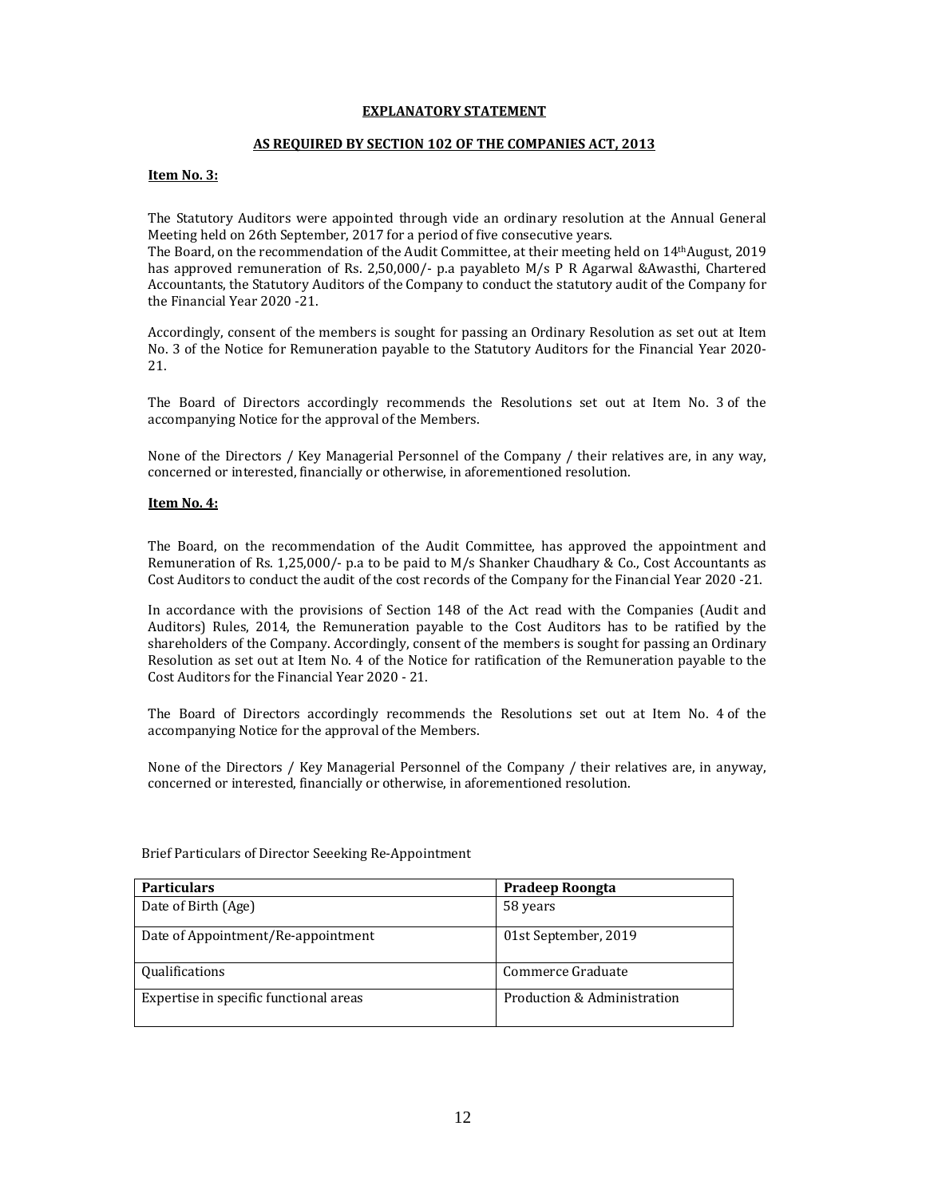**EXPLANATORY STATEMENT**

**AS REQUIRED BY SECTION 102 OF THE COMPANIES ACT, 2013**

**Item No. 3:**

The Statutory Auditors were appointed through vide an ordinary resolution at the Annual General Meeting held on 26th September, 2017 for a period of five consecutive years.
The Board, on the recommendation of the Audit Committee, at their meeting held on 14th August, 2019 has approved remuneration of Rs. 2,50,000/- p.a payableto M/s P R Agarwal &Awasthi, Chartered Accountants, the Statutory Auditors of the Company to conduct the statutory audit of the Company for the Financial Year 2020 -21.

Accordingly, consent of the members is sought for passing an Ordinary Resolution as set out at Item No. 3 of the Notice for Remuneration payable to the Statutory Auditors for the Financial Year 2020-21.

The Board of Directors accordingly recommends the Resolutions set out at Item No. 3 of the accompanying Notice for the approval of the Members.

None of the Directors / Key Managerial Personnel of the Company / their relatives are, in any way, concerned or interested, financially or otherwise, in aforementioned resolution.

**Item No. 4:**

The Board, on the recommendation of the Audit Committee, has approved the appointment and Remuneration of Rs. 1,25,000/- p.a to be paid to M/s Shanker Chaudhary & Co., Cost Accountants as Cost Auditors to conduct the audit of the cost records of the Company for the Financial Year 2020 -21.

In accordance with the provisions of Section 148 of the Act read with the Companies (Audit and Auditors) Rules, 2014, the Remuneration payable to the Cost Auditors has to be ratified by the shareholders of the Company. Accordingly, consent of the members is sought for passing an Ordinary Resolution as set out at Item No. 4 of the Notice for ratification of the Remuneration payable to the Cost Auditors for the Financial Year 2020 - 21.

The Board of Directors accordingly recommends the Resolutions set out at Item No. 4 of the accompanying Notice for the approval of the Members.

None of the Directors / Key Managerial Personnel of the Company / their relatives are, in anyway, concerned or interested, financially or otherwise, in aforementioned resolution.

Brief Particulars of Director Seeeking Re-Appointment

| **Particulars** | **Pradeep Roongta** |
|---|---|
| Date of Birth (Age) | 58 years |
| Date of Appointment/Re-appointment | 01st September, 2019 |
| Qualifications | Commerce Graduate |
| Expertise in specific functional areas | Production & Administration |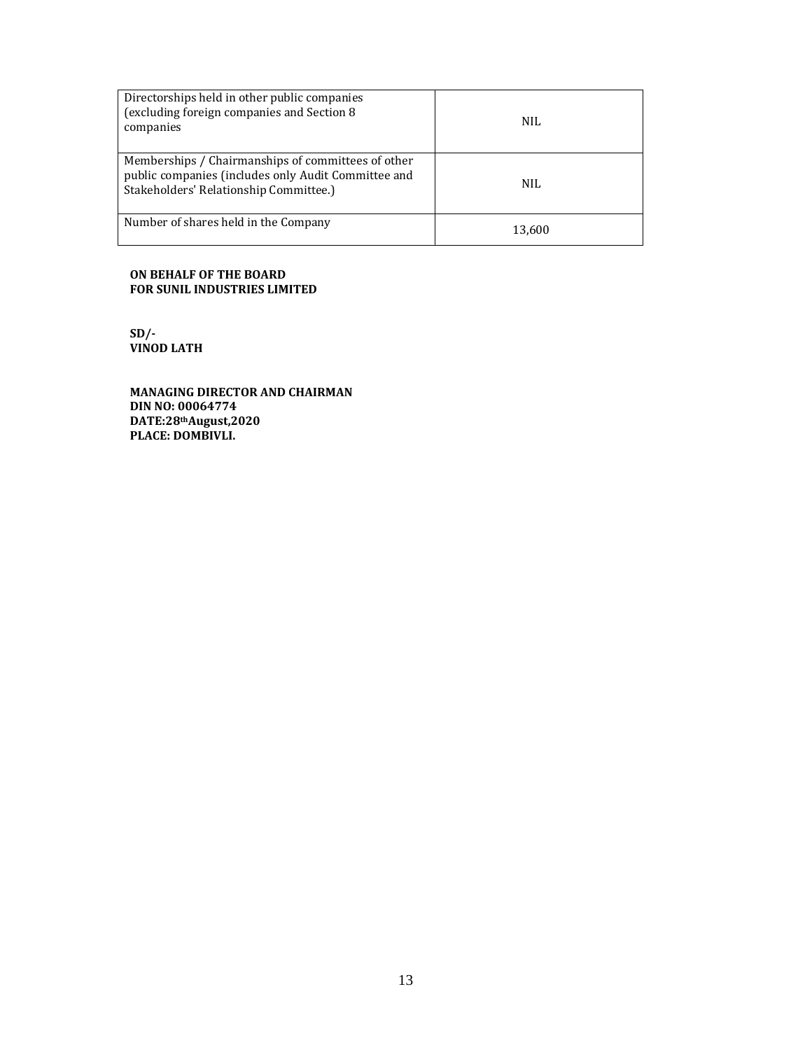| Directorships held in other public companies (excluding foreign companies and Section 8 companies | NIL |
|---|---|
| Memberships / Chairmanships of committees of other public companies (includes only Audit Committee and Stakeholders' Relationship Committee.) | NIL |
| Number of shares held in the Company | 13,600 |

**ON BEHALF OF THE BOARD**
**FOR SUNIL INDUSTRIES LIMITED**

**SD/-**
**VINOD LATH**

**MANAGING DIRECTOR AND CHAIRMAN**
**DIN NO: 00064774**
**DATE:28th August,2020**
**PLACE: DOMBIVLI.**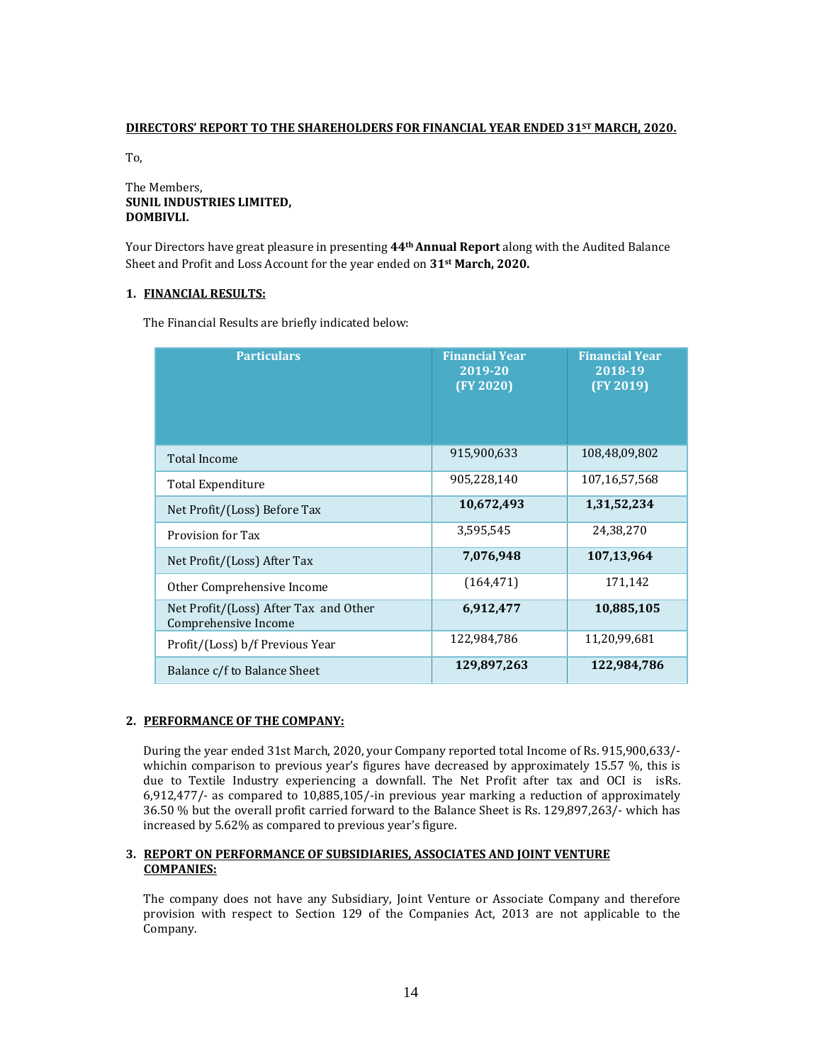**DIRECTORS' REPORT TO THE SHAREHOLDERS FOR FINANCIAL YEAR ENDED 31ST MARCH, 2020.**

To,

The Members,
**SUNIL INDUSTRIES LIMITED,**
**DOMBIVLI.**

Your Directors have great pleasure in presenting **44th Annual Report** along with the Audited Balance Sheet and Profit and Loss Account for the year ended on **31st March, 2020.**

**1. FINANCIAL RESULTS:**

The Financial Results are briefly indicated below:

| Particulars | Financial Year 2019-20 (FY 2020) | Financial Year 2018-19 (FY 2019) |
|---|---|---|
| Total Income | 915,900,633 | 108,48,09,802 |
| Total Expenditure | 905,228,140 | 107,16,57,568 |
| Net Profit/(Loss) Before Tax | **10,672,493** | **1,31,52,234** |
| Provision for Tax | 3,595,545 | 24,38,270 |
| Net Profit/(Loss) After Tax | **7,076,948** | **107,13,964** |
| Other Comprehensive Income | (164,471) | 171,142 |
| Net Profit/(Loss) After Tax and Other Comprehensive Income | **6,912,477** | **10,885,105** |
| Profit/(Loss) b/f Previous Year | 122,984,786 | 11,20,99,681 |
| Balance c/f to Balance Sheet | **129,897,263** | **122,984,786** |

**2. PERFORMANCE OF THE COMPANY:**

During the year ended 31st March, 2020, your Company reported total Income of Rs. 915,900,633/- whichin comparison to previous year's figures have decreased by approximately 15.57 %, this is due to Textile Industry experiencing a downfall. The Net Profit after tax and OCI is isRs. 6,912,477/- as compared to 10,885,105/-in previous year marking a reduction of approximately 36.50 % but the overall profit carried forward to the Balance Sheet is Rs. 129,897,263/- which has increased by 5.62% as compared to previous year's figure.

**3. REPORT ON PERFORMANCE OF SUBSIDIARIES, ASSOCIATES AND JOINT VENTURE COMPANIES:**

The company does not have any Subsidiary, Joint Venture or Associate Company and therefore provision with respect to Section 129 of the Companies Act, 2013 are not applicable to the Company.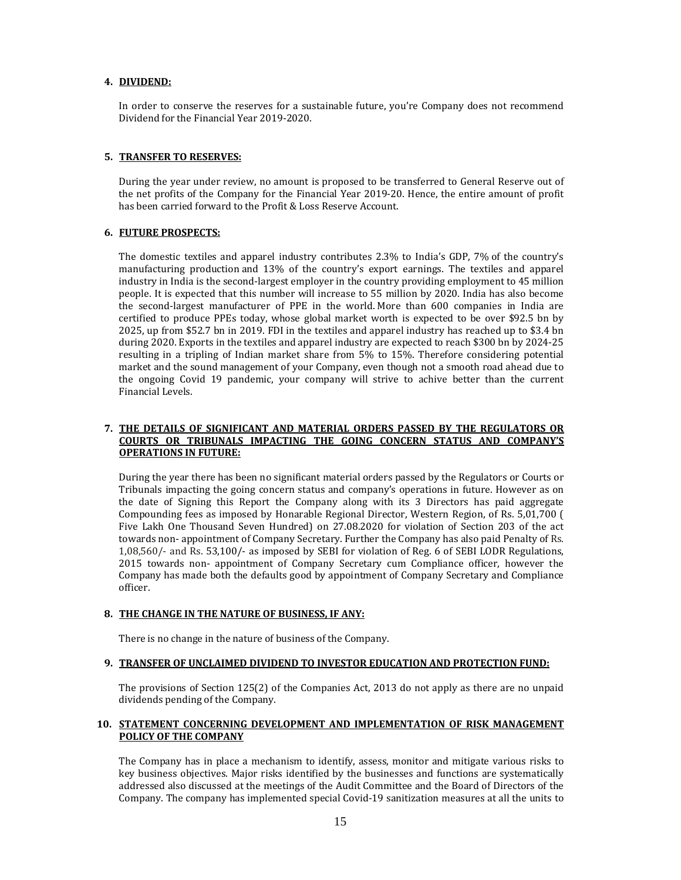**4. DIVIDEND:**

In order to conserve the reserves for a sustainable future, you're Company does not recommend Dividend for the Financial Year 2019-2020.

**5. TRANSFER TO RESERVES:**

During the year under review, no amount is proposed to be transferred to General Reserve out of the net profits of the Company for the Financial Year 2019-20. Hence, the entire amount of profit has been carried forward to the Profit & Loss Reserve Account.

**6. FUTURE PROSPECTS:**

The domestic textiles and apparel industry contributes 2.3% to India's GDP, 7% of the country's manufacturing production and 13% of the country's export earnings. The textiles and apparel industry in India is the second-largest employer in the country providing employment to 45 million people. It is expected that this number will increase to 55 million by 2020. India has also become the second-largest manufacturer of PPE in the world. More than 600 companies in India are certified to produce PPEs today, whose global market worth is expected to be over $92.5 bn by 2025, up from $52.7 bn in 2019. FDI in the textiles and apparel industry has reached up to $3.4 bn during 2020. Exports in the textiles and apparel industry are expected to reach $300 bn by 2024-25 resulting in a tripling of Indian market share from 5% to 15%. Therefore considering potential market and the sound management of your Company, even though not a smooth road ahead due to the ongoing Covid 19 pandemic, your company will strive to achive better than the current Financial Levels.

**7. THE DETAILS OF SIGNIFICANT AND MATERIAL ORDERS PASSED BY THE REGULATORS OR COURTS OR TRIBUNALS IMPACTING THE GOING CONCERN STATUS AND COMPANY'S OPERATIONS IN FUTURE:**

During the year there has been no significant material orders passed by the Regulators or Courts or Tribunals impacting the going concern status and company's operations in future. However as on the date of Signing this Report the Company along with its 3 Directors has paid aggregate Compounding fees as imposed by Honarable Regional Director, Western Region, of Rs. 5,01,700 ( Five Lakh One Thousand Seven Hundred) on 27.08.2020 for violation of Section 203 of the act towards non- appointment of Company Secretary. Further the Company has also paid Penalty of Rs. 1,08,560/- and Rs. 53,100/- as imposed by SEBI for violation of Reg. 6 of SEBI LODR Regulations, 2015 towards non- appointment of Company Secretary cum Compliance officer, however the Company has made both the defaults good by appointment of Company Secretary and Compliance officer.

**8. THE CHANGE IN THE NATURE OF BUSINESS, IF ANY:**

There is no change in the nature of business of the Company.

**9. TRANSFER OF UNCLAIMED DIVIDEND TO INVESTOR EDUCATION AND PROTECTION FUND:**

The provisions of Section 125(2) of the Companies Act, 2013 do not apply as there are no unpaid dividends pending of the Company.

**10. STATEMENT CONCERNING DEVELOPMENT AND IMPLEMENTATION OF RISK MANAGEMENT POLICY OF THE COMPANY**

The Company has in place a mechanism to identify, assess, monitor and mitigate various risks to key business objectives. Major risks identified by the businesses and functions are systematically addressed also discussed at the meetings of the Audit Committee and the Board of Directors of the Company. The company has implemented special Covid-19 sanitization measures at all the units to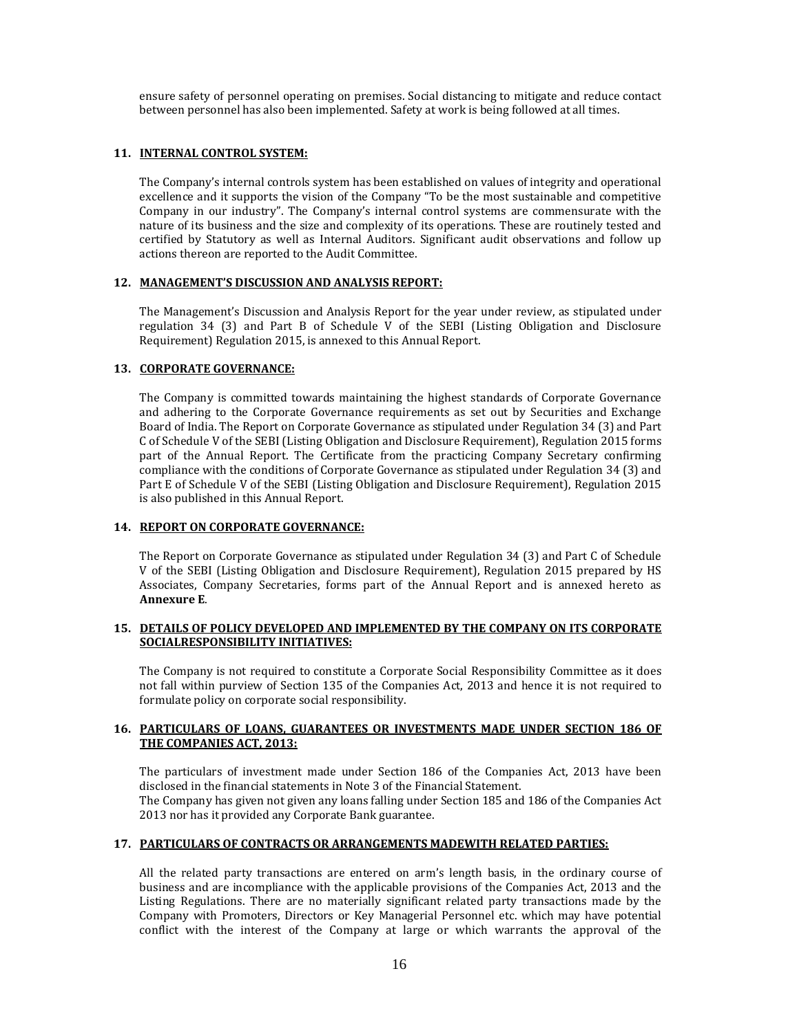ensure safety of personnel operating on premises. Social distancing to mitigate and reduce contact between personnel has also been implemented. Safety at work is being followed at all times.

### 11. INTERNAL CONTROL SYSTEM:

The Company's internal controls system has been established on values of integrity and operational excellence and it supports the vision of the Company "To be the most sustainable and competitive Company in our industry". The Company's internal control systems are commensurate with the nature of its business and the size and complexity of its operations. These are routinely tested and certified by Statutory as well as Internal Auditors. Significant audit observations and follow up actions thereon are reported to the Audit Committee.

### 12. MANAGEMENT'S DISCUSSION AND ANALYSIS REPORT:

The Management's Discussion and Analysis Report for the year under review, as stipulated under regulation 34 (3) and Part B of Schedule V of the SEBI (Listing Obligation and Disclosure Requirement) Regulation 2015, is annexed to this Annual Report.

### 13. CORPORATE GOVERNANCE:

The Company is committed towards maintaining the highest standards of Corporate Governance and adhering to the Corporate Governance requirements as set out by Securities and Exchange Board of India. The Report on Corporate Governance as stipulated under Regulation 34 (3) and Part C of Schedule V of the SEBI (Listing Obligation and Disclosure Requirement), Regulation 2015 forms part of the Annual Report. The Certificate from the practicing Company Secretary confirming compliance with the conditions of Corporate Governance as stipulated under Regulation 34 (3) and Part E of Schedule V of the SEBI (Listing Obligation and Disclosure Requirement), Regulation 2015 is also published in this Annual Report.

### 14. REPORT ON CORPORATE GOVERNANCE:

The Report on Corporate Governance as stipulated under Regulation 34 (3) and Part C of Schedule V of the SEBI (Listing Obligation and Disclosure Requirement), Regulation 2015 prepared by HS Associates, Company Secretaries, forms part of the Annual Report and is annexed hereto as **Annexure E**.

### 15. DETAILS OF POLICY DEVELOPED AND IMPLEMENTED BY THE COMPANY ON ITS CORPORATE SOCIALRESPONSIBILITY INITIATIVES:

The Company is not required to constitute a Corporate Social Responsibility Committee as it does not fall within purview of Section 135 of the Companies Act, 2013 and hence it is not required to formulate policy on corporate social responsibility.

### 16. PARTICULARS OF LOANS, GUARANTEES OR INVESTMENTS MADE UNDER SECTION 186 OF THE COMPANIES ACT, 2013:

The particulars of investment made under Section 186 of the Companies Act, 2013 have been disclosed in the financial statements in Note 3 of the Financial Statement.
The Company has given not given any loans falling under Section 185 and 186 of the Companies Act 2013 nor has it provided any Corporate Bank guarantee.

### 17. PARTICULARS OF CONTRACTS OR ARRANGEMENTS MADEWITH RELATED PARTIES:

All the related party transactions are entered on arm's length basis, in the ordinary course of business and are incompliance with the applicable provisions of the Companies Act, 2013 and the Listing Regulations. There are no materially significant related party transactions made by the Company with Promoters, Directors or Key Managerial Personnel etc. which may have potential conflict with the interest of the Company at large or which warrants the approval of the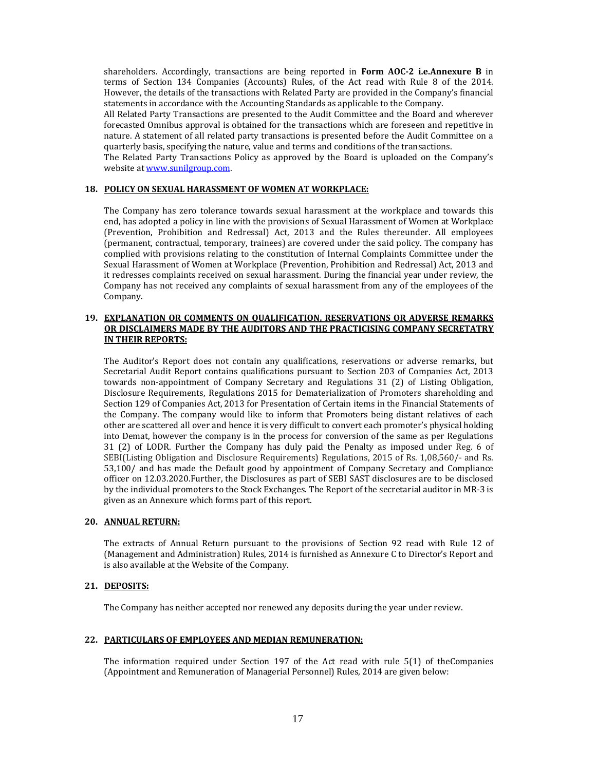shareholders. Accordingly, transactions are being reported in **Form AOC-2 i.e.Annexure B** in terms of Section 134 Companies (Accounts) Rules, of the Act read with Rule 8 of the 2014. However, the details of the transactions with Related Party are provided in the Company's financial statements in accordance with the Accounting Standards as applicable to the Company.

All Related Party Transactions are presented to the Audit Committee and the Board and wherever forecasted Omnibus approval is obtained for the transactions which are foreseen and repetitive in nature. A statement of all related party transactions is presented before the Audit Committee on a quarterly basis, specifying the nature, value and terms and conditions of the transactions.

The Related Party Transactions Policy as approved by the Board is uploaded on the Company's website at www.sunilgroup.com.

## 18. POLICY ON SEXUAL HARASSMENT OF WOMEN AT WORKPLACE:

The Company has zero tolerance towards sexual harassment at the workplace and towards this end, has adopted a policy in line with the provisions of Sexual Harassment of Women at Workplace (Prevention, Prohibition and Redressal) Act, 2013 and the Rules thereunder. All employees (permanent, contractual, temporary, trainees) are covered under the said policy. The company has complied with provisions relating to the constitution of Internal Complaints Committee under the Sexual Harassment of Women at Workplace (Prevention, Prohibition and Redressal) Act, 2013 and it redresses complaints received on sexual harassment. During the financial year under review, the Company has not received any complaints of sexual harassment from any of the employees of the Company.

## 19. EXPLANATION OR COMMENTS ON QUALIFICATION, RESERVATIONS OR ADVERSE REMARKS OR DISCLAIMERS MADE BY THE AUDITORS AND THE PRACTICISING COMPANY SECRETATRY IN THEIR REPORTS:

The Auditor's Report does not contain any qualifications, reservations or adverse remarks, but Secretarial Audit Report contains qualifications pursuant to Section 203 of Companies Act, 2013 towards non-appointment of Company Secretary and Regulations 31 (2) of Listing Obligation, Disclosure Requirements, Regulations 2015 for Dematerialization of Promoters shareholding and Section 129 of Companies Act, 2013 for Presentation of Certain items in the Financial Statements of the Company. The company would like to inform that Promoters being distant relatives of each other are scattered all over and hence it is very difficult to convert each promoter's physical holding into Demat, however the company is in the process for conversion of the same as per Regulations 31 (2) of LODR. Further the Company has duly paid the Penalty as imposed under Reg. 6 of SEBI(Listing Obligation and Disclosure Requirements) Regulations, 2015 of Rs. 1,08,560/- and Rs. 53,100/ and has made the Default good by appointment of Company Secretary and Compliance officer on 12.03.2020.Further, the Disclosures as part of SEBI SAST disclosures are to be disclosed by the individual promoters to the Stock Exchanges. The Report of the secretarial auditor in MR-3 is given as an Annexure which forms part of this report.

## 20. ANNUAL RETURN:

The extracts of Annual Return pursuant to the provisions of Section 92 read with Rule 12 of (Management and Administration) Rules, 2014 is furnished as Annexure C to Director's Report and is also available at the Website of the Company.

## 21. DEPOSITS:

The Company has neither accepted nor renewed any deposits during the year under review.

## 22. PARTICULARS OF EMPLOYEES AND MEDIAN REMUNERATION:

The information required under Section 197 of the Act read with rule 5(1) of theCompanies (Appointment and Remuneration of Managerial Personnel) Rules, 2014 are given below: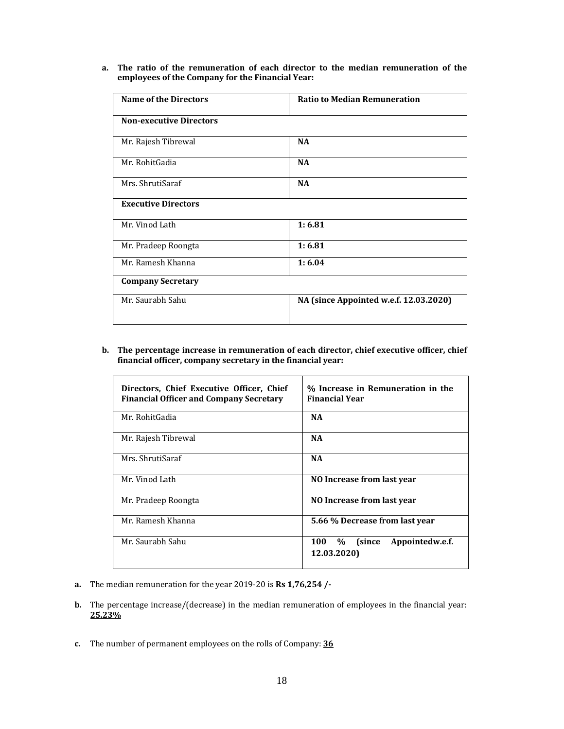**a. The ratio of the remuneration of each director to the median remuneration of the employees of the Company for the Financial Year:**

| Name of the Directors | Ratio to Median Remuneration |
|---|---|
| **Non-executive Directors** | |
| Mr. Rajesh Tibrewal | **NA** |
| Mr. RohitGadia | **NA** |
| Mrs. ShrutiSaraf | **NA** |
| **Executive Directors** | |
| Mr. Vinod Lath | **1: 6.81** |
| Mr. Pradeep Roongta | **1: 6.81** |
| Mr. Ramesh Khanna | **1: 6.04** |
| **Company Secretary** | |
| Mr. Saurabh Sahu | **NA (since Appointed w.e.f. 12.03.2020)** |

**b. The percentage increase in remuneration of each director, chief executive officer, chief financial officer, company secretary in the financial year:**

| Directors, Chief Executive Officer, Chief Financial Officer and Company Secretary | % Increase in Remuneration in the Financial Year |
|---|---|
| Mr. RohitGadia | **NA** |
| Mr. Rajesh Tibrewal | **NA** |
| Mrs. ShrutiSaraf | **NA** |
| Mr. Vinod Lath | **NO Increase from last year** |
| Mr. Pradeep Roongta | **NO Increase from last year** |
| Mr. Ramesh Khanna | **5.66 % Decrease from last year** |
| Mr. Saurabh Sahu | **100 % (since Appointedw.e.f. 12.03.2020)** |

**a.** The median remuneration for the year 2019-20 is **Rs 1,76,254 /-**

**b.** The percentage increase/(decrease) in the median remuneration of employees in the financial year: **25.23%**

**c.** The number of permanent employees on the rolls of Company: **36**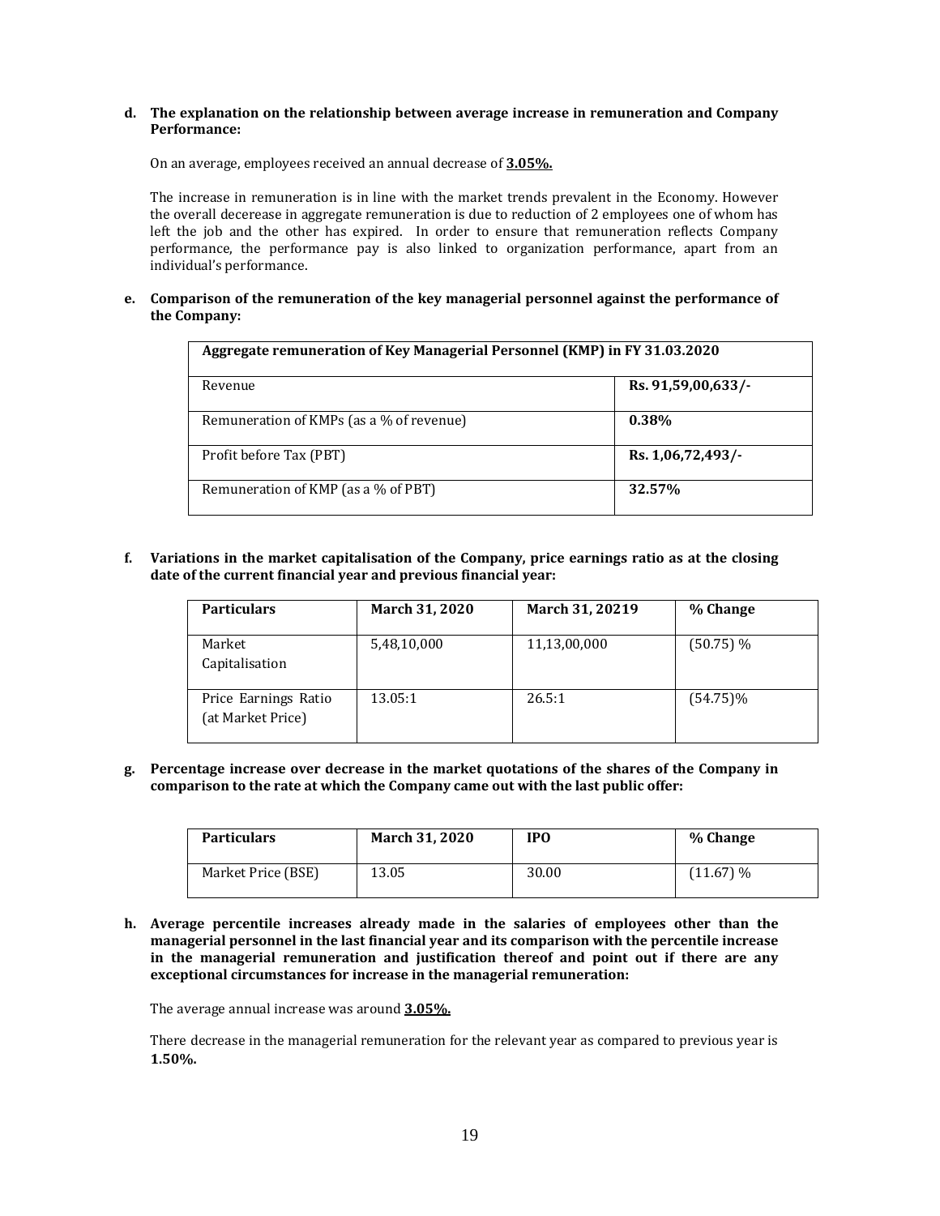**d. The explanation on the relationship between average increase in remuneration and Company Performance:**

On an average, employees received an annual decrease of **3.05%.**

The increase in remuneration is in line with the market trends prevalent in the Economy. However the overall decerease in aggregate remuneration is due to reduction of 2 employees one of whom has left the job and the other has expired. In order to ensure that remuneration reflects Company performance, the performance pay is also linked to organization performance, apart from an individual's performance.

**e. Comparison of the remuneration of the key managerial personnel against the performance of the Company:**

| **Aggregate remuneration of Key Managerial Personnel (KMP) in FY 31.03.2020** | |
|---|---|
| Revenue | **Rs. 91,59,00,633/-** |
| Remuneration of KMPs (as a % of revenue) | **0.38%** |
| Profit before Tax (PBT) | **Rs. 1,06,72,493/-** |
| Remuneration of KMP (as a % of PBT) | **32.57%** |

**f. Variations in the market capitalisation of the Company, price earnings ratio as at the closing date of the current financial year and previous financial year:**

| **Particulars** | **March 31, 2020** | **March 31, 20219** | **% Change** |
|---|---|---|---|
| Market Capitalisation | 5,48,10,000 | 11,13,00,000 | (50.75) % |
| Price Earnings Ratio (at Market Price) | 13.05:1 | 26.5:1 | (54.75)% |

**g. Percentage increase over decrease in the market quotations of the shares of the Company in comparison to the rate at which the Company came out with the last public offer:**

| **Particulars** | **March 31, 2020** | **IPO** | **% Change** |
|---|---|---|---|
| Market Price (BSE) | 13.05 | 30.00 | (11.67) % |

**h. Average percentile increases already made in the salaries of employees other than the managerial personnel in the last financial year and its comparison with the percentile increase in the managerial remuneration and justification thereof and point out if there are any exceptional circumstances for increase in the managerial remuneration:**

The average annual increase was around **3.05%.**

There decrease in the managerial remuneration for the relevant year as compared to previous year is **1.50%.**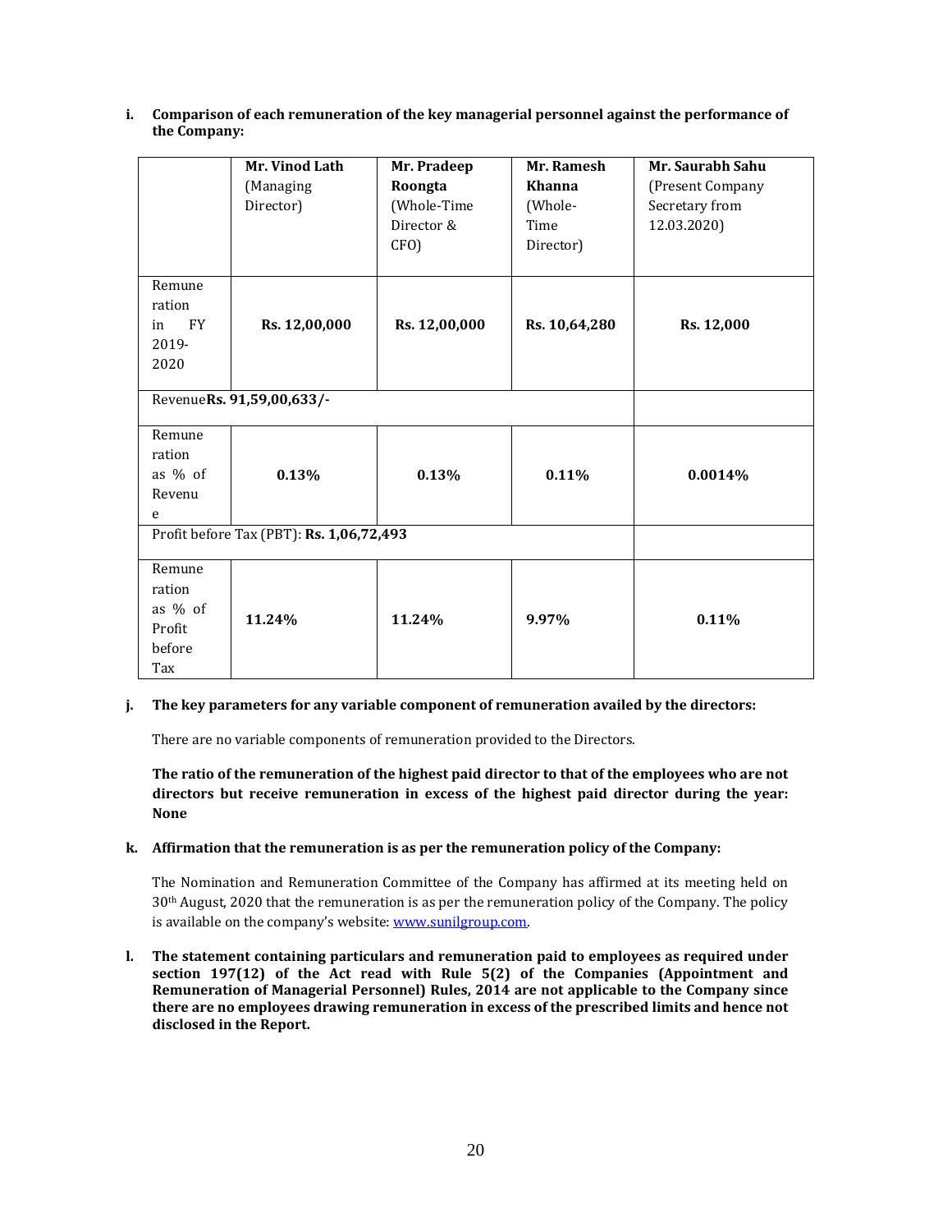**i. Comparison of each remuneration of the key managerial personnel against the performance of the Company:**

| | **Mr. Vinod Lath** (Managing Director) | **Mr. Pradeep Roongta** (Whole-Time Director & CFO) | **Mr. Ramesh Khanna** (Whole-Time Director) | **Mr. Saurabh Sahu** (Present Company Secretary from 12.03.2020) |
|---|---|---|---|---|
| Remuneration in FY 2019-2020 | **Rs. 12,00,000** | **Rs. 12,00,000** | **Rs. 10,64,280** | **Rs. 12,000** |
| Revenue **Rs. 91,59,00,633/-** | | | | |
| Remuneration as % of Revenue | **0.13%** | **0.13%** | **0.11%** | **0.0014%** |
| Profit before Tax (PBT): **Rs. 1,06,72,493** | | | | |
| Remuneration as % of Profit before Tax | **11.24%** | **11.24%** | **9.97%** | **0.11%** |

**j. The key parameters for any variable component of remuneration availed by the directors:**

There are no variable components of remuneration provided to the Directors.

**The ratio of the remuneration of the highest paid director to that of the employees who are not directors but receive remuneration in excess of the highest paid director during the year: None**

**k. Affirmation that the remuneration is as per the remuneration policy of the Company:**

The Nomination and Remuneration Committee of the Company has affirmed at its meeting held on 30th August, 2020 that the remuneration is as per the remuneration policy of the Company. The policy is available on the company's website: www.sunilgroup.com.

**l. The statement containing particulars and remuneration paid to employees as required under section 197(12) of the Act read with Rule 5(2) of the Companies (Appointment and Remuneration of Managerial Personnel) Rules, 2014 are not applicable to the Company since there are no employees drawing remuneration in excess of the prescribed limits and hence not disclosed in the Report.**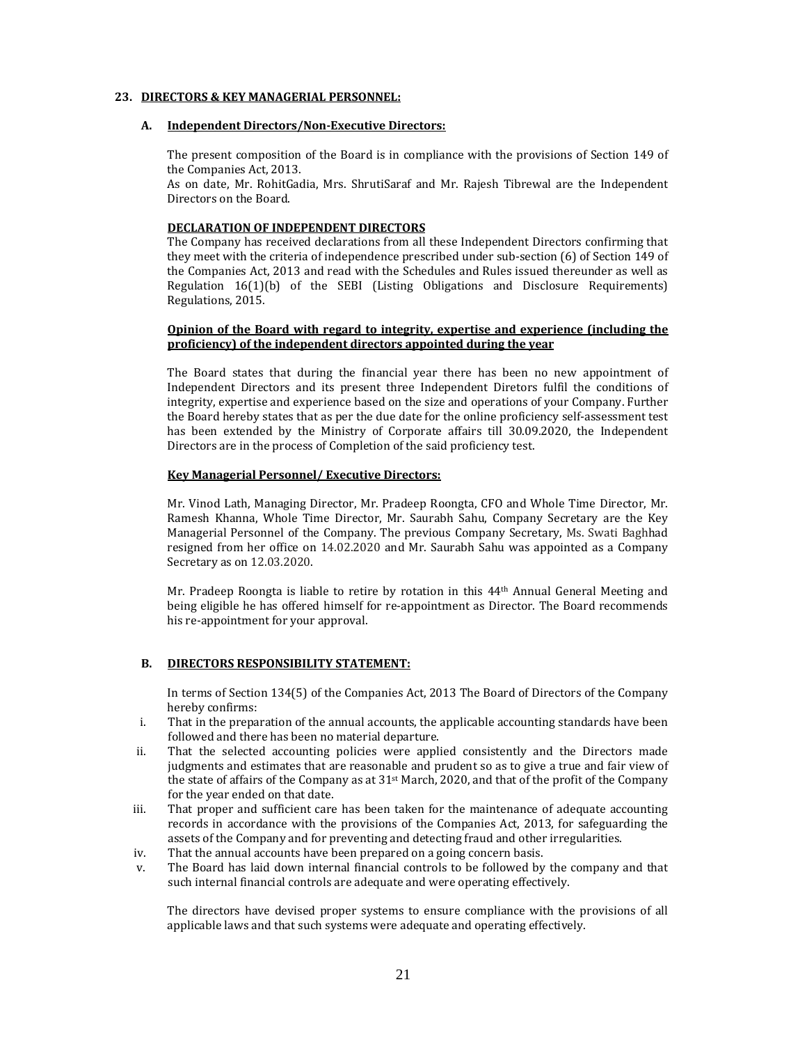## 23. DIRECTORS & KEY MANAGERIAL PERSONNEL:

### A. Independent Directors/Non-Executive Directors:

The present composition of the Board is in compliance with the provisions of Section 149 of the Companies Act, 2013.
As on date, Mr. RohitGadia, Mrs. ShrutiSaraf and Mr. Rajesh Tibrewal are the Independent Directors on the Board.

**DECLARATION OF INDEPENDENT DIRECTORS**

The Company has received declarations from all these Independent Directors confirming that they meet with the criteria of independence prescribed under sub-section (6) of Section 149 of the Companies Act, 2013 and read with the Schedules and Rules issued thereunder as well as Regulation 16(1)(b) of the SEBI (Listing Obligations and Disclosure Requirements) Regulations, 2015.

**Opinion of the Board with regard to integrity, expertise and experience (including the proficiency) of the independent directors appointed during the year**

The Board states that during the financial year there has been no new appointment of Independent Directors and its present three Independent Diretors fulfil the conditions of integrity, expertise and experience based on the size and operations of your Company. Further the Board hereby states that as per the due date for the online proficiency self-assessment test has been extended by the Ministry of Corporate affairs till 30.09.2020, the Independent Directors are in the process of Completion of the said proficiency test.

**Key Managerial Personnel/ Executive Directors:**

Mr. Vinod Lath, Managing Director, Mr. Pradeep Roongta, CFO and Whole Time Director, Mr. Ramesh Khanna, Whole Time Director, Mr. Saurabh Sahu, Company Secretary are the Key Managerial Personnel of the Company. The previous Company Secretary, Ms. Swati Baghhad resigned from her office on 14.02.2020 and Mr. Saurabh Sahu was appointed as a Company Secretary as on 12.03.2020.

Mr. Pradeep Roongta is liable to retire by rotation in this 44th Annual General Meeting and being eligible he has offered himself for re-appointment as Director. The Board recommends his re-appointment for your approval.

### B. DIRECTORS RESPONSIBILITY STATEMENT:

In terms of Section 134(5) of the Companies Act, 2013 The Board of Directors of the Company hereby confirms:

i. That in the preparation of the annual accounts, the applicable accounting standards have been followed and there has been no material departure.
ii. That the selected accounting policies were applied consistently and the Directors made judgments and estimates that are reasonable and prudent so as to give a true and fair view of the state of affairs of the Company as at 31st March, 2020, and that of the profit of the Company for the year ended on that date.
iii. That proper and sufficient care has been taken for the maintenance of adequate accounting records in accordance with the provisions of the Companies Act, 2013, for safeguarding the assets of the Company and for preventing and detecting fraud and other irregularities.
iv. That the annual accounts have been prepared on a going concern basis.
v. The Board has laid down internal financial controls to be followed by the company and that such internal financial controls are adequate and were operating effectively.

The directors have devised proper systems to ensure compliance with the provisions of all applicable laws and that such systems were adequate and operating effectively.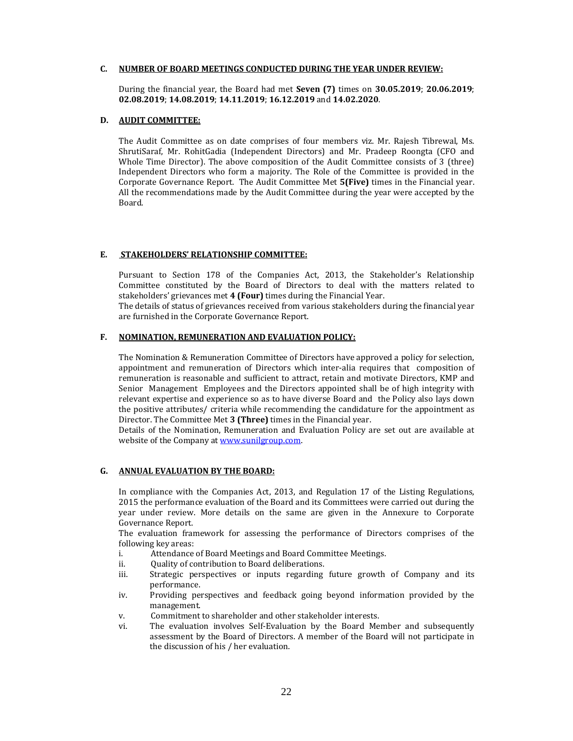## C. NUMBER OF BOARD MEETINGS CONDUCTED DURING THE YEAR UNDER REVIEW:

During the financial year, the Board had met **Seven (7)** times on **30.05.2019**; **20.06.2019**; **02.08.2019**; **14.08.2019**; **14.11.2019**; **16.12.2019** and **14.02.2020**.

## D. AUDIT COMMITTEE:

The Audit Committee as on date comprises of four members viz. Mr. Rajesh Tibrewal, Ms. ShrutiSaraf, Mr. RohitGadia (Independent Directors) and Mr. Pradeep Roongta (CFO and Whole Time Director). The above composition of the Audit Committee consists of 3 (three) Independent Directors who form a majority. The Role of the Committee is provided in the Corporate Governance Report. The Audit Committee Met **5(Five)** times in the Financial year. All the recommendations made by the Audit Committee during the year were accepted by the Board.

## E. STAKEHOLDERS' RELATIONSHIP COMMITTEE:

Pursuant to Section 178 of the Companies Act, 2013, the Stakeholder's Relationship Committee constituted by the Board of Directors to deal with the matters related to stakeholders' grievances met **4 (Four)** times during the Financial Year.

The details of status of grievances received from various stakeholders during the financial year are furnished in the Corporate Governance Report.

## F. NOMINATION, REMUNERATION AND EVALUATION POLICY:

The Nomination & Remuneration Committee of Directors have approved a policy for selection, appointment and remuneration of Directors which inter-alia requires that composition of remuneration is reasonable and sufficient to attract, retain and motivate Directors, KMP and Senior Management Employees and the Directors appointed shall be of high integrity with relevant expertise and experience so as to have diverse Board and the Policy also lays down the positive attributes/ criteria while recommending the candidature for the appointment as Director. The Committee Met **3 (Three)** times in the Financial year.

Details of the Nomination, Remuneration and Evaluation Policy are set out are available at website of the Company at [www.sunilgroup.com](www.sunilgroup.com).

## G. ANNUAL EVALUATION BY THE BOARD:

In compliance with the Companies Act, 2013, and Regulation 17 of the Listing Regulations, 2015 the performance evaluation of the Board and its Committees were carried out during the year under review. More details on the same are given in the Annexure to Corporate Governance Report.

The evaluation framework for assessing the performance of Directors comprises of the following key areas:

i. Attendance of Board Meetings and Board Committee Meetings.
ii. Quality of contribution to Board deliberations.
iii. Strategic perspectives or inputs regarding future growth of Company and its performance.
iv. Providing perspectives and feedback going beyond information provided by the management.
v. Commitment to shareholder and other stakeholder interests.
vi. The evaluation involves Self-Evaluation by the Board Member and subsequently assessment by the Board of Directors. A member of the Board will not participate in the discussion of his / her evaluation.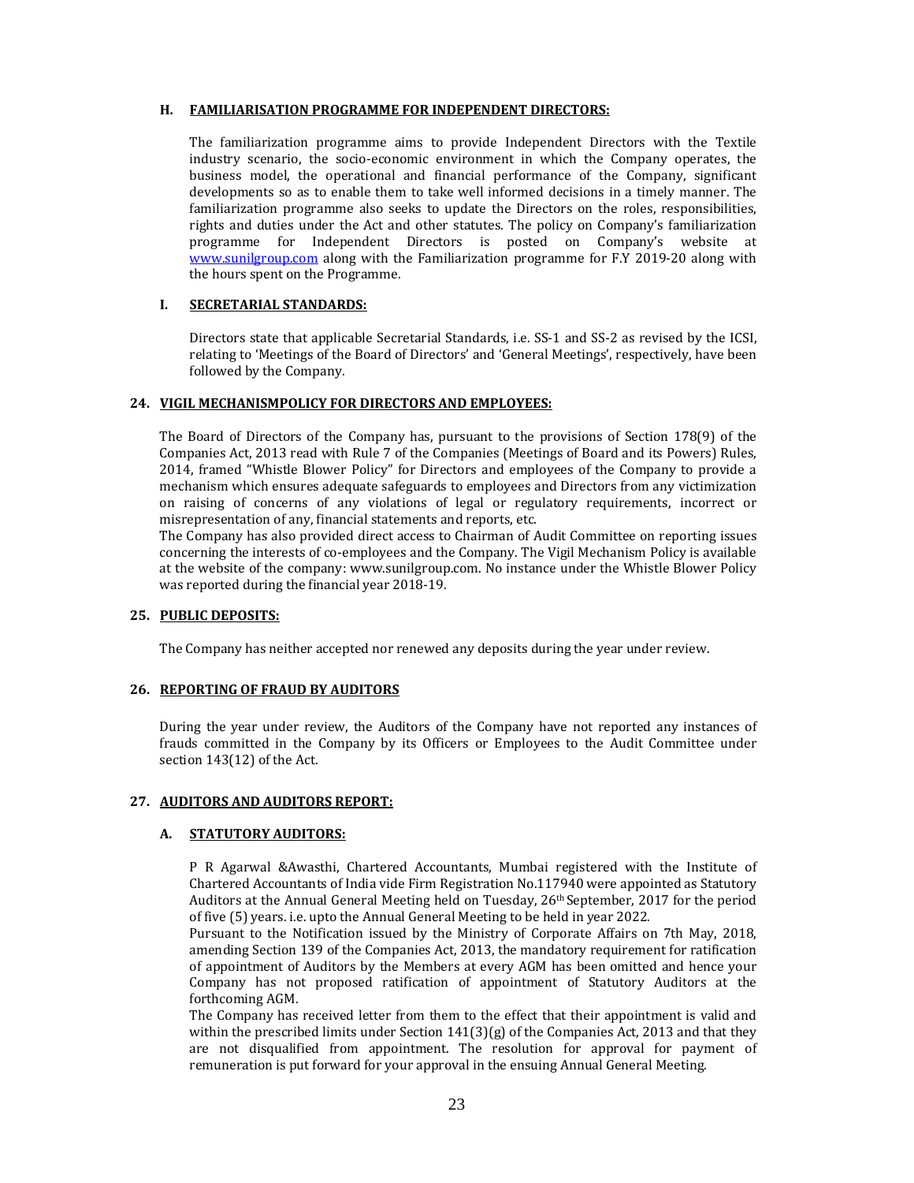### H. FAMILIARISATION PROGRAMME FOR INDEPENDENT DIRECTORS:

The familiarization programme aims to provide Independent Directors with the Textile industry scenario, the socio-economic environment in which the Company operates, the business model, the operational and financial performance of the Company, significant developments so as to enable them to take well informed decisions in a timely manner. The familiarization programme also seeks to update the Directors on the roles, responsibilities, rights and duties under the Act and other statutes. The policy on Company's familiarization programme for Independent Directors is posted on Company's website at www.sunilgroup.com along with the Familiarization programme for F.Y 2019-20 along with the hours spent on the Programme.

### I. SECRETARIAL STANDARDS:

Directors state that applicable Secretarial Standards, i.e. SS-1 and SS-2 as revised by the ICSI, relating to 'Meetings of the Board of Directors' and 'General Meetings', respectively, have been followed by the Company.

## 24. VIGIL MECHANISMPOLICY FOR DIRECTORS AND EMPLOYEES:

The Board of Directors of the Company has, pursuant to the provisions of Section 178(9) of the Companies Act, 2013 read with Rule 7 of the Companies (Meetings of Board and its Powers) Rules, 2014, framed "Whistle Blower Policy" for Directors and employees of the Company to provide a mechanism which ensures adequate safeguards to employees and Directors from any victimization on raising of concerns of any violations of legal or regulatory requirements, incorrect or misrepresentation of any, financial statements and reports, etc.
The Company has also provided direct access to Chairman of Audit Committee on reporting issues concerning the interests of co-employees and the Company. The Vigil Mechanism Policy is available at the website of the company: www.sunilgroup.com. No instance under the Whistle Blower Policy was reported during the financial year 2018-19.

## 25. PUBLIC DEPOSITS:

The Company has neither accepted nor renewed any deposits during the year under review.

## 26. REPORTING OF FRAUD BY AUDITORS

During the year under review, the Auditors of the Company have not reported any instances of frauds committed in the Company by its Officers or Employees to the Audit Committee under section 143(12) of the Act.

## 27. AUDITORS AND AUDITORS REPORT:

### A. STATUTORY AUDITORS:

P R Agarwal &Awasthi, Chartered Accountants, Mumbai registered with the Institute of Chartered Accountants of India vide Firm Registration No.117940 were appointed as Statutory Auditors at the Annual General Meeting held on Tuesday, 26th September, 2017 for the period of five (5) years. i.e. upto the Annual General Meeting to be held in year 2022.
Pursuant to the Notification issued by the Ministry of Corporate Affairs on 7th May, 2018, amending Section 139 of the Companies Act, 2013, the mandatory requirement for ratification of appointment of Auditors by the Members at every AGM has been omitted and hence your Company has not proposed ratification of appointment of Statutory Auditors at the forthcoming AGM.
The Company has received letter from them to the effect that their appointment is valid and within the prescribed limits under Section 141(3)(g) of the Companies Act, 2013 and that they are not disqualified from appointment. The resolution for approval for payment of remuneration is put forward for your approval in the ensuing Annual General Meeting.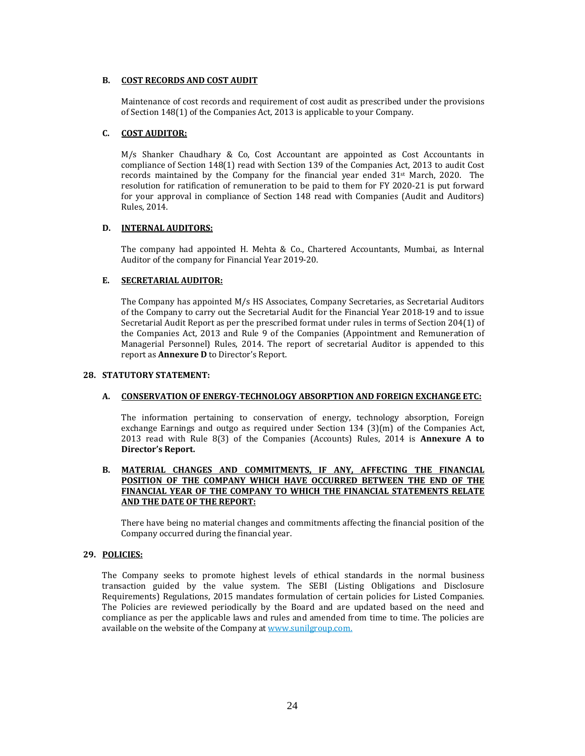### B. COST RECORDS AND COST AUDIT

Maintenance of cost records and requirement of cost audit as prescribed under the provisions of Section 148(1) of the Companies Act, 2013 is applicable to your Company.

### C. COST AUDITOR:

M/s Shanker Chaudhary & Co, Cost Accountant are appointed as Cost Accountants in compliance of Section 148(1) read with Section 139 of the Companies Act, 2013 to audit Cost records maintained by the Company for the financial year ended 31st March, 2020. The resolution for ratification of remuneration to be paid to them for FY 2020-21 is put forward for your approval in compliance of Section 148 read with Companies (Audit and Auditors) Rules, 2014.

### D. INTERNAL AUDITORS:

The company had appointed H. Mehta & Co., Chartered Accountants, Mumbai, as Internal Auditor of the company for Financial Year 2019-20.

### E. SECRETARIAL AUDITOR:

The Company has appointed M/s HS Associates, Company Secretaries, as Secretarial Auditors of the Company to carry out the Secretarial Audit for the Financial Year 2018-19 and to issue Secretarial Audit Report as per the prescribed format under rules in terms of Section 204(1) of the Companies Act, 2013 and Rule 9 of the Companies (Appointment and Remuneration of Managerial Personnel) Rules, 2014. The report of secretarial Auditor is appended to this report as **Annexure D** to Director's Report.

## 28. STATUTORY STATEMENT:

### A. CONSERVATION OF ENERGY-TECHNOLOGY ABSORPTION AND FOREIGN EXCHANGE ETC:

The information pertaining to conservation of energy, technology absorption, Foreign exchange Earnings and outgo as required under Section 134 (3)(m) of the Companies Act, 2013 read with Rule 8(3) of the Companies (Accounts) Rules, 2014 is **Annexure A to Director's Report.**

### B. MATERIAL CHANGES AND COMMITMENTS, IF ANY, AFFECTING THE FINANCIAL POSITION OF THE COMPANY WHICH HAVE OCCURRED BETWEEN THE END OF THE FINANCIAL YEAR OF THE COMPANY TO WHICH THE FINANCIAL STATEMENTS RELATE AND THE DATE OF THE REPORT:

There have being no material changes and commitments affecting the financial position of the Company occurred during the financial year.

## 29. POLICIES:

The Company seeks to promote highest levels of ethical standards in the normal business transaction guided by the value system. The SEBI (Listing Obligations and Disclosure Requirements) Regulations, 2015 mandates formulation of certain policies for Listed Companies. The Policies are reviewed periodically by the Board and are updated based on the need and compliance as per the applicable laws and rules and amended from time to time. The policies are available on the website of the Company at www.sunilgroup.com.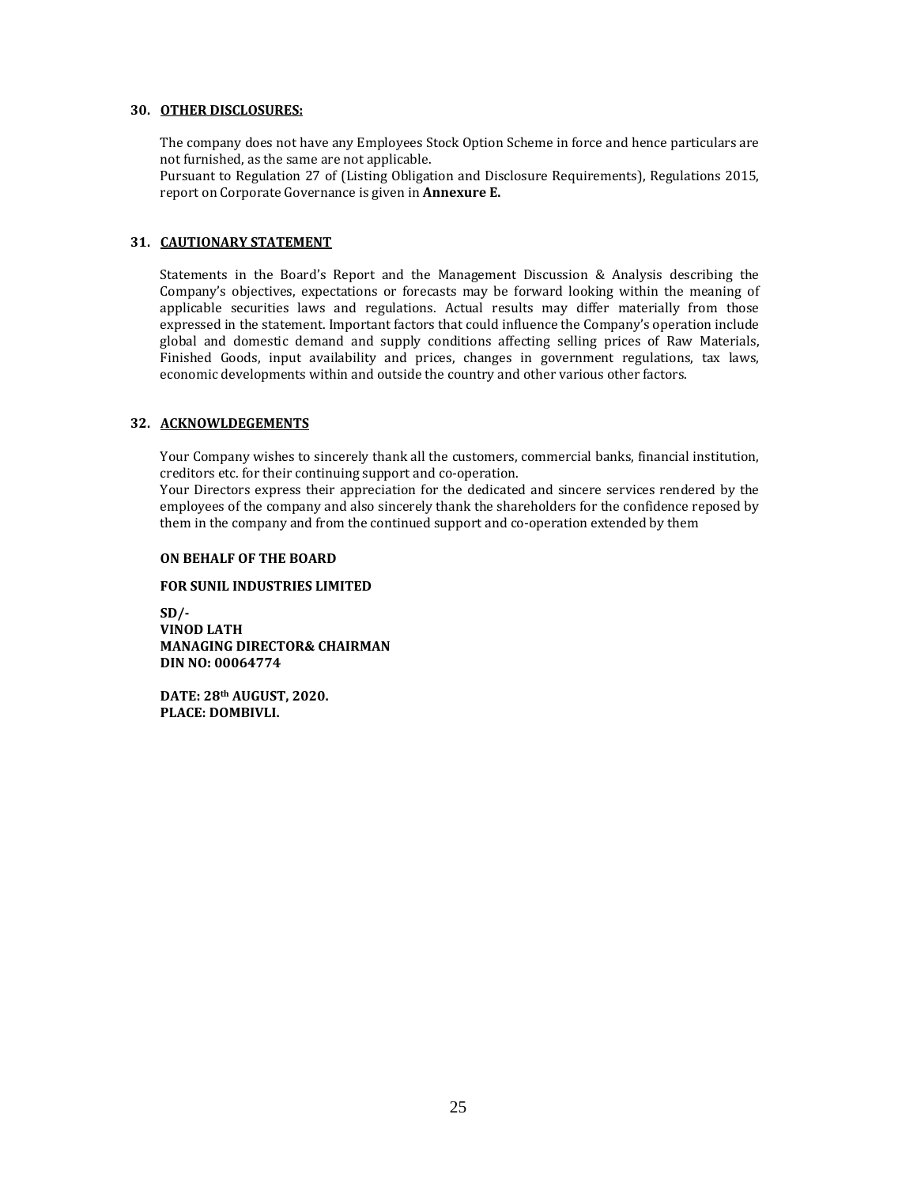## 30. OTHER DISCLOSURES:

The company does not have any Employees Stock Option Scheme in force and hence particulars are not furnished, as the same are not applicable.
Pursuant to Regulation 27 of (Listing Obligation and Disclosure Requirements), Regulations 2015, report on Corporate Governance is given in **Annexure E.**

## 31. CAUTIONARY STATEMENT

Statements in the Board's Report and the Management Discussion & Analysis describing the Company's objectives, expectations or forecasts may be forward looking within the meaning of applicable securities laws and regulations. Actual results may differ materially from those expressed in the statement. Important factors that could influence the Company's operation include global and domestic demand and supply conditions affecting selling prices of Raw Materials, Finished Goods, input availability and prices, changes in government regulations, tax laws, economic developments within and outside the country and other various other factors.

## 32. ACKNOWLDEGEMENTS

Your Company wishes to sincerely thank all the customers, commercial banks, financial institution, creditors etc. for their continuing support and co-operation.
Your Directors express their appreciation for the dedicated and sincere services rendered by the employees of the company and also sincerely thank the shareholders for the confidence reposed by them in the company and from the continued support and co-operation extended by them

**ON BEHALF OF THE BOARD**

**FOR SUNIL INDUSTRIES LIMITED**

**SD/-**
**VINOD LATH**
**MANAGING DIRECTOR& CHAIRMAN**
**DIN NO: 00064774**

**DATE: 28th AUGUST, 2020.**
**PLACE: DOMBIVLI.**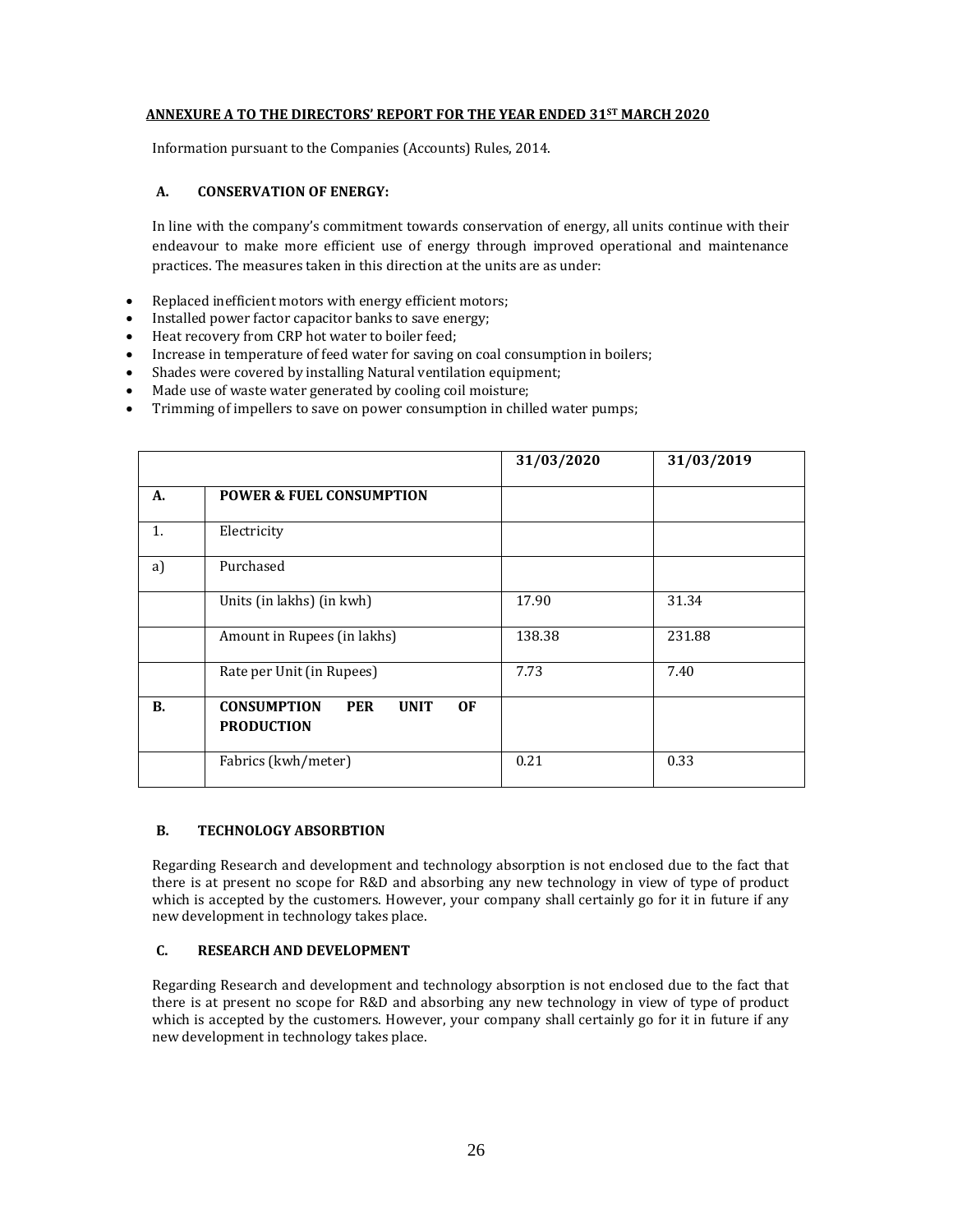**ANNEXURE A TO THE DIRECTORS' REPORT FOR THE YEAR ENDED 31ST MARCH 2020**

Information pursuant to the Companies (Accounts) Rules, 2014.

**A. CONSERVATION OF ENERGY:**

In line with the company's commitment towards conservation of energy, all units continue with their endeavour to make more efficient use of energy through improved operational and maintenance practices. The measures taken in this direction at the units are as under:

- Replaced inefficient motors with energy efficient motors;
- Installed power factor capacitor banks to save energy;
- Heat recovery from CRP hot water to boiler feed;
- Increase in temperature of feed water for saving on coal consumption in boilers;
- Shades were covered by installing Natural ventilation equipment;
- Made use of waste water generated by cooling coil moisture;
- Trimming of impellers to save on power consumption in chilled water pumps;

| | | 31/03/2020 | 31/03/2019 |
|---|---|---|---|
| **A.** | **POWER & FUEL CONSUMPTION** | | |
| 1. | Electricity | | |
| a) | Purchased | | |
| | Units (in lakhs) (in kwh) | 17.90 | 31.34 |
| | Amount in Rupees (in lakhs) | 138.38 | 231.88 |
| | Rate per Unit (in Rupees) | 7.73 | 7.40 |
| **B.** | **CONSUMPTION PER UNIT OF PRODUCTION** | | |
| | Fabrics (kwh/meter) | 0.21 | 0.33 |

**B. TECHNOLOGY ABSORBTION**

Regarding Research and development and technology absorption is not enclosed due to the fact that there is at present no scope for R&D and absorbing any new technology in view of type of product which is accepted by the customers. However, your company shall certainly go for it in future if any new development in technology takes place.

**C. RESEARCH AND DEVELOPMENT**

Regarding Research and development and technology absorption is not enclosed due to the fact that there is at present no scope for R&D and absorbing any new technology in view of type of product which is accepted by the customers. However, your company shall certainly go for it in future if any new development in technology takes place.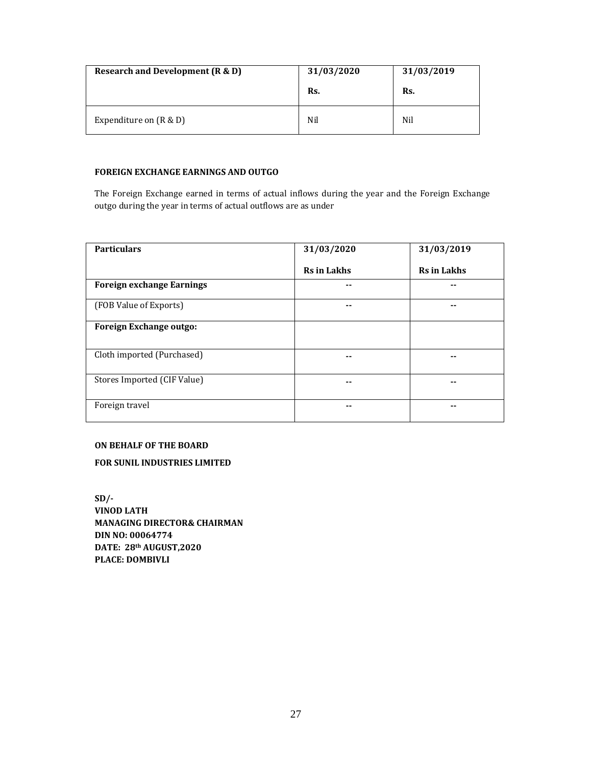| Research and Development (R & D) | 31/03/2020<br>Rs. | 31/03/2019<br>Rs. |
|---|---|---|
| Expenditure on (R & D) | Nil | Nil |

**FOREIGN EXCHANGE EARNINGS AND OUTGO**

The Foreign Exchange earned in terms of actual inflows during the year and the Foreign Exchange outgo during the year in terms of actual outflows are as under

| Particulars | 31/03/2020<br>Rs in Lakhs | 31/03/2019<br>Rs in Lakhs |
|---|---|---|
| **Foreign exchange Earnings** | -- | -- |
| (FOB Value of Exports) | -- | -- |
| **Foreign Exchange outgo:** | | |
| Cloth imported (Purchased) | -- | -- |
| Stores Imported (CIF Value) | -- | -- |
| Foreign travel | -- | -- |

**ON BEHALF OF THE BOARD**

**FOR SUNIL INDUSTRIES LIMITED**

**SD/-**
**VINOD LATH**
**MANAGING DIRECTOR& CHAIRMAN**
**DIN NO: 00064774**
**DATE: 28th AUGUST,2020**
**PLACE: DOMBIVLI**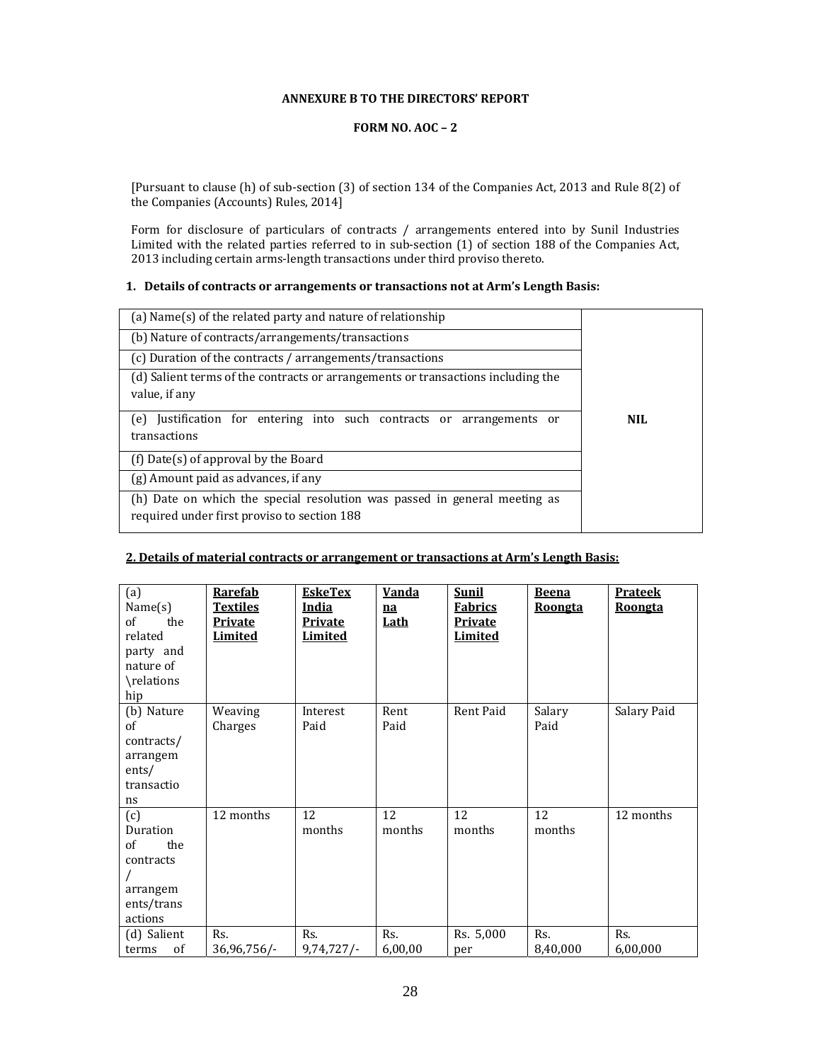**ANNEXURE B TO THE DIRECTORS' REPORT**

**FORM NO. AOC – 2**

[Pursuant to clause (h) of sub-section (3) of section 134 of the Companies Act, 2013 and Rule 8(2) of the Companies (Accounts) Rules, 2014]

Form for disclosure of particulars of contracts / arrangements entered into by Sunil Industries Limited with the related parties referred to in sub-section (1) of section 188 of the Companies Act, 2013 including certain arms-length transactions under third proviso thereto.

**1. Details of contracts or arrangements or transactions not at Arm's Length Basis:**

| | |
|---|---|
| (a) Name(s) of the related party and nature of relationship | **NIL** |
| (b) Nature of contracts/arrangements/transactions | |
| (c) Duration of the contracts / arrangements/transactions | |
| (d) Salient terms of the contracts or arrangements or transactions including the value, if any | |
| (e) Justification for entering into such contracts or arrangements or transactions | |
| (f) Date(s) of approval by the Board | |
| (g) Amount paid as advances, if any | |
| (h) Date on which the special resolution was passed in general meeting as required under first proviso to section 188 | |

**2. Details of material contracts or arrangement or transactions at Arm's Length Basis:**

| (a) Name(s) of the related party and nature of \relationship | **Rarefab Textiles Private Limited** | **EskeTex India Private Limited** | **Vandana Lath** | **Sunil Fabrics Private Limited** | **Beena Roongta** | **Prateek Roongta** |
|---|---|---|---|---|---|---|
| (b) Nature of contracts/ arrangements/ transactions | Weaving Charges | Interest Paid | Rent Paid | Rent Paid | Salary Paid | Salary Paid |
| (c) Duration of the contracts / arrangements/transactions | 12 months | 12 months | 12 months | 12 months | 12 months | 12 months |
| (d) Salient terms of | Rs. 36,96,756/- | Rs. 9,74,727/- | Rs. 6,00,00 | Rs. 5,000 per | Rs. 8,40,000 | Rs. 6,00,000 |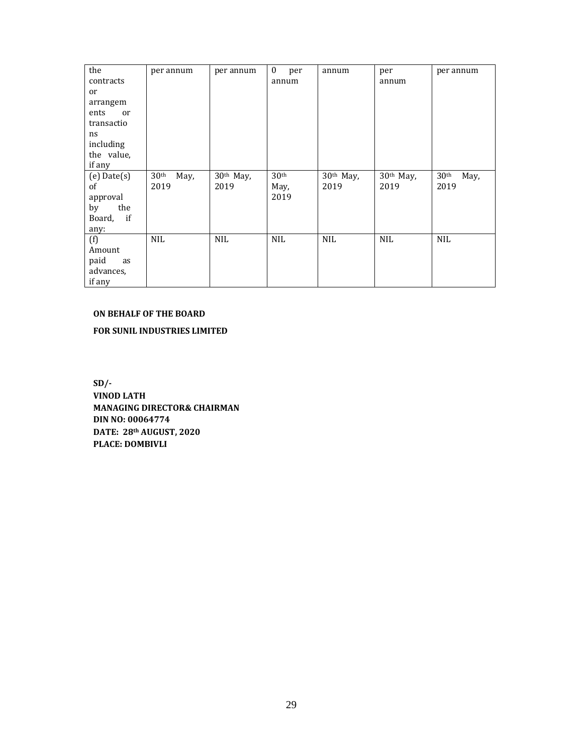| the contracts or arrangements or transactions including the value, if any | per annum | per annum | 0 per annum | annum | per annum | per annum |
|---|---|---|---|---|---|---|
| (e) Date(s) of approval by the Board, if any: | 30th May, 2019 | 30th May, 2019 | 30th May, 2019 | 30th May, 2019 | 30th May, 2019 | 30th May, 2019 |
| (f) Amount paid as advances, if any | NIL | NIL | NIL | NIL | NIL | NIL |

**ON BEHALF OF THE BOARD**

**FOR SUNIL INDUSTRIES LIMITED**

**SD/-**
**VINOD LATH**
**MANAGING DIRECTOR& CHAIRMAN**
**DIN NO: 00064774**
**DATE: 28th AUGUST, 2020**
**PLACE: DOMBIVLI**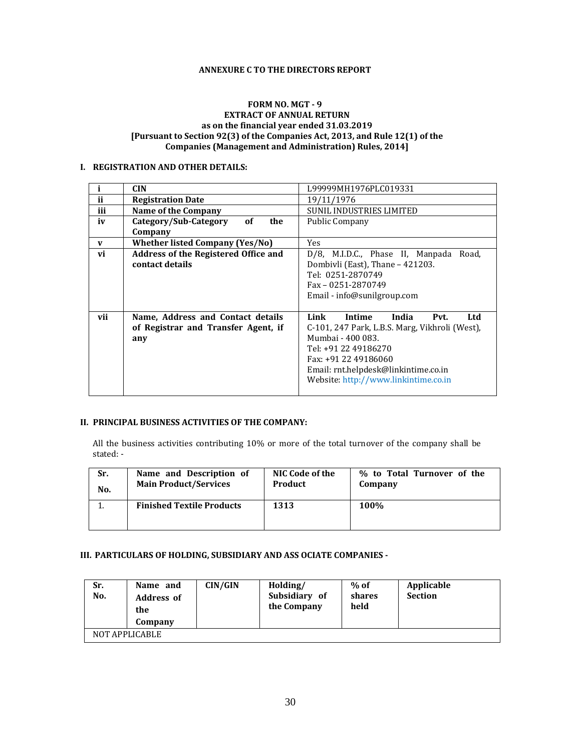**ANNEXURE C TO THE DIRECTORS REPORT**

**FORM NO. MGT - 9**
**EXTRACT OF ANNUAL RETURN**
**as on the financial year ended 31.03.2019**
**[Pursuant to Section 92(3) of the Companies Act, 2013, and Rule 12(1) of the Companies (Management and Administration) Rules, 2014]**

## I. REGISTRATION AND OTHER DETAILS:

| | | |
|---|---|---|
| **i** | **CIN** | L99999MH1976PLC019331 |
| **ii** | **Registration Date** | 19/11/1976 |
| **iii** | **Name of the Company** | SUNIL INDUSTRIES LIMITED |
| **iv** | **Category/Sub-Category of the Company** | Public Company |
| **v** | **Whether listed Company (Yes/No)** | Yes |
| **vi** | **Address of the Registered Office and contact details** | D/8, M.I.D.C., Phase II, Manpada Road, Dombivli (East), Thane – 421203.<br>Tel: 0251-2870749<br>Fax – 0251-2870749<br>Email - info@sunilgroup.com |
| **vii** | **Name, Address and Contact details of Registrar and Transfer Agent, if any** | **Link Intime India Pvt. Ltd**<br>C-101, 247 Park, L.B.S. Marg, Vikhroli (West), Mumbai - 400 083.<br>Tel: +91 22 49186270<br>Fax: +91 22 49186060<br>Email: rnt.helpdesk@linkintime.co.in<br>Website: http://www.linkintime.co.in |

## II. PRINCIPAL BUSINESS ACTIVITIES OF THE COMPANY:

All the business activities contributing 10% or more of the total turnover of the company shall be stated: -

| Sr. No. | Name and Description of Main Product/Services | NIC Code of the Product | % to Total Turnover of the Company |
|---|---|---|---|
| 1. | **Finished Textile Products** | **1313** | **100%** |

## III. PARTICULARS OF HOLDING, SUBSIDIARY AND ASS OCIATE COMPANIES -

| Sr. No. | Name and Address of the Company | CIN/GIN | Holding/ Subsidiary of the Company | % of shares held | Applicable Section |
|---|---|---|---|---|---|
| NOT APPLICABLE | | | | | |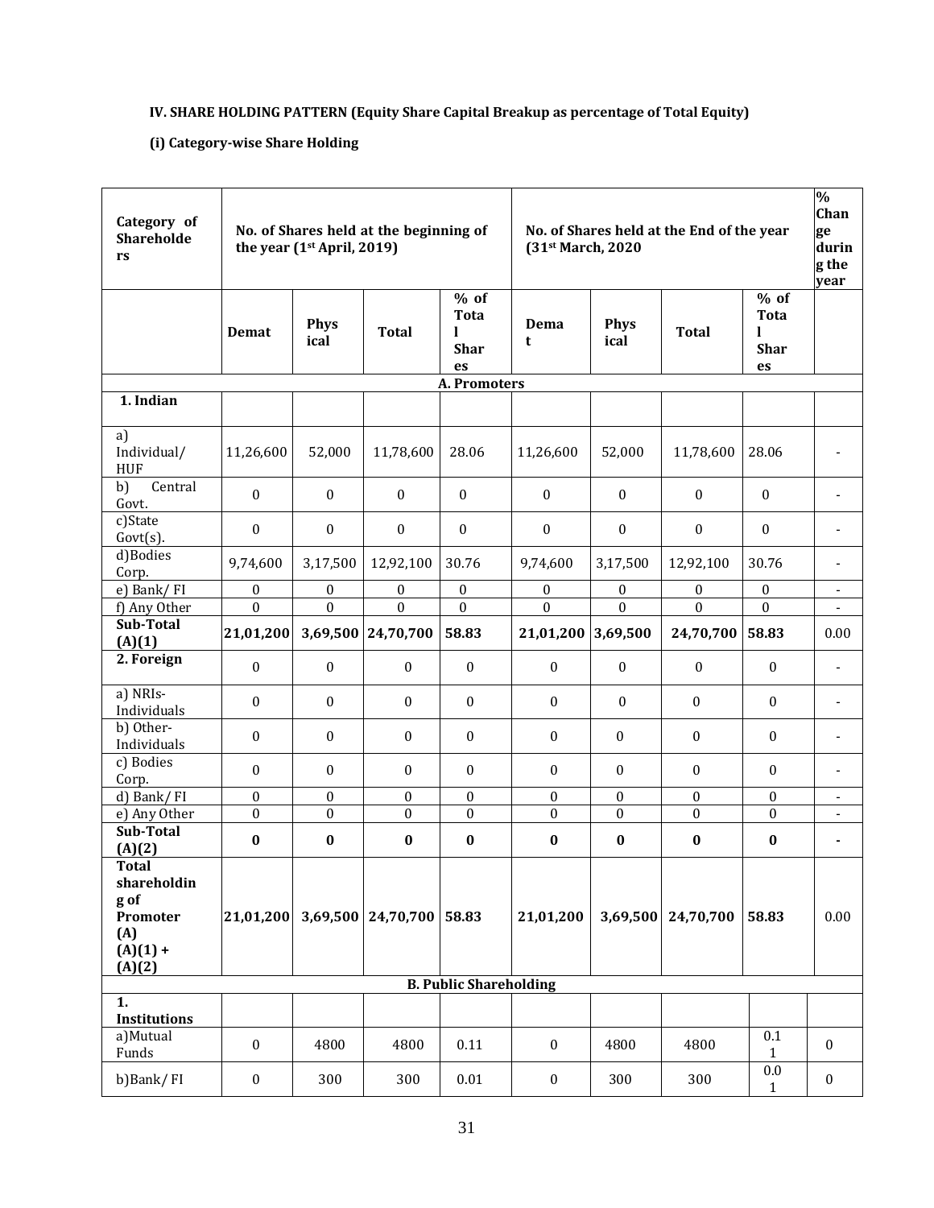**IV. SHARE HOLDING PATTERN (Equity Share Capital Breakup as percentage of Total Equity)**

**(i) Category-wise Share Holding**

| Category of Shareholders | No. of Shares held at the beginning of the year (1st April, 2019) | | | | No. of Shares held at the End of the year (31st March, 2020 | | | | % Change during the year |
|---|---|---|---|---|---|---|---|---|---|
| | Demat | Physical | Total | % of Total Shares | Demat | Physical | Total | % of Total Shares | |
| **A. Promoters** | | | | | | | | | |
| **1. Indian** | | | | | | | | | |
| a) Individual/ HUF | 11,26,600 | 52,000 | 11,78,600 | 28.06 | 11,26,600 | 52,000 | 11,78,600 | 28.06 | - |
| b) Central Govt. | 0 | 0 | 0 | 0 | 0 | 0 | 0 | 0 | - |
| c)State Govt(s). | 0 | 0 | 0 | 0 | 0 | 0 | 0 | 0 | - |
| d)Bodies Corp. | 9,74,600 | 3,17,500 | 12,92,100 | 30.76 | 9,74,600 | 3,17,500 | 12,92,100 | 30.76 | - |
| e) Bank/ FI | 0 | 0 | 0 | 0 | 0 | 0 | 0 | 0 | - |
| f) Any Other | 0 | 0 | 0 | 0 | 0 | 0 | 0 | 0 | - |
| **Sub-Total (A)(1)** | **21,01,200** | **3,69,500** | **24,70,700** | **58.83** | **21,01,200** | **3,69,500** | **24,70,700** | **58.83** | 0.00 |
| **2. Foreign** | 0 | 0 | 0 | 0 | 0 | 0 | 0 | 0 | - |
| a) NRIs-Individuals | 0 | 0 | 0 | 0 | 0 | 0 | 0 | 0 | - |
| b) Other-Individuals | 0 | 0 | 0 | 0 | 0 | 0 | 0 | 0 | - |
| c) Bodies Corp. | 0 | 0 | 0 | 0 | 0 | 0 | 0 | 0 | - |
| d) Bank/ FI | 0 | 0 | 0 | 0 | 0 | 0 | 0 | 0 | - |
| e) Any Other | 0 | 0 | 0 | 0 | 0 | 0 | 0 | 0 | - |
| **Sub-Total (A)(2)** | **0** | **0** | **0** | **0** | **0** | **0** | **0** | **0** | **-** |
| **Total shareholding of Promoter (A) (A)(1) + (A)(2)** | **21,01,200** | **3,69,500** | **24,70,700** | **58.83** | **21,01,200** | **3,69,500** | **24,70,700** | **58.83** | 0.00 |
| **B. Public Shareholding** | | | | | | | | | |
| **1. Institutions** | | | | | | | | | |
| a)Mutual Funds | 0 | 4800 | 4800 | 0.11 | 0 | 4800 | 4800 | 0.11 | 0 |
| b)Bank/ FI | 0 | 300 | 300 | 0.01 | 0 | 300 | 300 | 0.01 | 0 |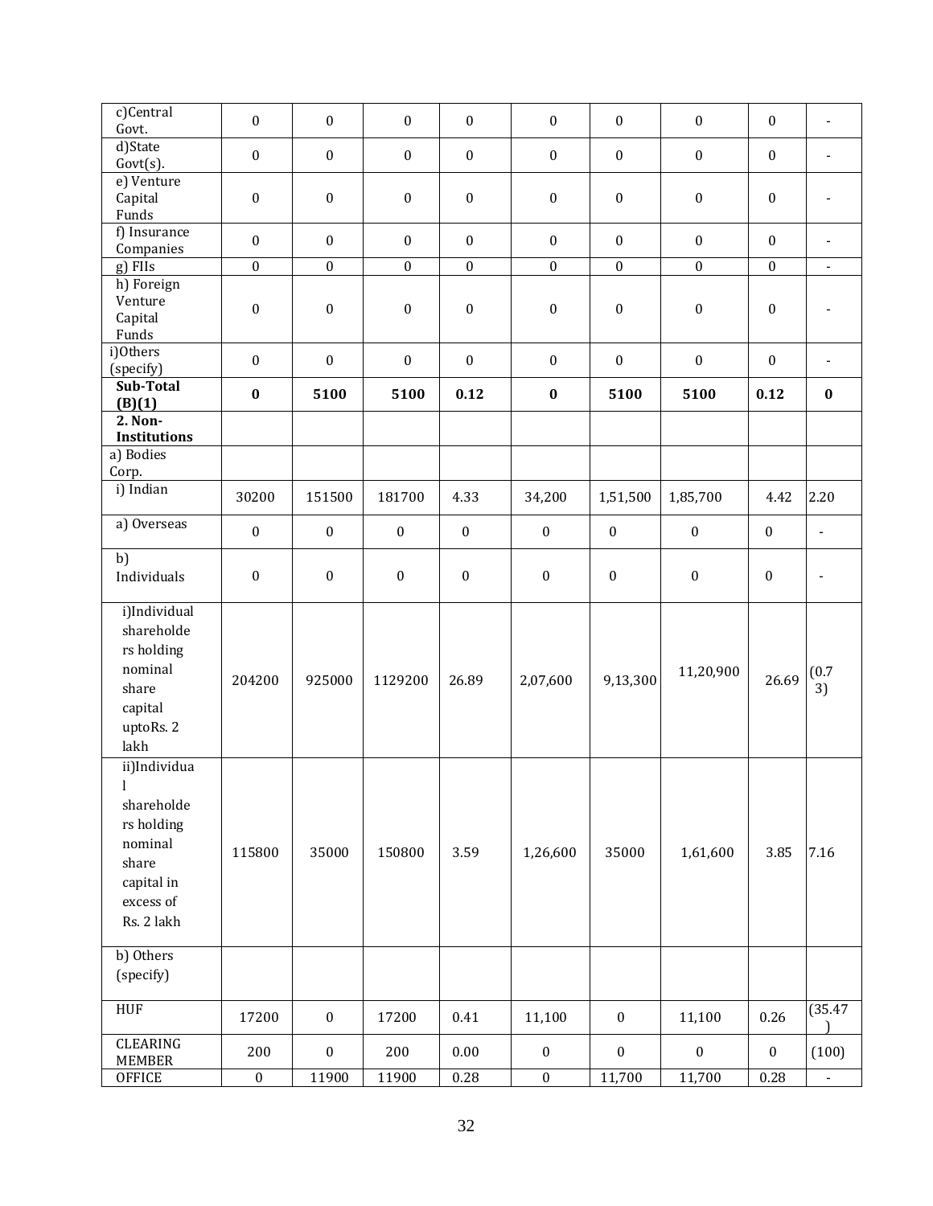| c)Central Govt. | 0 | 0 | 0 | 0 | 0 | 0 | 0 | 0 | - |
|---|---|---|---|---|---|---|---|---|---|
| d)State Govt(s). | 0 | 0 | 0 | 0 | 0 | 0 | 0 | 0 | - |
| e) Venture Capital Funds | 0 | 0 | 0 | 0 | 0 | 0 | 0 | 0 | - |
| f) Insurance Companies | 0 | 0 | 0 | 0 | 0 | 0 | 0 | 0 | - |
| g) FIIs | 0 | 0 | 0 | 0 | 0 | 0 | 0 | 0 | - |
| h) Foreign Venture Capital Funds | 0 | 0 | 0 | 0 | 0 | 0 | 0 | 0 | - |
| i)Others (specify) | 0 | 0 | 0 | 0 | 0 | 0 | 0 | 0 | - |
| **Sub-Total (B)(1)** | **0** | **5100** | **5100** | **0.12** | **0** | **5100** | **5100** | **0.12** | **0** |
| **2. Non-Institutions** | | | | | | | | | |
| a) Bodies Corp. | | | | | | | | | |
| i) Indian | 30200 | 151500 | 181700 | 4.33 | 34,200 | 1,51,500 | 1,85,700 | 4.42 | 2.20 |
| a) Overseas | 0 | 0 | 0 | 0 | 0 | 0 | 0 | 0 | - |
| b) Individuals | 0 | 0 | 0 | 0 | 0 | 0 | 0 | 0 | - |
| i)Individual shareholders holding nominal share capital uptoRs. 2 lakh | 204200 | 925000 | 1129200 | 26.89 | 2,07,600 | 9,13,300 | 11,20,900 | 26.69 | (0.73) |
| ii)Individual shareholders holding nominal share capital in excess of Rs. 2 lakh | 115800 | 35000 | 150800 | 3.59 | 1,26,600 | 35000 | 1,61,600 | 3.85 | 7.16 |
| b) Others (specify) | | | | | | | | | |
| HUF | 17200 | 0 | 17200 | 0.41 | 11,100 | 0 | 11,100 | 0.26 | (35.47) |
| CLEARING MEMBER | 200 | 0 | 200 | 0.00 | 0 | 0 | 0 | 0 | (100) |
| OFFICE | 0 | 11900 | 11900 | 0.28 | 0 | 11,700 | 11,700 | 0.28 | - |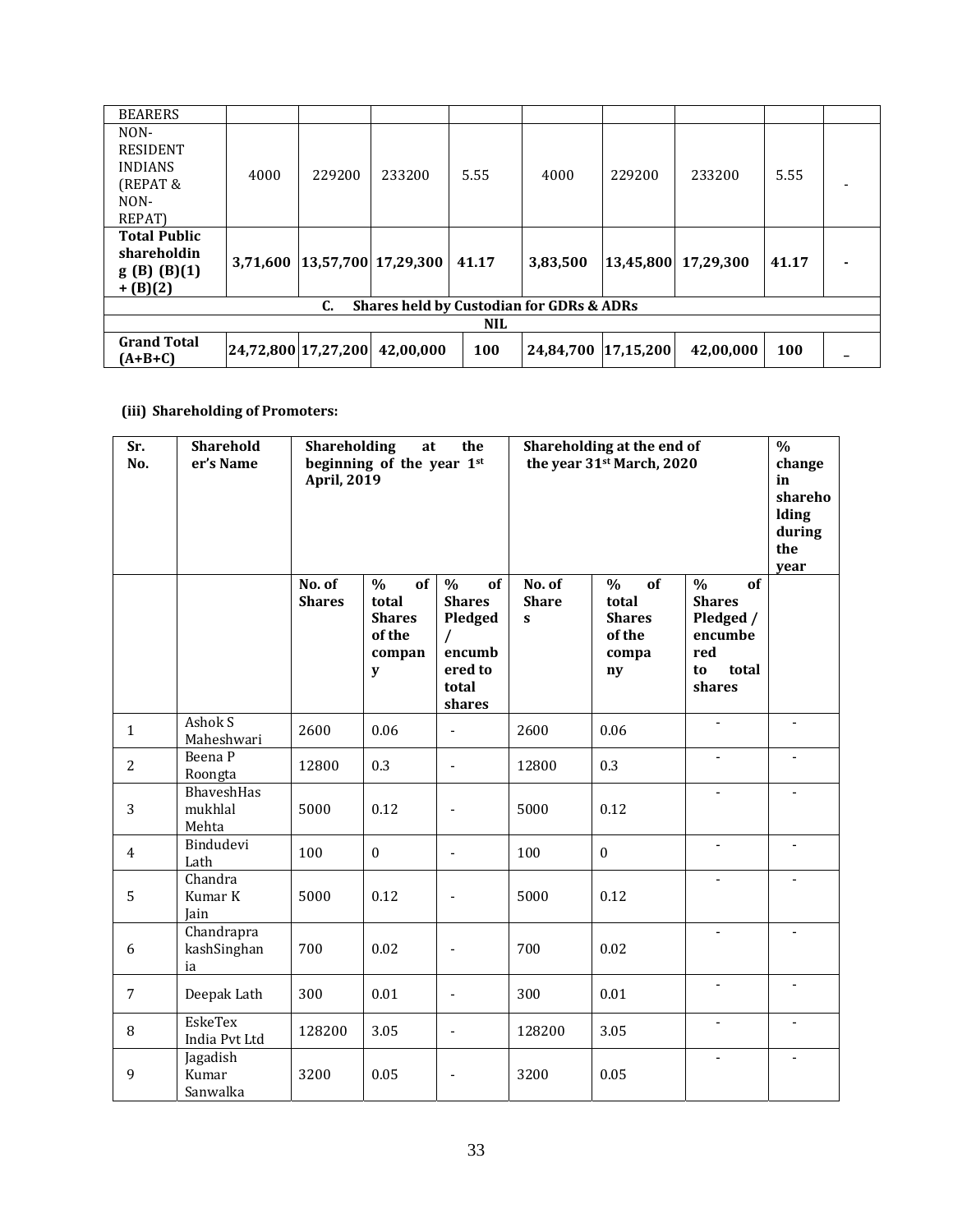| BEARERS | | | | | | | | | |
|---|---|---|---|---|---|---|---|---|---|
| NON-RESIDENT INDIANS (REPAT & NON-REPAT) | 4000 | 229200 | 233200 | 5.55 | 4000 | 229200 | 233200 | 5.55 | - |
| **Total Public shareholding (B) (B)(1) + (B)(2)** | **3,71,600** | **13,57,700** | **17,29,300** | **41.17** | **3,83,500** | **13,45,800** | **17,29,300** | **41.17** | **-** |
| **C. Shares held by Custodian for GDRs & ADRs** | | | | | | | | | |
| **NIL** | | | | | | | | | |
| **Grand Total (A+B+C)** | **24,72,800** | **17,27,200** | **42,00,000** | **100** | **24,84,700** | **17,15,200** | **42,00,000** | **100** | **–** |

**(iii) Shareholding of Promoters:**

| Sr. No. | Shareholder's Name | Shareholding at the beginning of the year 1st April, 2019 | | | Shareholding at the end of the year 31st March, 2020 | | | % change in shareholding during the year |
|---|---|---|---|---|---|---|---|---|
| | | No. of Shares | % of total Shares of the company | % of Shares Pledged / encumbered to total shares | No. of Shares | % of total Shares of the company | % of Shares Pledged / encumbered to total shares | |
| 1 | Ashok S Maheshwari | 2600 | 0.06 | - | 2600 | 0.06 | - | - |
| 2 | Beena P Roongta | 12800 | 0.3 | - | 12800 | 0.3 | - | - |
| 3 | BhaveshHasmukhlal Mehta | 5000 | 0.12 | - | 5000 | 0.12 | - | - |
| 4 | Bindudevi Lath | 100 | 0 | - | 100 | 0 | - | - |
| 5 | Chandra Kumar K Jain | 5000 | 0.12 | - | 5000 | 0.12 | - | - |
| 6 | ChandraprakashSinghania | 700 | 0.02 | - | 700 | 0.02 | - | - |
| 7 | Deepak Lath | 300 | 0.01 | - | 300 | 0.01 | - | - |
| 8 | EskeTex India Pvt Ltd | 128200 | 3.05 | - | 128200 | 3.05 | - | - |
| 9 | Jagadish Kumar Sanwalka | 3200 | 0.05 | - | 3200 | 0.05 | - | - |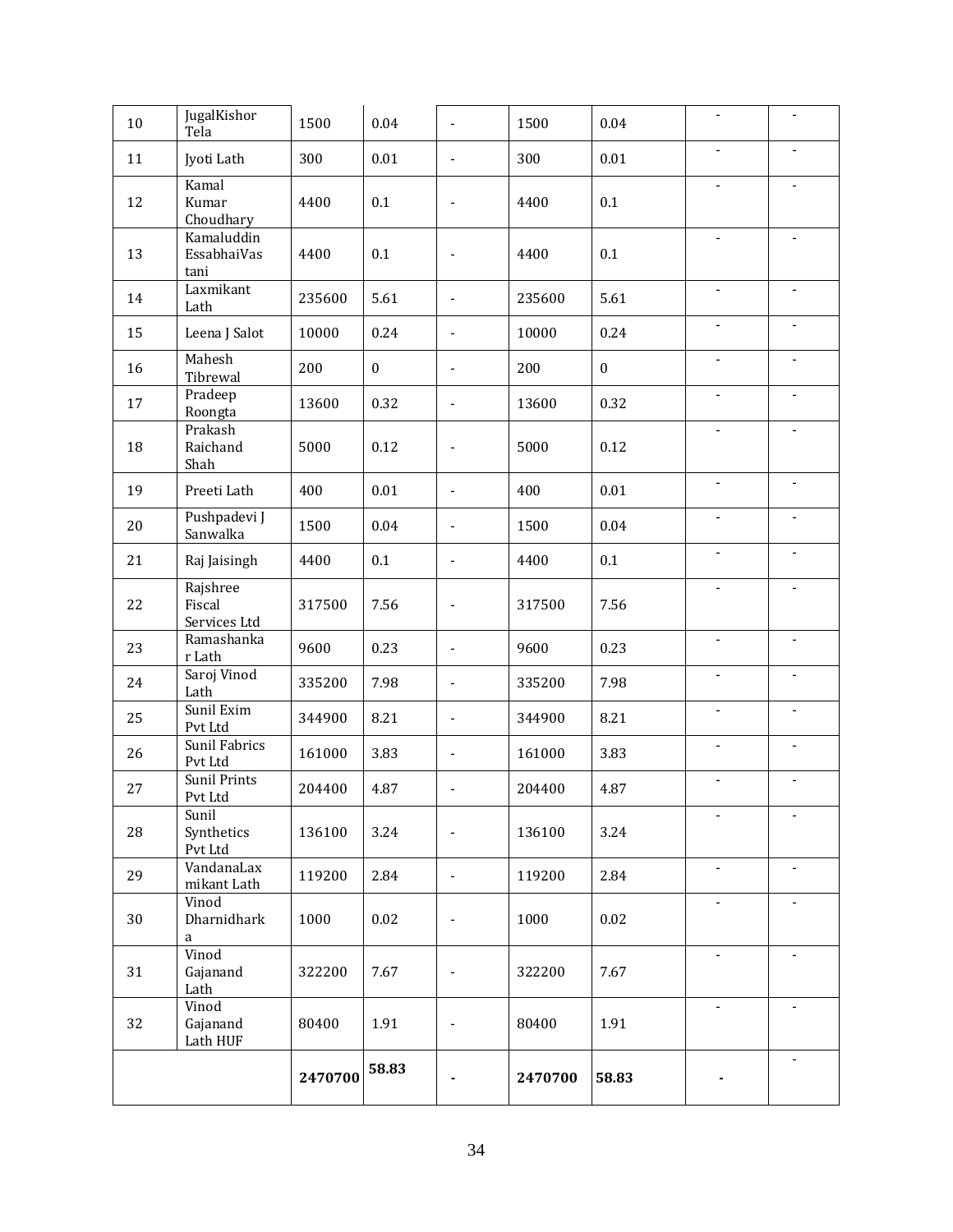| | | | | | | | | |
|---|---|---|---|---|---|---|---|---|
| 10 | JugalKishor Tela | 1500 | 0.04 | - | 1500 | 0.04 | - | - |
| 11 | Jyoti Lath | 300 | 0.01 | - | 300 | 0.01 | - | - |
| 12 | Kamal Kumar Choudhary | 4400 | 0.1 | - | 4400 | 0.1 | - | - |
| 13 | Kamaluddin EssabhaiVastani | 4400 | 0.1 | - | 4400 | 0.1 | - | - |
| 14 | Laxmikant Lath | 235600 | 5.61 | - | 235600 | 5.61 | - | - |
| 15 | Leena J Salot | 10000 | 0.24 | - | 10000 | 0.24 | - | - |
| 16 | Mahesh Tibrewal | 200 | 0 | - | 200 | 0 | - | - |
| 17 | Pradeep Roongta | 13600 | 0.32 | - | 13600 | 0.32 | - | - |
| 18 | Prakash Raichand Shah | 5000 | 0.12 | - | 5000 | 0.12 | - | - |
| 19 | Preeti Lath | 400 | 0.01 | - | 400 | 0.01 | - | - |
| 20 | Pushpadevi J Sanwalka | 1500 | 0.04 | - | 1500 | 0.04 | - | - |
| 21 | Raj Jaisingh | 4400 | 0.1 | - | 4400 | 0.1 | - | - |
| 22 | Rajshree Fiscal Services Ltd | 317500 | 7.56 | - | 317500 | 7.56 | - | - |
| 23 | Ramashankar Lath | 9600 | 0.23 | - | 9600 | 0.23 | - | - |
| 24 | Saroj Vinod Lath | 335200 | 7.98 | - | 335200 | 7.98 | - | - |
| 25 | Sunil Exim Pvt Ltd | 344900 | 8.21 | - | 344900 | 8.21 | - | - |
| 26 | Sunil Fabrics Pvt Ltd | 161000 | 3.83 | - | 161000 | 3.83 | - | - |
| 27 | Sunil Prints Pvt Ltd | 204400 | 4.87 | - | 204400 | 4.87 | - | - |
| 28 | Sunil Synthetics Pvt Ltd | 136100 | 3.24 | - | 136100 | 3.24 | - | - |
| 29 | VandanaLaxmikant Lath | 119200 | 2.84 | - | 119200 | 2.84 | - | - |
| 30 | Vinod Dharnidharka | 1000 | 0.02 | - | 1000 | 0.02 | - | - |
| 31 | Vinod Gajanand Lath | 322200 | 7.67 | - | 322200 | 7.67 | - | - |
| 32 | Vinod Gajanand Lath HUF | 80400 | 1.91 | - | 80400 | 1.91 | - | - |
| | | **2470700** | **58.83** | **-** | **2470700** | **58.83** | **-** | - |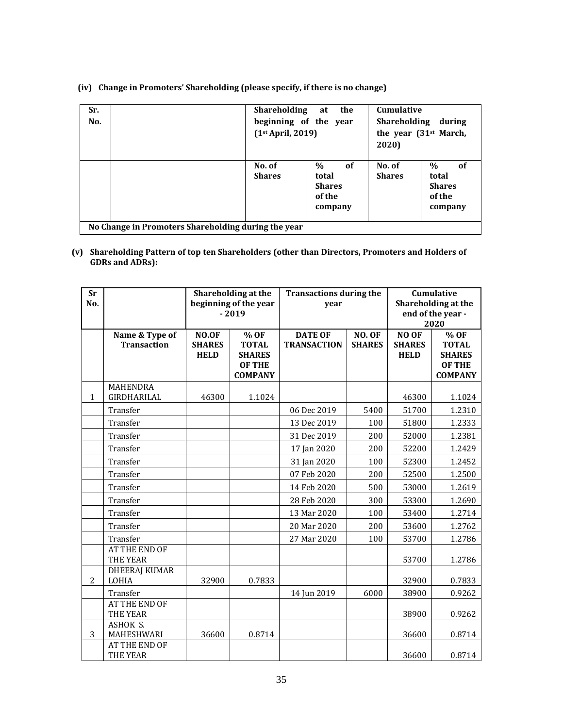**(iv) Change in Promoters' Shareholding (please specify, if there is no change)**

| Sr. No. | | Shareholding at the beginning of the year (1st April, 2019) | | Cumulative Shareholding during the year (31st March, 2020) | |
|---|---|---|---|---|---|
| | | No. of Shares | % of total Shares of the company | No. of Shares | % of total Shares of the company |
| No Change in Promoters Shareholding during the year | | | | | |

**(v) Shareholding Pattern of top ten Shareholders (other than Directors, Promoters and Holders of GDRs and ADRs):**

| Sr No. | | Shareholding at the beginning of the year - 2019 | | Transactions during the year | | Cumulative Shareholding at the end of the year - 2020 | |
|---|---|---|---|---|---|---|---|
| | Name & Type of Transaction | NO.OF SHARES HELD | % OF TOTAL SHARES OF THE COMPANY | DATE OF TRANSACTION | NO. OF SHARES | NO OF SHARES HELD | % OF TOTAL SHARES OF THE COMPANY |
| 1 | MAHENDRA GIRDHARILAL | 46300 | 1.1024 | | | 46300 | 1.1024 |
| | Transfer | | | 06 Dec 2019 | 5400 | 51700 | 1.2310 |
| | Transfer | | | 13 Dec 2019 | 100 | 51800 | 1.2333 |
| | Transfer | | | 31 Dec 2019 | 200 | 52000 | 1.2381 |
| | Transfer | | | 17 Jan 2020 | 200 | 52200 | 1.2429 |
| | Transfer | | | 31 Jan 2020 | 100 | 52300 | 1.2452 |
| | Transfer | | | 07 Feb 2020 | 200 | 52500 | 1.2500 |
| | Transfer | | | 14 Feb 2020 | 500 | 53000 | 1.2619 |
| | Transfer | | | 28 Feb 2020 | 300 | 53300 | 1.2690 |
| | Transfer | | | 13 Mar 2020 | 100 | 53400 | 1.2714 |
| | Transfer | | | 20 Mar 2020 | 200 | 53600 | 1.2762 |
| | Transfer | | | 27 Mar 2020 | 100 | 53700 | 1.2786 |
| | AT THE END OF THE YEAR | | | | | 53700 | 1.2786 |
| 2 | DHEERAJ KUMAR LOHIA | 32900 | 0.7833 | | | 32900 | 0.7833 |
| | Transfer | | | 14 Jun 2019 | 6000 | 38900 | 0.9262 |
| | AT THE END OF THE YEAR | | | | | 38900 | 0.9262 |
| 3 | ASHOK S. MAHESHWARI | 36600 | 0.8714 | | | 36600 | 0.8714 |
| | AT THE END OF THE YEAR | | | | | 36600 | 0.8714 |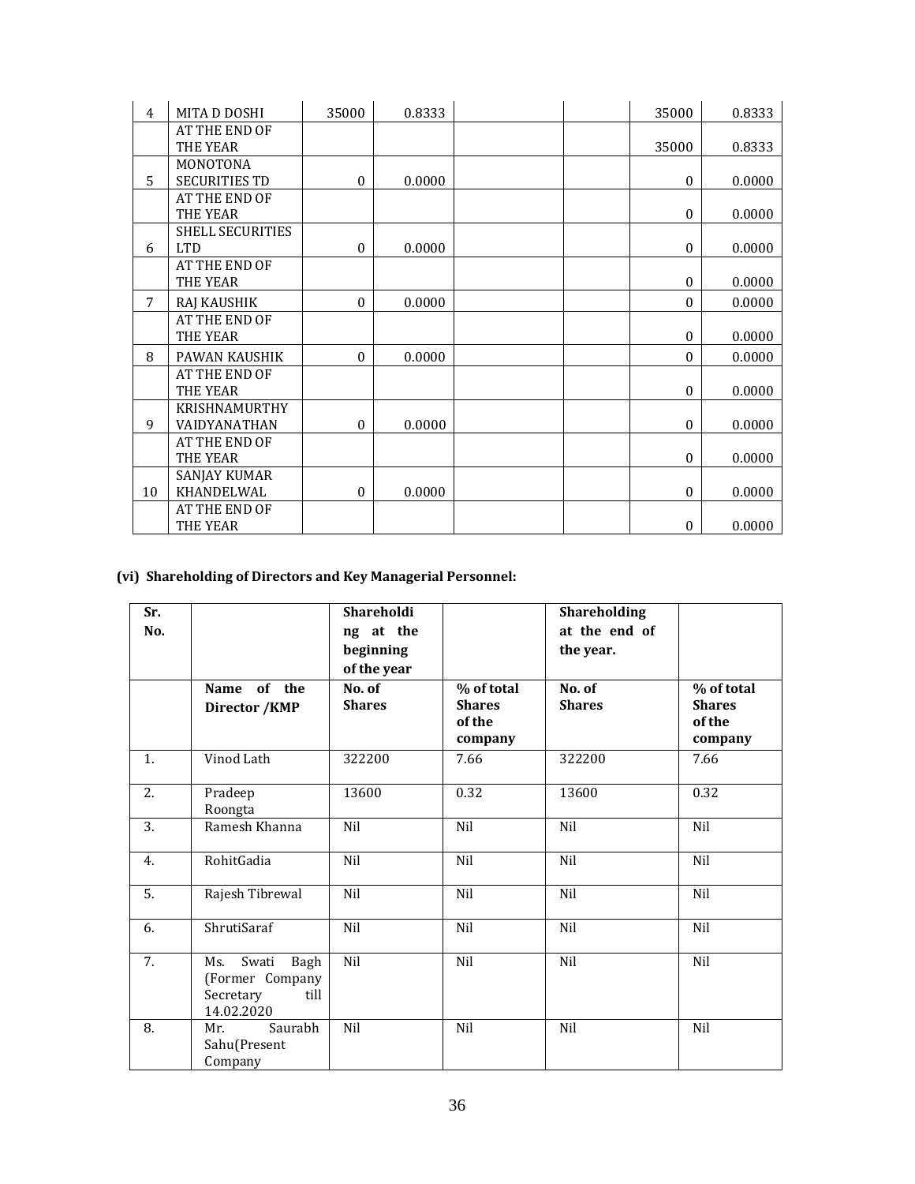| 4 | MITA D DOSHI | 35000 | 0.8333 | | | 35000 | 0.8333 |
|---|---|---|---|---|---|---|---|
| | AT THE END OF THE YEAR | | | | | 35000 | 0.8333 |
| 5 | MONOTONA SECURITIES TD | 0 | 0.0000 | | | 0 | 0.0000 |
| | AT THE END OF THE YEAR | | | | | 0 | 0.0000 |
| 6 | SHELL SECURITIES LTD | 0 | 0.0000 | | | 0 | 0.0000 |
| | AT THE END OF THE YEAR | | | | | 0 | 0.0000 |
| 7 | RAJ KAUSHIK | 0 | 0.0000 | | | 0 | 0.0000 |
| | AT THE END OF THE YEAR | | | | | 0 | 0.0000 |
| 8 | PAWAN KAUSHIK | 0 | 0.0000 | | | 0 | 0.0000 |
| | AT THE END OF THE YEAR | | | | | 0 | 0.0000 |
| 9 | KRISHNAMURTHY VAIDYANATHAN | 0 | 0.0000 | | | 0 | 0.0000 |
| | AT THE END OF THE YEAR | | | | | 0 | 0.0000 |
| 10 | SANJAY KUMAR KHANDELWAL | 0 | 0.0000 | | | 0 | 0.0000 |
| | AT THE END OF THE YEAR | | | | | 0 | 0.0000 |

**(vi) Shareholding of Directors and Key Managerial Personnel:**

| Sr. No. | | Shareholding at the beginning of the year | | Shareholding at the end of the year. | |
|---|---|---|---|---|---|
| | **Name of the Director /KMP** | **No. of Shares** | **% of total Shares of the company** | **No. of Shares** | **% of total Shares of the company** |
| 1. | Vinod Lath | 322200 | 7.66 | 322200 | 7.66 |
| 2. | Pradeep Roongta | 13600 | 0.32 | 13600 | 0.32 |
| 3. | Ramesh Khanna | Nil | Nil | Nil | Nil |
| 4. | RohitGadia | Nil | Nil | Nil | Nil |
| 5. | Rajesh Tibrewal | Nil | Nil | Nil | Nil |
| 6. | ShrutiSaraf | Nil | Nil | Nil | Nil |
| 7. | Ms. Swati Bagh (Former Company Secretary till 14.02.2020 | Nil | Nil | Nil | Nil |
| 8. | Mr. Saurabh Sahu(Present Company | Nil | Nil | Nil | Nil |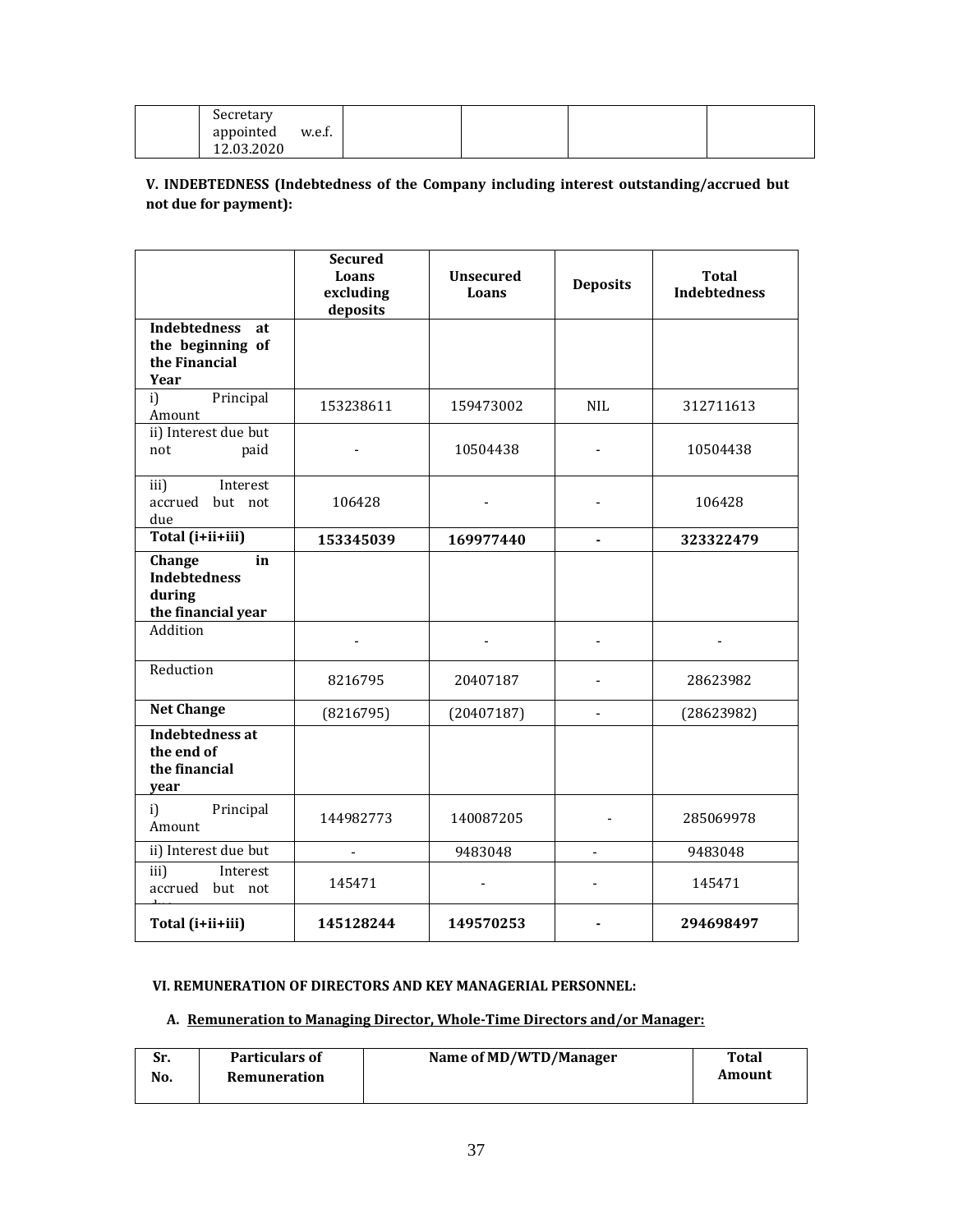| | Secretary appointed w.e.f. 12.03.2020 | | | | |
|---|---|---|---|---|---|

**V. INDEBTEDNESS (Indebtedness of the Company including interest outstanding/accrued but not due for payment):**

| | Secured Loans excluding deposits | Unsecured Loans | Deposits | Total Indebtedness |
|---|---|---|---|---|
| **Indebtedness at the beginning of the Financial Year** | | | | |
| i) Principal Amount | 153238611 | 159473002 | NIL | 312711613 |
| ii) Interest due but not paid | - | 10504438 | - | 10504438 |
| iii) Interest accrued but not due | 106428 | - | - | 106428 |
| **Total (i+ii+iii)** | **153345039** | **169977440** | **-** | **323322479** |
| **Change in Indebtedness during the financial year** | | | | |
| Addition | - | - | - | - |
| Reduction | 8216795 | 20407187 | - | 28623982 |
| **Net Change** | (8216795) | (20407187) | - | (28623982) |
| **Indebtedness at the end of the financial year** | | | | |
| i) Principal Amount | 144982773 | 140087205 | - | 285069978 |
| ii) Interest due but | - | 9483048 | - | 9483048 |
| iii) Interest accrued but not due | 145471 | - | - | 145471 |
| **Total (i+ii+iii)** | **145128244** | **149570253** | **-** | **294698497** |

**VI. REMUNERATION OF DIRECTORS AND KEY MANAGERIAL PERSONNEL:**

**A. Remuneration to Managing Director, Whole-Time Directors and/or Manager:**

| Sr. No. | Particulars of Remuneration | Name of MD/WTD/Manager | Total Amount |
|---|---|---|---|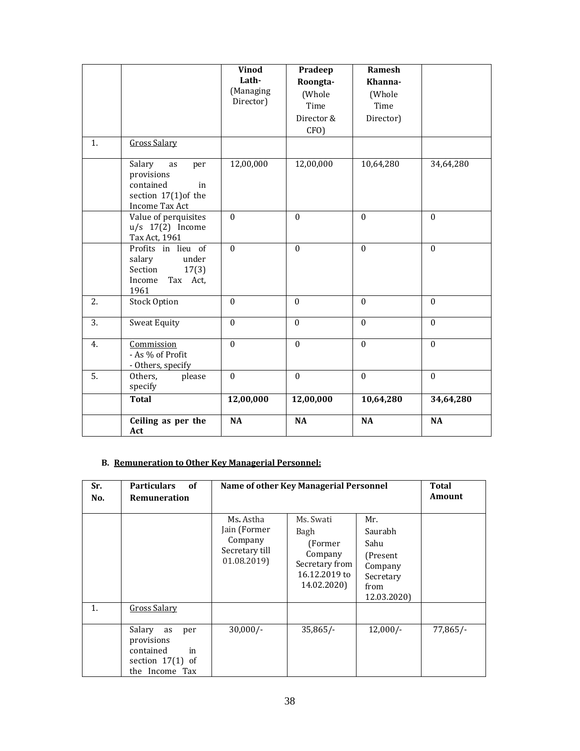| | | Vinod Lath- (Managing Director) | Pradeep Roongta- (Whole Time Director & CFO) | Ramesh Khanna- (Whole Time Director) | |
|---|---|---|---|---|---|
| 1. | Gross Salary | | | | |
| | Salary as per provisions contained in section 17(1)of the Income Tax Act | 12,00,000 | 12,00,000 | 10,64,280 | 34,64,280 |
| | Value of perquisites u/s 17(2) Income Tax Act, 1961 | 0 | 0 | 0 | 0 |
| | Profits in lieu of salary under Section 17(3) Income Tax Act, 1961 | 0 | 0 | 0 | 0 |
| 2. | Stock Option | 0 | 0 | 0 | 0 |
| 3. | Sweat Equity | 0 | 0 | 0 | 0 |
| 4. | Commission<br>- As % of Profit<br>- Others, specify | 0 | 0 | 0 | 0 |
| 5. | Others, please specify | 0 | 0 | 0 | 0 |
| | **Total** | **12,00,000** | **12,00,000** | **10,64,280** | **34,64,280** |
| | **Ceiling as per the Act** | **NA** | **NA** | **NA** | **NA** |

**B. Remuneration to Other Key Managerial Personnel:**

| Sr. No. | Particulars of Remuneration | Name of other Key Managerial Personnel | | | Total Amount |
|---|---|---|---|---|---|
| | | Ms. Astha Jain (Former Company Secretary till 01.08.2019) | Ms. Swati Bagh (Former Company Secretary from 16.12.2019 to 14.02.2020) | Mr. Saurabh Sahu (Present Company Secretary from 12.03.2020) | |
| 1. | Gross Salary | | | | |
| | Salary as per provisions contained in section 17(1) of the Income Tax | 30,000/- | 35,865/- | 12,000/- | 77,865/- |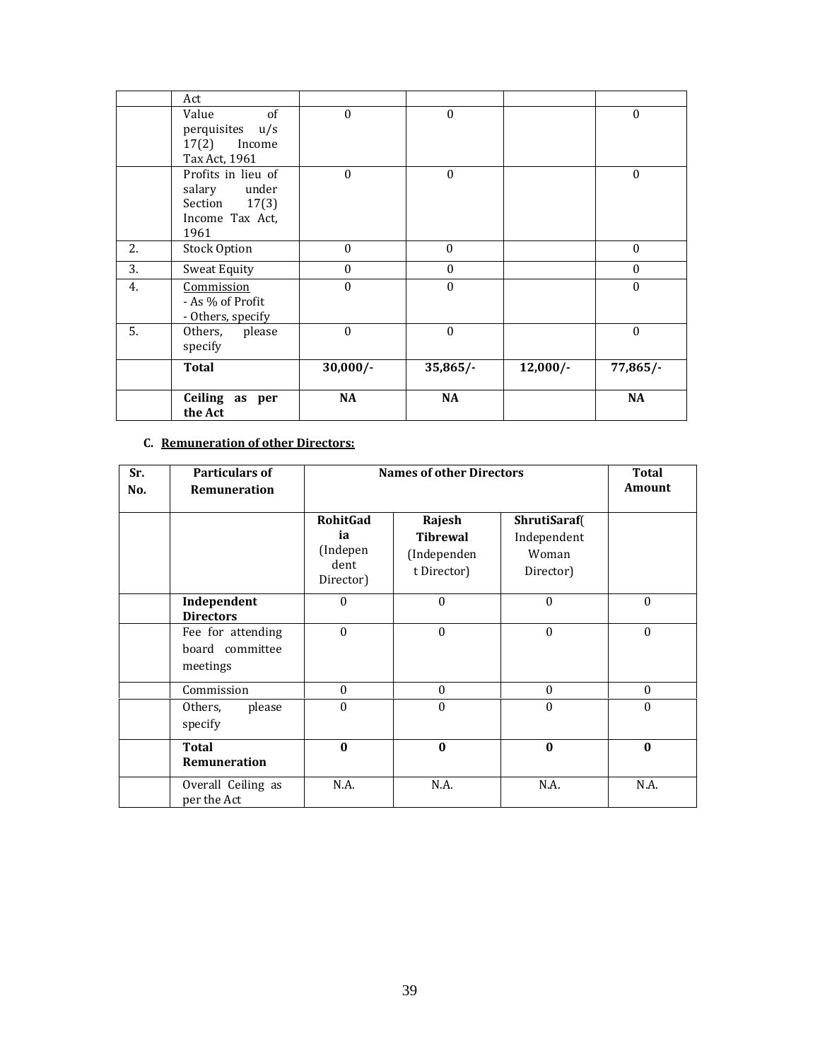|  | Act |  |  |  |  |
|---|---|---|---|---|---|
|  | Value of perquisites u/s 17(2) Income Tax Act, 1961 | 0 | 0 |  | 0 |
|  | Profits in lieu of salary under Section 17(3) Income Tax Act, 1961 | 0 | 0 |  | 0 |
| 2. | Stock Option | 0 | 0 |  | 0 |
| 3. | Sweat Equity | 0 | 0 |  | 0 |
| 4. | Commission<br>- As % of Profit<br>- Others, specify | 0 | 0 |  | 0 |
| 5. | Others, please specify | 0 | 0 |  | 0 |
|  | **Total** | **30,000/-** | **35,865/-** | **12,000/-** | **77,865/-** |
|  | **Ceiling as per the Act** | **NA** | **NA** |  | **NA** |

**C. Remuneration of other Directors:**

| Sr. No. | Particulars of Remuneration | Names of other Directors |  |  | Total Amount |
|---|---|---|---|---|---|
|  |  | **RohitGadia** (Independent Director) | **Rajesh Tibrewal** (Independent Director) | **ShrutiSaraf**(Independent Woman Director) |  |
|  | **Independent Directors** | 0 | 0 | 0 | 0 |
|  | Fee for attending board committee meetings | 0 | 0 | 0 | 0 |
|  | Commission | 0 | 0 | 0 | 0 |
|  | Others, please specify | 0 | 0 | 0 | 0 |
|  | **Total Remuneration** | **0** | **0** | **0** | **0** |
|  | Overall Ceiling as per the Act | N.A. | N.A. | N.A. | N.A. |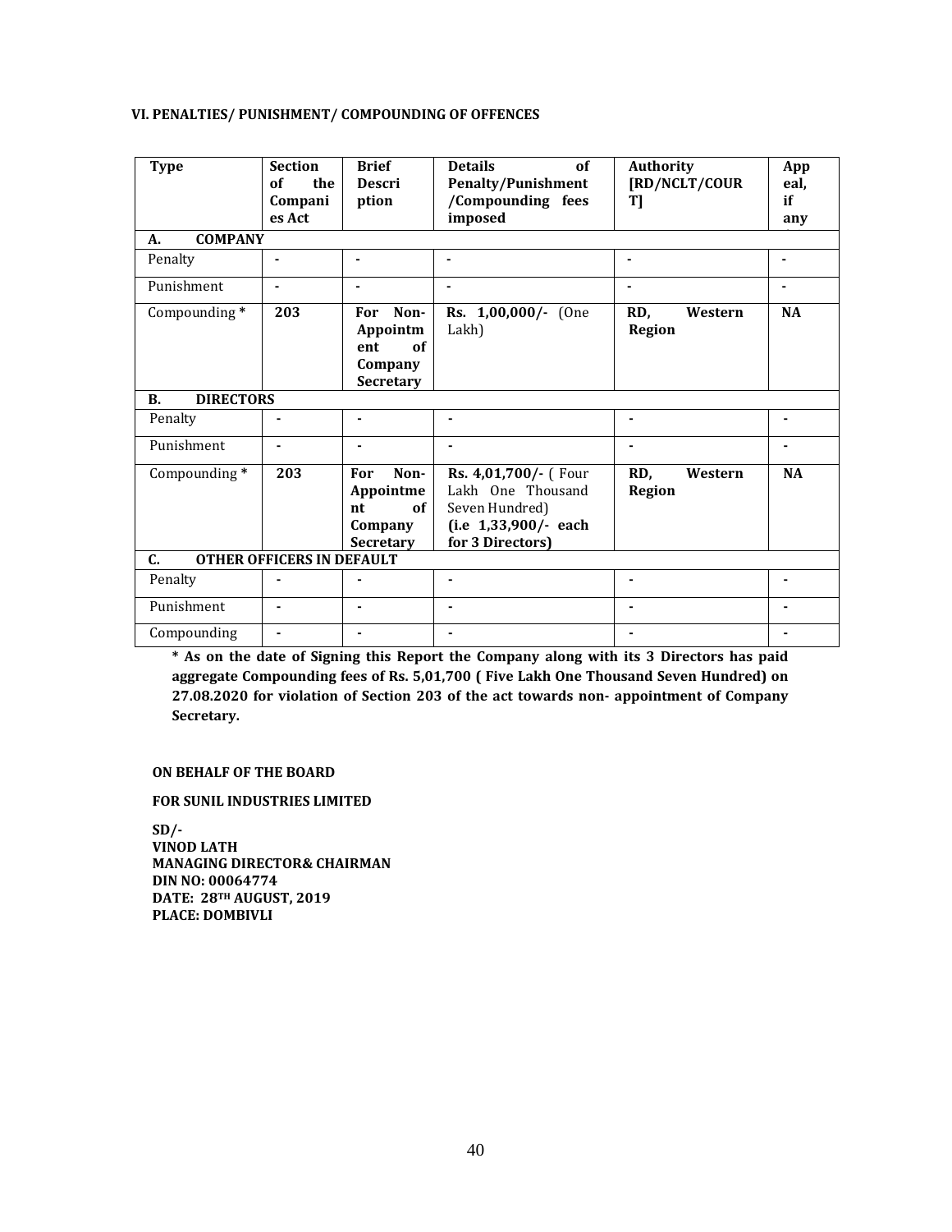### VI. PENALTIES/ PUNISHMENT/ COMPOUNDING OF OFFENCES

| Type | Section of the Companies Act | Brief Description | Details of Penalty/Punishment /Compounding fees imposed | Authority [RD/NCLT/COURT] | Appeal, if any |
|---|---|---|---|---|---|
| **A. COMPANY** | | | | | |
| Penalty | - | - | - | - | - |
| Punishment | - | - | - | - | - |
| Compounding * | **203** | **For Non-Appointment of Company Secretary** | **Rs. 1,00,000/-** (One Lakh) | **RD, Western Region** | **NA** |
| **B. DIRECTORS** | | | | | |
| Penalty | - | - | - | - | - |
| Punishment | - | - | - | - | - |
| Compounding * | **203** | **For Non-Appointment of Company Secretary** | **Rs. 4,01,700/-** ( Four Lakh One Thousand Seven Hundred) **(i.e 1,33,900/- each for 3 Directors)** | **RD, Western Region** | **NA** |
| **C. OTHER OFFICERS IN DEFAULT** | | | | | |
| Penalty | - | - | - | - | - |
| Punishment | - | - | - | - | - |
| Compounding | - | - | - | - | - |

**\* As on the date of Signing this Report the Company along with its 3 Directors has paid aggregate Compounding fees of Rs. 5,01,700 ( Five Lakh One Thousand Seven Hundred) on 27.08.2020 for violation of Section 203 of the act towards non- appointment of Company Secretary.**

**ON BEHALF OF THE BOARD**

**FOR SUNIL INDUSTRIES LIMITED**

**SD/-**
**VINOD LATH**
**MANAGING DIRECTOR& CHAIRMAN**
**DIN NO: 00064774**
**DATE: 28TH AUGUST, 2019**
**PLACE: DOMBIVLI**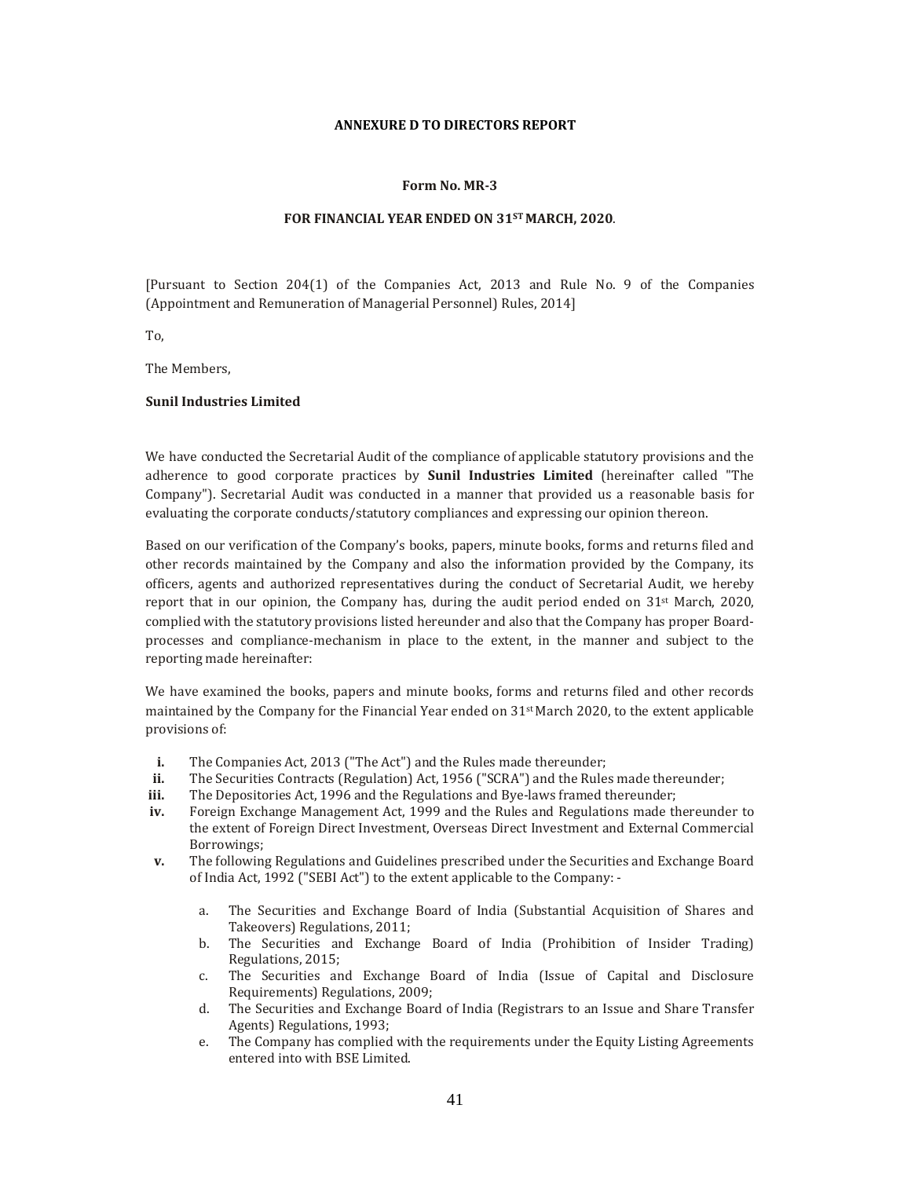**ANNEXURE D TO DIRECTORS REPORT**

**Form No. MR-3**

**FOR FINANCIAL YEAR ENDED ON 31ST MARCH, 2020**.

[Pursuant to Section 204(1) of the Companies Act, 2013 and Rule No. 9 of the Companies (Appointment and Remuneration of Managerial Personnel) Rules, 2014]

To,

The Members,

**Sunil Industries Limited**

We have conducted the Secretarial Audit of the compliance of applicable statutory provisions and the adherence to good corporate practices by **Sunil Industries Limited** (hereinafter called "The Company"). Secretarial Audit was conducted in a manner that provided us a reasonable basis for evaluating the corporate conducts/statutory compliances and expressing our opinion thereon.

Based on our verification of the Company's books, papers, minute books, forms and returns filed and other records maintained by the Company and also the information provided by the Company, its officers, agents and authorized representatives during the conduct of Secretarial Audit, we hereby report that in our opinion, the Company has, during the audit period ended on 31st March, 2020, complied with the statutory provisions listed hereunder and also that the Company has proper Board-processes and compliance-mechanism in place to the extent, in the manner and subject to the reporting made hereinafter:

We have examined the books, papers and minute books, forms and returns filed and other records maintained by the Company for the Financial Year ended on 31st March 2020, to the extent applicable provisions of:

- **i.** The Companies Act, 2013 ("The Act") and the Rules made thereunder;
- **ii.** The Securities Contracts (Regulation) Act, 1956 ("SCRA") and the Rules made thereunder;
- **iii.** The Depositories Act, 1996 and the Regulations and Bye-laws framed thereunder;
- **iv.** Foreign Exchange Management Act, 1999 and the Rules and Regulations made thereunder to the extent of Foreign Direct Investment, Overseas Direct Investment and External Commercial Borrowings;
- **v.** The following Regulations and Guidelines prescribed under the Securities and Exchange Board of India Act, 1992 ("SEBI Act") to the extent applicable to the Company: -
    - a. The Securities and Exchange Board of India (Substantial Acquisition of Shares and Takeovers) Regulations, 2011;
    - b. The Securities and Exchange Board of India (Prohibition of Insider Trading) Regulations, 2015;
    - c. The Securities and Exchange Board of India (Issue of Capital and Disclosure Requirements) Regulations, 2009;
    - d. The Securities and Exchange Board of India (Registrars to an Issue and Share Transfer Agents) Regulations, 1993;
    - e. The Company has complied with the requirements under the Equity Listing Agreements entered into with BSE Limited.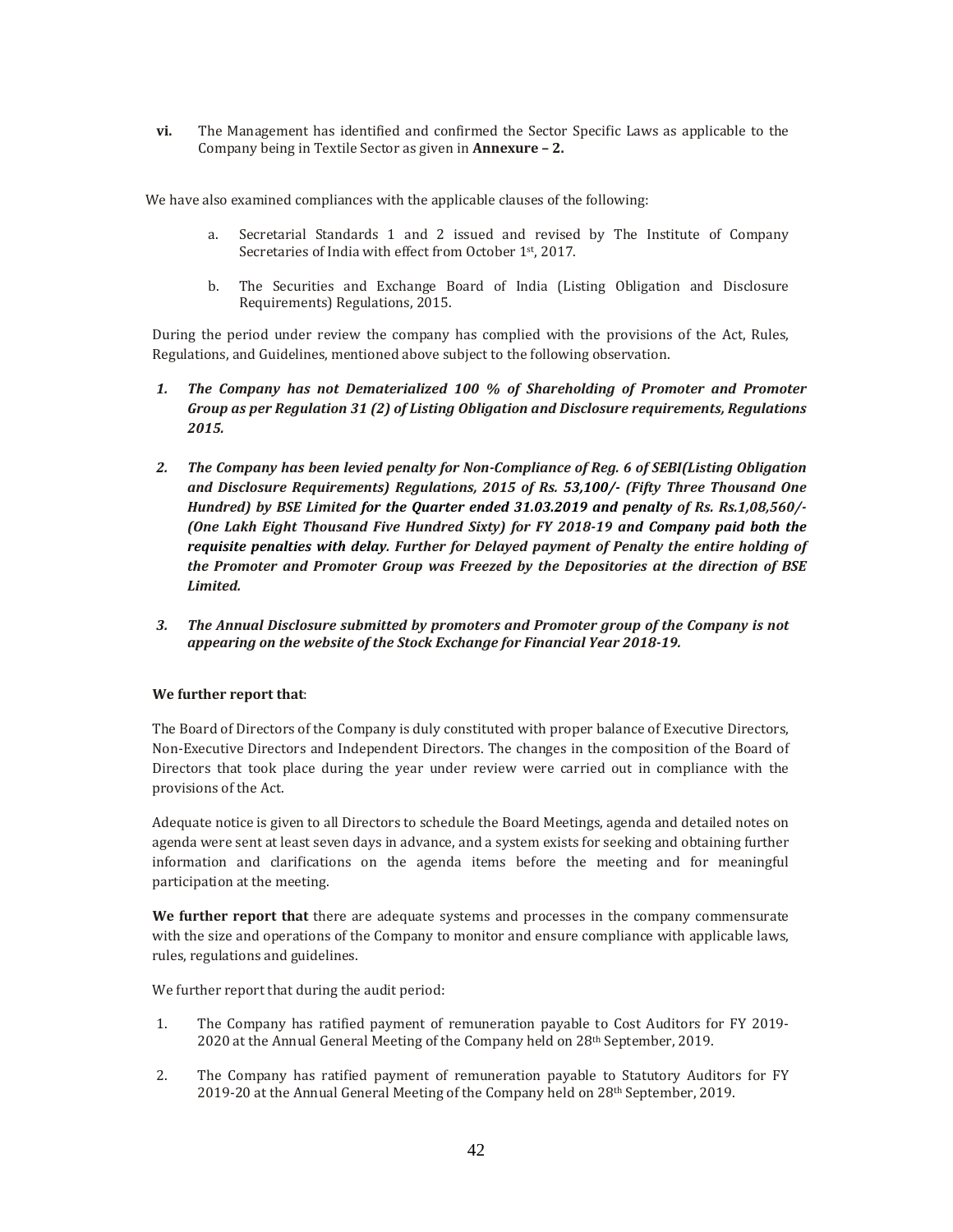**vi.** The Management has identified and confirmed the Sector Specific Laws as applicable to the Company being in Textile Sector as given in **Annexure – 2.**

We have also examined compliances with the applicable clauses of the following:

a. Secretarial Standards 1 and 2 issued and revised by The Institute of Company Secretaries of India with effect from October 1st, 2017.

b. The Securities and Exchange Board of India (Listing Obligation and Disclosure Requirements) Regulations, 2015.

During the period under review the company has complied with the provisions of the Act, Rules, Regulations, and Guidelines, mentioned above subject to the following observation.

1. ***The Company has not Dematerialized 100 % of Shareholding of Promoter and Promoter Group as per Regulation 31 (2) of Listing Obligation and Disclosure requirements, Regulations 2015.***

2. ***The Company has been levied penalty for Non-Compliance of Reg. 6 of SEBI(Listing Obligation and Disclosure Requirements) Regulations, 2015 of Rs. 53,100/- (Fifty Three Thousand One Hundred) by BSE Limited for the Quarter ended 31.03.2019 and penalty of Rs. Rs.1,08,560/- (One Lakh Eight Thousand Five Hundred Sixty) for FY 2018-19 and Company paid both the requisite penalties with delay. Further for Delayed payment of Penalty the entire holding of the Promoter and Promoter Group was Freezed by the Depositories at the direction of BSE Limited.***

3. ***The Annual Disclosure submitted by promoters and Promoter group of the Company is not appearing on the website of the Stock Exchange for Financial Year 2018-19.***

**We further report that**:

The Board of Directors of the Company is duly constituted with proper balance of Executive Directors, Non-Executive Directors and Independent Directors. The changes in the composition of the Board of Directors that took place during the year under review were carried out in compliance with the provisions of the Act.

Adequate notice is given to all Directors to schedule the Board Meetings, agenda and detailed notes on agenda were sent at least seven days in advance, and a system exists for seeking and obtaining further information and clarifications on the agenda items before the meeting and for meaningful participation at the meeting.

**We further report that** there are adequate systems and processes in the company commensurate with the size and operations of the Company to monitor and ensure compliance with applicable laws, rules, regulations and guidelines.

We further report that during the audit period:

1. The Company has ratified payment of remuneration payable to Cost Auditors for FY 2019-2020 at the Annual General Meeting of the Company held on 28th September, 2019.

2. The Company has ratified payment of remuneration payable to Statutory Auditors for FY 2019-20 at the Annual General Meeting of the Company held on 28th September, 2019.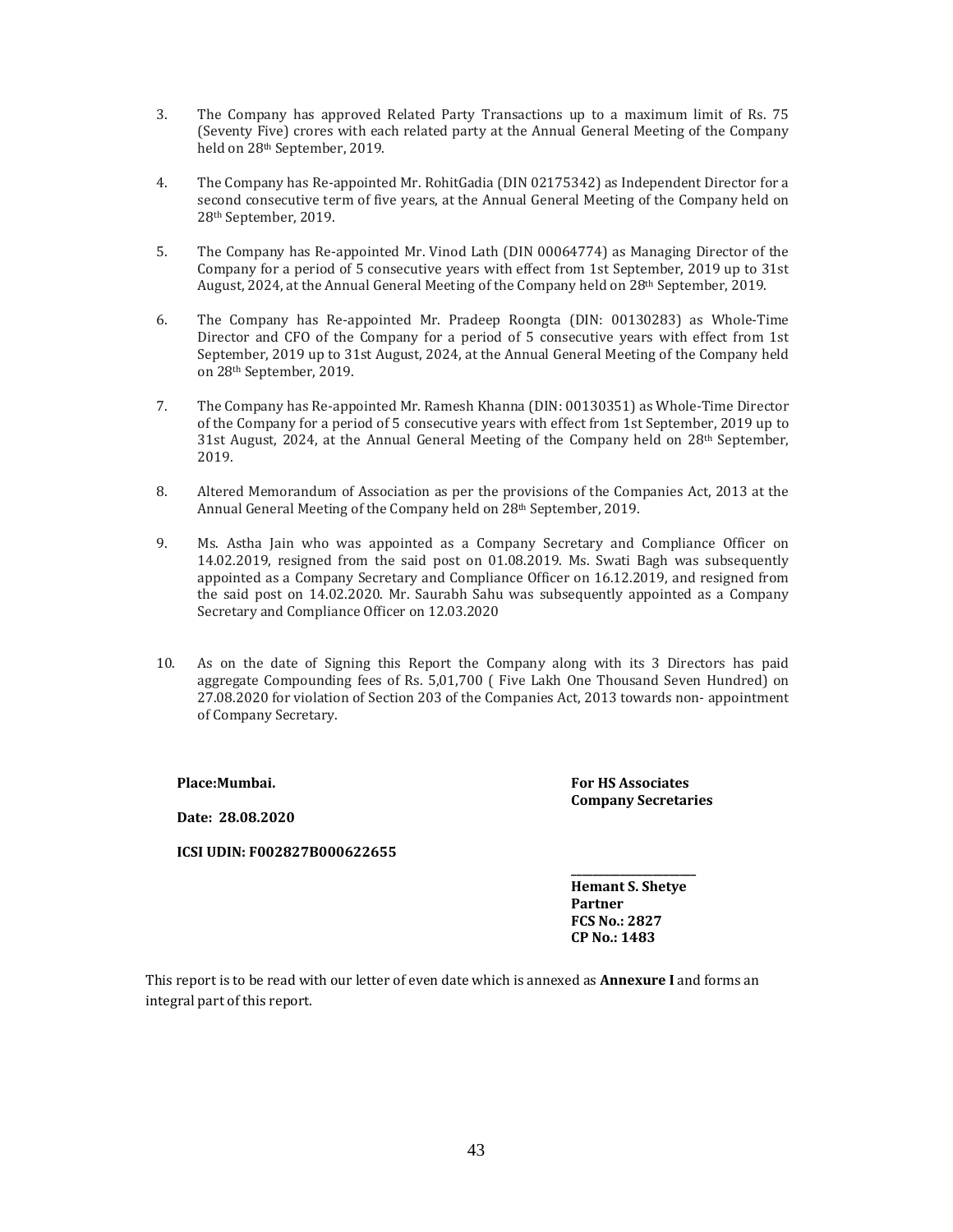3. The Company has approved Related Party Transactions up to a maximum limit of Rs. 75 (Seventy Five) crores with each related party at the Annual General Meeting of the Company held on 28th September, 2019.

4. The Company has Re-appointed Mr. RohitGadia (DIN 02175342) as Independent Director for a second consecutive term of five years, at the Annual General Meeting of the Company held on 28th September, 2019.

5. The Company has Re-appointed Mr. Vinod Lath (DIN 00064774) as Managing Director of the Company for a period of 5 consecutive years with effect from 1st September, 2019 up to 31st August, 2024, at the Annual General Meeting of the Company held on 28th September, 2019.

6. The Company has Re-appointed Mr. Pradeep Roongta (DIN: 00130283) as Whole-Time Director and CFO of the Company for a period of 5 consecutive years with effect from 1st September, 2019 up to 31st August, 2024, at the Annual General Meeting of the Company held on 28th September, 2019.

7. The Company has Re-appointed Mr. Ramesh Khanna (DIN: 00130351) as Whole-Time Director of the Company for a period of 5 consecutive years with effect from 1st September, 2019 up to 31st August, 2024, at the Annual General Meeting of the Company held on 28th September, 2019.

8. Altered Memorandum of Association as per the provisions of the Companies Act, 2013 at the Annual General Meeting of the Company held on 28th September, 2019.

9. Ms. Astha Jain who was appointed as a Company Secretary and Compliance Officer on 14.02.2019, resigned from the said post on 01.08.2019. Ms. Swati Bagh was subsequently appointed as a Company Secretary and Compliance Officer on 16.12.2019, and resigned from the said post on 14.02.2020. Mr. Saurabh Sahu was subsequently appointed as a Company Secretary and Compliance Officer on 12.03.2020

10. As on the date of Signing this Report the Company along with its 3 Directors has paid aggregate Compounding fees of Rs. 5,01,700 ( Five Lakh One Thousand Seven Hundred) on 27.08.2020 for violation of Section 203 of the Companies Act, 2013 towards non- appointment of Company Secretary.

**Place:Mumbai.**

**Date: 28.08.2020**

**ICSI UDIN: F002827B000622655**

**For HS Associates**
**Company Secretaries**

\_\_\_\_\_\_\_\_\_\_\_\_\_\_\_\_\_\_\_\_\_\_

**Hemant S. Shetye**
**Partner**
**FCS No.: 2827**
**CP No.: 1483**

This report is to be read with our letter of even date which is annexed as **Annexure I** and forms an integral part of this report.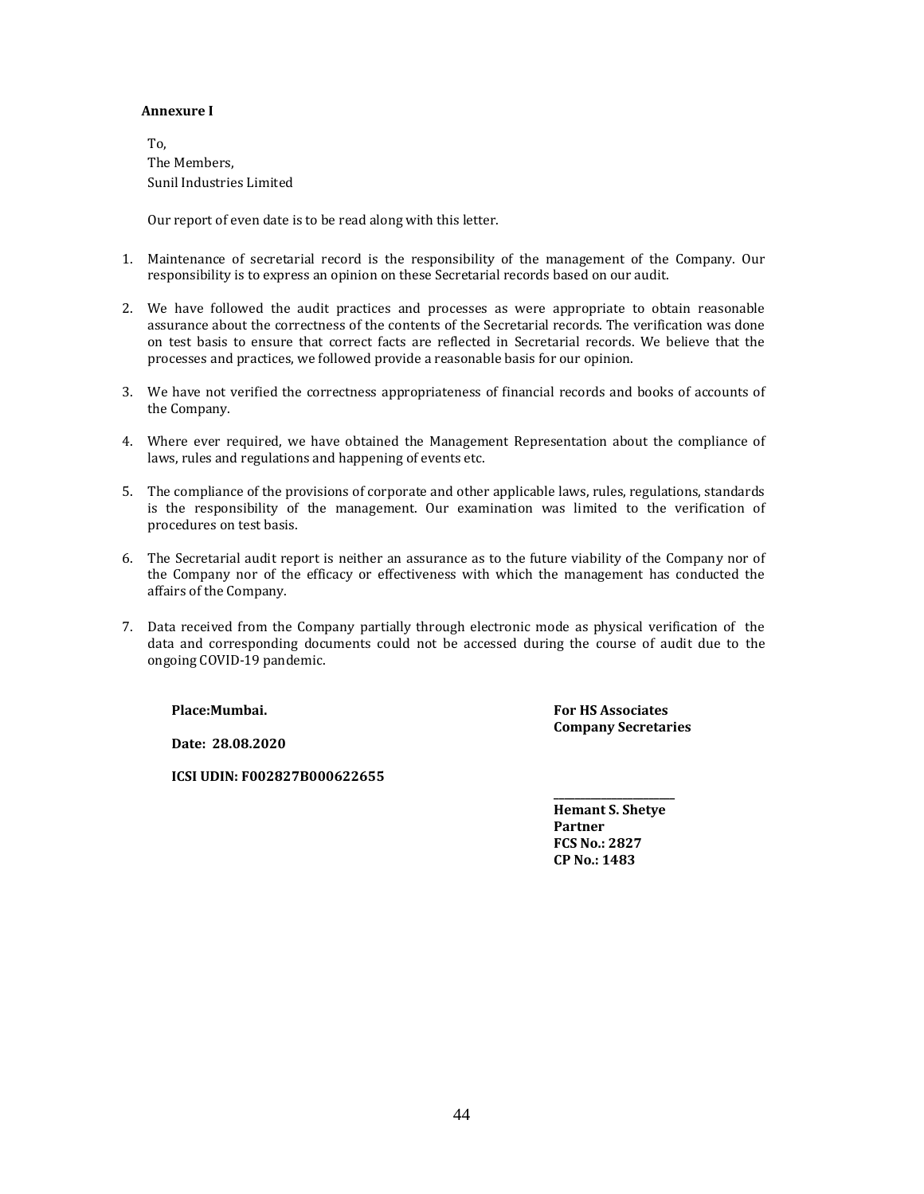**Annexure I**

To,
The Members,
Sunil Industries Limited

Our report of even date is to be read along with this letter.

1. Maintenance of secretarial record is the responsibility of the management of the Company. Our responsibility is to express an opinion on these Secretarial records based on our audit.

2. We have followed the audit practices and processes as were appropriate to obtain reasonable assurance about the correctness of the contents of the Secretarial records. The verification was done on test basis to ensure that correct facts are reflected in Secretarial records. We believe that the processes and practices, we followed provide a reasonable basis for our opinion.

3. We have not verified the correctness appropriateness of financial records and books of accounts of the Company.

4. Where ever required, we have obtained the Management Representation about the compliance of laws, rules and regulations and happening of events etc.

5. The compliance of the provisions of corporate and other applicable laws, rules, regulations, standards is the responsibility of the management. Our examination was limited to the verification of procedures on test basis.

6. The Secretarial audit report is neither an assurance as to the future viability of the Company nor of the Company nor of the efficacy or effectiveness with which the management has conducted the affairs of the Company.

7. Data received from the Company partially through electronic mode as physical verification of the data and corresponding documents could not be accessed during the course of audit due to the ongoing COVID-19 pandemic.

**Place:Mumbai.**

**Date: 28.08.2020**

**ICSI UDIN: F002827B000622655**

**For HS Associates**
**Company Secretaries**

**Hemant S. Shetye**
**Partner**
**FCS No.: 2827**
**CP No.: 1483**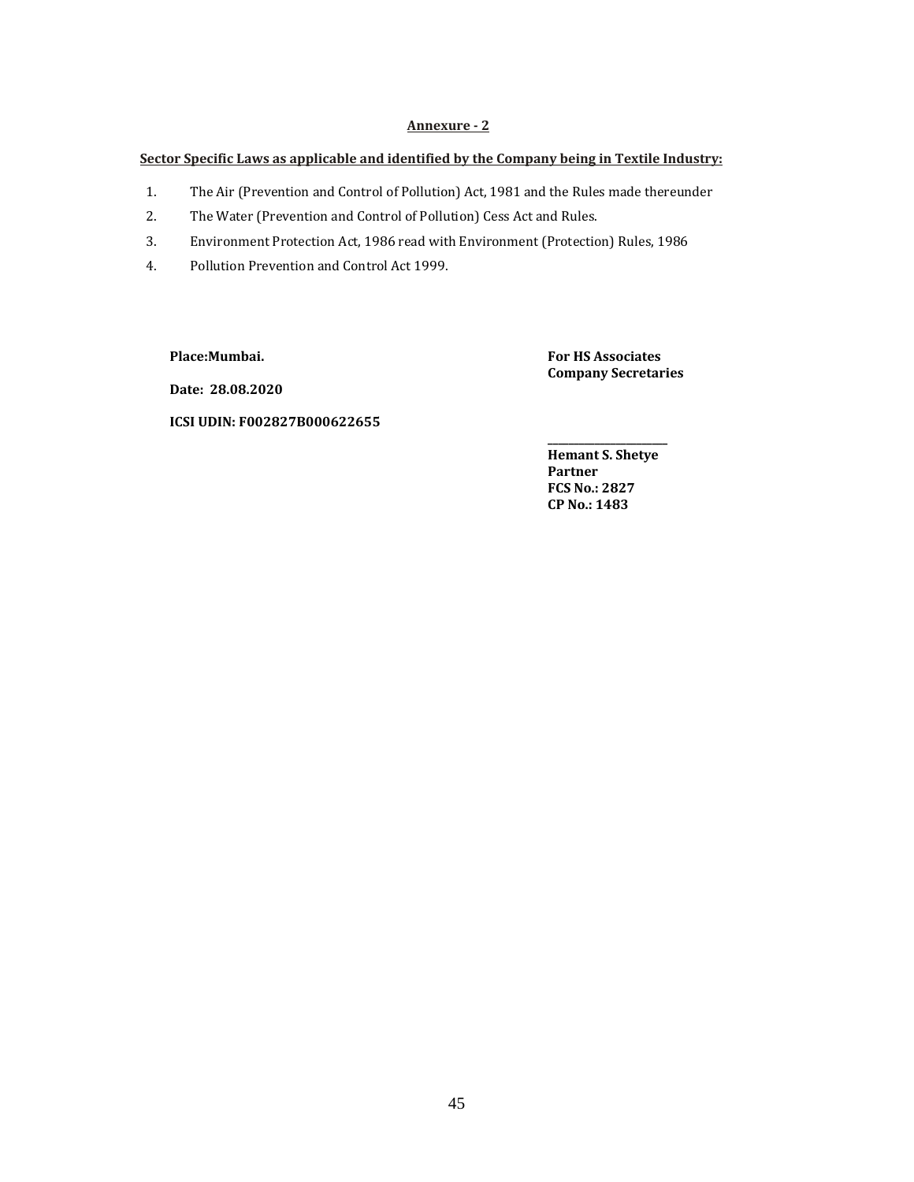## Annexure - 2

**Sector Specific Laws as applicable and identified by the Company being in Textile Industry:**

1. The Air (Prevention and Control of Pollution) Act, 1981 and the Rules made thereunder
2. The Water (Prevention and Control of Pollution) Cess Act and Rules.
3. Environment Protection Act, 1986 read with Environment (Protection) Rules, 1986
4. Pollution Prevention and Control Act 1999.

**Place:Mumbai.**

**Date: 28.08.2020**

**ICSI UDIN: F002827B000622655**

**For HS Associates**
**Company Secretaries**

______________________

**Hemant S. Shetye**
**Partner**
**FCS No.: 2827**
**CP No.: 1483**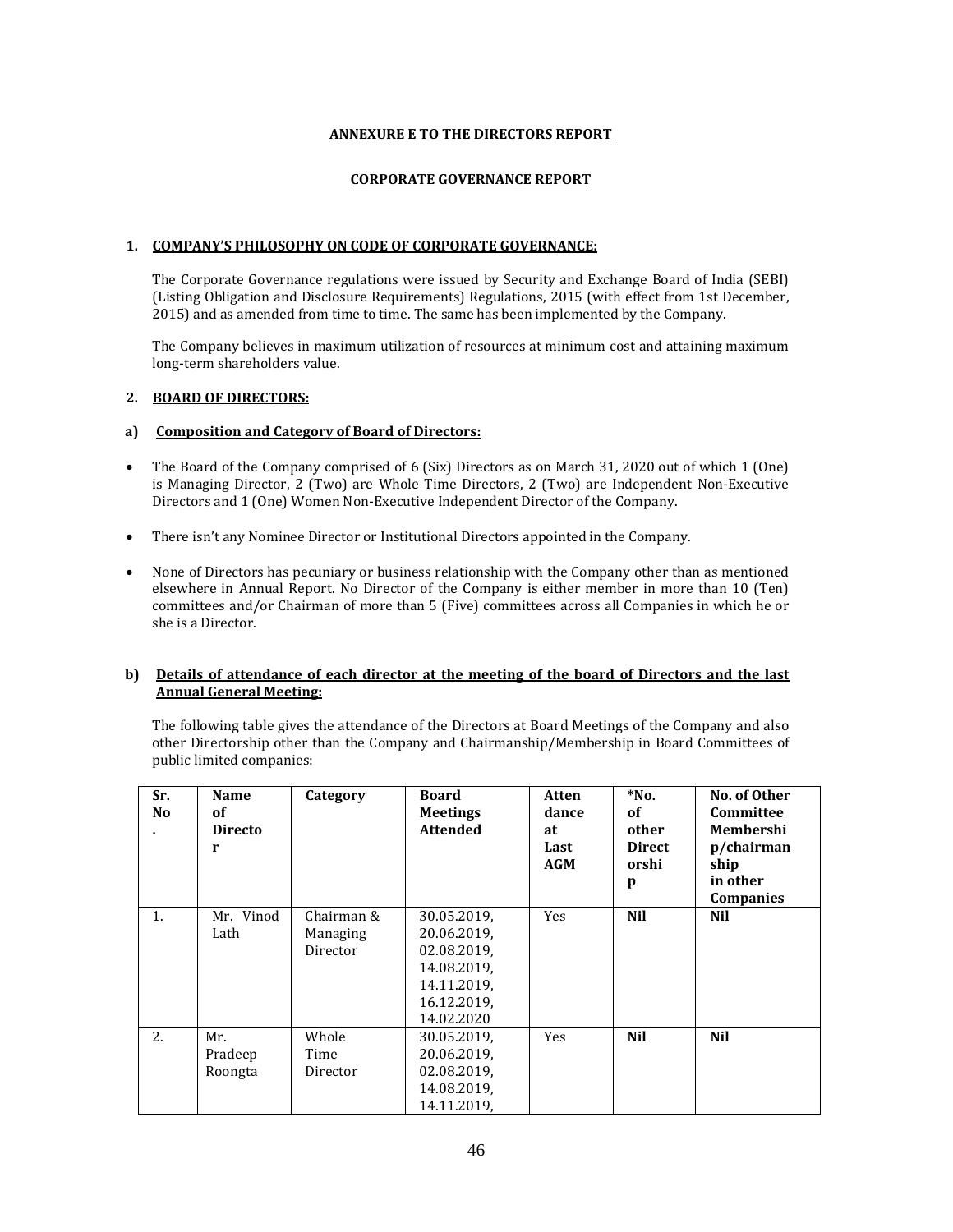**ANNEXURE E TO THE DIRECTORS REPORT**

**CORPORATE GOVERNANCE REPORT**

## 1. COMPANY'S PHILOSOPHY ON CODE OF CORPORATE GOVERNANCE:

The Corporate Governance regulations were issued by Security and Exchange Board of India (SEBI) (Listing Obligation and Disclosure Requirements) Regulations, 2015 (with effect from 1st December, 2015) and as amended from time to time. The same has been implemented by the Company.

The Company believes in maximum utilization of resources at minimum cost and attaining maximum long-term shareholders value.

## 2. BOARD OF DIRECTORS:

### a) Composition and Category of Board of Directors:

- The Board of the Company comprised of 6 (Six) Directors as on March 31, 2020 out of which 1 (One) is Managing Director, 2 (Two) are Whole Time Directors, 2 (Two) are Independent Non-Executive Directors and 1 (One) Women Non-Executive Independent Director of the Company.
- There isn't any Nominee Director or Institutional Directors appointed in the Company.
- None of Directors has pecuniary or business relationship with the Company other than as mentioned elsewhere in Annual Report. No Director of the Company is either member in more than 10 (Ten) committees and/or Chairman of more than 5 (Five) committees across all Companies in which he or she is a Director.

### b) Details of attendance of each director at the meeting of the board of Directors and the last Annual General Meeting:

The following table gives the attendance of the Directors at Board Meetings of the Company and also other Directorship other than the Company and Chairmanship/Membership in Board Committees of public limited companies:

| Sr. No. | Name of Director | Category | Board Meetings Attended | Attendance at Last AGM | *No. of other Directorship | No. of Other Committee Membership/chairmanship in other Companies |
|---|---|---|---|---|---|---|
| 1. | Mr. Vinod Lath | Chairman & Managing Director | 30.05.2019, 20.06.2019, 02.08.2019, 14.08.2019, 14.11.2019, 16.12.2019, 14.02.2020 | Yes | **Nil** | **Nil** |
| 2. | Mr. Pradeep Roongta | Whole Time Director | 30.05.2019, 20.06.2019, 02.08.2019, 14.08.2019, 14.11.2019, | Yes | **Nil** | **Nil** |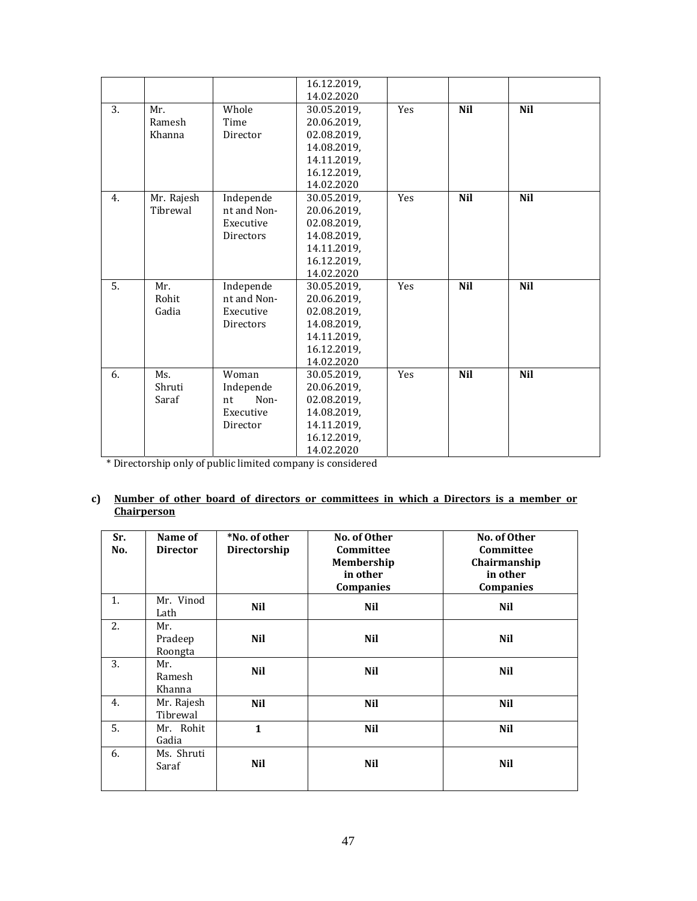|  |  |  | 16.12.2019, 14.02.2020 |  |  |  |
|---|---|---|---|---|---|---|
| 3. | Mr. Ramesh Khanna | Whole Time Director | 30.05.2019, 20.06.2019, 02.08.2019, 14.08.2019, 14.11.2019, 16.12.2019, 14.02.2020 | Yes | **Nil** | **Nil** |
| 4. | Mr. Rajesh Tibrewal | Independent and Non-Executive Directors | 30.05.2019, 20.06.2019, 02.08.2019, 14.08.2019, 14.11.2019, 16.12.2019, 14.02.2020 | Yes | **Nil** | **Nil** |
| 5. | Mr. Rohit Gadia | Independent and Non-Executive Directors | 30.05.2019, 20.06.2019, 02.08.2019, 14.08.2019, 14.11.2019, 16.12.2019, 14.02.2020 | Yes | **Nil** | **Nil** |
| 6. | Ms. Shruti Saraf | Woman Independent Non-Executive Director | 30.05.2019, 20.06.2019, 02.08.2019, 14.08.2019, 14.11.2019, 16.12.2019, 14.02.2020 | Yes | **Nil** | **Nil** |

\* Directorship only of public limited company is considered

**c) <u>Number of other board of directors or committees in which a Directors is a member or Chairperson</u>**

| Sr. No. | Name of Director | *No. of other Directorship | No. of Other Committee Membership in other Companies | No. of Other Committee Chairmanship in other Companies |
|---|---|---|---|---|
| 1. | Mr. Vinod Lath | **Nil** | **Nil** | **Nil** |
| 2. | Mr. Pradeep Roongta | **Nil** | **Nil** | **Nil** |
| 3. | Mr. Ramesh Khanna | **Nil** | **Nil** | **Nil** |
| 4. | Mr. Rajesh Tibrewal | **Nil** | **Nil** | **Nil** |
| 5. | Mr. Rohit Gadia | **1** | **Nil** | **Nil** |
| 6. | Ms. Shruti Saraf | **Nil** | **Nil** | **Nil** |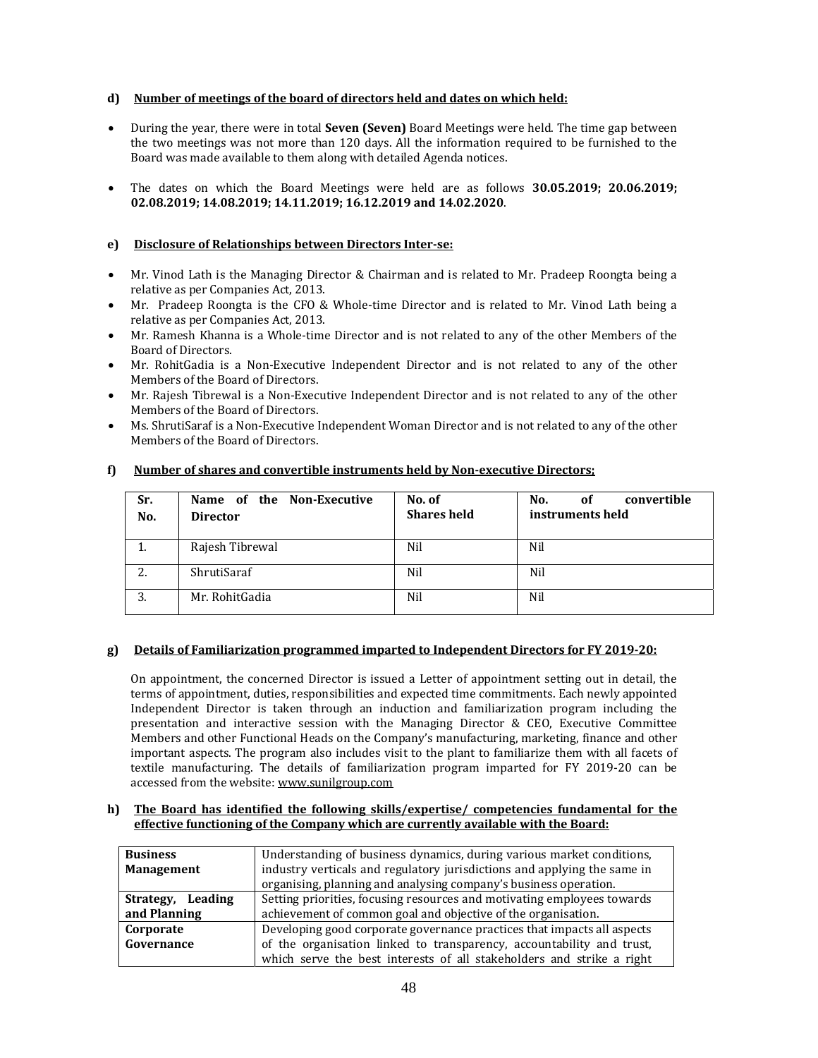**d) <u>Number of meetings of the board of directors held and dates on which held:</u>**

- During the year, there were in total **Seven (Seven)** Board Meetings were held. The time gap between the two meetings was not more than 120 days. All the information required to be furnished to the Board was made available to them along with detailed Agenda notices.

- The dates on which the Board Meetings were held are as follows **30.05.2019; 20.06.2019; 02.08.2019; 14.08.2019; 14.11.2019; 16.12.2019 and 14.02.2020**.

**e) <u>Disclosure of Relationships between Directors Inter-se:</u>**

- Mr. Vinod Lath is the Managing Director & Chairman and is related to Mr. Pradeep Roongta being a relative as per Companies Act, 2013.
- Mr. Pradeep Roongta is the CFO & Whole-time Director and is related to Mr. Vinod Lath being a relative as per Companies Act, 2013.
- Mr. Ramesh Khanna is a Whole-time Director and is not related to any of the other Members of the Board of Directors.
- Mr. RohitGadia is a Non-Executive Independent Director and is not related to any of the other Members of the Board of Directors.
- Mr. Rajesh Tibrewal is a Non-Executive Independent Director and is not related to any of the other Members of the Board of Directors.
- Ms. ShrutiSaraf is a Non-Executive Independent Woman Director and is not related to any of the other Members of the Board of Directors.

**f) <u>Number of shares and convertible instruments held by Non-executive Directors;</u>**

| Sr. No. | Name of the Non-Executive Director | No. of Shares held | No. of convertible instruments held |
|---|---|---|---|
| 1. | Rajesh Tibrewal | Nil | Nil |
| 2. | ShrutiSaraf | Nil | Nil |
| 3. | Mr. RohitGadia | Nil | Nil |

**g) <u>Details of Familiarization programmed imparted to Independent Directors for FY 2019-20:</u>**

On appointment, the concerned Director is issued a Letter of appointment setting out in detail, the terms of appointment, duties, responsibilities and expected time commitments. Each newly appointed Independent Director is taken through an induction and familiarization program including the presentation and interactive session with the Managing Director & CEO, Executive Committee Members and other Functional Heads on the Company's manufacturing, marketing, finance and other important aspects. The program also includes visit to the plant to familiarize them with all facets of textile manufacturing. The details of familiarization program imparted for FY 2019-20 can be accessed from the website: www.sunilgroup.com

**h) <u>The Board has identified the following skills/expertise/ competencies fundamental for the effective functioning of the Company which are currently available with the Board:</u>**

| | |
|---|---|
| **Business Management** | Understanding of business dynamics, during various market conditions, industry verticals and regulatory jurisdictions and applying the same in organising, planning and analysing company's business operation. |
| **Strategy, Leading and Planning** | Setting priorities, focusing resources and motivating employees towards achievement of common goal and objective of the organisation. |
| **Corporate Governance** | Developing good corporate governance practices that impacts all aspects of the organisation linked to transparency, accountability and trust, which serve the best interests of all stakeholders and strike a right |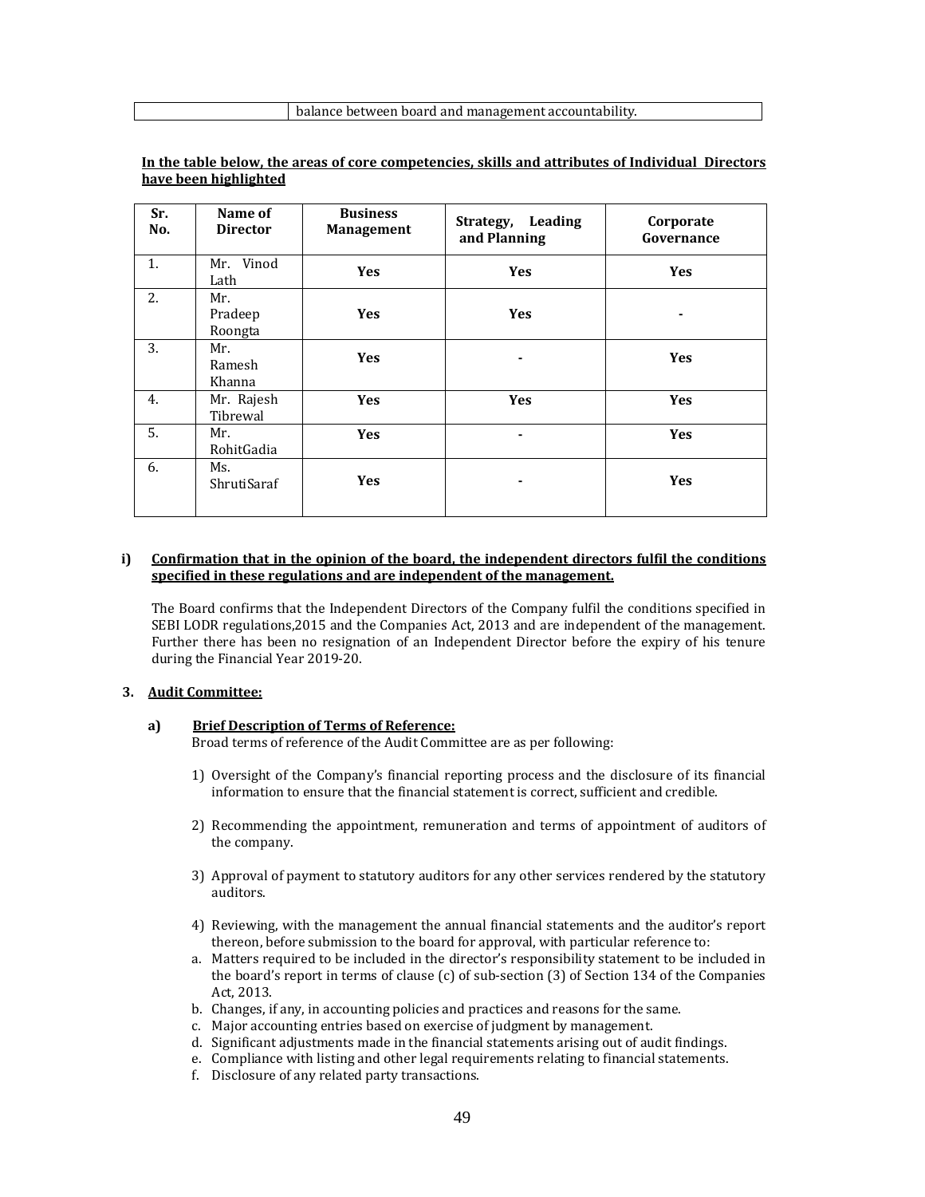| | balance between board and management accountability. |
|---|---|

**In the table below, the areas of core competencies, skills and attributes of Individual Directors have been highlighted**

| Sr. No. | Name of Director | Business Management | Strategy, Leading and Planning | Corporate Governance |
|---|---|---|---|---|
| 1. | Mr. Vinod Lath | **Yes** | **Yes** | **Yes** |
| 2. | Mr. Pradeep Roongta | **Yes** | **Yes** | **-** |
| 3. | Mr. Ramesh Khanna | **Yes** | **-** | **Yes** |
| 4. | Mr. Rajesh Tibrewal | **Yes** | **Yes** | **Yes** |
| 5. | Mr. RohitGadia | **Yes** | **-** | **Yes** |
| 6. | Ms. ShrutiSaraf | **Yes** | **-** | **Yes** |

**i) Confirmation that in the opinion of the board, the independent directors fulfil the conditions specified in these regulations and are independent of the management.**

The Board confirms that the Independent Directors of the Company fulfil the conditions specified in SEBI LODR regulations,2015 and the Companies Act, 2013 and are independent of the management. Further there has been no resignation of an Independent Director before the expiry of his tenure during the Financial Year 2019-20.

**3. Audit Committee:**

**a) Brief Description of Terms of Reference:**

Broad terms of reference of the Audit Committee are as per following:

1) Oversight of the Company's financial reporting process and the disclosure of its financial information to ensure that the financial statement is correct, sufficient and credible.

2) Recommending the appointment, remuneration and terms of appointment of auditors of the company.

3) Approval of payment to statutory auditors for any other services rendered by the statutory auditors.

4) Reviewing, with the management the annual financial statements and the auditor's report thereon, before submission to the board for approval, with particular reference to:

a. Matters required to be included in the director's responsibility statement to be included in the board's report in terms of clause (c) of sub-section (3) of Section 134 of the Companies Act, 2013.
b. Changes, if any, in accounting policies and practices and reasons for the same.
c. Major accounting entries based on exercise of judgment by management.
d. Significant adjustments made in the financial statements arising out of audit findings.
e. Compliance with listing and other legal requirements relating to financial statements.
f. Disclosure of any related party transactions.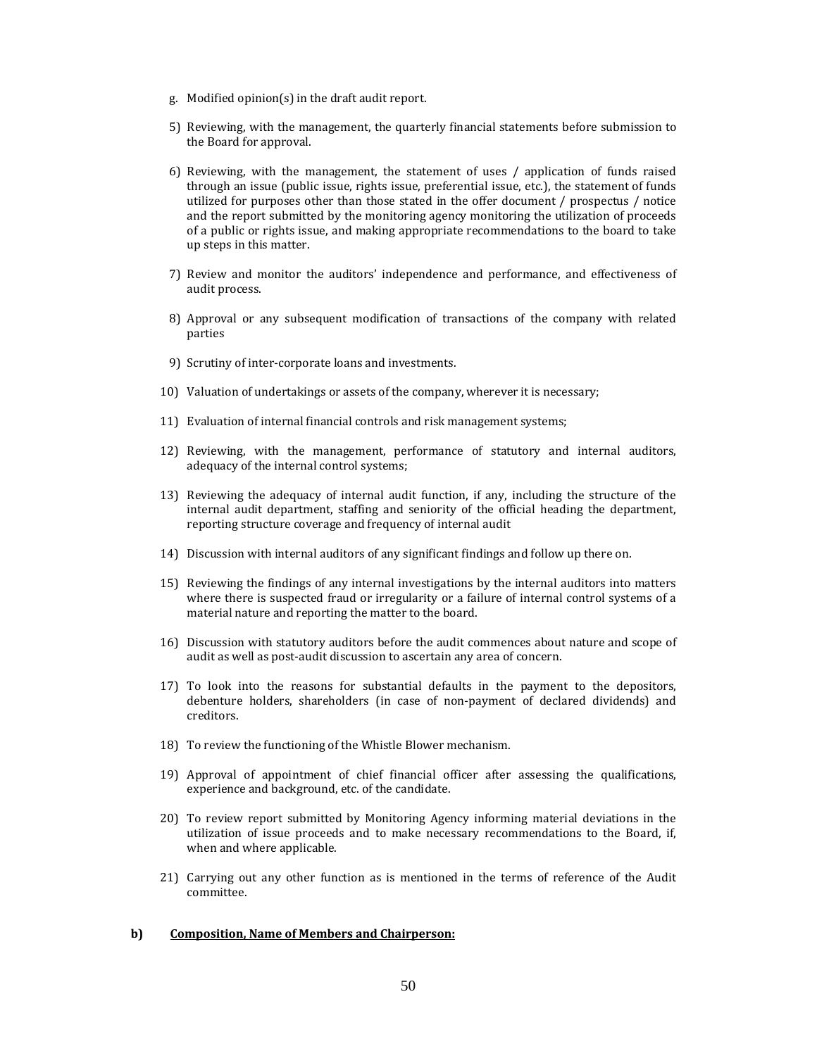g. Modified opinion(s) in the draft audit report.

5) Reviewing, with the management, the quarterly financial statements before submission to the Board for approval.

6) Reviewing, with the management, the statement of uses / application of funds raised through an issue (public issue, rights issue, preferential issue, etc.), the statement of funds utilized for purposes other than those stated in the offer document / prospectus / notice and the report submitted by the monitoring agency monitoring the utilization of proceeds of a public or rights issue, and making appropriate recommendations to the board to take up steps in this matter.

7) Review and monitor the auditors' independence and performance, and effectiveness of audit process.

8) Approval or any subsequent modification of transactions of the company with related parties

9) Scrutiny of inter-corporate loans and investments.

10) Valuation of undertakings or assets of the company, wherever it is necessary;

11) Evaluation of internal financial controls and risk management systems;

12) Reviewing, with the management, performance of statutory and internal auditors, adequacy of the internal control systems;

13) Reviewing the adequacy of internal audit function, if any, including the structure of the internal audit department, staffing and seniority of the official heading the department, reporting structure coverage and frequency of internal audit

14) Discussion with internal auditors of any significant findings and follow up there on.

15) Reviewing the findings of any internal investigations by the internal auditors into matters where there is suspected fraud or irregularity or a failure of internal control systems of a material nature and reporting the matter to the board.

16) Discussion with statutory auditors before the audit commences about nature and scope of audit as well as post-audit discussion to ascertain any area of concern.

17) To look into the reasons for substantial defaults in the payment to the depositors, debenture holders, shareholders (in case of non-payment of declared dividends) and creditors.

18) To review the functioning of the Whistle Blower mechanism.

19) Approval of appointment of chief financial officer after assessing the qualifications, experience and background, etc. of the candidate.

20) To review report submitted by Monitoring Agency informing material deviations in the utilization of issue proceeds and to make necessary recommendations to the Board, if, when and where applicable.

21) Carrying out any other function as is mentioned in the terms of reference of the Audit committee.

**b) <u>Composition, Name of Members and Chairperson:</u>**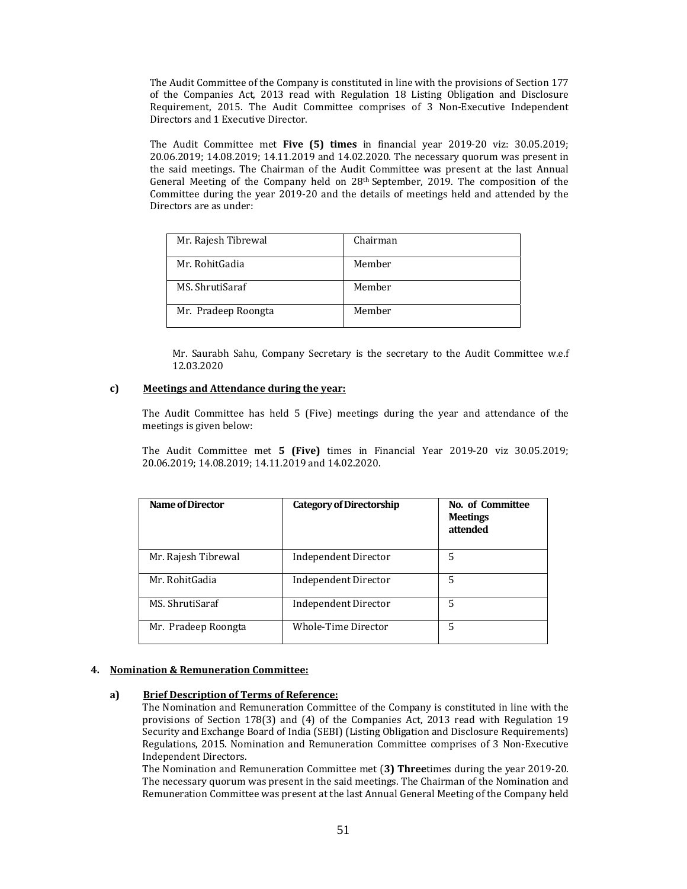The Audit Committee of the Company is constituted in line with the provisions of Section 177 of the Companies Act, 2013 read with Regulation 18 Listing Obligation and Disclosure Requirement, 2015. The Audit Committee comprises of 3 Non-Executive Independent Directors and 1 Executive Director.

The Audit Committee met **Five (5) times** in financial year 2019-20 viz: 30.05.2019; 20.06.2019; 14.08.2019; 14.11.2019 and 14.02.2020. The necessary quorum was present in the said meetings. The Chairman of the Audit Committee was present at the last Annual General Meeting of the Company held on 28th September, 2019. The composition of the Committee during the year 2019-20 and the details of meetings held and attended by the Directors are as under:

| | |
|---|---|
| Mr. Rajesh Tibrewal | Chairman |
| Mr. RohitGadia | Member |
| MS. ShrutiSaraf | Member |
| Mr. Pradeep Roongta | Member |

Mr. Saurabh Sahu, Company Secretary is the secretary to the Audit Committee w.e.f 12.03.2020

**c) Meetings and Attendance during the year:**

The Audit Committee has held 5 (Five) meetings during the year and attendance of the meetings is given below:

The Audit Committee met **5 (Five)** times in Financial Year 2019-20 viz 30.05.2019; 20.06.2019; 14.08.2019; 14.11.2019 and 14.02.2020.

| Name of Director | Category of Directorship | No. of Committee Meetings attended |
|---|---|---|
| Mr. Rajesh Tibrewal | Independent Director | 5 |
| Mr. RohitGadia | Independent Director | 5 |
| MS. ShrutiSaraf | Independent Director | 5 |
| Mr. Pradeep Roongta | Whole-Time Director | 5 |

## 4. Nomination & Remuneration Committee:

**a) Brief Description of Terms of Reference:**

The Nomination and Remuneration Committee of the Company is constituted in line with the provisions of Section 178(3) and (4) of the Companies Act, 2013 read with Regulation 19 Security and Exchange Board of India (SEBI) (Listing Obligation and Disclosure Requirements) Regulations, 2015. Nomination and Remuneration Committee comprises of 3 Non-Executive Independent Directors.

The Nomination and Remuneration Committee met (**3) Three**times during the year 2019-20. The necessary quorum was present in the said meetings. The Chairman of the Nomination and Remuneration Committee was present at the last Annual General Meeting of the Company held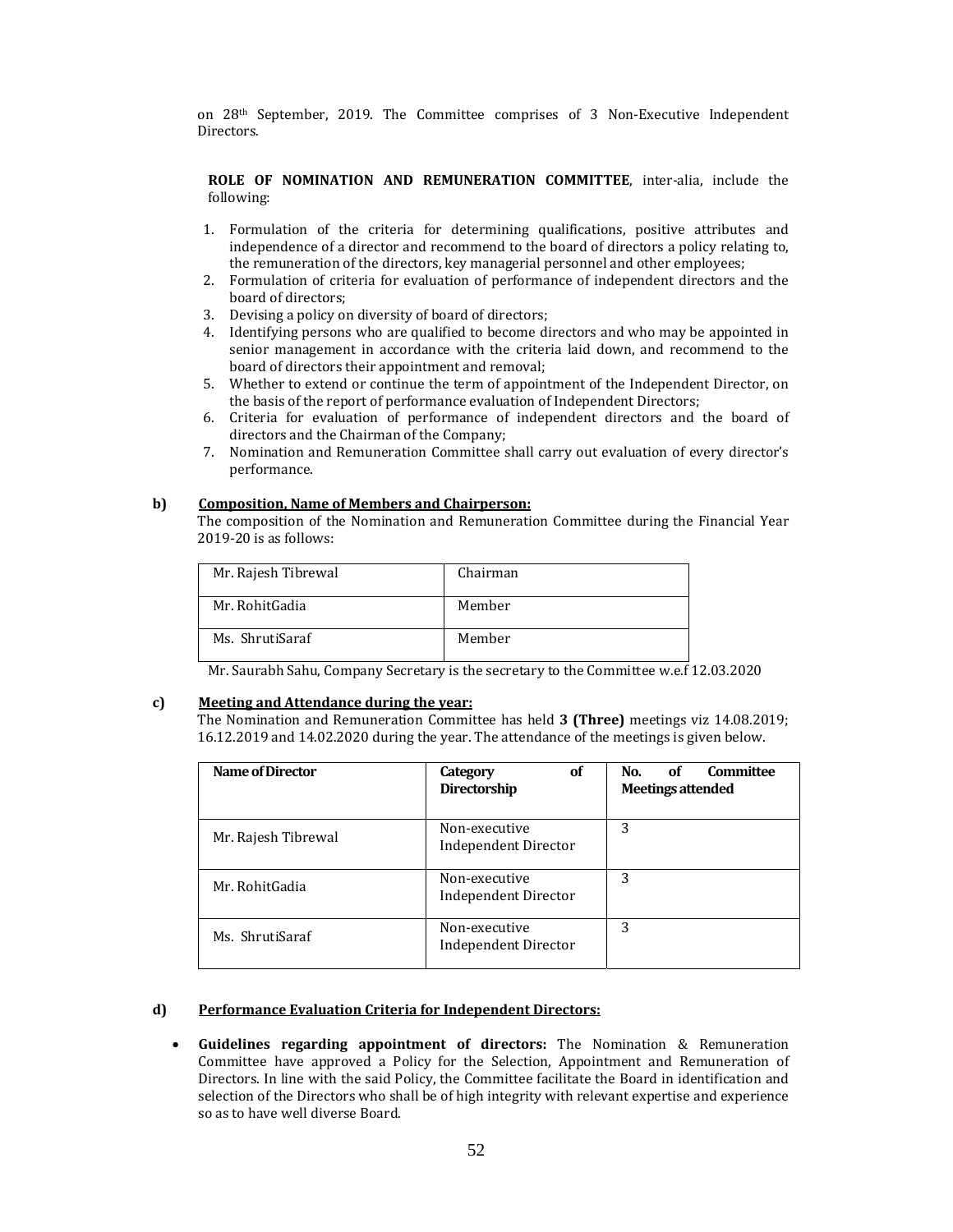on 28th September, 2019. The Committee comprises of 3 Non-Executive Independent Directors.

**ROLE OF NOMINATION AND REMUNERATION COMMITTEE**, inter-alia, include the following:

1. Formulation of the criteria for determining qualifications, positive attributes and independence of a director and recommend to the board of directors a policy relating to, the remuneration of the directors, key managerial personnel and other employees;
2. Formulation of criteria for evaluation of performance of independent directors and the board of directors;
3. Devising a policy on diversity of board of directors;
4. Identifying persons who are qualified to become directors and who may be appointed in senior management in accordance with the criteria laid down, and recommend to the board of directors their appointment and removal;
5. Whether to extend or continue the term of appointment of the Independent Director, on the basis of the report of performance evaluation of Independent Directors;
6. Criteria for evaluation of performance of independent directors and the board of directors and the Chairman of the Company;
7. Nomination and Remuneration Committee shall carry out evaluation of every director's performance.

**b) Composition, Name of Members and Chairperson:**

The composition of the Nomination and Remuneration Committee during the Financial Year 2019-20 is as follows:

| | |
|---|---|
| Mr. Rajesh Tibrewal | Chairman |
| Mr. RohitGadia | Member |
| Ms. ShrutiSaraf | Member |

Mr. Saurabh Sahu, Company Secretary is the secretary to the Committee w.e.f 12.03.2020

**c) Meeting and Attendance during the year:**

The Nomination and Remuneration Committee has held **3 (Three)** meetings viz 14.08.2019; 16.12.2019 and 14.02.2020 during the year. The attendance of the meetings is given below.

| Name of Director | Category of Directorship | No. of Committee Meetings attended |
|---|---|---|
| Mr. Rajesh Tibrewal | Non-executive Independent Director | 3 |
| Mr. RohitGadia | Non-executive Independent Director | 3 |
| Ms. ShrutiSaraf | Non-executive Independent Director | 3 |

**d) Performance Evaluation Criteria for Independent Directors:**

- **Guidelines regarding appointment of directors:** The Nomination & Remuneration Committee have approved a Policy for the Selection, Appointment and Remuneration of Directors. In line with the said Policy, the Committee facilitate the Board in identification and selection of the Directors who shall be of high integrity with relevant expertise and experience so as to have well diverse Board.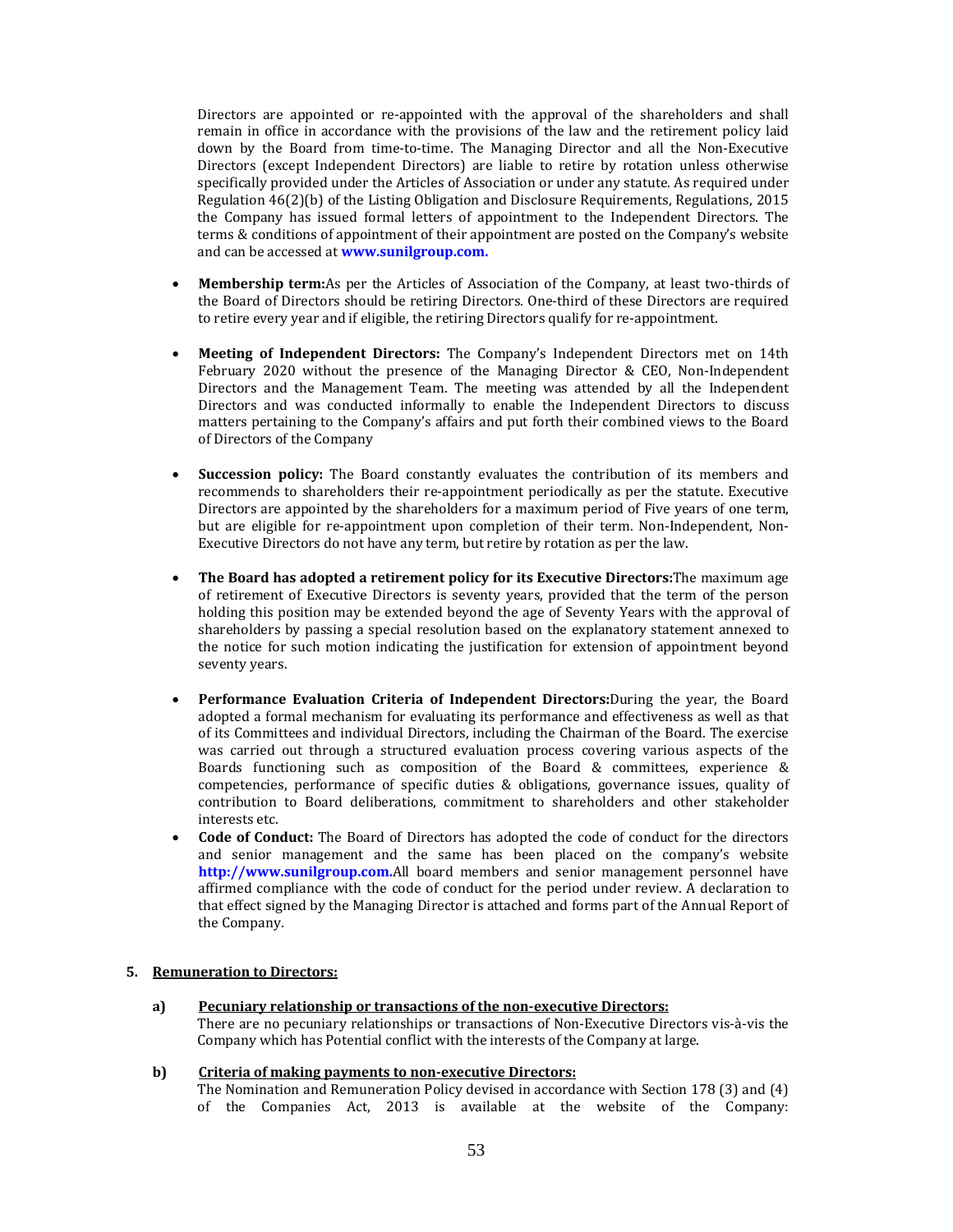Directors are appointed or re-appointed with the approval of the shareholders and shall remain in office in accordance with the provisions of the law and the retirement policy laid down by the Board from time-to-time. The Managing Director and all the Non-Executive Directors (except Independent Directors) are liable to retire by rotation unless otherwise specifically provided under the Articles of Association or under any statute. As required under Regulation 46(2)(b) of the Listing Obligation and Disclosure Requirements, Regulations, 2015 the Company has issued formal letters of appointment to the Independent Directors. The terms & conditions of appointment of their appointment are posted on the Company's website and can be accessed at **www.sunilgroup.com.**

- **Membership term:**As per the Articles of Association of the Company, at least two-thirds of the Board of Directors should be retiring Directors. One-third of these Directors are required to retire every year and if eligible, the retiring Directors qualify for re-appointment.

- **Meeting of Independent Directors:** The Company's Independent Directors met on 14th February 2020 without the presence of the Managing Director & CEO, Non-Independent Directors and the Management Team. The meeting was attended by all the Independent Directors and was conducted informally to enable the Independent Directors to discuss matters pertaining to the Company's affairs and put forth their combined views to the Board of Directors of the Company

- **Succession policy:** The Board constantly evaluates the contribution of its members and recommends to shareholders their re-appointment periodically as per the statute. Executive Directors are appointed by the shareholders for a maximum period of Five years of one term, but are eligible for re-appointment upon completion of their term. Non-Independent, Non-Executive Directors do not have any term, but retire by rotation as per the law.

- **The Board has adopted a retirement policy for its Executive Directors:**The maximum age of retirement of Executive Directors is seventy years, provided that the term of the person holding this position may be extended beyond the age of Seventy Years with the approval of shareholders by passing a special resolution based on the explanatory statement annexed to the notice for such motion indicating the justification for extension of appointment beyond seventy years.

- **Performance Evaluation Criteria of Independent Directors:**During the year, the Board adopted a formal mechanism for evaluating its performance and effectiveness as well as that of its Committees and individual Directors, including the Chairman of the Board. The exercise was carried out through a structured evaluation process covering various aspects of the Boards functioning such as composition of the Board & committees, experience & competencies, performance of specific duties & obligations, governance issues, quality of contribution to Board deliberations, commitment to shareholders and other stakeholder interests etc.
- **Code of Conduct:** The Board of Directors has adopted the code of conduct for the directors and senior management and the same has been placed on the company's website **http://www.sunilgroup.com.**All board members and senior management personnel have affirmed compliance with the code of conduct for the period under review. A declaration to that effect signed by the Managing Director is attached and forms part of the Annual Report of the Company.

## 5. Remuneration to Directors:

**a) Pecuniary relationship or transactions of the non-executive Directors:**

There are no pecuniary relationships or transactions of Non-Executive Directors vis-à-vis the Company which has Potential conflict with the interests of the Company at large.

**b) Criteria of making payments to non-executive Directors:**

The Nomination and Remuneration Policy devised in accordance with Section 178 (3) and (4) of the Companies Act, 2013 is available at the website of the Company: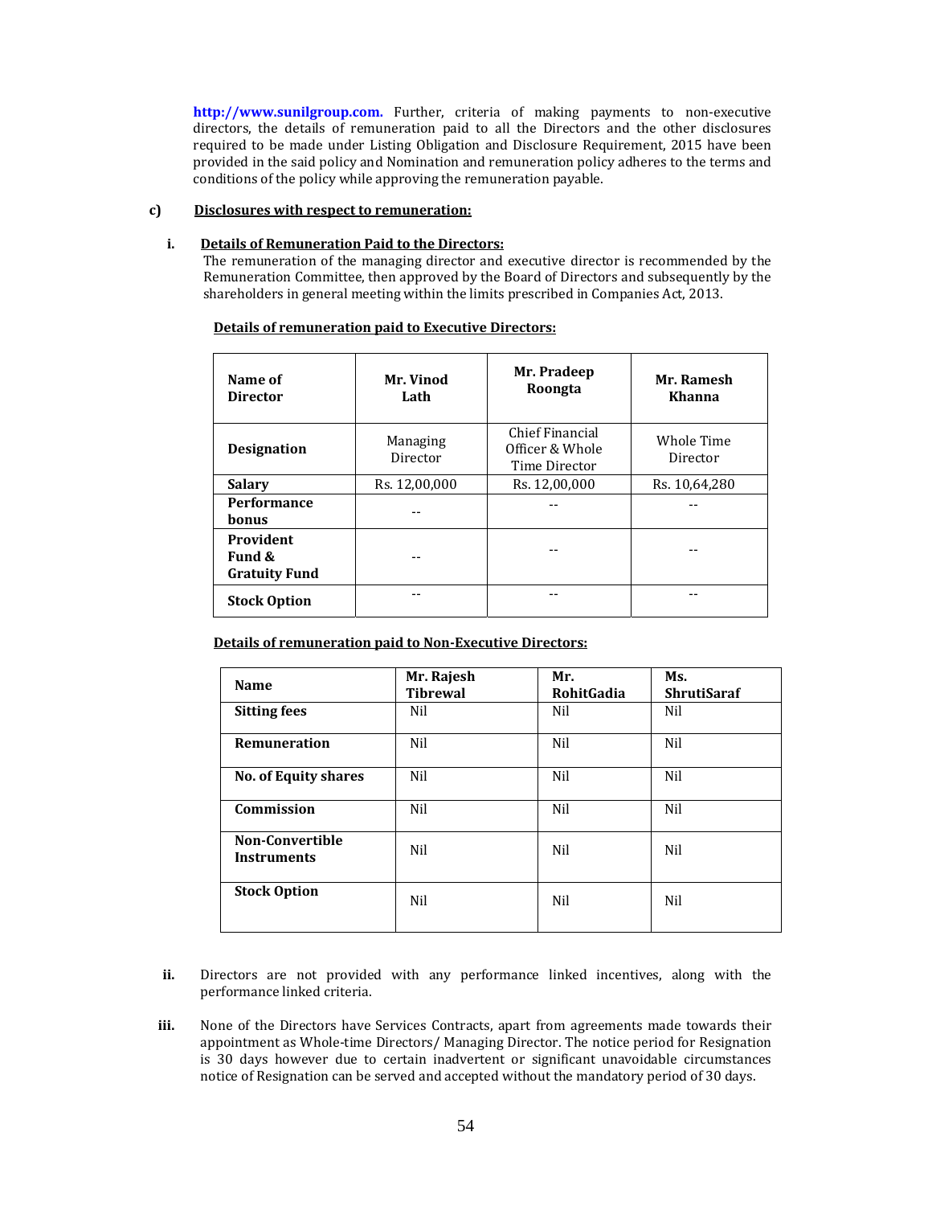**http://www.sunilgroup.com.** Further, criteria of making payments to non-executive directors, the details of remuneration paid to all the Directors and the other disclosures required to be made under Listing Obligation and Disclosure Requirement, 2015 have been provided in the said policy and Nomination and remuneration policy adheres to the terms and conditions of the policy while approving the remuneration payable.

**c) Disclosures with respect to remuneration:**

**i. Details of Remuneration Paid to the Directors:**

The remuneration of the managing director and executive director is recommended by the Remuneration Committee, then approved by the Board of Directors and subsequently by the shareholders in general meeting within the limits prescribed in Companies Act, 2013.

**Details of remuneration paid to Executive Directors:**

| Name of Director | Mr. Vinod Lath | Mr. Pradeep Roongta | Mr. Ramesh Khanna |
|---|---|---|---|
| **Designation** | Managing Director | Chief Financial Officer & Whole Time Director | Whole Time Director |
| **Salary** | Rs. 12,00,000 | Rs. 12,00,000 | Rs. 10,64,280 |
| **Performance bonus** | -- | -- | -- |
| **Provident Fund & Gratuity Fund** | -- | -- | -- |
| **Stock Option** | -- | -- | -- |

**Details of remuneration paid to Non-Executive Directors:**

| Name | Mr. Rajesh Tibrewal | Mr. RohitGadia | Ms. ShrutiSaraf |
|---|---|---|---|
| **Sitting fees** | Nil | Nil | Nil |
| **Remuneration** | Nil | Nil | Nil |
| **No. of Equity shares** | Nil | Nil | Nil |
| **Commission** | Nil | Nil | Nil |
| **Non-Convertible Instruments** | Nil | Nil | Nil |
| **Stock Option** | Nil | Nil | Nil |

**ii.** Directors are not provided with any performance linked incentives, along with the performance linked criteria.

**iii.** None of the Directors have Services Contracts, apart from agreements made towards their appointment as Whole-time Directors/ Managing Director. The notice period for Resignation is 30 days however due to certain inadvertent or significant unavoidable circumstances notice of Resignation can be served and accepted without the mandatory period of 30 days.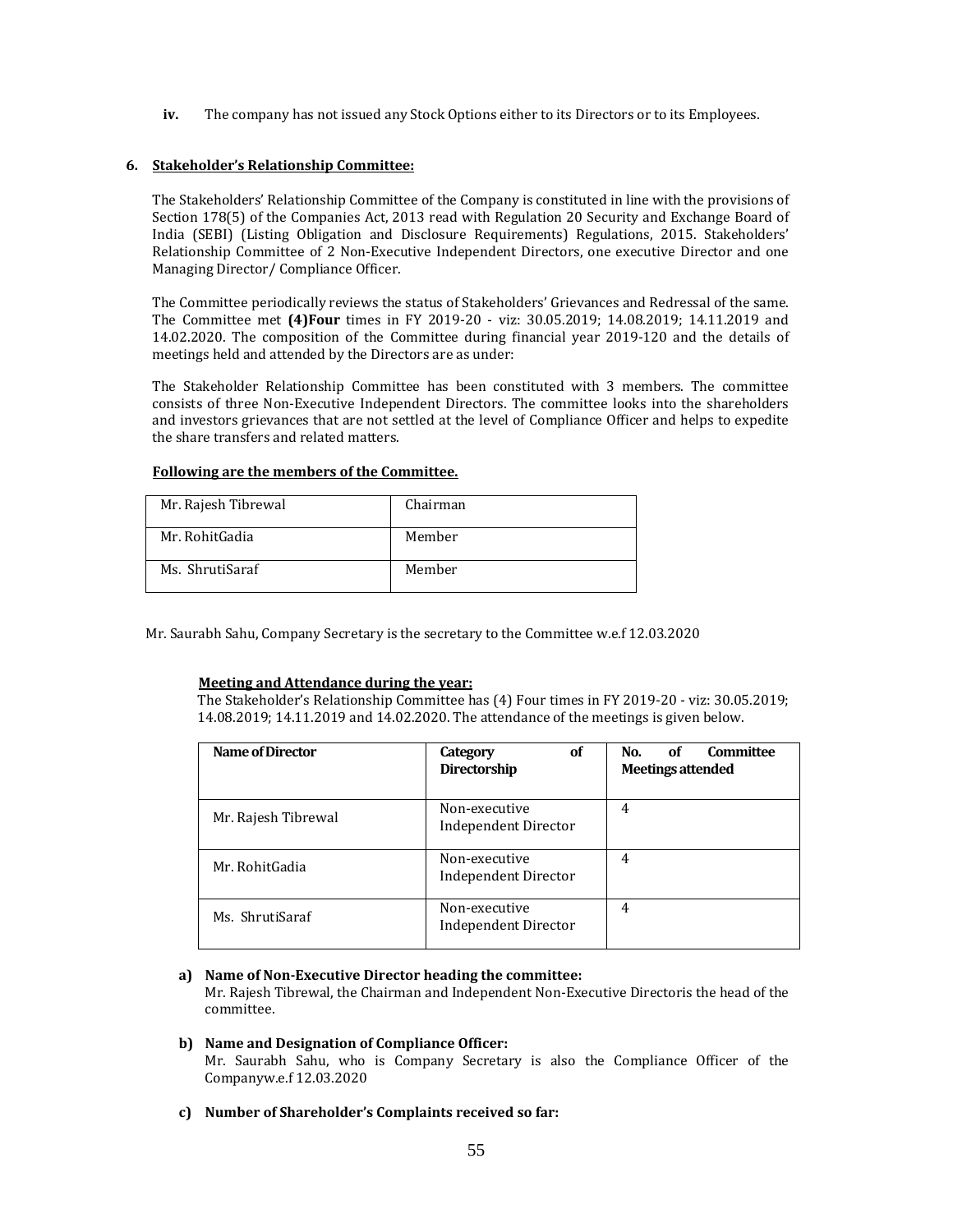**iv.** The company has not issued any Stock Options either to its Directors or to its Employees.

**6. Stakeholder's Relationship Committee:**

The Stakeholders' Relationship Committee of the Company is constituted in line with the provisions of Section 178(5) of the Companies Act, 2013 read with Regulation 20 Security and Exchange Board of India (SEBI) (Listing Obligation and Disclosure Requirements) Regulations, 2015. Stakeholders' Relationship Committee of 2 Non-Executive Independent Directors, one executive Director and one Managing Director/ Compliance Officer.

The Committee periodically reviews the status of Stakeholders' Grievances and Redressal of the same. The Committee met **(4)Four** times in FY 2019-20 - viz: 30.05.2019; 14.08.2019; 14.11.2019 and 14.02.2020. The composition of the Committee during financial year 2019-120 and the details of meetings held and attended by the Directors are as under:

The Stakeholder Relationship Committee has been constituted with 3 members. The committee consists of three Non-Executive Independent Directors. The committee looks into the shareholders and investors grievances that are not settled at the level of Compliance Officer and helps to expedite the share transfers and related matters.

**Following are the members of the Committee.**

| Mr. Rajesh Tibrewal | Chairman |
|---|---|
| Mr. RohitGadia | Member |
| Ms. ShrutiSaraf | Member |

Mr. Saurabh Sahu, Company Secretary is the secretary to the Committee w.e.f 12.03.2020

**Meeting and Attendance during the year:**

The Stakeholder's Relationship Committee has (4) Four times in FY 2019-20 - viz: 30.05.2019; 14.08.2019; 14.11.2019 and 14.02.2020. The attendance of the meetings is given below.

| Name of Director | Category of Directorship | No. of Committee Meetings attended |
|---|---|---|
| Mr. Rajesh Tibrewal | Non-executive Independent Director | 4 |
| Mr. RohitGadia | Non-executive Independent Director | 4 |
| Ms. ShrutiSaraf | Non-executive Independent Director | 4 |

**a) Name of Non-Executive Director heading the committee:**
Mr. Rajesh Tibrewal, the Chairman and Independent Non-Executive Directoris the head of the committee.

**b) Name and Designation of Compliance Officer:**
Mr. Saurabh Sahu, who is Company Secretary is also the Compliance Officer of the Companyw.e.f 12.03.2020

**c) Number of Shareholder's Complaints received so far:**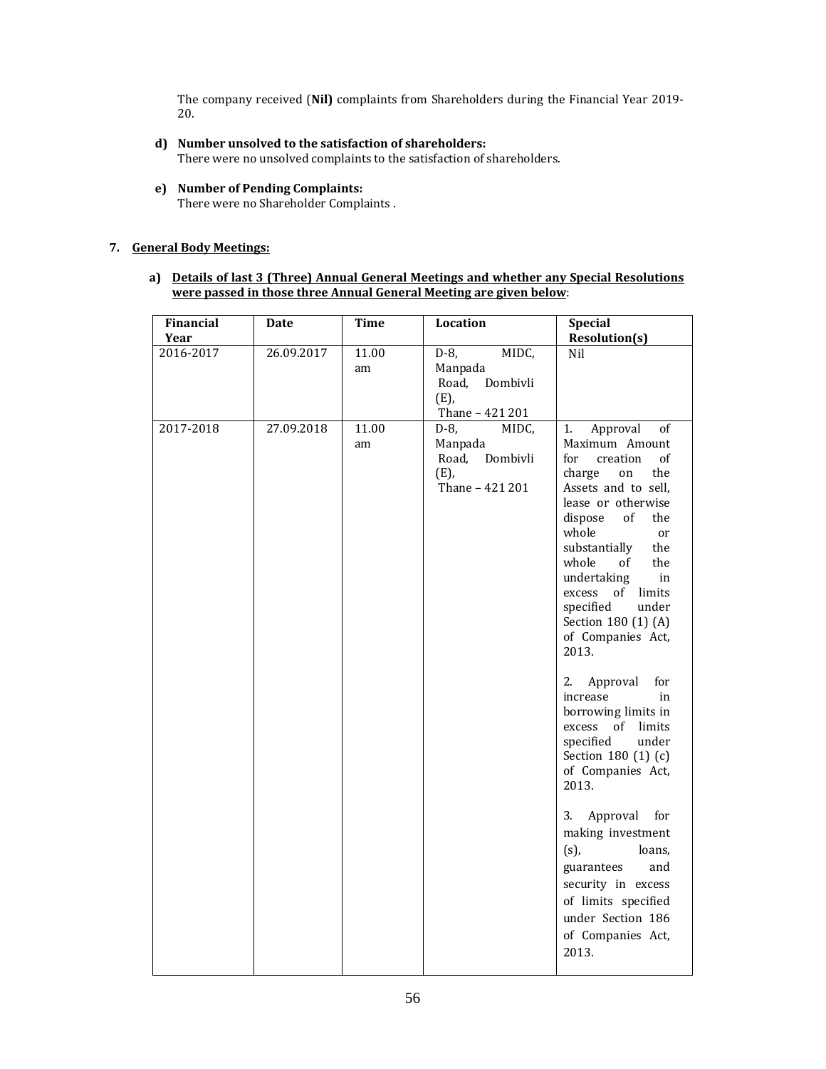The company received (**Nil)** complaints from Shareholders during the Financial Year 2019-20.

**d) Number unsolved to the satisfaction of shareholders:**
There were no unsolved complaints to the satisfaction of shareholders.

**e) Number of Pending Complaints:**
There were no Shareholder Complaints .

**7. General Body Meetings:**

**a) Details of last 3 (Three) Annual General Meetings and whether any Special Resolutions were passed in those three Annual General Meeting are given below**:

| Financial Year | Date | Time | Location | Special Resolution(s) |
|---|---|---|---|---|
| 2016-2017 | 26.09.2017 | 11.00 am | D-8, MIDC, Manpada Road, Dombivli (E), Thane – 421 201 | Nil |
| 2017-2018 | 27.09.2018 | 11.00 am | D-8, MIDC, Manpada Road, Dombivli (E), Thane – 421 201 | 1. Approval of Maximum Amount for creation of charge on the Assets and to sell, lease or otherwise dispose of the whole or substantially the whole of the undertaking in excess of limits specified under Section 180 (1) (A) of Companies Act, 2013.<br><br>2. Approval for increase in borrowing limits in excess of limits specified under Section 180 (1) (c) of Companies Act, 2013.<br><br>3. Approval for making investment (s), loans, guarantees and security in excess of limits specified under Section 186 of Companies Act, 2013. |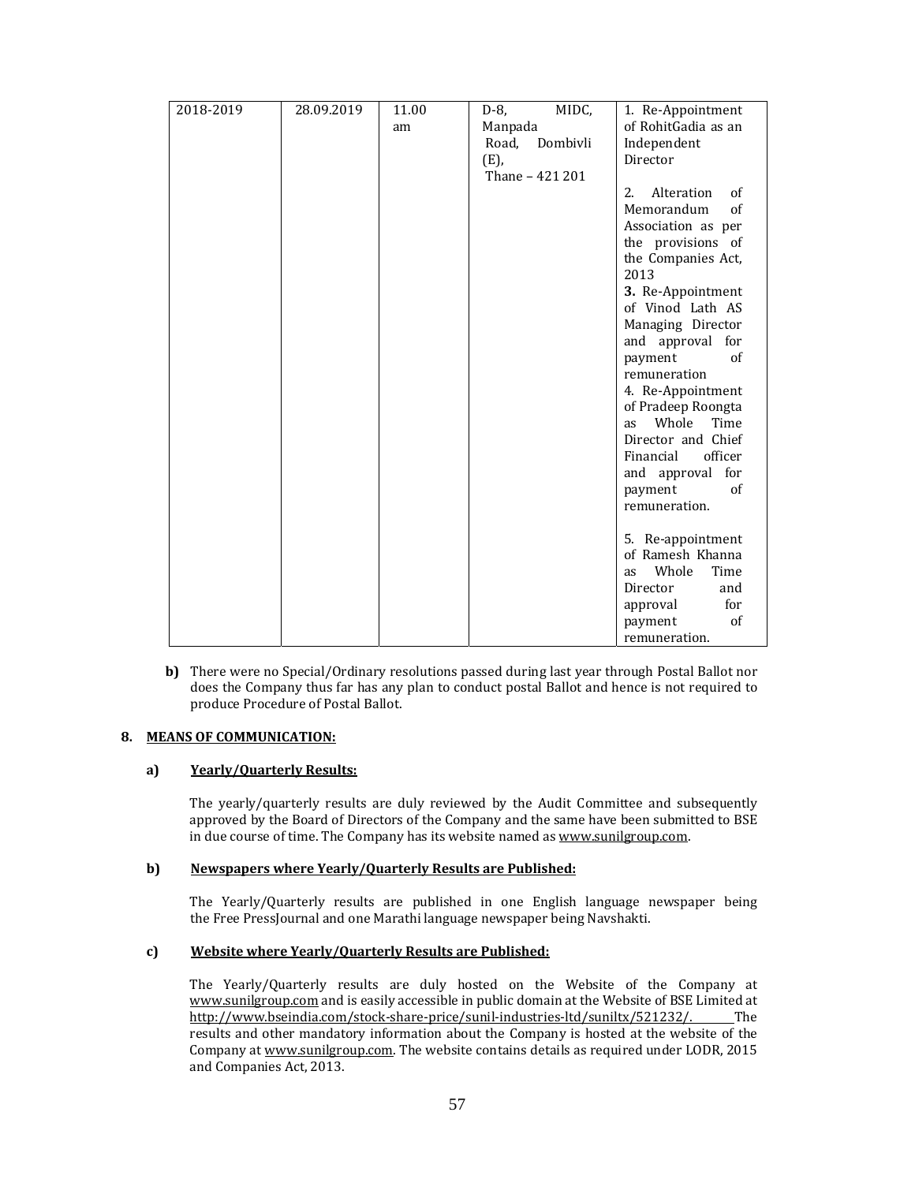| | | | | |
|---|---|---|---|---|
| 2018-2019 | 28.09.2019 | 11.00 am | D-8, MIDC, Manpada Road, Dombivli (E), Thane – 421 201 | 1. Re-Appointment of RohitGadia as an Independent Director<br><br>2. Alteration of Memorandum of Association as per the provisions of the Companies Act, 2013<br>**3.** Re-Appointment of Vinod Lath AS Managing Director and approval for payment of remuneration<br>4. Re-Appointment of Pradeep Roongta as Whole Time Director and Chief Financial officer and approval for payment of remuneration.<br><br>5. Re-appointment of Ramesh Khanna as Whole Time Director and approval for payment of remuneration. |

**b)** There were no Special/Ordinary resolutions passed during last year through Postal Ballot nor does the Company thus far has any plan to conduct postal Ballot and hence is not required to produce Procedure of Postal Ballot.

## 8. MEANS OF COMMUNICATION:

### a) Yearly/Quarterly Results:

The yearly/quarterly results are duly reviewed by the Audit Committee and subsequently approved by the Board of Directors of the Company and the same have been submitted to BSE in due course of time. The Company has its website named as www.sunilgroup.com.

### b) Newspapers where Yearly/Quarterly Results are Published:

The Yearly/Quarterly results are published in one English language newspaper being the Free PressJournal and one Marathi language newspaper being Navshakti.

### c) Website where Yearly/Quarterly Results are Published:

The Yearly/Quarterly results are duly hosted on the Website of the Company at www.sunilgroup.com and is easily accessible in public domain at the Website of BSE Limited at http://www.bseindia.com/stock-share-price/sunil-industries-ltd/suniltx/521232/. The results and other mandatory information about the Company is hosted at the website of the Company at www.sunilgroup.com. The website contains details as required under LODR, 2015 and Companies Act, 2013.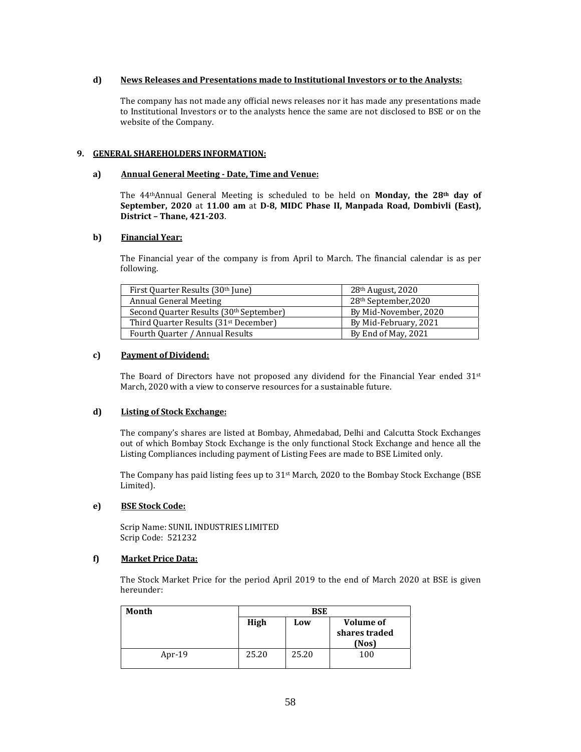**d) News Releases and Presentations made to Institutional Investors or to the Analysts:**

The company has not made any official news releases nor it has made any presentations made to Institutional Investors or to the analysts hence the same are not disclosed to BSE or on the website of the Company.

## 9. GENERAL SHAREHOLDERS INFORMATION:

**a) Annual General Meeting - Date, Time and Venue:**

The 44th Annual General Meeting is scheduled to be held on **Monday, the 28th day of September, 2020** at **11.00 am** at **D-8, MIDC Phase II, Manpada Road, Dombivli (East), District – Thane, 421-203**.

**b) Financial Year:**

The Financial year of the company is from April to March. The financial calendar is as per following.

| | |
|---|---|
| First Quarter Results (30th June) | 28th August, 2020 |
| Annual General Meeting | 28th September,2020 |
| Second Quarter Results (30th September) | By Mid-November, 2020 |
| Third Quarter Results (31st December) | By Mid-February, 2021 |
| Fourth Quarter / Annual Results | By End of May, 2021 |

**c) Payment of Dividend:**

The Board of Directors have not proposed any dividend for the Financial Year ended 31st March, 2020 with a view to conserve resources for a sustainable future.

**d) Listing of Stock Exchange:**

The company's shares are listed at Bombay, Ahmedabad, Delhi and Calcutta Stock Exchanges out of which Bombay Stock Exchange is the only functional Stock Exchange and hence all the Listing Compliances including payment of Listing Fees are made to BSE Limited only.

The Company has paid listing fees up to 31st March, 2020 to the Bombay Stock Exchange (BSE Limited).

**e) BSE Stock Code:**

Scrip Name: SUNIL INDUSTRIES LIMITED
Scrip Code: 521232

**f) Market Price Data:**

The Stock Market Price for the period April 2019 to the end of March 2020 at BSE is given hereunder:

| Month | BSE | | |
|---|---|---|---|
| | High | Low | Volume of shares traded (Nos) |
| Apr-19 | 25.20 | 25.20 | 100 |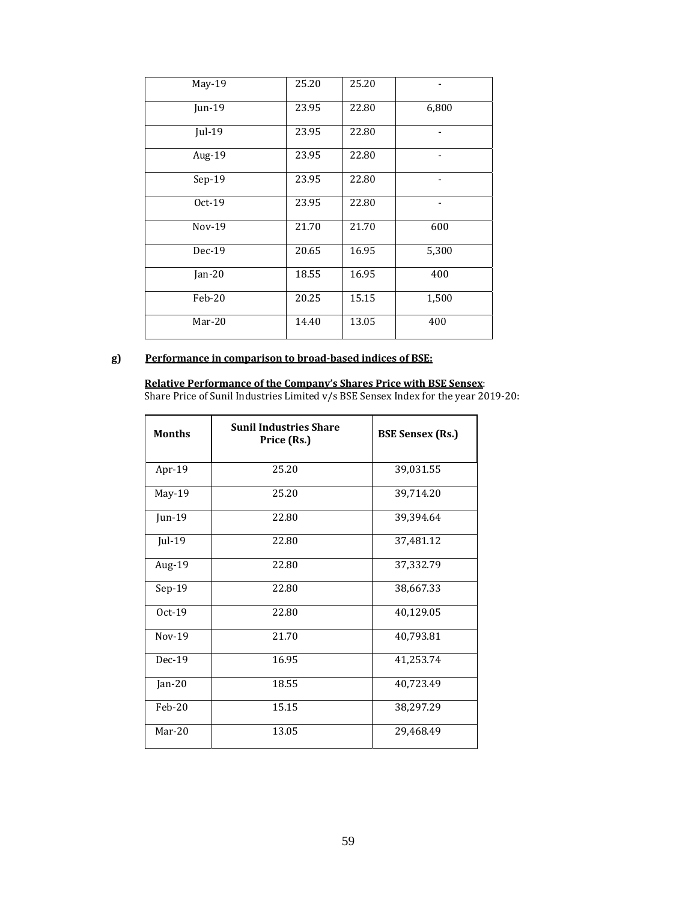| May-19 | 25.20 | 25.20 | - |
|---|---|---|---|
| Jun-19 | 23.95 | 22.80 | 6,800 |
| Jul-19 | 23.95 | 22.80 | - |
| Aug-19 | 23.95 | 22.80 | - |
| Sep-19 | 23.95 | 22.80 | - |
| Oct-19 | 23.95 | 22.80 | - |
| Nov-19 | 21.70 | 21.70 | 600 |
| Dec-19 | 20.65 | 16.95 | 5,300 |
| Jan-20 | 18.55 | 16.95 | 400 |
| Feb-20 | 20.25 | 15.15 | 1,500 |
| Mar-20 | 14.40 | 13.05 | 400 |

**g) <u>Performance in comparison to broad-based indices of BSE:</u>**

**<u>Relative Performance of the Company's Shares Price with BSE Sensex</u>**:
Share Price of Sunil Industries Limited v/s BSE Sensex Index for the year 2019-20:

| Months | Sunil Industries Share Price (Rs.) | BSE Sensex (Rs.) |
|---|---|---|
| Apr-19 | 25.20 | 39,031.55 |
| May-19 | 25.20 | 39,714.20 |
| Jun-19 | 22.80 | 39,394.64 |
| Jul-19 | 22.80 | 37,481.12 |
| Aug-19 | 22.80 | 37,332.79 |
| Sep-19 | 22.80 | 38,667.33 |
| Oct-19 | 22.80 | 40,129.05 |
| Nov-19 | 21.70 | 40,793.81 |
| Dec-19 | 16.95 | 41,253.74 |
| Jan-20 | 18.55 | 40,723.49 |
| Feb-20 | 15.15 | 38,297.29 |
| Mar-20 | 13.05 | 29,468.49 |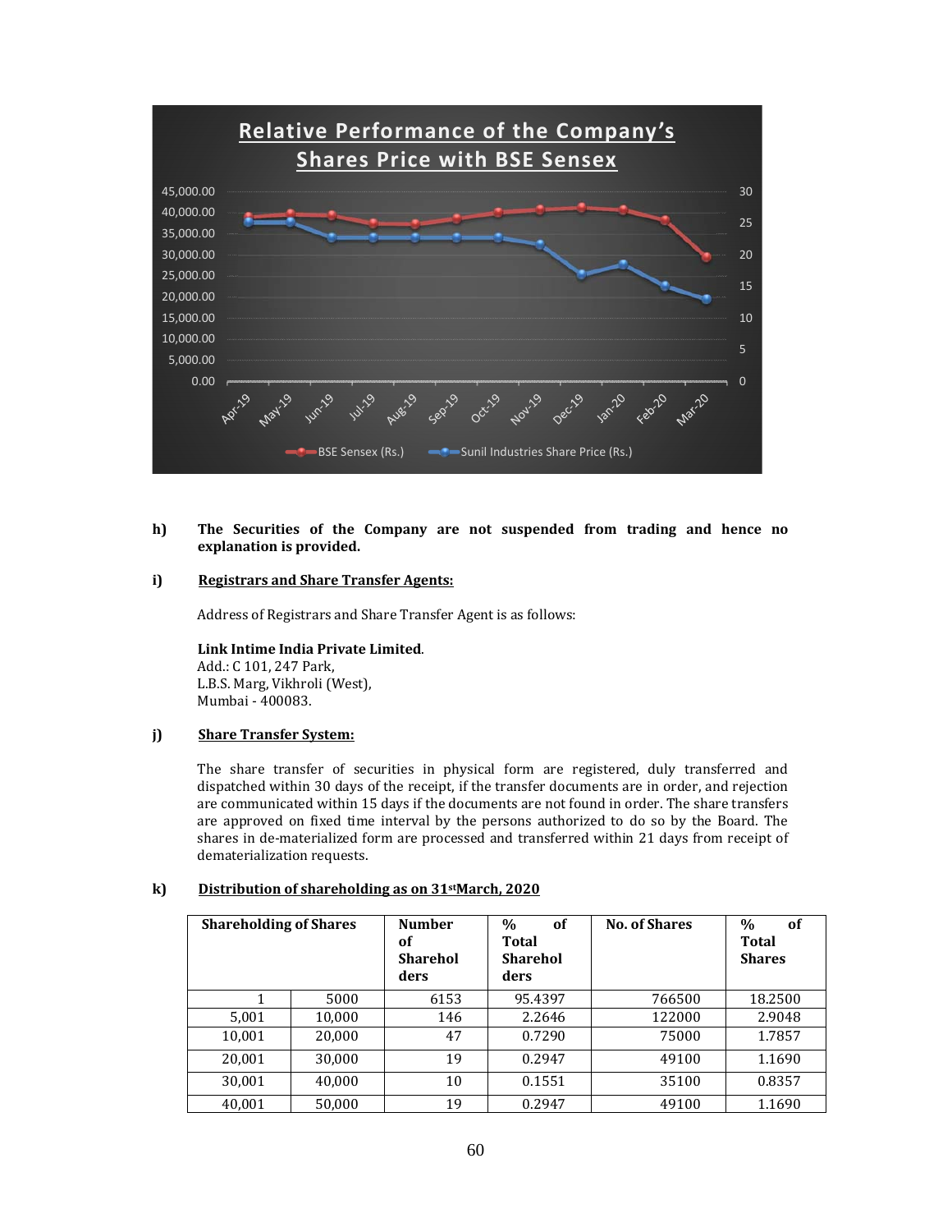**Relative Performance of the Company's Shares Price with BSE Sensex**

**h) The Securities of the Company are not suspended from trading and hence no explanation is provided.**

**i) Registrars and Share Transfer Agents:**

Address of Registrars and Share Transfer Agent is as follows:

**Link Intime India Private Limited**.
Add.: C 101, 247 Park,
L.B.S. Marg, Vikhroli (West),
Mumbai - 400083.

**j) Share Transfer System:**

The share transfer of securities in physical form are registered, duly transferred and dispatched within 30 days of the receipt, if the transfer documents are in order, and rejection are communicated within 15 days if the documents are not found in order. The share transfers are approved on fixed time interval by the persons authorized to do so by the Board. The shares in de-materialized form are processed and transferred within 21 days from receipt of dematerialization requests.

**k) Distribution of shareholding as on 31stMarch, 2020**

| Shareholding of Shares | | Number of Shareholders | % of Total Shareholders | No. of Shares | % of Total Shares |
|---|---|---|---|---|---|
| 1 | 5000 | 6153 | 95.4397 | 766500 | 18.2500 |
| 5,001 | 10,000 | 146 | 2.2646 | 122000 | 2.9048 |
| 10,001 | 20,000 | 47 | 0.7290 | 75000 | 1.7857 |
| 20,001 | 30,000 | 19 | 0.2947 | 49100 | 1.1690 |
| 30,001 | 40,000 | 10 | 0.1551 | 35100 | 0.8357 |
| 40,001 | 50,000 | 19 | 0.2947 | 49100 | 1.1690 |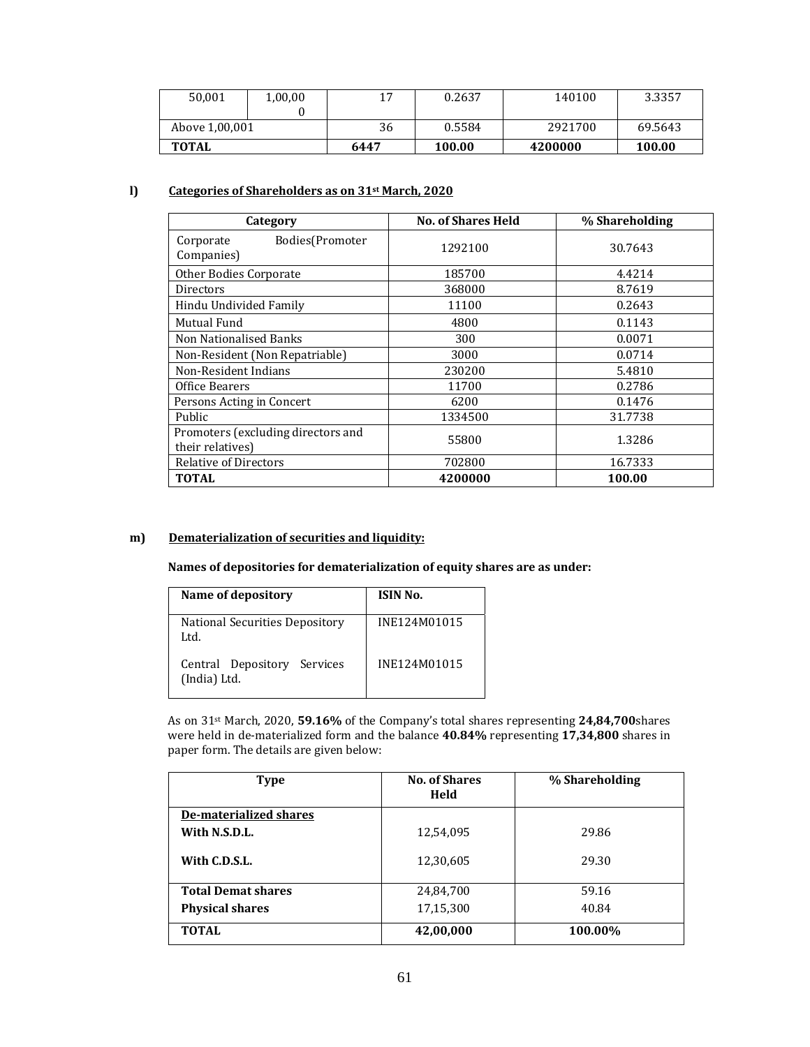| 50,001 | 1,00,000 | 17 | 0.2637 | 140100 | 3.3357 |
|---|---|---|---|---|---|
| Above 1,00,001 | | 36 | 0.5584 | 2921700 | 69.5643 |
| **TOTAL** | | **6447** | **100.00** | **4200000** | **100.00** |

**l) Categories of Shareholders as on 31st March, 2020**

| Category | No. of Shares Held | % Shareholding |
|---|---|---|
| Corporate Bodies(Promoter Companies) | 1292100 | 30.7643 |
| Other Bodies Corporate | 185700 | 4.4214 |
| Directors | 368000 | 8.7619 |
| Hindu Undivided Family | 11100 | 0.2643 |
| Mutual Fund | 4800 | 0.1143 |
| Non Nationalised Banks | 300 | 0.0071 |
| Non-Resident (Non Repatriable) | 3000 | 0.0714 |
| Non-Resident Indians | 230200 | 5.4810 |
| Office Bearers | 11700 | 0.2786 |
| Persons Acting in Concert | 6200 | 0.1476 |
| Public | 1334500 | 31.7738 |
| Promoters (excluding directors and their relatives) | 55800 | 1.3286 |
| Relative of Directors | 702800 | 16.7333 |
| **TOTAL** | **4200000** | **100.00** |

**m) Dematerialization of securities and liquidity:**

**Names of depositories for dematerialization of equity shares are as under:**

| Name of depository | ISIN No. |
|---|---|
| National Securities Depository Ltd. | INE124M01015 |
| Central Depository Services (India) Ltd. | INE124M01015 |

As on 31st March, 2020, **59.16%** of the Company's total shares representing **24,84,700**shares were held in de-materialized form and the balance **40.84%** representing **17,34,800** shares in paper form. The details are given below:

| Type | No. of Shares Held | % Shareholding |
|---|---|---|
| **De-materialized shares** | | |
| **With N.S.D.L.** | 12,54,095 | 29.86 |
| **With C.D.S.L.** | 12,30,605 | 29.30 |
| **Total Demat shares** | 24,84,700 | 59.16 |
| **Physical shares** | 17,15,300 | 40.84 |
| **TOTAL** | **42,00,000** | **100.00%** |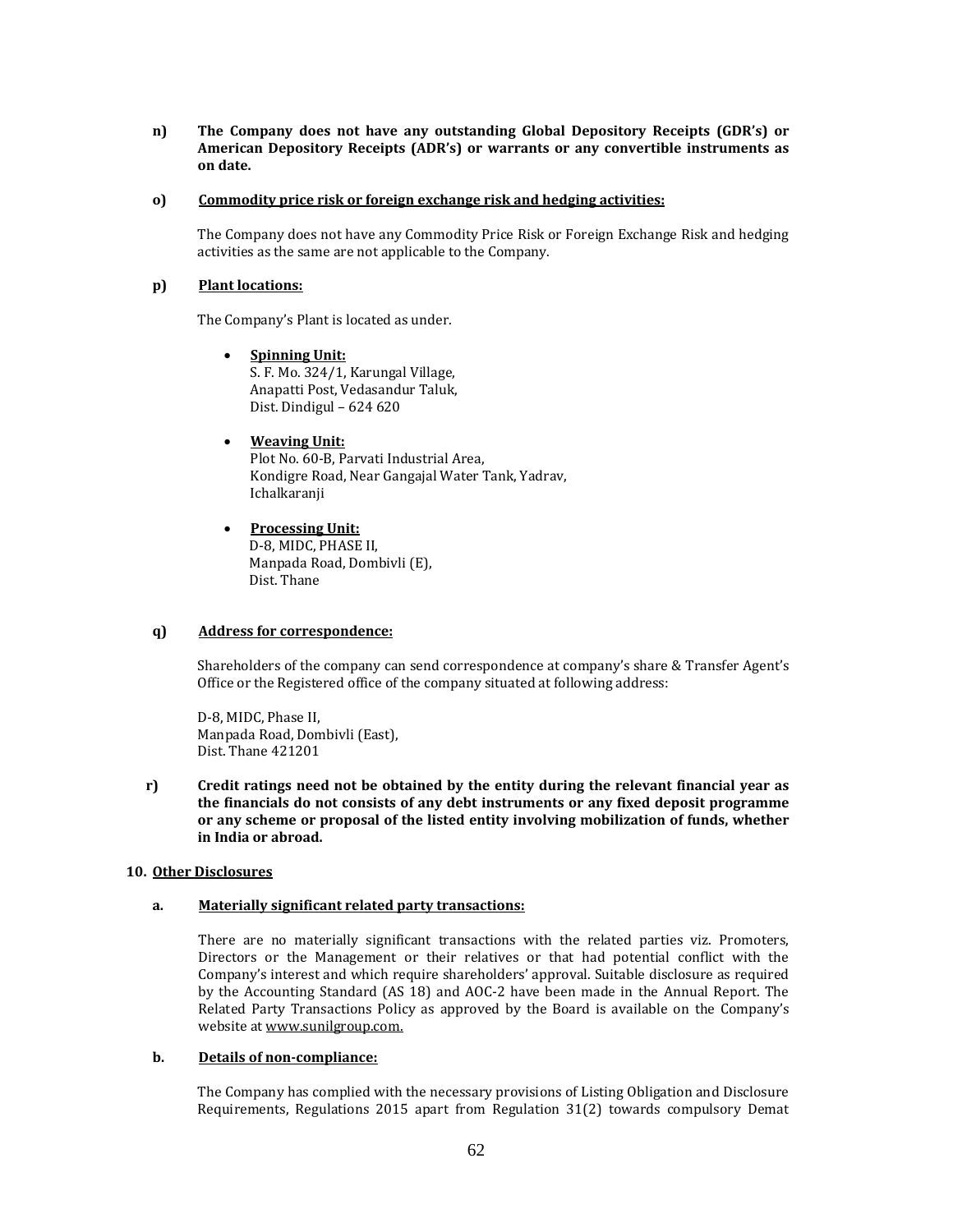**n) The Company does not have any outstanding Global Depository Receipts (GDR's) or American Depository Receipts (ADR's) or warrants or any convertible instruments as on date.**

**o) Commodity price risk or foreign exchange risk and hedging activities:**

The Company does not have any Commodity Price Risk or Foreign Exchange Risk and hedging activities as the same are not applicable to the Company.

**p) Plant locations:**

The Company's Plant is located as under.

- **Spinning Unit:**
  S. F. Mo. 324/1, Karungal Village,
  Anapatti Post, Vedasandur Taluk,
  Dist. Dindigul – 624 620

- **Weaving Unit:**
  Plot No. 60-B, Parvati Industrial Area,
  Kondigre Road, Near Gangajal Water Tank, Yadrav,
  Ichalkaranji

- **Processing Unit:**
  D-8, MIDC, PHASE II,
  Manpada Road, Dombivli (E),
  Dist. Thane

**q) Address for correspondence:**

Shareholders of the company can send correspondence at company's share & Transfer Agent's Office or the Registered office of the company situated at following address:

D-8, MIDC, Phase II,
Manpada Road, Dombivli (East),
Dist. Thane 421201

**r) Credit ratings need not be obtained by the entity during the relevant financial year as the financials do not consists of any debt instruments or any fixed deposit programme or any scheme or proposal of the listed entity involving mobilization of funds, whether in India or abroad.**

**10. Other Disclosures**

**a. Materially significant related party transactions:**

There are no materially significant transactions with the related parties viz. Promoters, Directors or the Management or their relatives or that had potential conflict with the Company's interest and which require shareholders' approval. Suitable disclosure as required by the Accounting Standard (AS 18) and AOC-2 have been made in the Annual Report. The Related Party Transactions Policy as approved by the Board is available on the Company's website at www.sunilgroup.com.

**b. Details of non-compliance:**

The Company has complied with the necessary provisions of Listing Obligation and Disclosure Requirements, Regulations 2015 apart from Regulation 31(2) towards compulsory Demat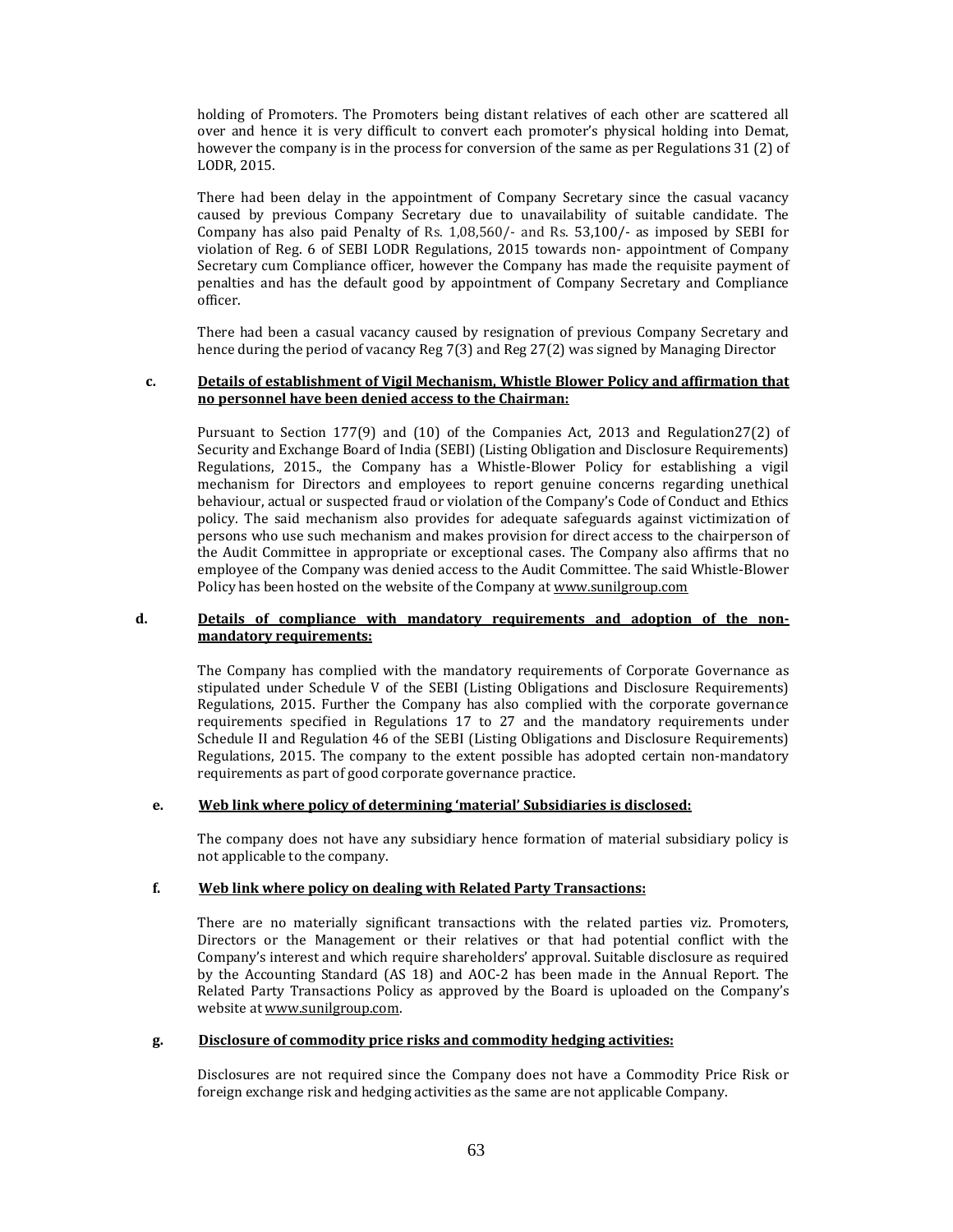holding of Promoters. The Promoters being distant relatives of each other are scattered all over and hence it is very difficult to convert each promoter's physical holding into Demat, however the company is in the process for conversion of the same as per Regulations 31 (2) of LODR, 2015.

There had been delay in the appointment of Company Secretary since the casual vacancy caused by previous Company Secretary due to unavailability of suitable candidate. The Company has also paid Penalty of Rs. 1,08,560/- and Rs. 53,100/- as imposed by SEBI for violation of Reg. 6 of SEBI LODR Regulations, 2015 towards non- appointment of Company Secretary cum Compliance officer, however the Company has made the requisite payment of penalties and has the default good by appointment of Company Secretary and Compliance officer.

There had been a casual vacancy caused by resignation of previous Company Secretary and hence during the period of vacancy Reg 7(3) and Reg 27(2) was signed by Managing Director

**c. Details of establishment of Vigil Mechanism, Whistle Blower Policy and affirmation that no personnel have been denied access to the Chairman:**

Pursuant to Section 177(9) and (10) of the Companies Act, 2013 and Regulation27(2) of Security and Exchange Board of India (SEBI) (Listing Obligation and Disclosure Requirements) Regulations, 2015., the Company has a Whistle-Blower Policy for establishing a vigil mechanism for Directors and employees to report genuine concerns regarding unethical behaviour, actual or suspected fraud or violation of the Company's Code of Conduct and Ethics policy. The said mechanism also provides for adequate safeguards against victimization of persons who use such mechanism and makes provision for direct access to the chairperson of the Audit Committee in appropriate or exceptional cases. The Company also affirms that no employee of the Company was denied access to the Audit Committee. The said Whistle-Blower Policy has been hosted on the website of the Company at www.sunilgroup.com

**d. Details of compliance with mandatory requirements and adoption of the non-mandatory requirements:**

The Company has complied with the mandatory requirements of Corporate Governance as stipulated under Schedule V of the SEBI (Listing Obligations and Disclosure Requirements) Regulations, 2015. Further the Company has also complied with the corporate governance requirements specified in Regulations 17 to 27 and the mandatory requirements under Schedule II and Regulation 46 of the SEBI (Listing Obligations and Disclosure Requirements) Regulations, 2015. The company to the extent possible has adopted certain non-mandatory requirements as part of good corporate governance practice.

**e. Web link where policy of determining 'material' Subsidiaries is disclosed:**

The company does not have any subsidiary hence formation of material subsidiary policy is not applicable to the company.

**f. Web link where policy on dealing with Related Party Transactions:**

There are no materially significant transactions with the related parties viz. Promoters, Directors or the Management or their relatives or that had potential conflict with the Company's interest and which require shareholders' approval. Suitable disclosure as required by the Accounting Standard (AS 18) and AOC-2 has been made in the Annual Report. The Related Party Transactions Policy as approved by the Board is uploaded on the Company's website at www.sunilgroup.com.

**g. Disclosure of commodity price risks and commodity hedging activities:**

Disclosures are not required since the Company does not have a Commodity Price Risk or foreign exchange risk and hedging activities as the same are not applicable Company.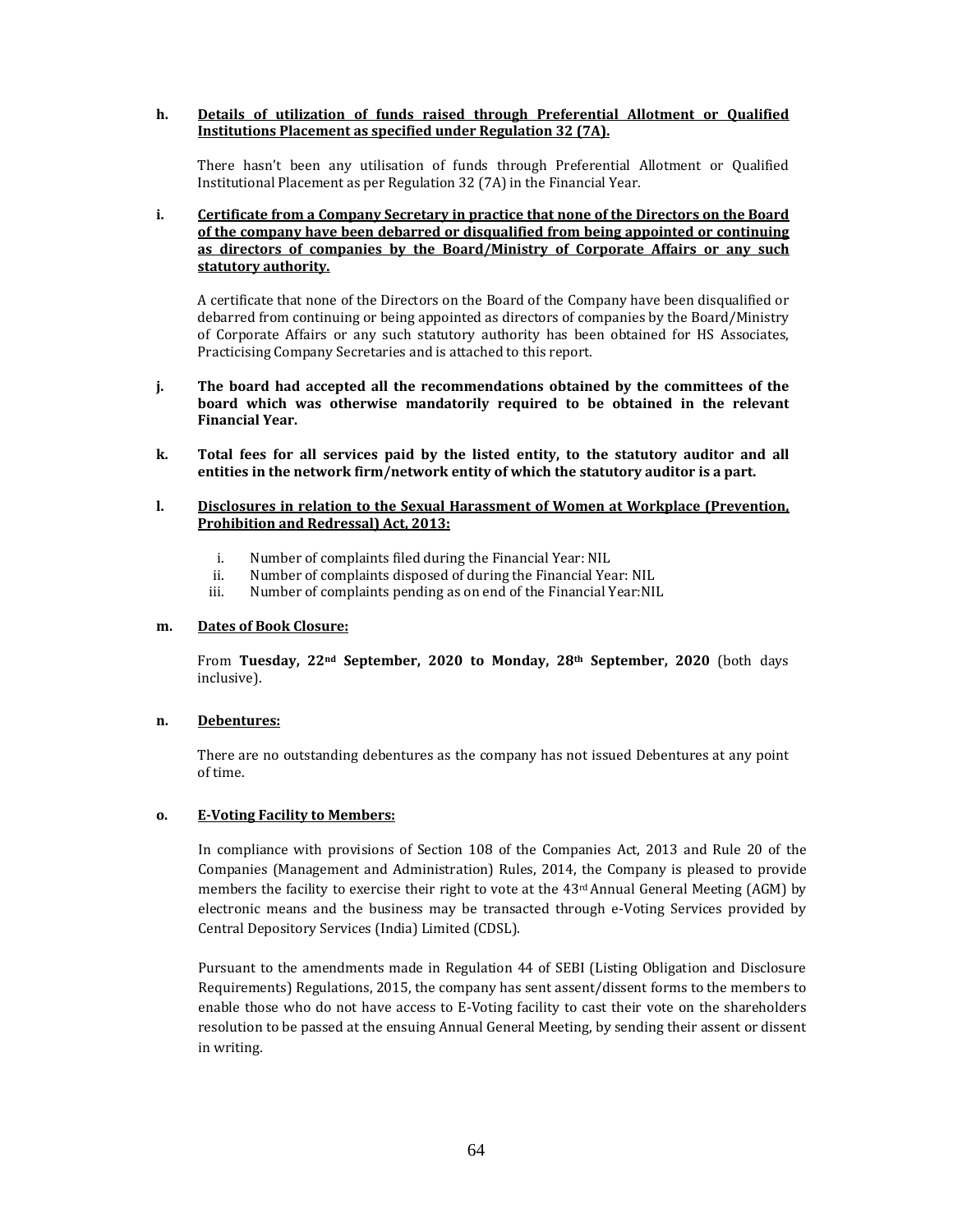**h. <u>Details of utilization of funds raised through Preferential Allotment or Qualified Institutions Placement as specified under Regulation 32 (7A).</u>**

There hasn't been any utilisation of funds through Preferential Allotment or Qualified Institutional Placement as per Regulation 32 (7A) in the Financial Year.

**i. <u>Certificate from a Company Secretary in practice that none of the Directors on the Board of the company have been debarred or disqualified from being appointed or continuing as directors of companies by the Board/Ministry of Corporate Affairs or any such statutory authority.</u>**

A certificate that none of the Directors on the Board of the Company have been disqualified or debarred from continuing or being appointed as directors of companies by the Board/Ministry of Corporate Affairs or any such statutory authority has been obtained for HS Associates, Practicising Company Secretaries and is attached to this report.

**j. The board had accepted all the recommendations obtained by the committees of the board which was otherwise mandatorily required to be obtained in the relevant Financial Year.**

**k. Total fees for all services paid by the listed entity, to the statutory auditor and all entities in the network firm/network entity of which the statutory auditor is a part.**

**l. <u>Disclosures in relation to the Sexual Harassment of Women at Workplace (Prevention, Prohibition and Redressal) Act, 2013:</u>**

i. Number of complaints filed during the Financial Year: NIL
ii. Number of complaints disposed of during the Financial Year: NIL
iii. Number of complaints pending as on end of the Financial Year:NIL

**m. <u>Dates of Book Closure:</u>**

From **Tuesday, 22nd September, 2020 to Monday, 28th September, 2020** (both days inclusive).

**n. <u>Debentures:</u>**

There are no outstanding debentures as the company has not issued Debentures at any point of time.

**o. <u>E-Voting Facility to Members:</u>**

In compliance with provisions of Section 108 of the Companies Act, 2013 and Rule 20 of the Companies (Management and Administration) Rules, 2014, the Company is pleased to provide members the facility to exercise their right to vote at the 43rd Annual General Meeting (AGM) by electronic means and the business may be transacted through e-Voting Services provided by Central Depository Services (India) Limited (CDSL).

Pursuant to the amendments made in Regulation 44 of SEBI (Listing Obligation and Disclosure Requirements) Regulations, 2015, the company has sent assent/dissent forms to the members to enable those who do not have access to E-Voting facility to cast their vote on the shareholders resolution to be passed at the ensuing Annual General Meeting, by sending their assent or dissent in writing.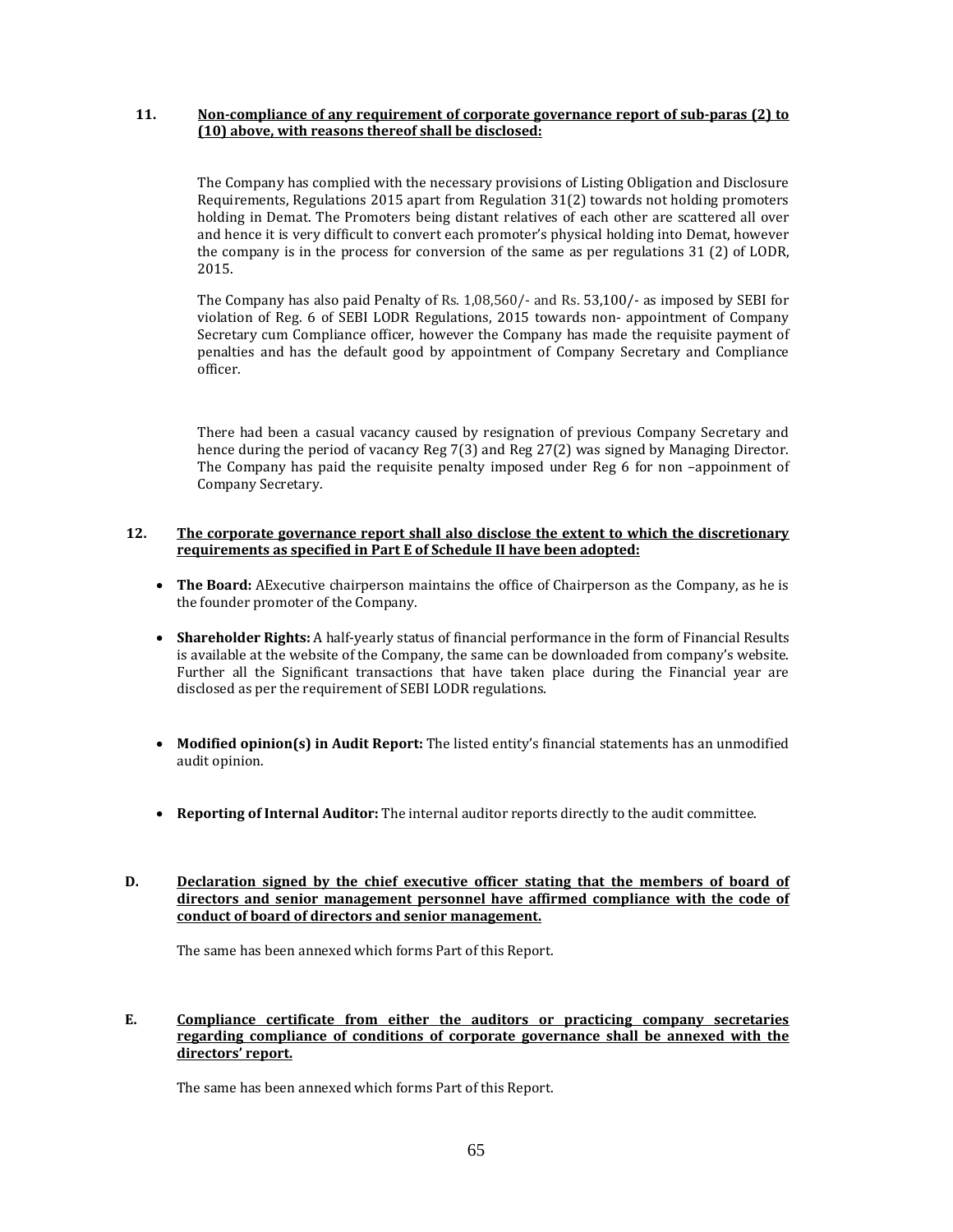**11. Non-compliance of any requirement of corporate governance report of sub-paras (2) to (10) above, with reasons thereof shall be disclosed:**

The Company has complied with the necessary provisions of Listing Obligation and Disclosure Requirements, Regulations 2015 apart from Regulation 31(2) towards not holding promoters holding in Demat. The Promoters being distant relatives of each other are scattered all over and hence it is very difficult to convert each promoter's physical holding into Demat, however the company is in the process for conversion of the same as per regulations 31 (2) of LODR, 2015.

The Company has also paid Penalty of Rs. 1,08,560/- and Rs. 53,100/- as imposed by SEBI for violation of Reg. 6 of SEBI LODR Regulations, 2015 towards non- appointment of Company Secretary cum Compliance officer, however the Company has made the requisite payment of penalties and has the default good by appointment of Company Secretary and Compliance officer.

There had been a casual vacancy caused by resignation of previous Company Secretary and hence during the period of vacancy Reg 7(3) and Reg 27(2) was signed by Managing Director. The Company has paid the requisite penalty imposed under Reg 6 for non –appoinment of Company Secretary.

**12. The corporate governance report shall also disclose the extent to which the discretionary requirements as specified in Part E of Schedule II have been adopted:**

- **The Board:** AExecutive chairperson maintains the office of Chairperson as the Company, as he is the founder promoter of the Company.
- **Shareholder Rights:** A half-yearly status of financial performance in the form of Financial Results is available at the website of the Company, the same can be downloaded from company's website. Further all the Significant transactions that have taken place during the Financial year are disclosed as per the requirement of SEBI LODR regulations.
- **Modified opinion(s) in Audit Report:** The listed entity's financial statements has an unmodified audit opinion.
- **Reporting of Internal Auditor:** The internal auditor reports directly to the audit committee.

**D. Declaration signed by the chief executive officer stating that the members of board of directors and senior management personnel have affirmed compliance with the code of conduct of board of directors and senior management.**

The same has been annexed which forms Part of this Report.

**E. Compliance certificate from either the auditors or practicing company secretaries regarding compliance of conditions of corporate governance shall be annexed with the directors' report.**

The same has been annexed which forms Part of this Report.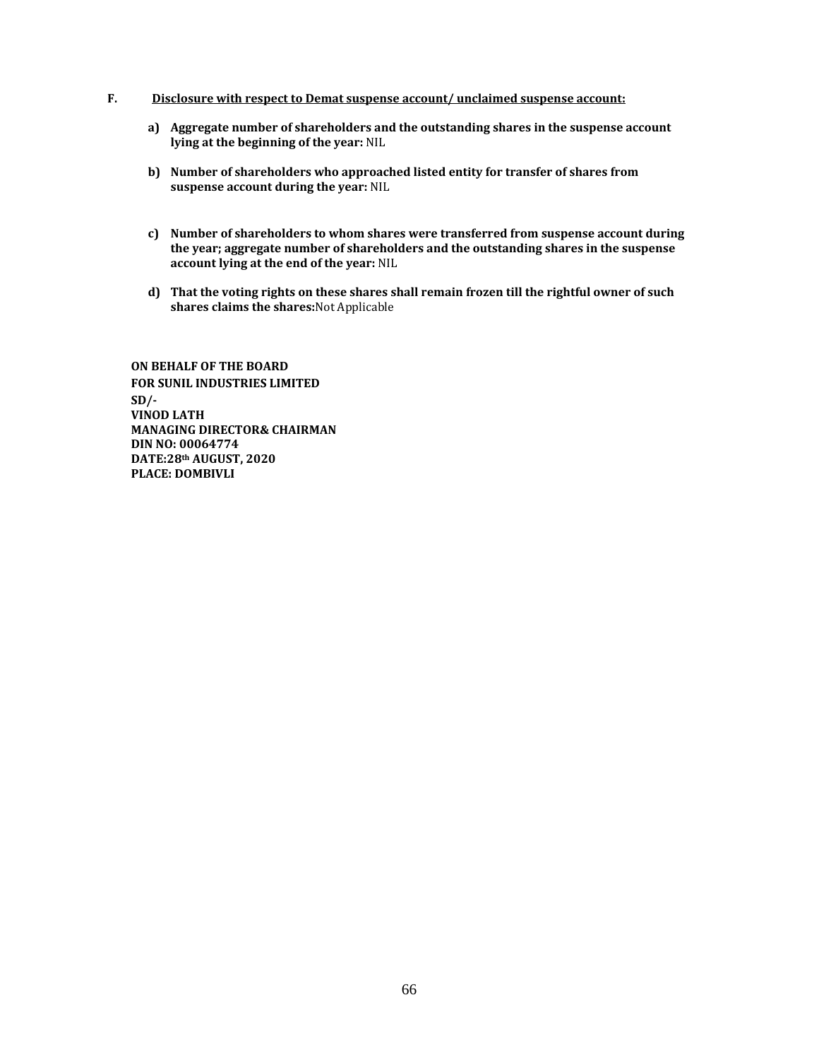## F. <u>Disclosure with respect to Demat suspense account/ unclaimed suspense account:</u>

a) **Aggregate number of shareholders and the outstanding shares in the suspense account lying at the beginning of the year:** NIL

b) **Number of shareholders who approached listed entity for transfer of shares from suspense account during the year:** NIL

c) **Number of shareholders to whom shares were transferred from suspense account during the year; aggregate number of shareholders and the outstanding shares in the suspense account lying at the end of the year:** NIL

d) **That the voting rights on these shares shall remain frozen till the rightful owner of such shares claims the shares:**Not Applicable

**ON BEHALF OF THE BOARD**
**FOR SUNIL INDUSTRIES LIMITED**
**SD/-**
**VINOD LATH**
**MANAGING DIRECTOR& CHAIRMAN**
**DIN NO: 00064774**
**DATE:28th AUGUST, 2020**
**PLACE: DOMBIVLI**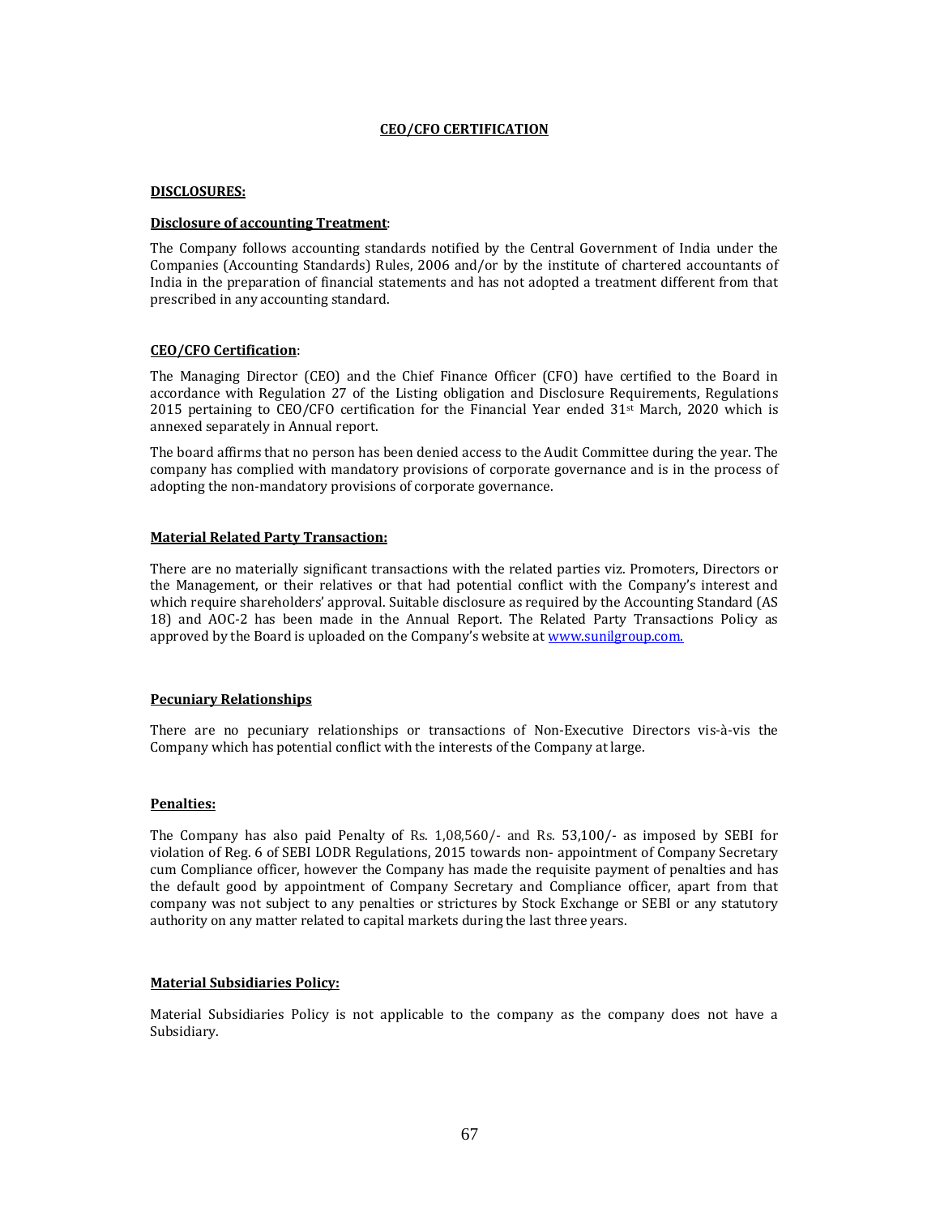## CEO/CFO CERTIFICATION

### DISCLOSURES:

**Disclosure of accounting Treatment**:

The Company follows accounting standards notified by the Central Government of India under the Companies (Accounting Standards) Rules, 2006 and/or by the institute of chartered accountants of India in the preparation of financial statements and has not adopted a treatment different from that prescribed in any accounting standard.

**CEO/CFO Certification**:

The Managing Director (CEO) and the Chief Finance Officer (CFO) have certified to the Board in accordance with Regulation 27 of the Listing obligation and Disclosure Requirements, Regulations 2015 pertaining to CEO/CFO certification for the Financial Year ended 31st March, 2020 which is annexed separately in Annual report.

The board affirms that no person has been denied access to the Audit Committee during the year. The company has complied with mandatory provisions of corporate governance and is in the process of adopting the non-mandatory provisions of corporate governance.

**Material Related Party Transaction:**

There are no materially significant transactions with the related parties viz. Promoters, Directors or the Management, or their relatives or that had potential conflict with the Company's interest and which require shareholders' approval. Suitable disclosure as required by the Accounting Standard (AS 18) and AOC-2 has been made in the Annual Report. The Related Party Transactions Policy as approved by the Board is uploaded on the Company's website at www.sunilgroup.com.

**Pecuniary Relationships**

There are no pecuniary relationships or transactions of Non-Executive Directors vis-à-vis the Company which has potential conflict with the interests of the Company at large.

**Penalties:**

The Company has also paid Penalty of Rs. 1,08,560/- and Rs. 53,100/- as imposed by SEBI for violation of Reg. 6 of SEBI LODR Regulations, 2015 towards non- appointment of Company Secretary cum Compliance officer, however the Company has made the requisite payment of penalties and has the default good by appointment of Company Secretary and Compliance officer, apart from that company was not subject to any penalties or strictures by Stock Exchange or SEBI or any statutory authority on any matter related to capital markets during the last three years.

**Material Subsidiaries Policy:**

Material Subsidiaries Policy is not applicable to the company as the company does not have a Subsidiary.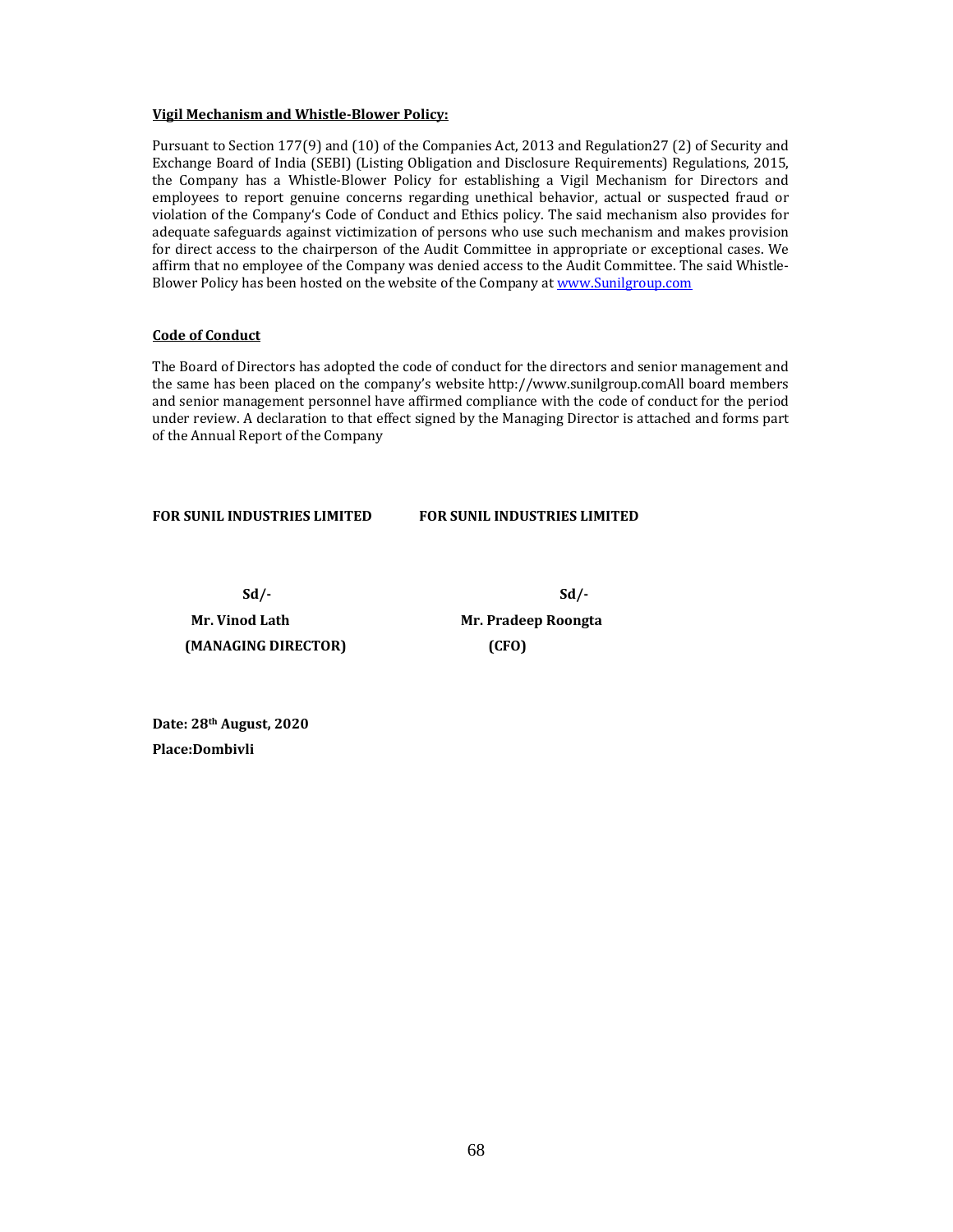**Vigil Mechanism and Whistle-Blower Policy:**

Pursuant to Section 177(9) and (10) of the Companies Act, 2013 and Regulation27 (2) of Security and Exchange Board of India (SEBI) (Listing Obligation and Disclosure Requirements) Regulations, 2015, the Company has a Whistle-Blower Policy for establishing a Vigil Mechanism for Directors and employees to report genuine concerns regarding unethical behavior, actual or suspected fraud or violation of the Company's Code of Conduct and Ethics policy. The said mechanism also provides for adequate safeguards against victimization of persons who use such mechanism and makes provision for direct access to the chairperson of the Audit Committee in appropriate or exceptional cases. We affirm that no employee of the Company was denied access to the Audit Committee. The said Whistle-Blower Policy has been hosted on the website of the Company at www.Sunilgroup.com

**Code of Conduct**

The Board of Directors has adopted the code of conduct for the directors and senior management and the same has been placed on the company's website http://www.sunilgroup.comAll board members and senior management personnel have affirmed compliance with the code of conduct for the period under review. A declaration to that effect signed by the Managing Director is attached and forms part of the Annual Report of the Company

| **FOR SUNIL INDUSTRIES LIMITED** | **FOR SUNIL INDUSTRIES LIMITED** |
|---|---|
| **Sd/-** | **Sd/-** |
| **Mr. Vinod Lath** | **Mr. Pradeep Roongta** |
| **(MANAGING DIRECTOR)** | **(CFO)** |

**Date: 28th August, 2020**

**Place:Dombivli**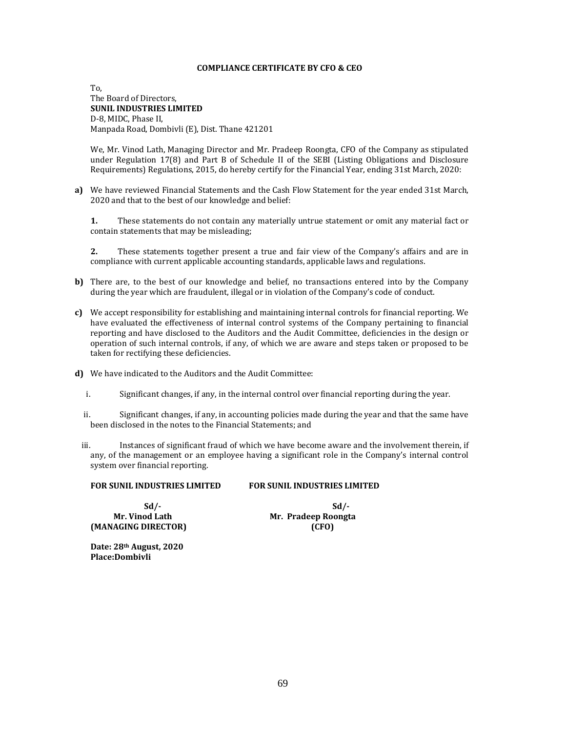**COMPLIANCE CERTIFICATE BY CFO & CEO**

To,
The Board of Directors,
**SUNIL INDUSTRIES LIMITED**
D-8, MIDC, Phase II,
Manpada Road, Dombivli (E), Dist. Thane 421201

We, Mr. Vinod Lath, Managing Director and Mr. Pradeep Roongta, CFO of the Company as stipulated under Regulation 17(8) and Part B of Schedule II of the SEBI (Listing Obligations and Disclosure Requirements) Regulations, 2015, do hereby certify for the Financial Year, ending 31st March, 2020:

**a)** We have reviewed Financial Statements and the Cash Flow Statement for the year ended 31st March, 2020 and that to the best of our knowledge and belief:

**1.** These statements do not contain any materially untrue statement or omit any material fact or contain statements that may be misleading;

**2.** These statements together present a true and fair view of the Company's affairs and are in compliance with current applicable accounting standards, applicable laws and regulations.

**b)** There are, to the best of our knowledge and belief, no transactions entered into by the Company during the year which are fraudulent, illegal or in violation of the Company's code of conduct.

**c)** We accept responsibility for establishing and maintaining internal controls for financial reporting. We have evaluated the effectiveness of internal control systems of the Company pertaining to financial reporting and have disclosed to the Auditors and the Audit Committee, deficiencies in the design or operation of such internal controls, if any, of which we are aware and steps taken or proposed to be taken for rectifying these deficiencies.

**d)** We have indicated to the Auditors and the Audit Committee:

i. Significant changes, if any, in the internal control over financial reporting during the year.

ii. Significant changes, if any, in accounting policies made during the year and that the same have been disclosed in the notes to the Financial Statements; and

iii. Instances of significant fraud of which we have become aware and the involvement therein, if any, of the management or an employee having a significant role in the Company's internal control system over financial reporting.

**FOR SUNIL INDUSTRIES LIMITED**

**Sd/-**
**Mr. Vinod Lath**
**(MANAGING DIRECTOR)**

**FOR SUNIL INDUSTRIES LIMITED**

**Sd/-**
**Mr. Pradeep Roongta**
**(CFO)**

**Date: 28th August, 2020**
**Place:Dombivli**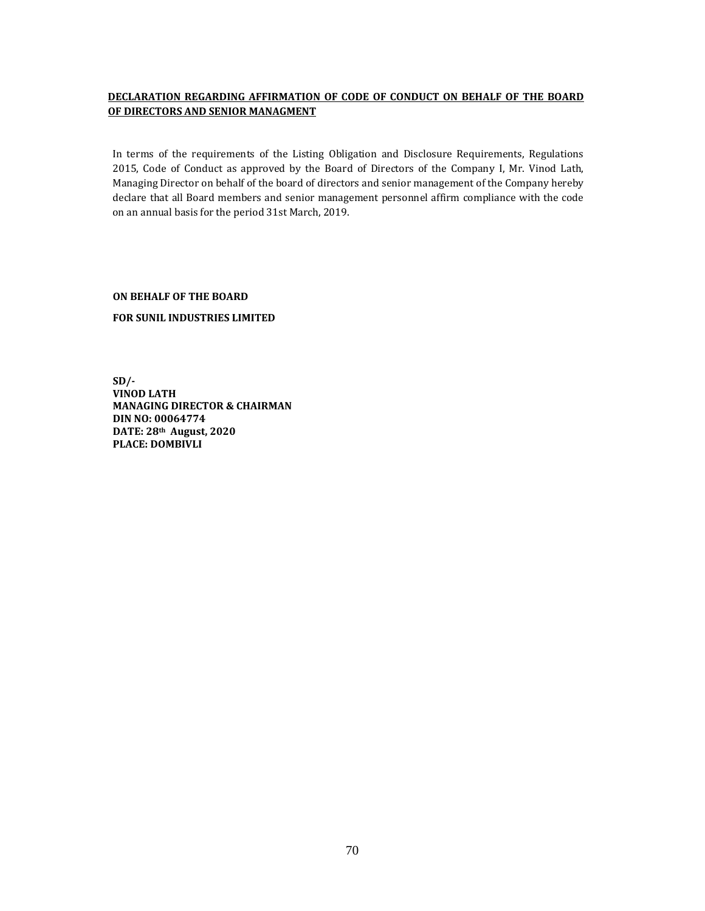## DECLARATION REGARDING AFFIRMATION OF CODE OF CONDUCT ON BEHALF OF THE BOARD OF DIRECTORS AND SENIOR MANAGMENT

In terms of the requirements of the Listing Obligation and Disclosure Requirements, Regulations 2015, Code of Conduct as approved by the Board of Directors of the Company I, Mr. Vinod Lath, Managing Director on behalf of the board of directors and senior management of the Company hereby declare that all Board members and senior management personnel affirm compliance with the code on an annual basis for the period 31st March, 2019.

**ON BEHALF OF THE BOARD**

**FOR SUNIL INDUSTRIES LIMITED**

**SD/-**
**VINOD LATH**
**MANAGING DIRECTOR & CHAIRMAN**
**DIN NO: 00064774**
**DATE: 28th August, 2020**
**PLACE: DOMBIVLI**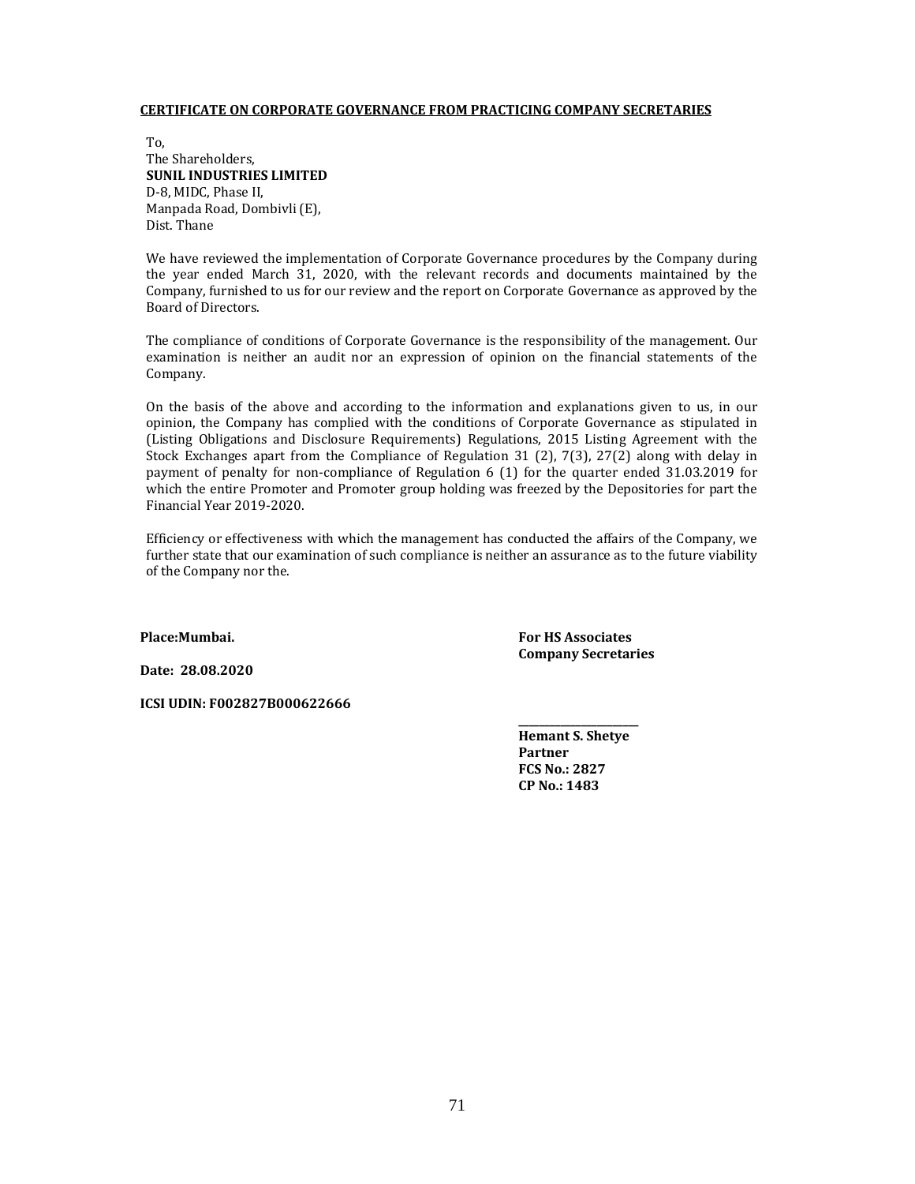**CERTIFICATE ON CORPORATE GOVERNANCE FROM PRACTICING COMPANY SECRETARIES**

To,
The Shareholders,
**SUNIL INDUSTRIES LIMITED**
D-8, MIDC, Phase II,
Manpada Road, Dombivli (E),
Dist. Thane

We have reviewed the implementation of Corporate Governance procedures by the Company during the year ended March 31, 2020, with the relevant records and documents maintained by the Company, furnished to us for our review and the report on Corporate Governance as approved by the Board of Directors.

The compliance of conditions of Corporate Governance is the responsibility of the management. Our examination is neither an audit nor an expression of opinion on the financial statements of the Company.

On the basis of the above and according to the information and explanations given to us, in our opinion, the Company has complied with the conditions of Corporate Governance as stipulated in (Listing Obligations and Disclosure Requirements) Regulations, 2015 Listing Agreement with the Stock Exchanges apart from the Compliance of Regulation 31 (2), 7(3), 27(2) along with delay in payment of penalty for non-compliance of Regulation 6 (1) for the quarter ended 31.03.2019 for which the entire Promoter and Promoter group holding was freezed by the Depositories for part the Financial Year 2019-2020.

Efficiency or effectiveness with which the management has conducted the affairs of the Company, we further state that our examination of such compliance is neither an assurance as to the future viability of the Company nor the.

**Place:Mumbai.**

**Date: 28.08.2020**

**ICSI UDIN: F002827B000622666**

**For HS Associates**
**Company Secretaries**

______________________

**Hemant S. Shetye**
**Partner**
**FCS No.: 2827**
**CP No.: 1483**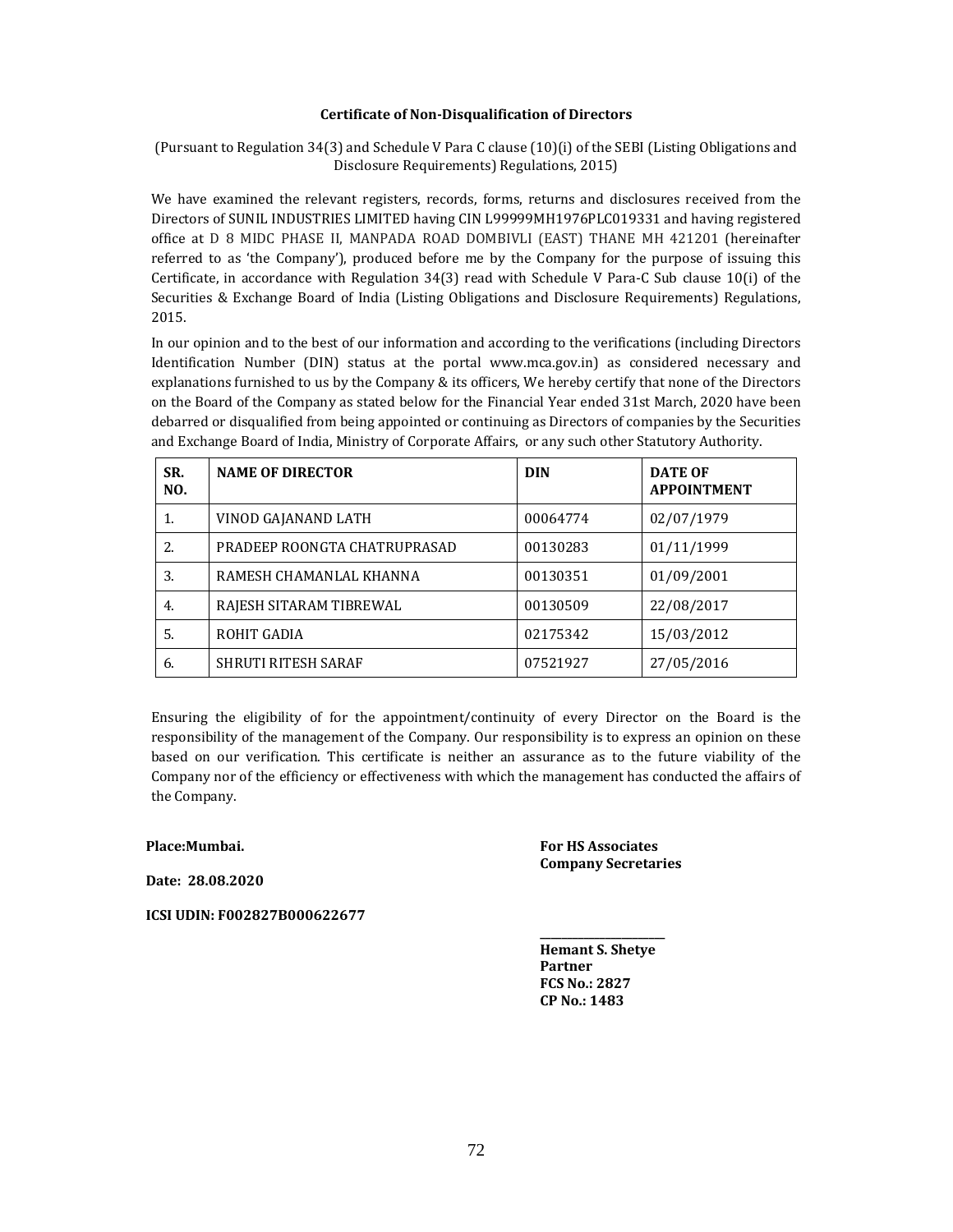## Certificate of Non-Disqualification of Directors

(Pursuant to Regulation 34(3) and Schedule V Para C clause (10)(i) of the SEBI (Listing Obligations and Disclosure Requirements) Regulations, 2015)

We have examined the relevant registers, records, forms, returns and disclosures received from the Directors of SUNIL INDUSTRIES LIMITED having CIN L99999MH1976PLC019331 and having registered office at D 8 MIDC PHASE II, MANPADA ROAD DOMBIVLI (EAST) THANE MH 421201 (hereinafter referred to as 'the Company'), produced before me by the Company for the purpose of issuing this Certificate, in accordance with Regulation 34(3) read with Schedule V Para-C Sub clause 10(i) of the Securities & Exchange Board of India (Listing Obligations and Disclosure Requirements) Regulations, 2015.

In our opinion and to the best of our information and according to the verifications (including Directors Identification Number (DIN) status at the portal www.mca.gov.in) as considered necessary and explanations furnished to us by the Company & its officers, We hereby certify that none of the Directors on the Board of the Company as stated below for the Financial Year ended 31st March, 2020 have been debarred or disqualified from being appointed or continuing as Directors of companies by the Securities and Exchange Board of India, Ministry of Corporate Affairs, or any such other Statutory Authority.

| SR. NO. | NAME OF DIRECTOR | DIN | DATE OF APPOINTMENT |
|---|---|---|---|
| 1. | VINOD GAJANAND LATH | 00064774 | 02/07/1979 |
| 2. | PRADEEP ROONGTA CHATRUPRASAD | 00130283 | 01/11/1999 |
| 3. | RAMESH CHAMANLAL KHANNA | 00130351 | 01/09/2001 |
| 4. | RAJESH SITARAM TIBREWAL | 00130509 | 22/08/2017 |
| 5. | ROHIT GADIA | 02175342 | 15/03/2012 |
| 6. | SHRUTI RITESH SARAF | 07521927 | 27/05/2016 |

Ensuring the eligibility of for the appointment/continuity of every Director on the Board is the responsibility of the management of the Company. Our responsibility is to express an opinion on these based on our verification. This certificate is neither an assurance as to the future viability of the Company nor of the efficiency or effectiveness with which the management has conducted the affairs of the Company.

**Place:Mumbai.**

**Date: 28.08.2020**

**ICSI UDIN: F002827B000622677**

**For HS Associates**
**Company Secretaries**

**Hemant S. Shetye**
**Partner**
**FCS No.: 2827**
**CP No.: 1483**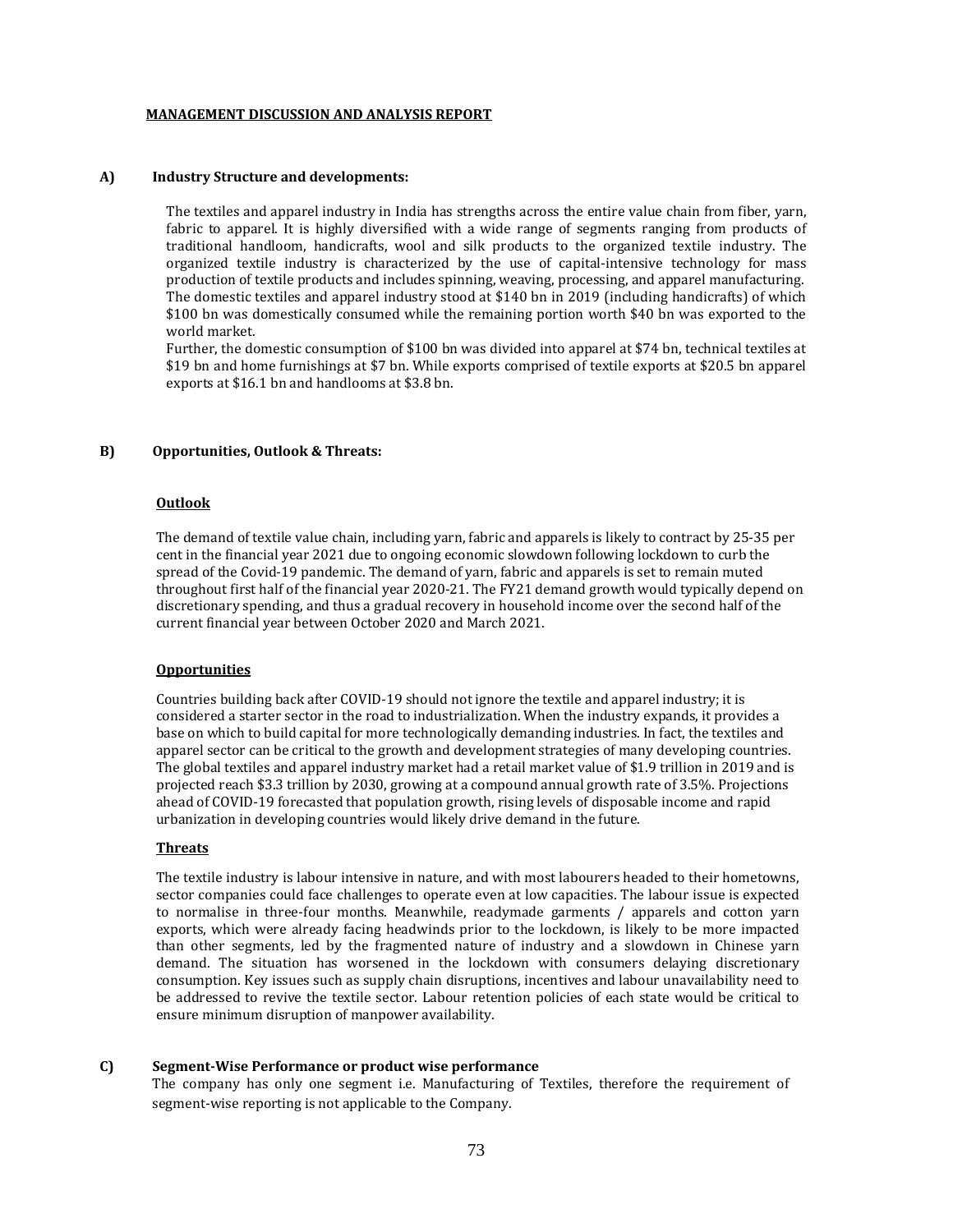## MANAGEMENT DISCUSSION AND ANALYSIS REPORT

### A) Industry Structure and developments:

The textiles and apparel industry in India has strengths across the entire value chain from fiber, yarn, fabric to apparel. It is highly diversified with a wide range of segments ranging from products of traditional handloom, handicrafts, wool and silk products to the organized textile industry. The organized textile industry is characterized by the use of capital-intensive technology for mass production of textile products and includes spinning, weaving, processing, and apparel manufacturing. The domestic textiles and apparel industry stood at $140 bn in 2019 (including handicrafts) of which $100 bn was domestically consumed while the remaining portion worth $40 bn was exported to the world market.

Further, the domestic consumption of $100 bn was divided into apparel at $74 bn, technical textiles at $19 bn and home furnishings at $7 bn. While exports comprised of textile exports at $20.5 bn apparel exports at $16.1 bn and handlooms at $3.8 bn.

### B) Opportunities, Outlook & Threats:

#### Outlook

The demand of textile value chain, including yarn, fabric and apparels is likely to contract by 25-35 per cent in the financial year 2021 due to ongoing economic slowdown following lockdown to curb the spread of the Covid-19 pandemic. The demand of yarn, fabric and apparels is set to remain muted throughout first half of the financial year 2020-21. The FY21 demand growth would typically depend on discretionary spending, and thus a gradual recovery in household income over the second half of the current financial year between October 2020 and March 2021.

#### Opportunities

Countries building back after COVID-19 should not ignore the textile and apparel industry; it is considered a starter sector in the road to industrialization. When the industry expands, it provides a base on which to build capital for more technologically demanding industries. In fact, the textiles and apparel sector can be critical to the growth and development strategies of many developing countries. The global textiles and apparel industry market had a retail market value of $1.9 trillion in 2019 and is projected reach $3.3 trillion by 2030, growing at a compound annual growth rate of 3.5%. Projections ahead of COVID-19 forecasted that population growth, rising levels of disposable income and rapid urbanization in developing countries would likely drive demand in the future.

#### Threats

The textile industry is labour intensive in nature, and with most labourers headed to their hometowns, sector companies could face challenges to operate even at low capacities. The labour issue is expected to normalise in three-four months. Meanwhile, readymade garments / apparels and cotton yarn exports, which were already facing headwinds prior to the lockdown, is likely to be more impacted than other segments, led by the fragmented nature of industry and a slowdown in Chinese yarn demand. The situation has worsened in the lockdown with consumers delaying discretionary consumption. Key issues such as supply chain disruptions, incentives and labour unavailability need to be addressed to revive the textile sector. Labour retention policies of each state would be critical to ensure minimum disruption of manpower availability.

### C) Segment-Wise Performance or product wise performance

The company has only one segment i.e. Manufacturing of Textiles, therefore the requirement of segment-wise reporting is not applicable to the Company.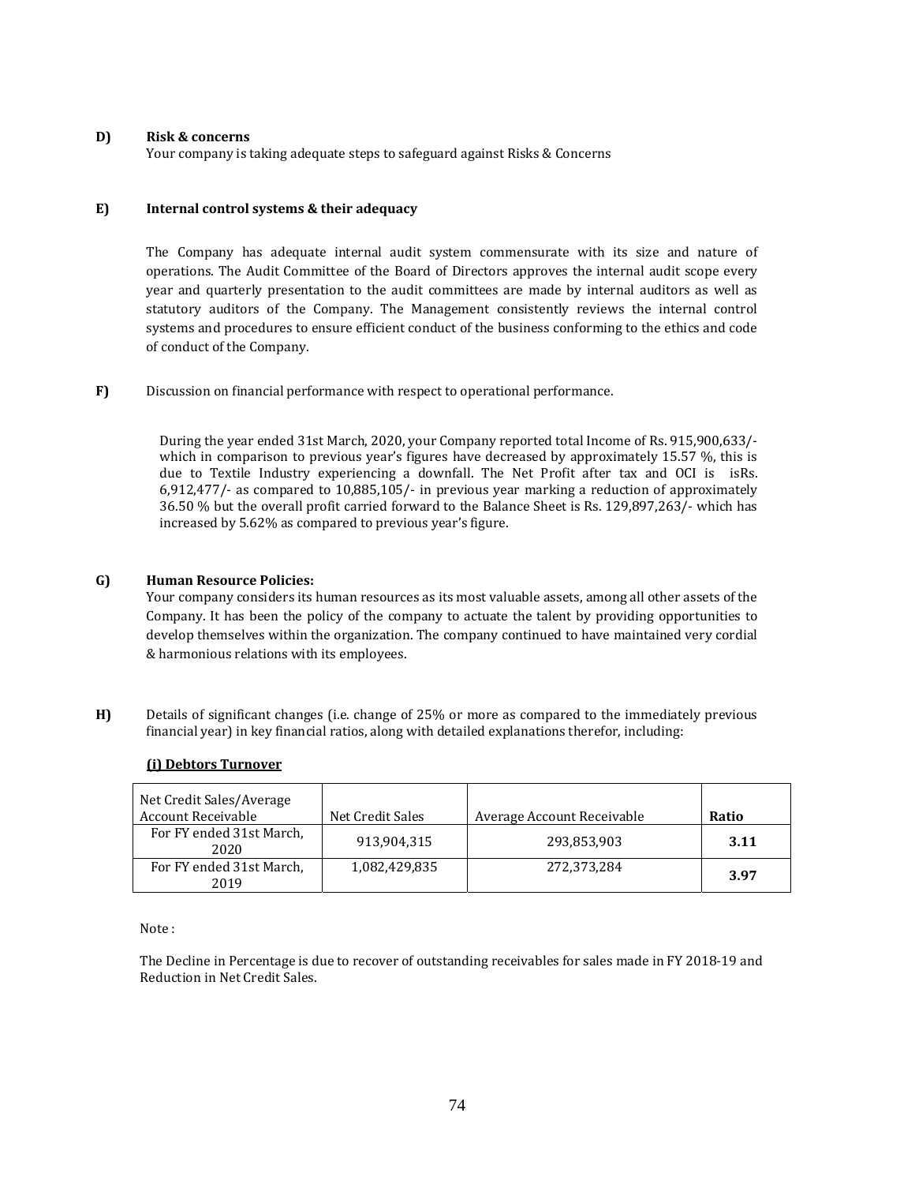**D) Risk & concerns**

Your company is taking adequate steps to safeguard against Risks & Concerns

**E) Internal control systems & their adequacy**

The Company has adequate internal audit system commensurate with its size and nature of operations. The Audit Committee of the Board of Directors approves the internal audit scope every year and quarterly presentation to the audit committees are made by internal auditors as well as statutory auditors of the Company. The Management consistently reviews the internal control systems and procedures to ensure efficient conduct of the business conforming to the ethics and code of conduct of the Company.

**F)** Discussion on financial performance with respect to operational performance.

During the year ended 31st March, 2020, your Company reported total Income of Rs. 915,900,633/- which in comparison to previous year's figures have decreased by approximately 15.57 %, this is due to Textile Industry experiencing a downfall. The Net Profit after tax and OCI is isRs. 6,912,477/- as compared to 10,885,105/- in previous year marking a reduction of approximately 36.50 % but the overall profit carried forward to the Balance Sheet is Rs. 129,897,263/- which has increased by 5.62% as compared to previous year's figure.

**G) Human Resource Policies:**

Your company considers its human resources as its most valuable assets, among all other assets of the Company. It has been the policy of the company to actuate the talent by providing opportunities to develop themselves within the organization. The company continued to have maintained very cordial & harmonious relations with its employees.

**H)** Details of significant changes (i.e. change of 25% or more as compared to the immediately previous financial year) in key financial ratios, along with detailed explanations therefor, including:

**(i) Debtors Turnover**

| Net Credit Sales/Average Account Receivable | Net Credit Sales | Average Account Receivable | Ratio |
|---|---|---|---|
| For FY ended 31st March, 2020 | 913,904,315 | 293,853,903 | **3.11** |
| For FY ended 31st March, 2019 | 1,082,429,835 | 272,373,284 | **3.97** |

Note :

The Decline in Percentage is due to recover of outstanding receivables for sales made in FY 2018-19 and Reduction in Net Credit Sales.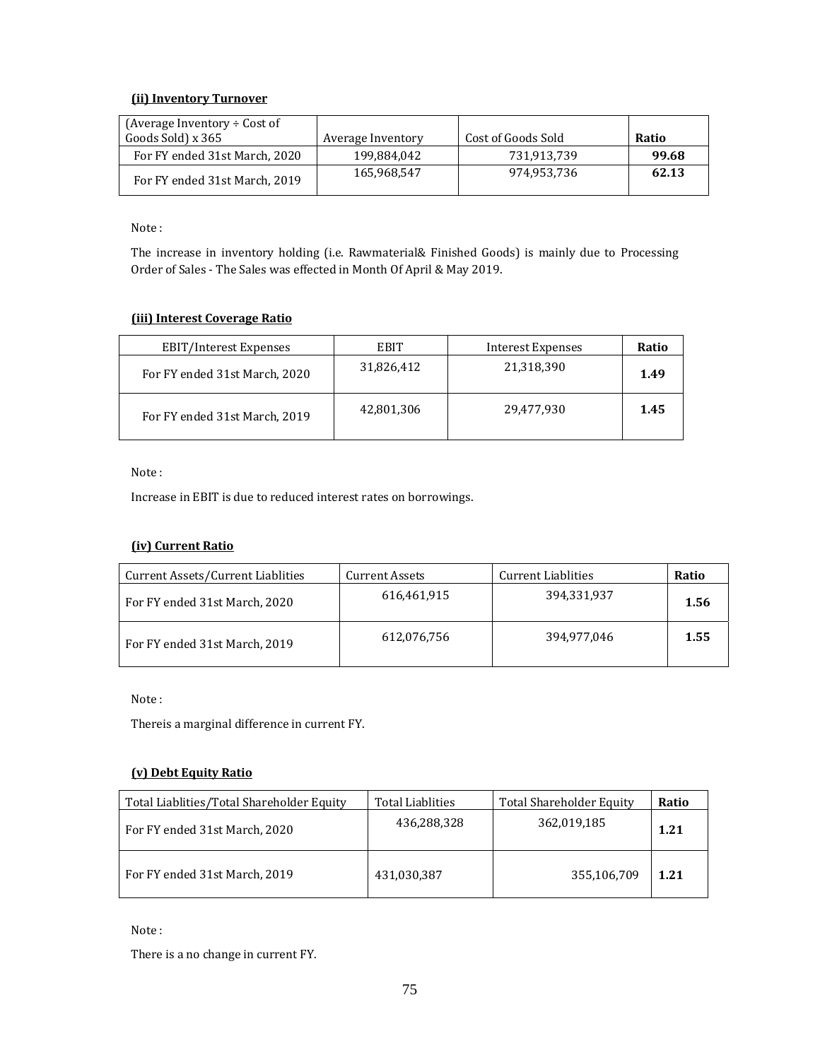**(ii) Inventory Turnover**

| (Average Inventory ÷ Cost of Goods Sold) x 365 | Average Inventory | Cost of Goods Sold | **Ratio** |
|---|---|---|---|
| For FY ended 31st March, 2020 | 199,884,042 | 731,913,739 | **99.68** |
| For FY ended 31st March, 2019 | 165,968,547 | 974,953,736 | **62.13** |

Note :

The increase in inventory holding (i.e. Rawmaterial& Finished Goods) is mainly due to Processing Order of Sales - The Sales was effected in Month Of April & May 2019.

**(iii) Interest Coverage Ratio**

| EBIT/Interest Expenses | EBIT | Interest Expenses | **Ratio** |
|---|---|---|---|
| For FY ended 31st March, 2020 | 31,826,412 | 21,318,390 | **1.49** |
| For FY ended 31st March, 2019 | 42,801,306 | 29,477,930 | **1.45** |

Note :

Increase in EBIT is due to reduced interest rates on borrowings.

**(iv) Current Ratio**

| Current Assets/Current Liablities | Current Assets | Current Liablities | **Ratio** |
|---|---|---|---|
| For FY ended 31st March, 2020 | 616,461,915 | 394,331,937 | **1.56** |
| For FY ended 31st March, 2019 | 612,076,756 | 394,977,046 | **1.55** |

Note :

Thereis a marginal difference in current FY.

**(v) Debt Equity Ratio**

| Total Liablities/Total Shareholder Equity | Total Liablities | Total Shareholder Equity | **Ratio** |
|---|---|---|---|
| For FY ended 31st March, 2020 | 436,288,328 | 362,019,185 | **1.21** |
| For FY ended 31st March, 2019 | 431,030,387 | 355,106,709 | **1.21** |

Note :

There is a no change in current FY.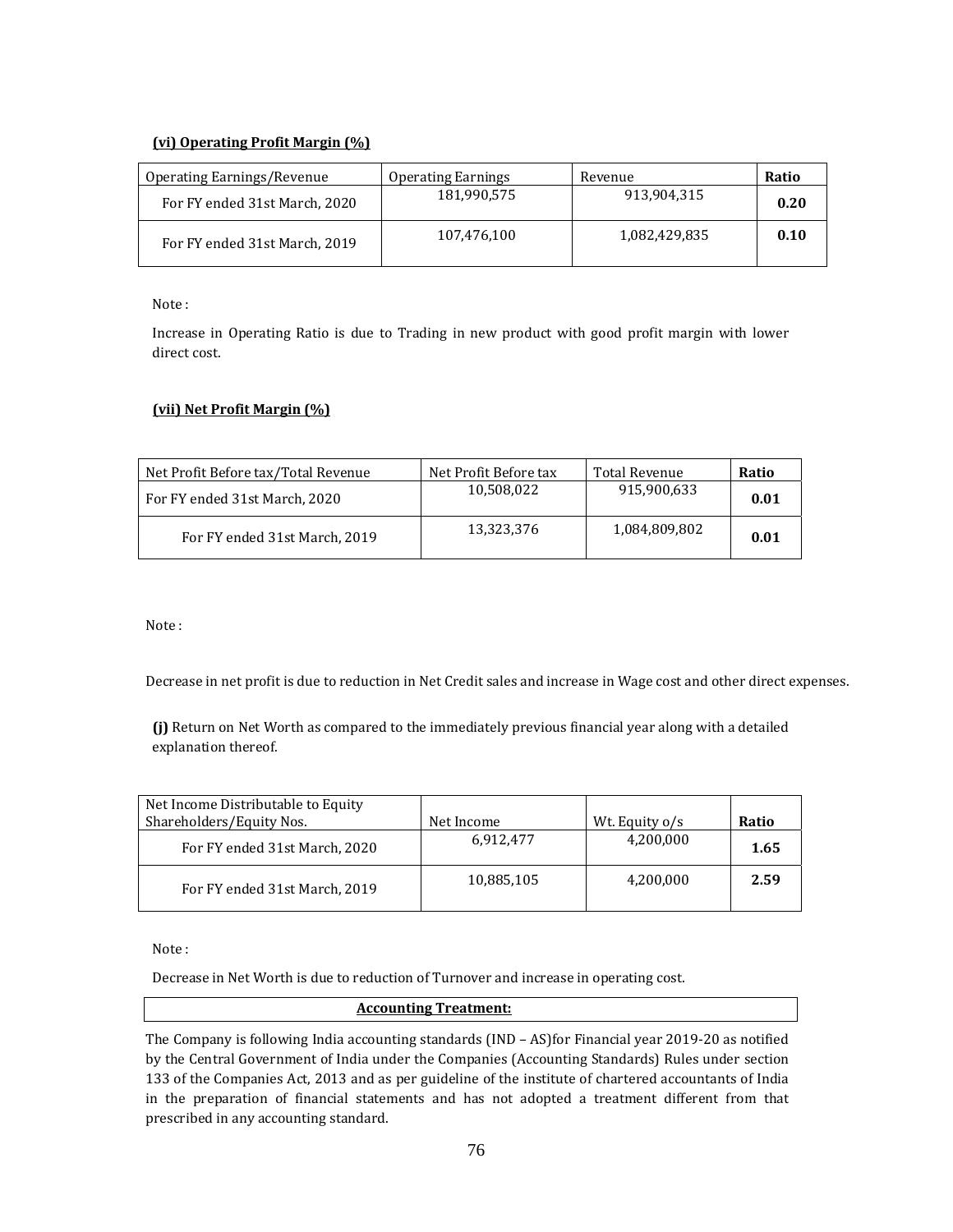**(vi) Operating Profit Margin (%)**

| Operating Earnings/Revenue | Operating Earnings | Revenue | **Ratio** |
|---|---|---|---|
| For FY ended 31st March, 2020 | 181,990,575 | 913,904,315 | **0.20** |
| For FY ended 31st March, 2019 | 107,476,100 | 1,082,429,835 | **0.10** |

Note :

Increase in Operating Ratio is due to Trading in new product with good profit margin with lower direct cost.

**(vii) Net Profit Margin (%)**

| Net Profit Before tax/Total Revenue | Net Profit Before tax | Total Revenue | **Ratio** |
|---|---|---|---|
| For FY ended 31st March, 2020 | 10,508,022 | 915,900,633 | **0.01** |
| For FY ended 31st March, 2019 | 13,323,376 | 1,084,809,802 | **0.01** |

Note :

Decrease in net profit is due to reduction in Net Credit sales and increase in Wage cost and other direct expenses.

**(j)** Return on Net Worth as compared to the immediately previous financial year along with a detailed explanation thereof.

| Net Income Distributable to Equity Shareholders/Equity Nos. | Net Income | Wt. Equity o/s | **Ratio** |
|---|---|---|---|
| For FY ended 31st March, 2020 | 6,912,477 | 4,200,000 | **1.65** |
| For FY ended 31st March, 2019 | 10,885,105 | 4,200,000 | **2.59** |

Note :

Decrease in Net Worth is due to reduction of Turnover and increase in operating cost.

**Accounting Treatment:**

The Company is following India accounting standards (IND – AS)for Financial year 2019-20 as notified by the Central Government of India under the Companies (Accounting Standards) Rules under section 133 of the Companies Act, 2013 and as per guideline of the institute of chartered accountants of India in the preparation of financial statements and has not adopted a treatment different from that prescribed in any accounting standard.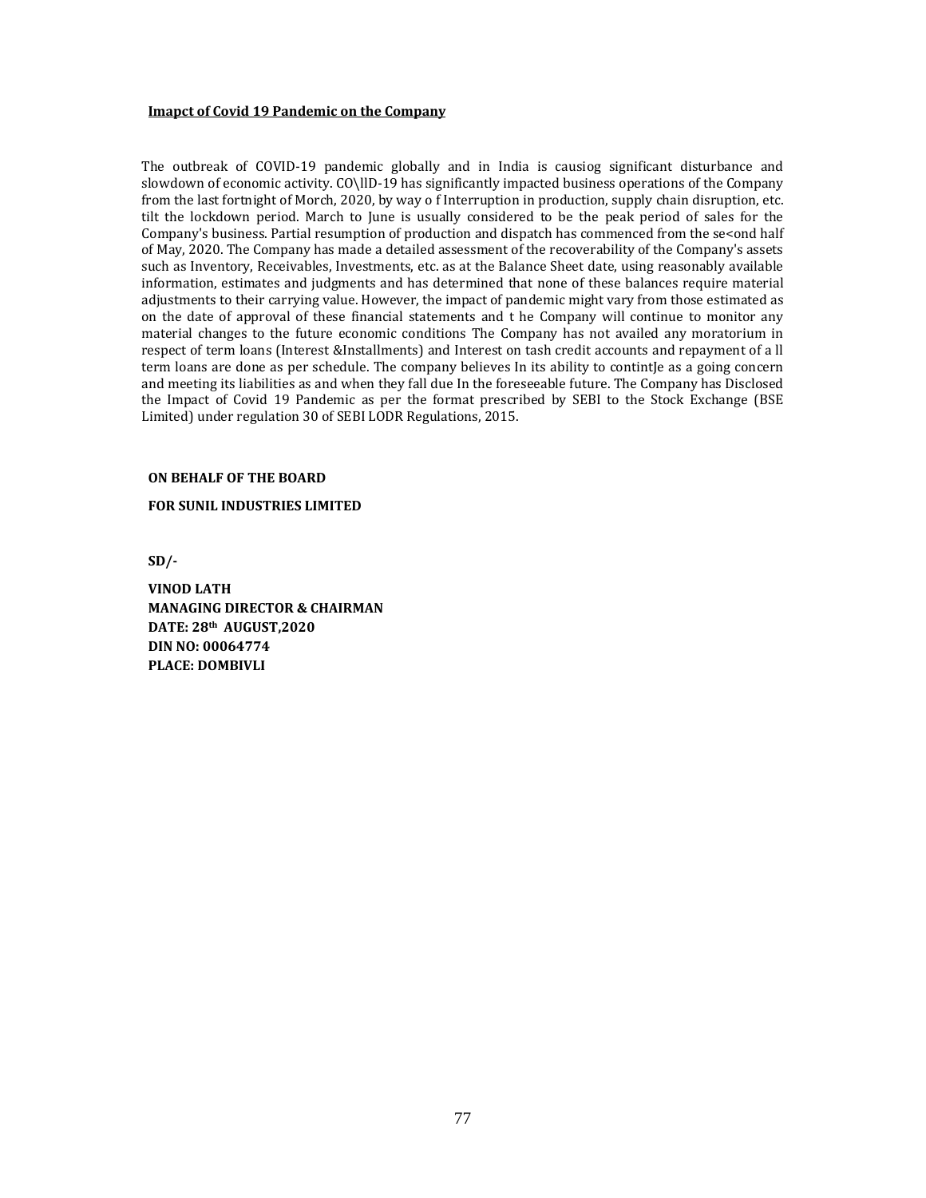**Imapct of Covid 19 Pandemic on the Company**

The outbreak of COVID-19 pandemic globally and in India is causiog significant disturbance and slowdown of economic activity. CO\llD-19 has significantly impacted business operations of the Company from the last fortnight of Morch, 2020, by way o f Interruption in production, supply chain disruption, etc. tilt the lockdown period. March to June is usually considered to be the peak period of sales for the Company's business. Partial resumption of production and dispatch has commenced from the se<ond half of May, 2020. The Company has made a detailed assessment of the recoverability of the Company's assets such as Inventory, Receivables, Investments, etc. as at the Balance Sheet date, using reasonably available information, estimates and judgments and has determined that none of these balances require material adjustments to their carrying value. However, the impact of pandemic might vary from those estimated as on the date of approval of these financial statements and t he Company will continue to monitor any material changes to the future economic conditions The Company has not availed any moratorium in respect of term loans (Interest &Installments) and Interest on tash credit accounts and repayment of a ll term loans are done as per schedule. The company believes In its ability to contintJe as a going concern and meeting its liabilities as and when they fall due In the foreseeable future. The Company has Disclosed the Impact of Covid 19 Pandemic as per the format prescribed by SEBI to the Stock Exchange (BSE Limited) under regulation 30 of SEBI LODR Regulations, 2015.

**ON BEHALF OF THE BOARD**

**FOR SUNIL INDUSTRIES LIMITED**

**SD/-**

**VINOD LATH**
**MANAGING DIRECTOR & CHAIRMAN**
**DATE: 28th AUGUST,2020**
**DIN NO: 00064774**
**PLACE: DOMBIVLI**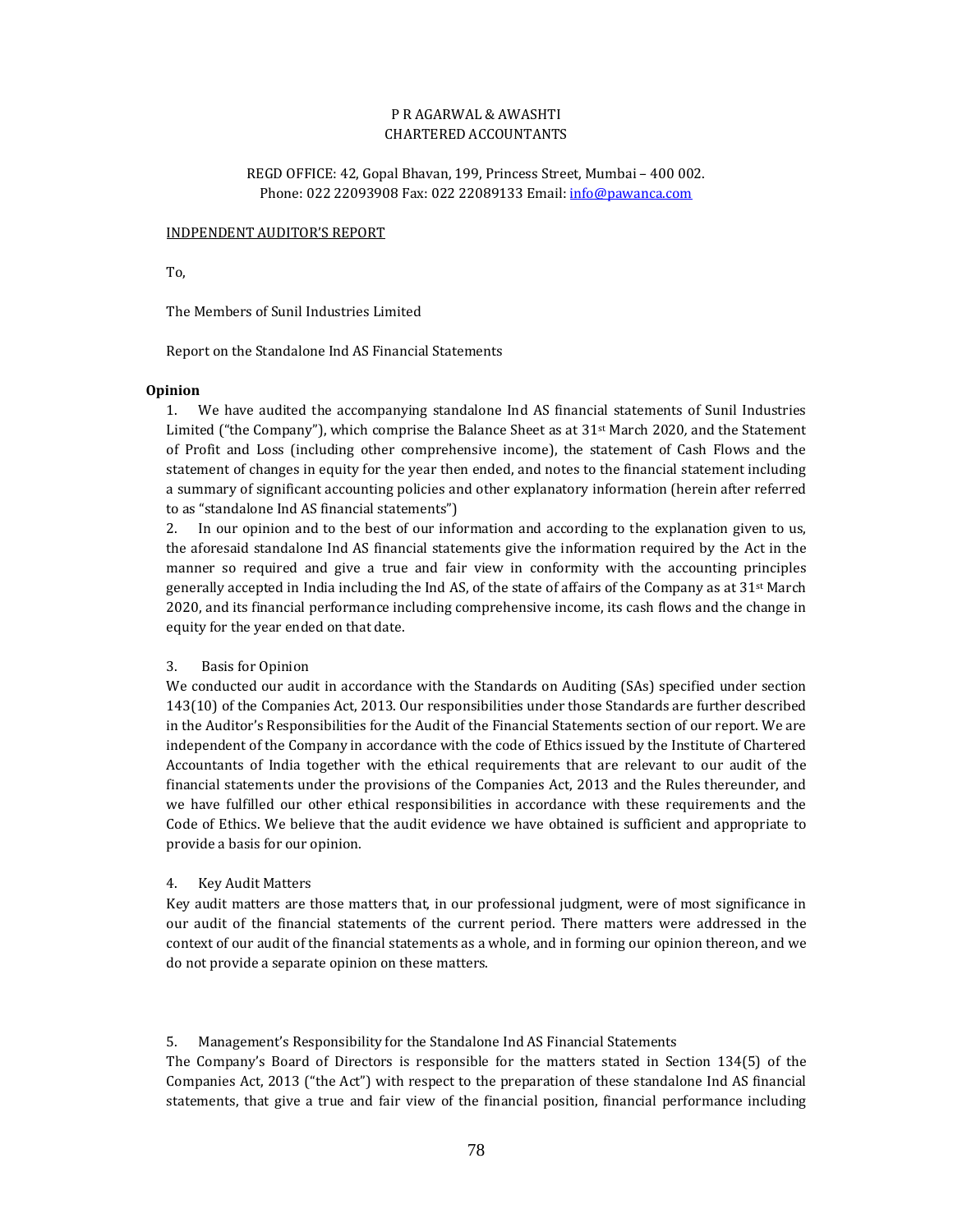P R AGARWAL & AWASHTI
CHARTERED ACCOUNTANTS

REGD OFFICE: 42, Gopal Bhavan, 199, Princess Street, Mumbai – 400 002.
Phone: 022 22093908 Fax: 022 22089133 Email: info@pawanca.com

INDPENDENT AUDITOR'S REPORT

To,

The Members of Sunil Industries Limited

Report on the Standalone Ind AS Financial Statements

**Opinion**

1. We have audited the accompanying standalone Ind AS financial statements of Sunil Industries Limited ("the Company"), which comprise the Balance Sheet as at 31st March 2020, and the Statement of Profit and Loss (including other comprehensive income), the statement of Cash Flows and the statement of changes in equity for the year then ended, and notes to the financial statement including a summary of significant accounting policies and other explanatory information (herein after referred to as "standalone Ind AS financial statements")

2. In our opinion and to the best of our information and according to the explanation given to us, the aforesaid standalone Ind AS financial statements give the information required by the Act in the manner so required and give a true and fair view in conformity with the accounting principles generally accepted in India including the Ind AS, of the state of affairs of the Company as at 31st March 2020, and its financial performance including comprehensive income, its cash flows and the change in equity for the year ended on that date.

3. Basis for Opinion

We conducted our audit in accordance with the Standards on Auditing (SAs) specified under section 143(10) of the Companies Act, 2013. Our responsibilities under those Standards are further described in the Auditor's Responsibilities for the Audit of the Financial Statements section of our report. We are independent of the Company in accordance with the code of Ethics issued by the Institute of Chartered Accountants of India together with the ethical requirements that are relevant to our audit of the financial statements under the provisions of the Companies Act, 2013 and the Rules thereunder, and we have fulfilled our other ethical responsibilities in accordance with these requirements and the Code of Ethics. We believe that the audit evidence we have obtained is sufficient and appropriate to provide a basis for our opinion.

4. Key Audit Matters

Key audit matters are those matters that, in our professional judgment, were of most significance in our audit of the financial statements of the current period. There matters were addressed in the context of our audit of the financial statements as a whole, and in forming our opinion thereon, and we do not provide a separate opinion on these matters.

5. Management's Responsibility for the Standalone Ind AS Financial Statements

The Company's Board of Directors is responsible for the matters stated in Section 134(5) of the Companies Act, 2013 ("the Act") with respect to the preparation of these standalone Ind AS financial statements, that give a true and fair view of the financial position, financial performance including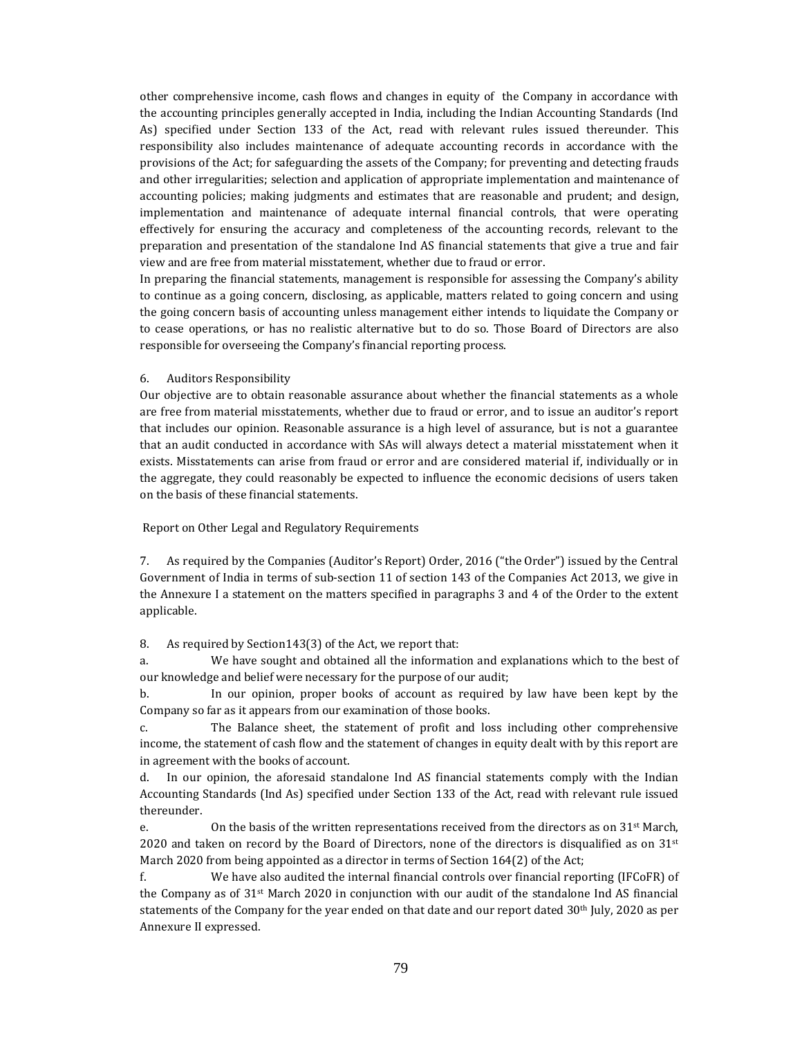other comprehensive income, cash flows and changes in equity of the Company in accordance with the accounting principles generally accepted in India, including the Indian Accounting Standards (Ind As) specified under Section 133 of the Act, read with relevant rules issued thereunder. This responsibility also includes maintenance of adequate accounting records in accordance with the provisions of the Act; for safeguarding the assets of the Company; for preventing and detecting frauds and other irregularities; selection and application of appropriate implementation and maintenance of accounting policies; making judgments and estimates that are reasonable and prudent; and design, implementation and maintenance of adequate internal financial controls, that were operating effectively for ensuring the accuracy and completeness of the accounting records, relevant to the preparation and presentation of the standalone Ind AS financial statements that give a true and fair view and are free from material misstatement, whether due to fraud or error.

In preparing the financial statements, management is responsible for assessing the Company's ability to continue as a going concern, disclosing, as applicable, matters related to going concern and using the going concern basis of accounting unless management either intends to liquidate the Company or to cease operations, or has no realistic alternative but to do so. Those Board of Directors are also responsible for overseeing the Company's financial reporting process.

6. Auditors Responsibility

Our objective are to obtain reasonable assurance about whether the financial statements as a whole are free from material misstatements, whether due to fraud or error, and to issue an auditor's report that includes our opinion. Reasonable assurance is a high level of assurance, but is not a guarantee that an audit conducted in accordance with SAs will always detect a material misstatement when it exists. Misstatements can arise from fraud or error and are considered material if, individually or in the aggregate, they could reasonably be expected to influence the economic decisions of users taken on the basis of these financial statements.

Report on Other Legal and Regulatory Requirements

7. As required by the Companies (Auditor's Report) Order, 2016 ("the Order") issued by the Central Government of India in terms of sub-section 11 of section 143 of the Companies Act 2013, we give in the Annexure I a statement on the matters specified in paragraphs 3 and 4 of the Order to the extent applicable.

8. As required by Section143(3) of the Act, we report that:

a. We have sought and obtained all the information and explanations which to the best of our knowledge and belief were necessary for the purpose of our audit;

b. In our opinion, proper books of account as required by law have been kept by the Company so far as it appears from our examination of those books.

c. The Balance sheet, the statement of profit and loss including other comprehensive income, the statement of cash flow and the statement of changes in equity dealt with by this report are in agreement with the books of account.

d. In our opinion, the aforesaid standalone Ind AS financial statements comply with the Indian Accounting Standards (Ind As) specified under Section 133 of the Act, read with relevant rule issued thereunder.

e. On the basis of the written representations received from the directors as on 31st March, 2020 and taken on record by the Board of Directors, none of the directors is disqualified as on 31st March 2020 from being appointed as a director in terms of Section 164(2) of the Act;

f. We have also audited the internal financial controls over financial reporting (IFCoFR) of the Company as of 31st March 2020 in conjunction with our audit of the standalone Ind AS financial statements of the Company for the year ended on that date and our report dated 30th July, 2020 as per Annexure II expressed.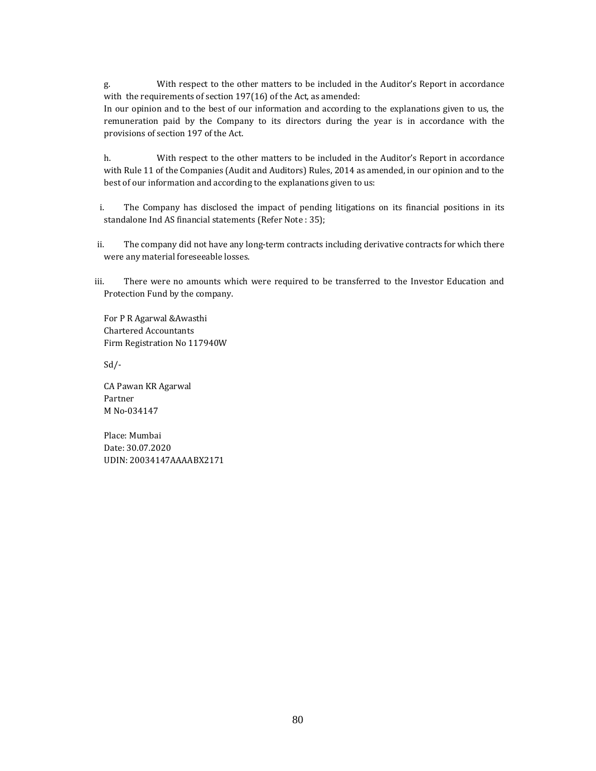g. With respect to the other matters to be included in the Auditor's Report in accordance with the requirements of section 197(16) of the Act, as amended:

In our opinion and to the best of our information and according to the explanations given to us, the remuneration paid by the Company to its directors during the year is in accordance with the provisions of section 197 of the Act.

h. With respect to the other matters to be included in the Auditor's Report in accordance with Rule 11 of the Companies (Audit and Auditors) Rules, 2014 as amended, in our opinion and to the best of our information and according to the explanations given to us:

i. The Company has disclosed the impact of pending litigations on its financial positions in its standalone Ind AS financial statements (Refer Note : 35);

ii. The company did not have any long-term contracts including derivative contracts for which there were any material foreseeable losses.

iii. There were no amounts which were required to be transferred to the Investor Education and Protection Fund by the company.

For P R Agarwal &Awasthi
Chartered Accountants
Firm Registration No 117940W

Sd/-

CA Pawan KR Agarwal
Partner
M No-034147

Place: Mumbai
Date: 30.07.2020
UDIN: 20034147AAAABX2171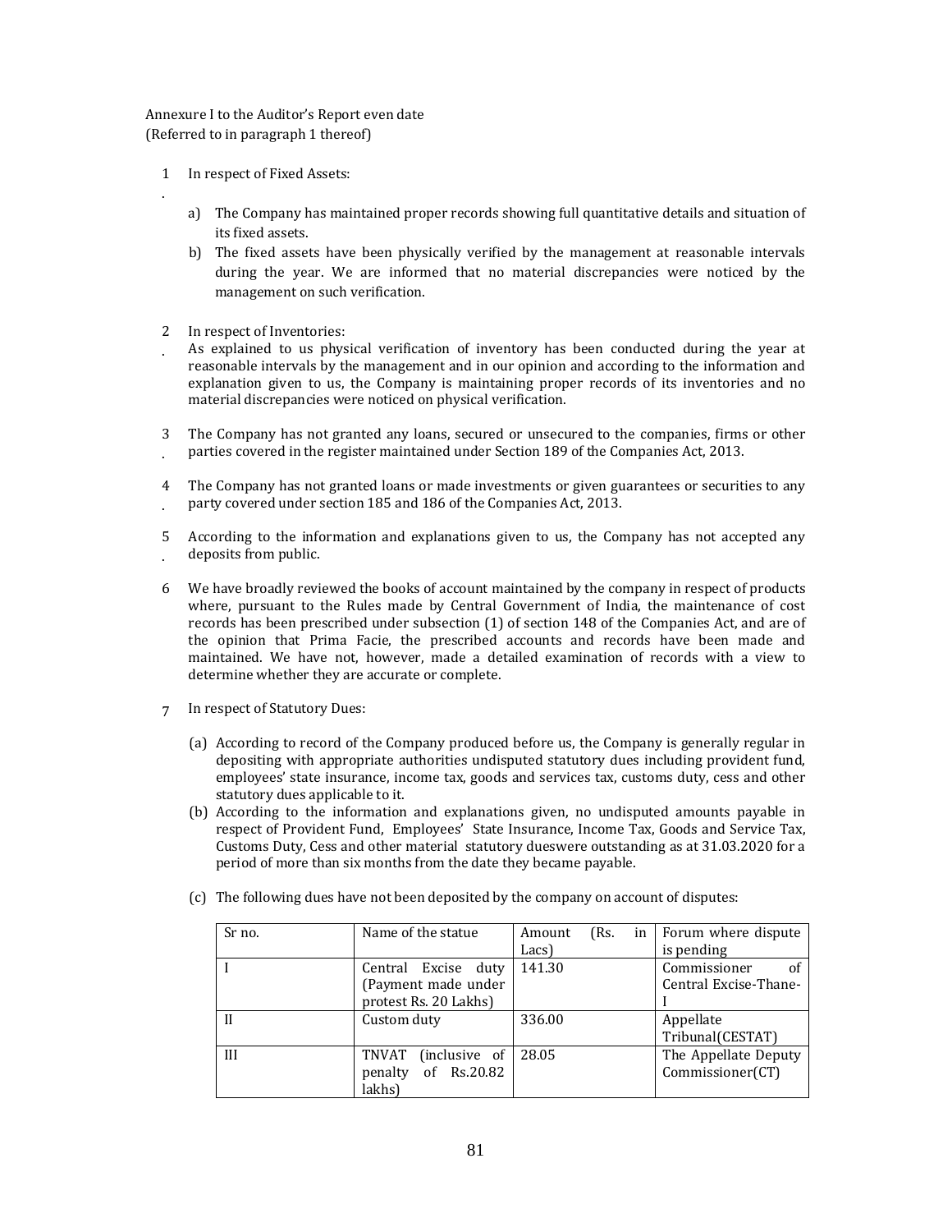Annexure I to the Auditor's Report even date
(Referred to in paragraph 1 thereof)

1. In respect of Fixed Assets:

   a) The Company has maintained proper records showing full quantitative details and situation of its fixed assets.

   b) The fixed assets have been physically verified by the management at reasonable intervals during the year. We are informed that no material discrepancies were noticed by the management on such verification.

2. In respect of Inventories:
   As explained to us physical verification of inventory has been conducted during the year at reasonable intervals by the management and in our opinion and according to the information and explanation given to us, the Company is maintaining proper records of its inventories and no material discrepancies were noticed on physical verification.

3. The Company has not granted any loans, secured or unsecured to the companies, firms or other parties covered in the register maintained under Section 189 of the Companies Act, 2013.

4. The Company has not granted loans or made investments or given guarantees or securities to any party covered under section 185 and 186 of the Companies Act, 2013.

5. According to the information and explanations given to us, the Company has not accepted any deposits from public.

6. We have broadly reviewed the books of account maintained by the company in respect of products where, pursuant to the Rules made by Central Government of India, the maintenance of cost records has been prescribed under subsection (1) of section 148 of the Companies Act, and are of the opinion that Prima Facie, the prescribed accounts and records have been made and maintained. We have not, however, made a detailed examination of records with a view to determine whether they are accurate or complete.

7. In respect of Statutory Dues:

   (a) According to record of the Company produced before us, the Company is generally regular in depositing with appropriate authorities undisputed statutory dues including provident fund, employees' state insurance, income tax, goods and services tax, customs duty, cess and other statutory dues applicable to it.

   (b) According to the information and explanations given, no undisputed amounts payable in respect of Provident Fund, Employees' State Insurance, Income Tax, Goods and Service Tax, Customs Duty, Cess and other material statutory dueswere outstanding as at 31.03.2020 for a period of more than six months from the date they became payable.

   (c) The following dues have not been deposited by the company on account of disputes:

| Sr no. | Name of the statue | Amount (Rs. in Lacs) | Forum where dispute is pending |
|---|---|---|---|
| I | Central Excise duty (Payment made under protest Rs. 20 Lakhs) | 141.30 | Commissioner of Central Excise-Thane-I |
| II | Custom duty | 336.00 | Appellate Tribunal(CESTAT) |
| III | TNVAT (inclusive of penalty of Rs.20.82 lakhs) | 28.05 | The Appellate Deputy Commissioner(CT) |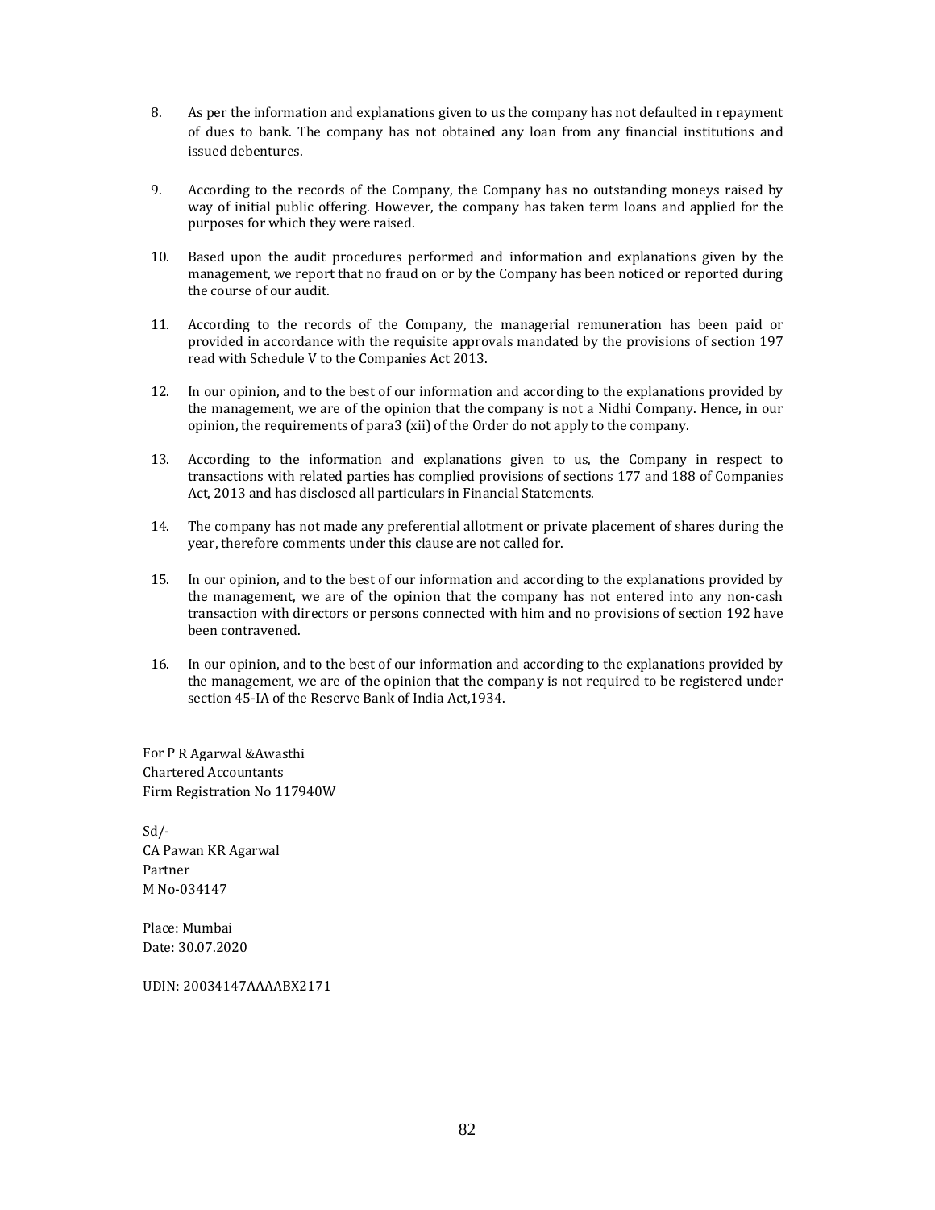8. As per the information and explanations given to us the company has not defaulted in repayment of dues to bank. The company has not obtained any loan from any financial institutions and issued debentures.

9. According to the records of the Company, the Company has no outstanding moneys raised by way of initial public offering. However, the company has taken term loans and applied for the purposes for which they were raised.

10. Based upon the audit procedures performed and information and explanations given by the management, we report that no fraud on or by the Company has been noticed or reported during the course of our audit.

11. According to the records of the Company, the managerial remuneration has been paid or provided in accordance with the requisite approvals mandated by the provisions of section 197 read with Schedule V to the Companies Act 2013.

12. In our opinion, and to the best of our information and according to the explanations provided by the management, we are of the opinion that the company is not a Nidhi Company. Hence, in our opinion, the requirements of para3 (xii) of the Order do not apply to the company.

13. According to the information and explanations given to us, the Company in respect to transactions with related parties has complied provisions of sections 177 and 188 of Companies Act, 2013 and has disclosed all particulars in Financial Statements.

14. The company has not made any preferential allotment or private placement of shares during the year, therefore comments under this clause are not called for.

15. In our opinion, and to the best of our information and according to the explanations provided by the management, we are of the opinion that the company has not entered into any non-cash transaction with directors or persons connected with him and no provisions of section 192 have been contravened.

16. In our opinion, and to the best of our information and according to the explanations provided by the management, we are of the opinion that the company is not required to be registered under section 45-IA of the Reserve Bank of India Act,1934.

For P R Agarwal &Awasthi
Chartered Accountants
Firm Registration No 117940W

Sd/-
CA Pawan KR Agarwal
Partner
M No-034147

Place: Mumbai
Date: 30.07.2020

UDIN: 20034147AAAABX2171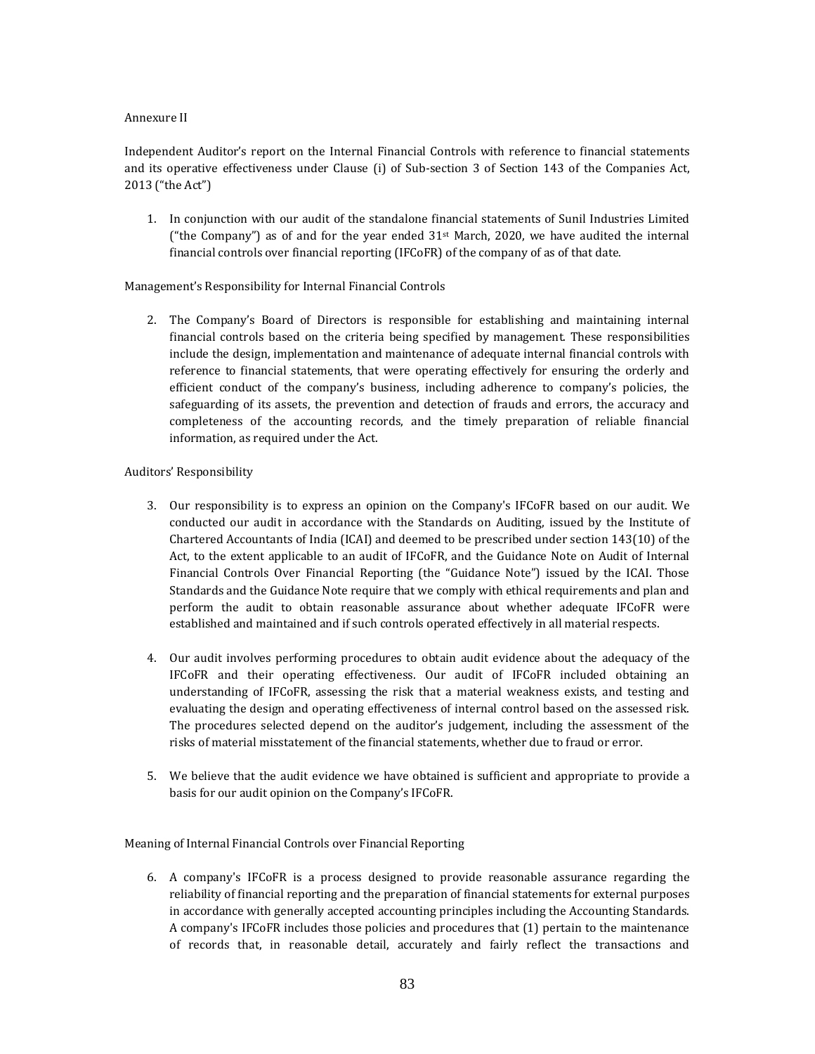Annexure II

Independent Auditor's report on the Internal Financial Controls with reference to financial statements and its operative effectiveness under Clause (i) of Sub-section 3 of Section 143 of the Companies Act, 2013 ("the Act")

1. In conjunction with our audit of the standalone financial statements of Sunil Industries Limited ("the Company") as of and for the year ended 31st March, 2020, we have audited the internal financial controls over financial reporting (IFCoFR) of the company of as of that date.

Management's Responsibility for Internal Financial Controls

2. The Company's Board of Directors is responsible for establishing and maintaining internal financial controls based on the criteria being specified by management. These responsibilities include the design, implementation and maintenance of adequate internal financial controls with reference to financial statements, that were operating effectively for ensuring the orderly and efficient conduct of the company's business, including adherence to company's policies, the safeguarding of its assets, the prevention and detection of frauds and errors, the accuracy and completeness of the accounting records, and the timely preparation of reliable financial information, as required under the Act.

Auditors' Responsibility

3. Our responsibility is to express an opinion on the Company's IFCoFR based on our audit. We conducted our audit in accordance with the Standards on Auditing, issued by the Institute of Chartered Accountants of India (ICAI) and deemed to be prescribed under section 143(10) of the Act, to the extent applicable to an audit of IFCoFR, and the Guidance Note on Audit of Internal Financial Controls Over Financial Reporting (the "Guidance Note") issued by the ICAI. Those Standards and the Guidance Note require that we comply with ethical requirements and plan and perform the audit to obtain reasonable assurance about whether adequate IFCoFR were established and maintained and if such controls operated effectively in all material respects.

4. Our audit involves performing procedures to obtain audit evidence about the adequacy of the IFCoFR and their operating effectiveness. Our audit of IFCoFR included obtaining an understanding of IFCoFR, assessing the risk that a material weakness exists, and testing and evaluating the design and operating effectiveness of internal control based on the assessed risk. The procedures selected depend on the auditor's judgement, including the assessment of the risks of material misstatement of the financial statements, whether due to fraud or error.

5. We believe that the audit evidence we have obtained is sufficient and appropriate to provide a basis for our audit opinion on the Company's IFCoFR.

Meaning of Internal Financial Controls over Financial Reporting

6. A company's IFCoFR is a process designed to provide reasonable assurance regarding the reliability of financial reporting and the preparation of financial statements for external purposes in accordance with generally accepted accounting principles including the Accounting Standards. A company's IFCoFR includes those policies and procedures that (1) pertain to the maintenance of records that, in reasonable detail, accurately and fairly reflect the transactions and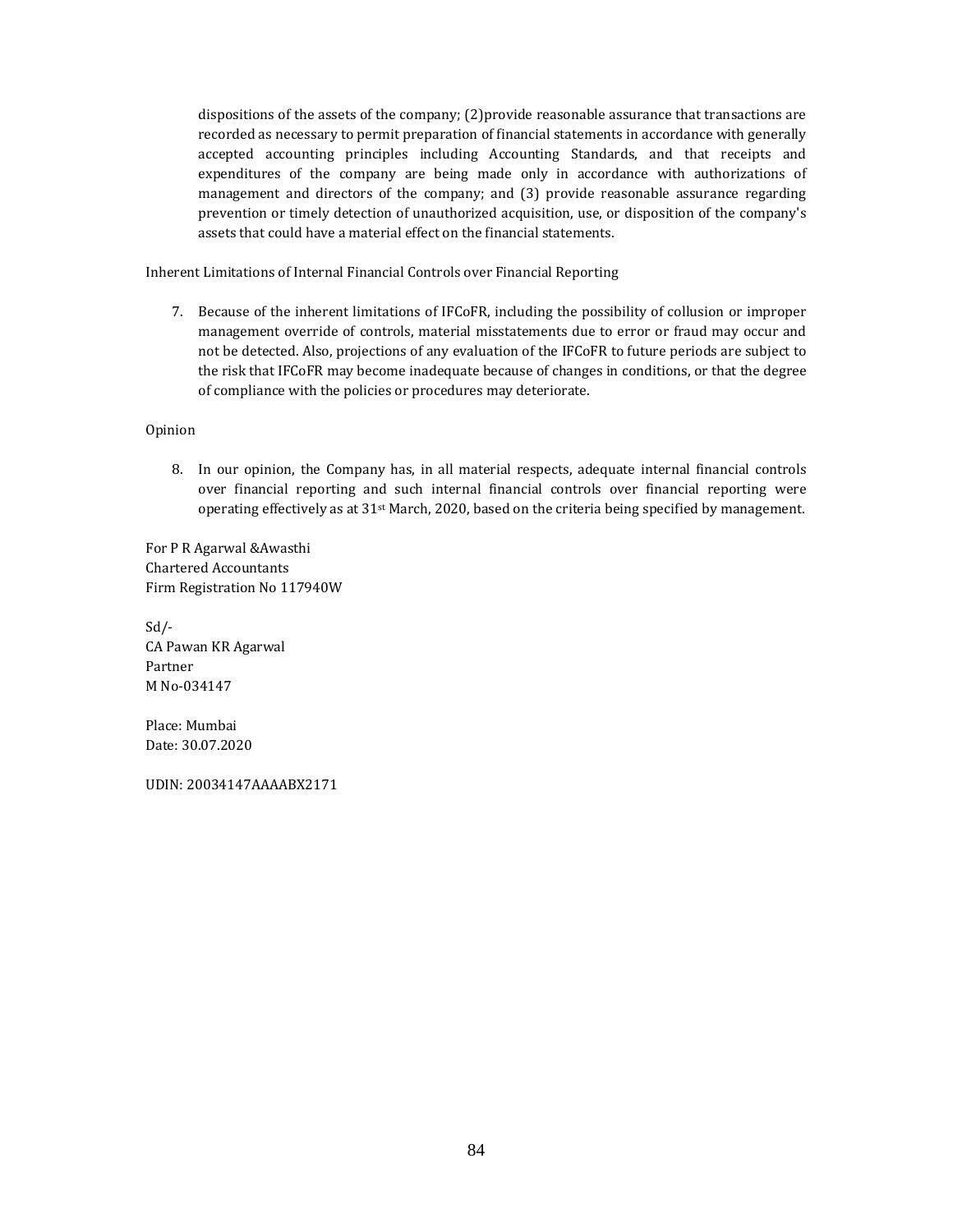dispositions of the assets of the company; (2)provide reasonable assurance that transactions are recorded as necessary to permit preparation of financial statements in accordance with generally accepted accounting principles including Accounting Standards, and that receipts and expenditures of the company are being made only in accordance with authorizations of management and directors of the company; and (3) provide reasonable assurance regarding prevention or timely detection of unauthorized acquisition, use, or disposition of the company's assets that could have a material effect on the financial statements.

Inherent Limitations of Internal Financial Controls over Financial Reporting

7. Because of the inherent limitations of IFCoFR, including the possibility of collusion or improper management override of controls, material misstatements due to error or fraud may occur and not be detected. Also, projections of any evaluation of the IFCoFR to future periods are subject to the risk that IFCoFR may become inadequate because of changes in conditions, or that the degree of compliance with the policies or procedures may deteriorate.

Opinion

8. In our opinion, the Company has, in all material respects, adequate internal financial controls over financial reporting and such internal financial controls over financial reporting were operating effectively as at 31st March, 2020, based on the criteria being specified by management.

For P R Agarwal &Awasthi
Chartered Accountants
Firm Registration No 117940W

Sd/-
CA Pawan KR Agarwal
Partner
M No-034147

Place: Mumbai
Date: 30.07.2020

UDIN: 20034147AAAABX2171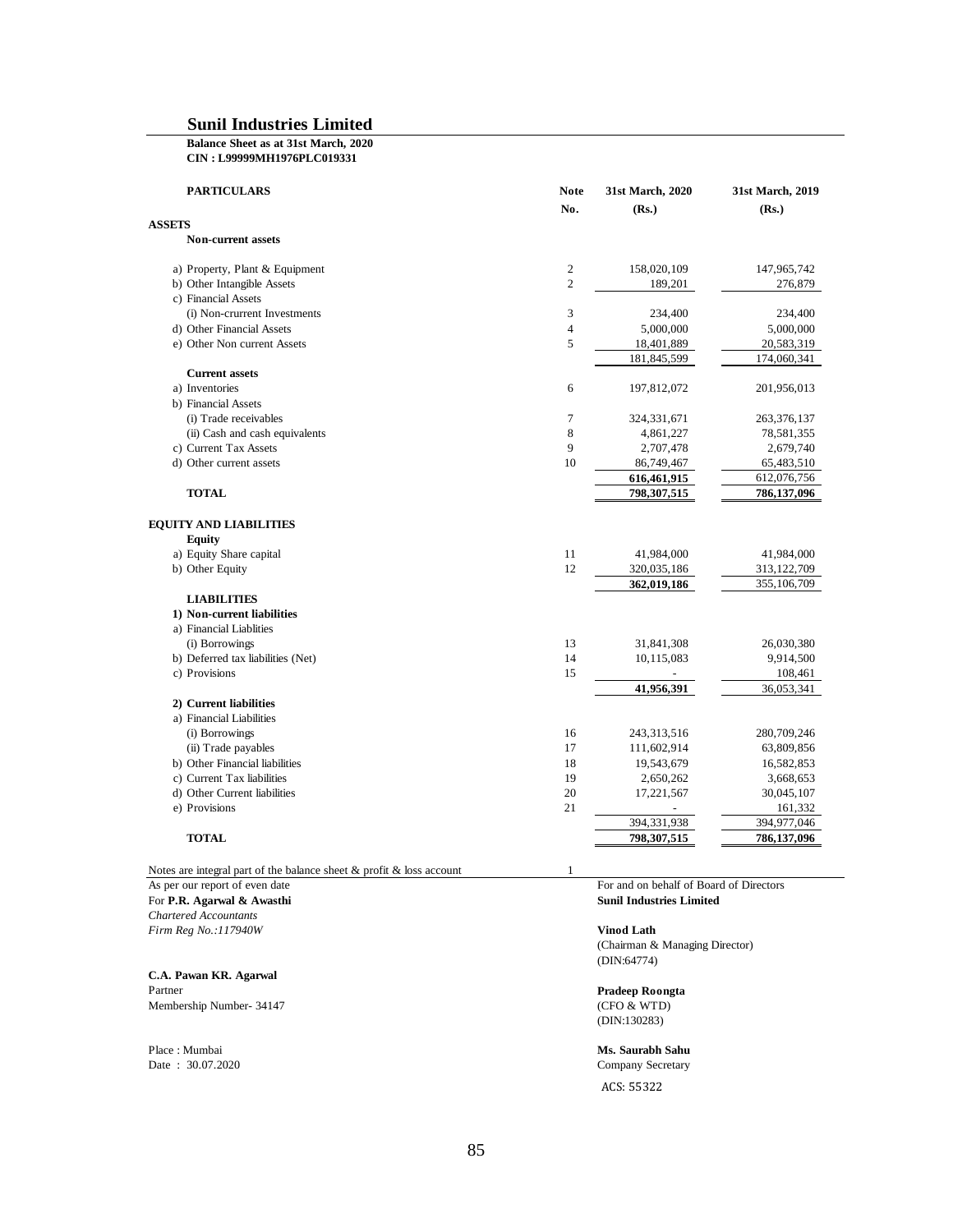# Sunil Industries Limited

**Balance Sheet as at 31st March, 2020**
**CIN : L99999MH1976PLC019331**

| PARTICULARS | Note No. | 31st March, 2020 (Rs.) | 31st March, 2019 (Rs.) |
|---|---|---|---|
| **ASSETS** | | | |
| **Non-current assets** | | | |
| a) Property, Plant & Equipment | 2 | 158,020,109 | 147,965,742 |
| b) Other Intangible Assets | 2 | 189,201 | 276,879 |
| c) Financial Assets | | | |
| (i) Non-crurrent Investments | 3 | 234,400 | 234,400 |
| d) Other Financial Assets | 4 | 5,000,000 | 5,000,000 |
| e) Other Non current Assets | 5 | 18,401,889 | 20,583,319 |
| | | 181,845,599 | 174,060,341 |
| **Current assets** | | | |
| a) Inventories | 6 | 197,812,072 | 201,956,013 |
| b) Financial Assets | | | |
| (i) Trade receivables | 7 | 324,331,671 | 263,376,137 |
| (ii) Cash and cash equivalents | 8 | 4,861,227 | 78,581,355 |
| c) Current Tax Assets | 9 | 2,707,478 | 2,679,740 |
| d) Other current assets | 10 | 86,749,467 | 65,483,510 |
| | | **616,461,915** | 612,076,756 |
| **TOTAL** | | **798,307,515** | **786,137,096** |
| **EQUITY AND LIABILITIES** | | | |
| **Equity** | | | |
| a) Equity Share capital | 11 | 41,984,000 | 41,984,000 |
| b) Other Equity | 12 | 320,035,186 | 313,122,709 |
| | | **362,019,186** | 355,106,709 |
| **LIABILITIES** | | | |
| **1) Non-current liabilities** | | | |
| a) Financial Liablities | | | |
| (i) Borrowings | 13 | 31,841,308 | 26,030,380 |
| b) Deferred tax liabilities (Net) | 14 | 10,115,083 | 9,914,500 |
| c) Provisions | 15 | - | 108,461 |
| | | **41,956,391** | 36,053,341 |
| **2) Current liabilities** | | | |
| a) Financial Liabilities | | | |
| (i) Borrowings | 16 | 243,313,516 | 280,709,246 |
| (ii) Trade payables | 17 | 111,602,914 | 63,809,856 |
| b) Other Financial liabilities | 18 | 19,543,679 | 16,582,853 |
| c) Current Tax liabilities | 19 | 2,650,262 | 3,668,653 |
| d) Other Current liabilities | 20 | 17,221,567 | 30,045,107 |
| e) Provisions | 21 | - | 161,332 |
| | | 394,331,938 | 394,977,046 |
| **TOTAL** | | **798,307,515** | **786,137,096** |

Notes are integral part of the balance sheet & profit & loss account 1

As per our report of even date
For **P.R. Agarwal & Awasthi**
*Chartered Accountants*
*Firm Reg No.:117940W*

**C.A. Pawan KR. Agarwal**
Partner
Membership Number- 34147

Place : Mumbai
Date : 30.07.2020

For and on behalf of Board of Directors
**Sunil Industries Limited**

**Vinod Lath**
(Chairman & Managing Director)
(DIN:64774)

**Pradeep Roongta**
(CFO & WTD)
(DIN:130283)

**Ms. Saurabh Sahu**
Company Secretary
ACS: 55322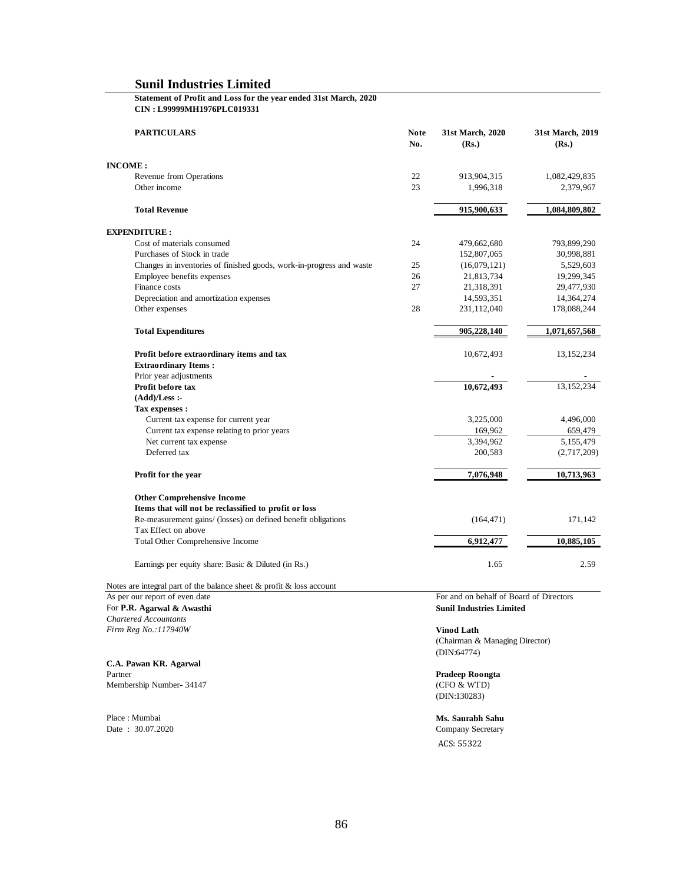# Sunil Industries Limited

**Statement of Profit and Loss for the year ended 31st March, 2020**
**CIN : L99999MH1976PLC019331**

| PARTICULARS | Note No. | 31st March, 2020 (Rs.) | 31st March, 2019 (Rs.) |
|---|---|---|---|
| **INCOME :** | | | |
| Revenue from Operations | 22 | 913,904,315 | 1,082,429,835 |
| Other income | 23 | 1,996,318 | 2,379,967 |
| **Total Revenue** | | **915,900,633** | **1,084,809,802** |
| **EXPENDITURE :** | | | |
| Cost of materials consumed | 24 | 479,662,680 | 793,899,290 |
| Purchases of Stock in trade | | 152,807,065 | 30,998,881 |
| Changes in inventories of finished goods, work-in-progress and waste | 25 | (16,079,121) | 5,529,603 |
| Employee benefits expenses | 26 | 21,813,734 | 19,299,345 |
| Finance costs | 27 | 21,318,391 | 29,477,930 |
| Depreciation and amortization expenses | | 14,593,351 | 14,364,274 |
| Other expenses | 28 | 231,112,040 | 178,088,244 |
| **Total Expenditures** | | **905,228,140** | **1,071,657,568** |
| **Profit before extraordinary items and tax** | | 10,672,493 | 13,152,234 |
| **Extraordinary Items :** | | | |
| Prior year adjustments | | - | - |
| **Profit before tax** | | **10,672,493** | 13,152,234 |
| **(Add)/Less :-** | | | |
| **Tax expenses :** | | | |
| Current tax expense for current year | | 3,225,000 | 4,496,000 |
| Current tax expense relating to prior years | | 169,962 | 659,479 |
| Net current tax expense | | 3,394,962 | 5,155,479 |
| Deferred tax | | 200,583 | (2,717,209) |
| **Profit for the year** | | **7,076,948** | **10,713,963** |
| **Other Comprehensive Income** | | | |
| **Items that will not be reclassified to profit or loss** | | | |
| Re-measurement gains/ (losses) on defined benefit obligations | | (164,471) | 171,142 |
| Tax Effect on above | | | |
| Total Other Comprehensive Income | | **6,912,477** | **10,885,105** |
| Earnings per equity share: Basic & Diluted (in Rs.) | | 1.65 | 2.59 |

Notes are integral part of the balance sheet & profit & loss account

As per our report of even date
For **P.R. Agarwal & Awasthi**
*Chartered Accountants*
*Firm Reg No.:117940W*

**C.A. Pawan KR. Agarwal**
Partner
Membership Number- 34147

Place : Mumbai
Date : 30.07.2020

For and on behalf of Board of Directors
**Sunil Industries Limited**

**Vinod Lath**
(Chairman & Managing Director)
(DIN:64774)

**Pradeep Roongta**
(CFO & WTD)
(DIN:130283)

**Ms. Saurabh Sahu**
Company Secretary
ACS: 55322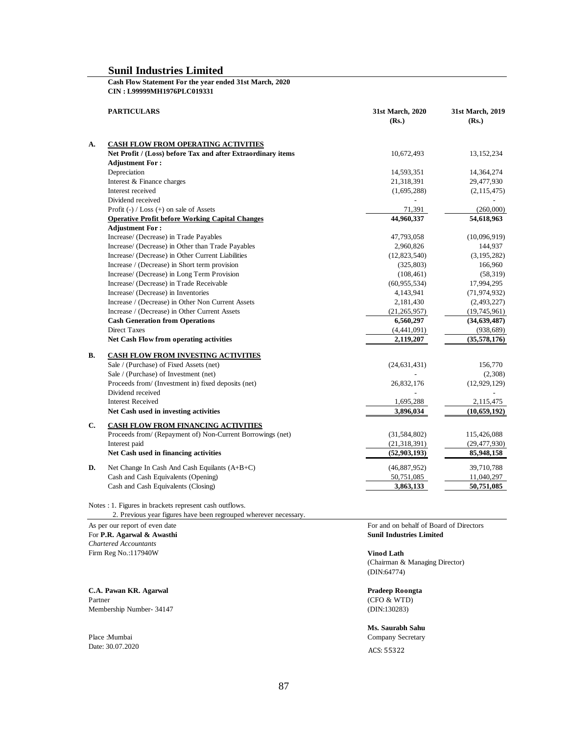# Sunil Industries Limited

**Cash Flow Statement For the year ended 31st March, 2020**
**CIN : L99999MH1976PLC019331**

| | PARTICULARS | 31st March, 2020 (Rs.) | 31st March, 2019 (Rs.) |
|---|---|---|---|
| **A.** | **CASH FLOW FROM OPERATING ACTIVITIES** | | |
| | **Net Profit / (Loss) before Tax and after Extraordinary items** | 10,672,493 | 13,152,234 |
| | **Adjustment For :** | | |
| | Depreciation | 14,593,351 | 14,364,274 |
| | Interest & Finance charges | 21,318,391 | 29,477,930 |
| | Interest received | (1,695,288) | (2,115,475) |
| | Dividend received | - | - |
| | Profit (-) / Loss (+) on sale of Assets | 71,391 | (260,000) |
| | **Operative Profit before Working Capital Changes** | **44,960,337** | **54,618,963** |
| | **Adjustment For :** | | |
| | Increase/ (Decrease) in Trade Payables | 47,793,058 | (10,096,919) |
| | Increase/ (Decrease) in Other than Trade Payables | 2,960,826 | 144,937 |
| | Increase/ (Decrease) in Other Current Liabilities | (12,823,540) | (3,195,282) |
| | Increase / (Decrease) in Short term provision | (325,803) | 166,960 |
| | Increase/ (Decrease) in Long Term Provision | (108,461) | (58,319) |
| | Increase/ (Decrease) in Trade Receivable | (60,955,534) | 17,994,295 |
| | Increase/ (Decrease) in Inventories | 4,143,941 | (71,974,932) |
| | Increase / (Decrease) in Other Non Current Assets | 2,181,430 | (2,493,227) |
| | Increase / (Decrease) in Other Current Assets | (21,265,957) | (19,745,961) |
| | **Cash Generation from Operations** | **6,560,297** | **(34,639,487)** |
| | Direct Taxes | (4,441,091) | (938,689) |
| | **Net Cash Flow from operating activities** | **2,119,207** | **(35,578,176)** |
| **B.** | **CASH FLOW FROM INVESTING ACTIVITIES** | | |
| | Sale / (Purchase) of Fixed Assets (net) | (24,631,431) | 156,770 |
| | Sale / (Purchase) of Investment (net) | - | (2,308) |
| | Proceeds from/ (Investment in) fixed deposits (net) | 26,832,176 | (12,929,129) |
| | Dividend received | - | - |
| | Interest Received | 1,695,288 | 2,115,475 |
| | **Net Cash used in investing activities** | **3,896,034** | **(10,659,192)** |
| **C.** | **CASH FLOW FROM FINANCING ACTIVITIES** | | |
| | Proceeds from/ (Repayment of) Non-Current Borrowings (net) | (31,584,802) | 115,426,088 |
| | Interest paid | (21,318,391) | (29,477,930) |
| | **Net Cash used in financing activities** | **(52,903,193)** | **85,948,158** |
| **D.** | Net Change In Cash And Cash Equilants (A+B+C) | (46,887,952) | 39,710,788 |
| | Cash and Cash Equivalents (Opening) | 50,751,085 | 11,040,297 |
| | Cash and Cash Equivalents (Closing) | **3,863,133** | **50,751,085** |

Notes : 1. Figures in brackets represent cash outflows.
2. Previous year figures have been regrouped wherever necessary.

As per our report of even date
For **P.R. Agarwal & Awasthi**
*Chartered Accountants*
Firm Reg No.:117940W

**C.A. Pawan KR. Agarwal**
Partner
Membership Number- 34147

Place :Mumbai
Date: 30.07.2020

For and on behalf of Board of Directors
**Sunil Industries Limited**

**Vinod Lath**
(Chairman & Managing Director)
(DIN:64774)

**Pradeep Roongta**
(CFO & WTD)
(DIN:130283)

**Ms. Saurabh Sahu**
Company Secretary
ACS: 55322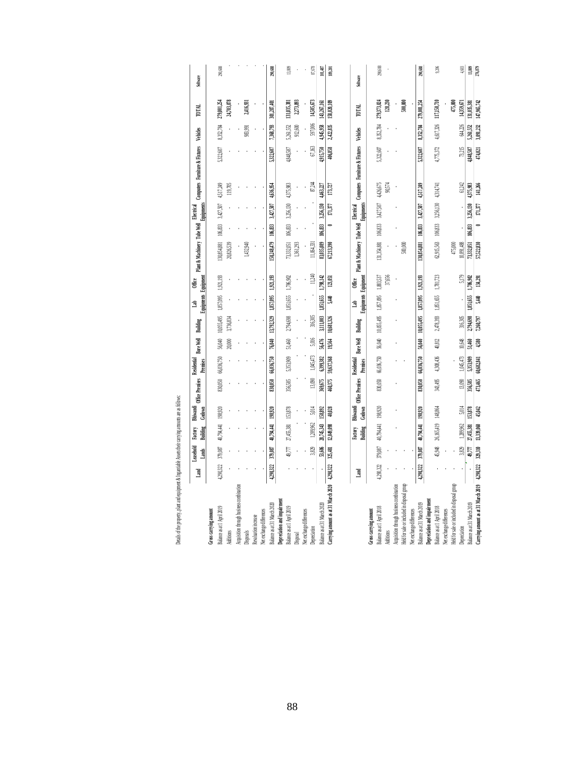Details of the property, plant and equipment & Intangible Assets their carrying amounts are as follows:

| | Land | Leasehold Lands | Factory Building | Bhiwandi Godown | Office Premises | Residential Premises | Bore Well | Building | Lab Equipments | Office Equipment | Plant & Machinery | Tube Well | Electrical Equipments | Computers | Furniture & Fixtures | Vehicles | TOTAL | Software |
|---|---|---|---|---|---|---|---|---|---|---|---|---|---|---|---|---|---|---|
| **Gross carrying amount** | | | | | | | | | | | | | | | | | | |
| Balance as at 1 April 2019 | 4,290,322 | 379,087 | 40,794,441 | 198,920 | 830,050 | 66,036,750 | 56,040 | 10,055,495 | 1,857,095 | 1,921,193 | 130,854,881 | 106,833 | 3,427,507 | 4,517,249 | 5,322,607 | 8,352,784 | 279,001,254 | 290,688 |
| Additions | - | - | - | - | - | - | 20,000 | 3,736,834 | - | - | 20,826,539 | - | - | 119,705 | - | - | 24,703,078 | - |
| Acquisition through business combination | - | - | - | - | - | - | - | - | - | - | - | - | - | - | - | - | - | - |
| Disposals | - | - | - | - | - | - | - | - | - | - | 1,432,940 | - | - | - | - | 983,991 | 2,416,931 | - |
| Revaluation increase | - | - | - | - | - | - | - | - | - | - | - | - | - | - | - | - | - | - |
| Net exchange differences | - | - | - | - | - | - | - | - | - | - | - | - | - | - | - | - | - | - |
| **Balance as at 31 March 2020** | **4,290,322** | **379,087** | **40,794,441** | **198,920** | **830,050** | **66,036,750** | **76,040** | **13,792,329** | **1,857,095** | **1,921,193** | **150,248,479** | **106,833** | **3,427,507** | **4,636,954** | **5,322,607** | **7,368,793** | **301,287,401** | **290,688** |
| **Depreciation and impairment** | | | | | | | | | | | | | | | | | | |
| Balance as at 1 April 2019 | - | 49,777 | 27,455,381 | 153,878 | 356,585 | 5,353,909 | 51,460 | 2,794,698 | 1,851,655 | 1,786,902 | 73,332,051 | 106,833 | 3,256,130 | 4,375,983 | 4,848,587 | 5,261,552 | 131,035,381 | 13,809 |
| Disposal | - | - | - | - | - | - | - | - | - | - | 1,361,293 | - | - | - | - | 912,600 | 2,273,893 | - |
| Net exchange differences | - | - | - | - | - | - | - | - | - | - | - | - | - | - | - | - | - | - |
| Depreciation | - | 3,829 | 1,289,962 | 5,014 | 13,090 | 1,045,473 | 5,016 | 316,305 | - | 11,240 | 11,064,331 | - | - | 87,244 | 67,163 | 597,006 | 14,505,673 | 87,678 |
| **Balance as at 31 March 2020** | - | **53,606** | **28,745,343** | **158,892** | **369,675** | **6,399,382** | **56,476** | **3,111,003** | **1,851,655** | **1,798,142** | **83,035,089** | **106,833** | **3,256,130** | **4,463,227** | **4,915,750** | **4,945,958** | **143,267,161** | **101,487** |
| **Carrying amount as at 31 March 2020** | **4,290,322** | **325,481** | **12,049,098** | **40,028** | **460,375** | **59,637,368** | **19,564** | **10,681,326** | **5,440** | **123,051** | **67,213,390** | **0** | **171,377** | **173,727** | **406,858** | **2,422,835** | **158,020,109** | **189,201** |

| | Land | | Factory Building | Bhiwandi Godown | Office Premises | Residential Premises | Bore Well | Building | Lab Equipments | Office Equipment | Plant & Machinery | Tube Well | Electrical Equipments | Computers | Furniture & Fixtures | Vehicles | TOTAL | Software |
|---|---|---|---|---|---|---|---|---|---|---|---|---|---|---|---|---|---|---|
| **Gross carrying amount** | | | | | | | | | | | | | | | | | | |
| Balance as at 1 April 2018 | 4,290,322 | 379,087 | 40,794,441 | 198,920 | 830,050 | 66,036,750 | 56,040 | 10,055,495 | 1,857,095 | 1,883,537 | 131,354,881 | 106,833 | 3,427,507 | 4,426,675 | 5,322,607 | 8,352,784 | 279,373,024 | 290,688 |
| Additions | - | - | - | - | - | - | - | - | - | 37,656 | - | - | - | 90,574 | - | - | 128,230 | - |
| Acquisition through business combination | - | - | - | - | - | - | - | - | - | - | - | - | - | - | - | - | - | |
| Held for sale or included in disposal group | - | - | - | - | - | - | - | - | - | - | 500,000 | - | - | - | - | - | 500,000 | |
| Net exchange differences | - | - | - | - | - | - | - | - | - | - | - | - | - | - | - | - | - | |
| **Balance as at 31 March 2019** | **4,290,322** | **379,087** | **40,794,441** | **198,920** | **830,050** | **66,036,750** | **56,040** | **10,055,495** | **1,857,095** | **1,921,193** | **130,854,881** | **106,833** | **3,427,507** | **4,517,249** | **5,322,607** | **8,352,784** | **279,001,254** | **290,688** |
| **Depreciation and impairment** | | | | | | | | | | | | | | | | | | |
| Balance as at 1 April 2018 | - | 45,948 | 26,165,419 | 148,864 | 343,495 | 4,308,436 | 40,812 | 2,478,393 | 1,851,655 | 1,781,723 | 62,915,563 | 106,833 | 3,256,130 | 4,314,741 | 4,775,372 | 4,617,326 | 117,150,710 | 9,206 |
| Net exchange differences | - | - | - | - | - | - | - | - | - | - | - | - | - | - | - | - | - | |
| Held for sale or included in disposal group | - | - | - | - | - | - | - | - | - | - | 475,000 | - | - | - | - | - | 475,000 | |
| Depreciation | - | 3,829 | 1,289,962 | 5,014 | 13,090 | 1,045,473 | 10,648 | 316,305 | - | 5,179 | 10,891,488 | - | - | 61,242 | 73,215 | 644,226 | 14,359,671 | 4,603 |
| **Balance as at 31 March 2019** | - | **49,777** | **27,455,381** | **153,878** | **356,585** | **5,353,909** | **51,460** | **2,794,698** | **1,851,655** | **1,786,902** | **73,332,051** | **106,833** | **3,256,130** | **4,375,983** | **4,848,587** | **5,261,552** | **131,035,381** | **13,809** |
| **Carrying amount as at 31 March 2019** | **4,290,322** | **329,310** | **13,339,060** | **45,042** | **473,465** | **60,682,841** | **4,580** | **7,260,797** | **5,440** | **134,291** | **57,522,830** | **0** | **171,377** | **141,266** | **474,021** | **3,091,232** | **147,965,742** | **276,879** |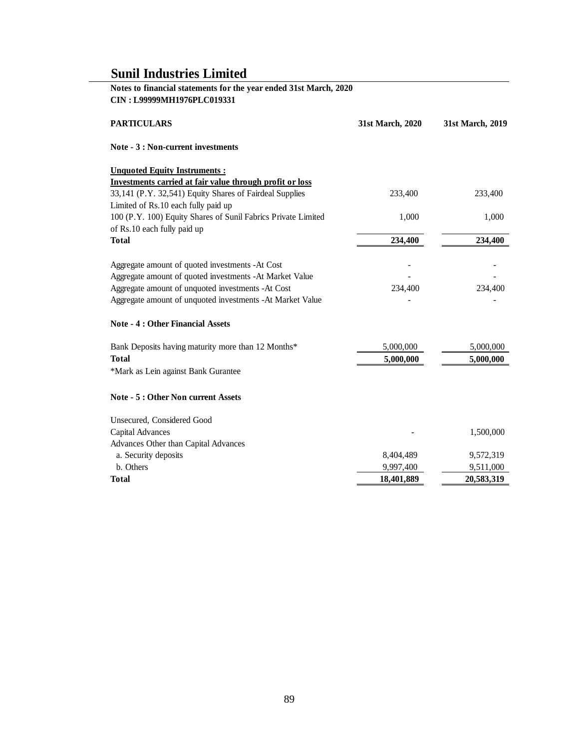# Sunil Industries Limited

**Notes to financial statements for the year ended 31st March, 2020**
**CIN : L99999MH1976PLC019331**

| PARTICULARS | 31st March, 2020 | 31st March, 2019 |
|---|---|---|
| **Note - 3 : Non-current investments** | | |
| **Unquoted Equity Instruments :** | | |
| **Investments carried at fair value through profit or loss** | | |
| 33,141 (P.Y. 32,541) Equity Shares of Fairdeal Supplies Limited of Rs.10 each fully paid up | 233,400 | 233,400 |
| 100 (P.Y. 100) Equity Shares of Sunil Fabrics Private Limited of Rs.10 each fully paid up | 1,000 | 1,000 |
| **Total** | **234,400** | **234,400** |
| Aggregate amount of quoted investments -At Cost | - | - |
| Aggregate amount of quoted investments -At Market Value | - | - |
| Aggregate amount of unquoted investments -At Cost | 234,400 | 234,400 |
| Aggregate amount of unquoted investments -At Market Value | - | - |

**Note - 4 : Other Financial Assets**

| PARTICULARS | 31st March, 2020 | 31st March, 2019 |
|---|---|---|
| Bank Deposits having maturity more than 12 Months* | 5,000,000 | 5,000,000 |
| **Total** | **5,000,000** | **5,000,000** |

*Mark as Lein against Bank Gurantee

**Note - 5 : Other Non current Assets**

| PARTICULARS | 31st March, 2020 | 31st March, 2019 |
|---|---|---|
| Unsecured, Considered Good | | |
| Capital Advances | - | 1,500,000 |
| Advances Other than Capital Advances | | |
| a. Security deposits | 8,404,489 | 9,572,319 |
| b. Others | 9,997,400 | 9,511,000 |
| **Total** | **18,401,889** | **20,583,319** |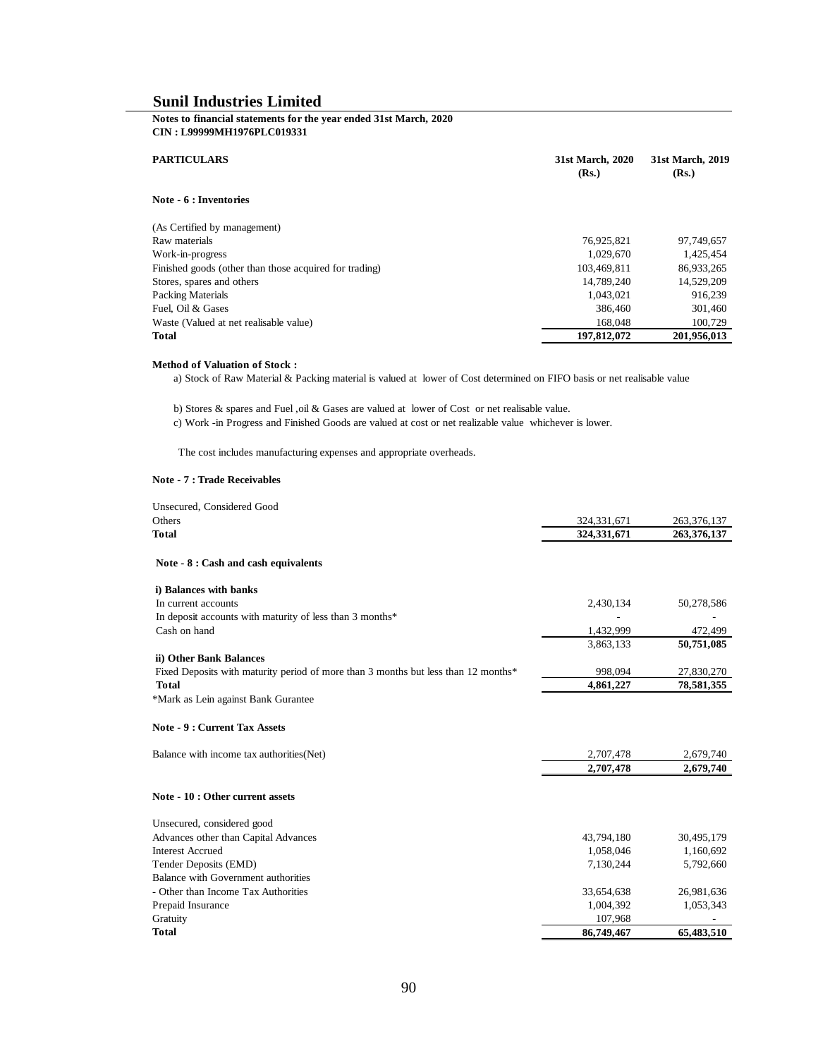# Sunil Industries Limited

**Notes to financial statements for the year ended 31st March, 2020**
**CIN : L99999MH1976PLC019331**

| PARTICULARS | 31st March, 2020 (Rs.) | 31st March, 2019 (Rs.) |
|---|---|---|
| **Note - 6 : Inventories** | | |
| (As Certified by management) | | |
| Raw materials | 76,925,821 | 97,749,657 |
| Work-in-progress | 1,029,670 | 1,425,454 |
| Finished goods (other than those acquired for trading) | 103,469,811 | 86,933,265 |
| Stores, spares and others | 14,789,240 | 14,529,209 |
| Packing Materials | 1,043,021 | 916,239 |
| Fuel, Oil & Gases | 386,460 | 301,460 |
| Waste (Valued at net realisable value) | 168,048 | 100,729 |
| **Total** | **197,812,072** | **201,956,013** |

**Method of Valuation of Stock :**

a) Stock of Raw Material & Packing material is valued at lower of Cost determined on FIFO basis or net realisable value

b) Stores & spares and Fuel ,oil & Gases are valued at lower of Cost or net realisable value.

c) Work -in Progress and Finished Goods are valued at cost or net realizable value whichever is lower.

The cost includes manufacturing expenses and appropriate overheads.

| PARTICULARS | 31st March, 2020 (Rs.) | 31st March, 2019 (Rs.) |
|---|---|---|
| **Note - 7 : Trade Receivables** | | |
| Unsecured, Considered Good | | |
| Others | 324,331,671 | 263,376,137 |
| **Total** | **324,331,671** | **263,376,137** |
| **Note - 8 : Cash and cash equivalents** | | |
| **i) Balances with banks** | | |
| In current accounts | 2,430,134 | 50,278,586 |
| In deposit accounts with maturity of less than 3 months* | - | - |
| Cash on hand | 1,432,999 | 472,499 |
| | 3,863,133 | **50,751,085** |
| **ii) Other Bank Balances** | | |
| Fixed Deposits with maturity period of more than 3 months but less than 12 months* | 998,094 | 27,830,270 |
| **Total** | **4,861,227** | **78,581,355** |

*Mark as Lein against Bank Gurantee

| PARTICULARS | 31st March, 2020 (Rs.) | 31st March, 2019 (Rs.) |
|---|---|---|
| **Note - 9 : Current Tax Assets** | | |
| Balance with income tax authorities(Net) | 2,707,478 | 2,679,740 |
| | **2,707,478** | **2,679,740** |
| **Note - 10 : Other current assets** | | |
| Unsecured, considered good | | |
| Advances other than Capital Advances | 43,794,180 | 30,495,179 |
| Interest Accrued | 1,058,046 | 1,160,692 |
| Tender Deposits (EMD) | 7,130,244 | 5,792,660 |
| Balance with Government authorities | | |
| - Other than Income Tax Authorities | 33,654,638 | 26,981,636 |
| Prepaid Insurance | 1,004,392 | 1,053,343 |
| Gratuity | 107,968 | - |
| **Total** | **86,749,467** | **65,483,510** |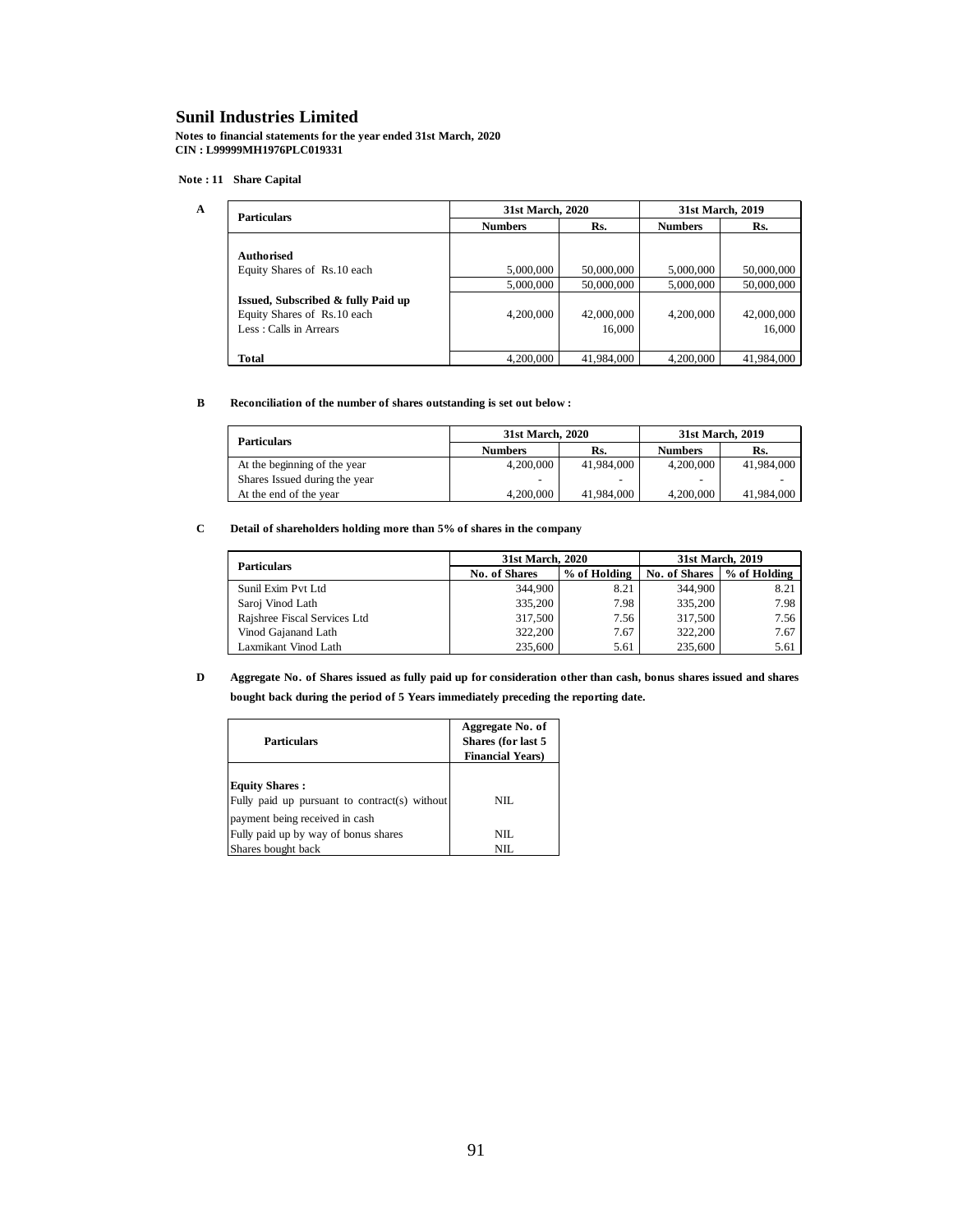# Sunil Industries Limited

**Notes to financial statements for the year ended 31st March, 2020**
**CIN : L99999MH1976PLC019331**

**Note : 11 Share Capital**

**A**

| Particulars | 31st March, 2020 | | 31st March, 2019 | |
|---|---|---|---|---|
| | Numbers | Rs. | Numbers | Rs. |
| **Authorised** | | | | |
| Equity Shares of Rs.10 each | 5,000,000 | 50,000,000 | 5,000,000 | 50,000,000 |
| | 5,000,000 | 50,000,000 | 5,000,000 | 50,000,000 |
| **Issued, Subscribed & fully Paid up** | | | | |
| Equity Shares of Rs.10 each | 4,200,000 | 42,000,000 | 4,200,000 | 42,000,000 |
| Less : Calls in Arrears | | 16,000 | | 16,000 |
| **Total** | 4,200,000 | 41,984,000 | 4,200,000 | 41,984,000 |

**B Reconciliation of the number of shares outstanding is set out below :**

| Particulars | 31st March, 2020 | | 31st March, 2019 | |
|---|---|---|---|---|
| | Numbers | Rs. | Numbers | Rs. |
| At the beginning of the year | 4,200,000 | 41,984,000 | 4,200,000 | 41,984,000 |
| Shares Issued during the year | - | - | - | - |
| At the end of the year | 4,200,000 | 41,984,000 | 4,200,000 | 41,984,000 |

**C Detail of shareholders holding more than 5% of shares in the company**

| Particulars | 31st March, 2020 | | 31st March, 2019 | |
|---|---|---|---|---|
| | No. of Shares | % of Holding | No. of Shares | % of Holding |
| Sunil Exim Pvt Ltd | 344,900 | 8.21 | 344,900 | 8.21 |
| Saroj Vinod Lath | 335,200 | 7.98 | 335,200 | 7.98 |
| Rajshree Fiscal Services Ltd | 317,500 | 7.56 | 317,500 | 7.56 |
| Vinod Gajanand Lath | 322,200 | 7.67 | 322,200 | 7.67 |
| Laxmikant Vinod Lath | 235,600 | 5.61 | 235,600 | 5.61 |

**D Aggregate No. of Shares issued as fully paid up for consideration other than cash, bonus shares issued and shares bought back during the period of 5 Years immediately preceding the reporting date.**

| Particulars | Aggregate No. of Shares (for last 5 Financial Years) |
|---|---|
| **Equity Shares :** | |
| Fully paid up pursuant to contract(s) without payment being received in cash | NIL |
| Fully paid up by way of bonus shares | NIL |
| Shares bought back | NIL |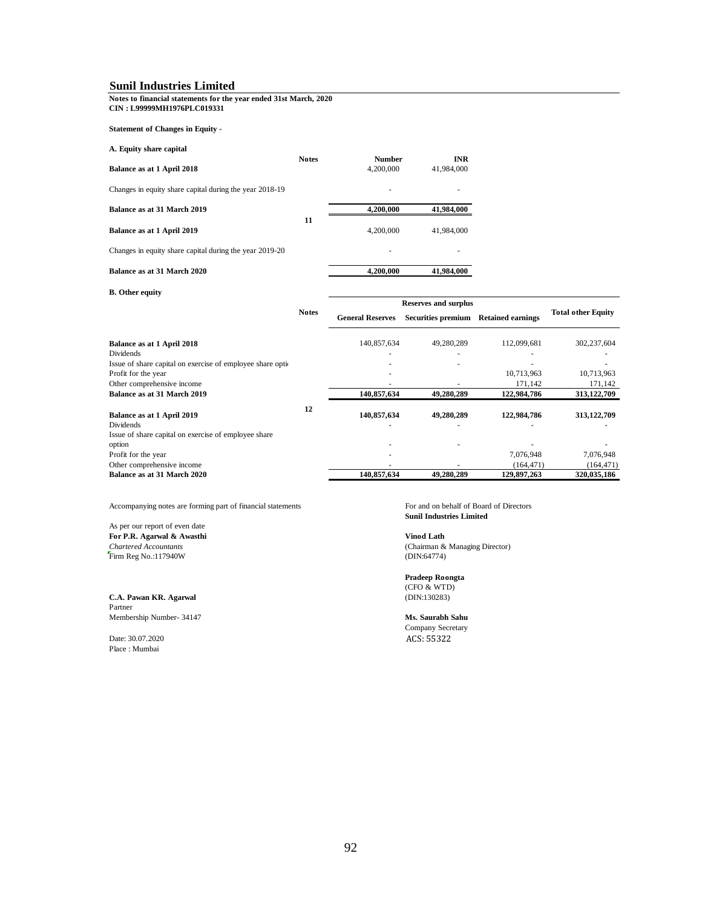# Sunil Industries Limited

**Notes to financial statements for the year ended 31st March, 2020**
**CIN : L99999MH1976PLC019331**

**Statement of Changes in Equity -**

**A. Equity share capital**

| | Notes | Number | INR |
|---|---|---|---|
| **Balance as at 1 April 2018** | | 4,200,000 | 41,984,000 |
| Changes in equity share capital during the year 2018-19 | | - | - |
| **Balance as at 31 March 2019** | | **4,200,000** | **41,984,000** |
| **Balance as at 1 April 2019** | 11 | 4,200,000 | 41,984,000 |
| Changes in equity share capital during the year 2019-20 | | - | - |
| **Balance as at 31 March 2020** | | **4,200,000** | **41,984,000** |

**B. Other equity**

| | Notes | Reserves and surplus | | | Total other Equity |
|---|---|---|---|---|---|
| | | General Reserves | Securities premium | Retained earnings | |
| **Balance as at 1 April 2018** | | 140,857,634 | 49,280,289 | 112,099,681 | 302,237,604 |
| Dividends | | - | - | - | - |
| Issue of share capital on exercise of employee share opti | | - | - | - | - |
| Profit for the year | | - | | 10,713,963 | 10,713,963 |
| Other comprehensive income | | - | - | 171,142 | 171,142 |
| **Balance as at 31 March 2019** | | **140,857,634** | **49,280,289** | **122,984,786** | **313,122,709** |
| **Balance as at 1 April 2019** | 12 | **140,857,634** | **49,280,289** | **122,984,786** | **313,122,709** |
| Dividends | | - | - | - | - |
| Issue of share capital on exercise of employee share option | | - | - | - | - |
| Profit for the year | | - | | 7,076,948 | 7,076,948 |
| Other comprehensive income | | - | - | (164,471) | (164,471) |
| **Balance as at 31 March 2020** | | **140,857,634** | **49,280,289** | **129,897,263** | **320,035,186** |

Accompanying notes are forming part of financial statements

As per our report of even date
**For P.R. Agarwal & Awasthi**
*Chartered Accountants*
Firm Reg No.:117940W

**C.A. Pawan KR. Agarwal**
Partner
Membership Number- 34147

Date: 30.07.2020
Place : Mumbai

For and on behalf of Board of Directors
**Sunil Industries Limited**

**Vinod Lath**
(Chairman & Managing Director)
(DIN:64774)

**Pradeep Roongta**
(CFO & WTD)
(DIN:130283)

**Ms. Saurabh Sahu**
Company Secretary
ACS: 55322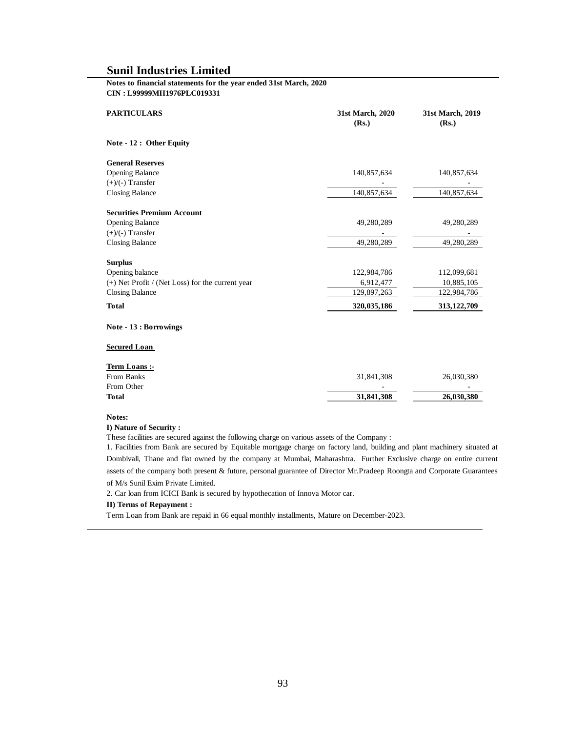## Sunil Industries Limited

**Notes to financial statements for the year ended 31st March, 2020**
**CIN : L99999MH1976PLC019331**

| PARTICULARS | 31st March, 2020 (Rs.) | 31st March, 2019 (Rs.) |
|---|---|---|
| **Note - 12 : Other Equity** | | |
| **General Reserves** | | |
| Opening Balance | 140,857,634 | 140,857,634 |
| (+)/(-) Transfer | - | - |
| Closing Balance | 140,857,634 | 140,857,634 |
| **Securities Premium Account** | | |
| Opening Balance | 49,280,289 | 49,280,289 |
| (+)/(-) Transfer | - | - |
| Closing Balance | 49,280,289 | 49,280,289 |
| **Surplus** | | |
| Opening balance | 122,984,786 | 112,099,681 |
| (+) Net Profit / (Net Loss) for the current year | 6,912,477 | 10,885,105 |
| Closing Balance | 129,897,263 | 122,984,786 |
| **Total** | **320,035,186** | **313,122,709** |
| **Note - 13 : Borrowings** | | |
| **Secured Loan** | | |
| **Term Loans :-** | | |
| From Banks | 31,841,308 | 26,030,380 |
| From Other | - | - |
| **Total** | **31,841,308** | **26,030,380** |

**Notes:**

**I) Nature of Security :**

These facilities are secured against the following charge on various assets of the Company :

1. Facilities from Bank are secured by Equitable mortgage charge on factory land, building and plant machinery situated at Dombivali, Thane and flat owned by the company at Mumbai, Maharashtra. Further Exclusive charge on entire current assets of the company both present & future, personal guarantee of Director Mr.Pradeep Roongta and Corporate Guarantees of M/s Sunil Exim Private Limited.

2. Car loan from ICICI Bank is secured by hypothecation of Innova Motor car.

**II) Terms of Repayment :**

Term Loan from Bank are repaid in 66 equal monthly installments, Mature on December-2023.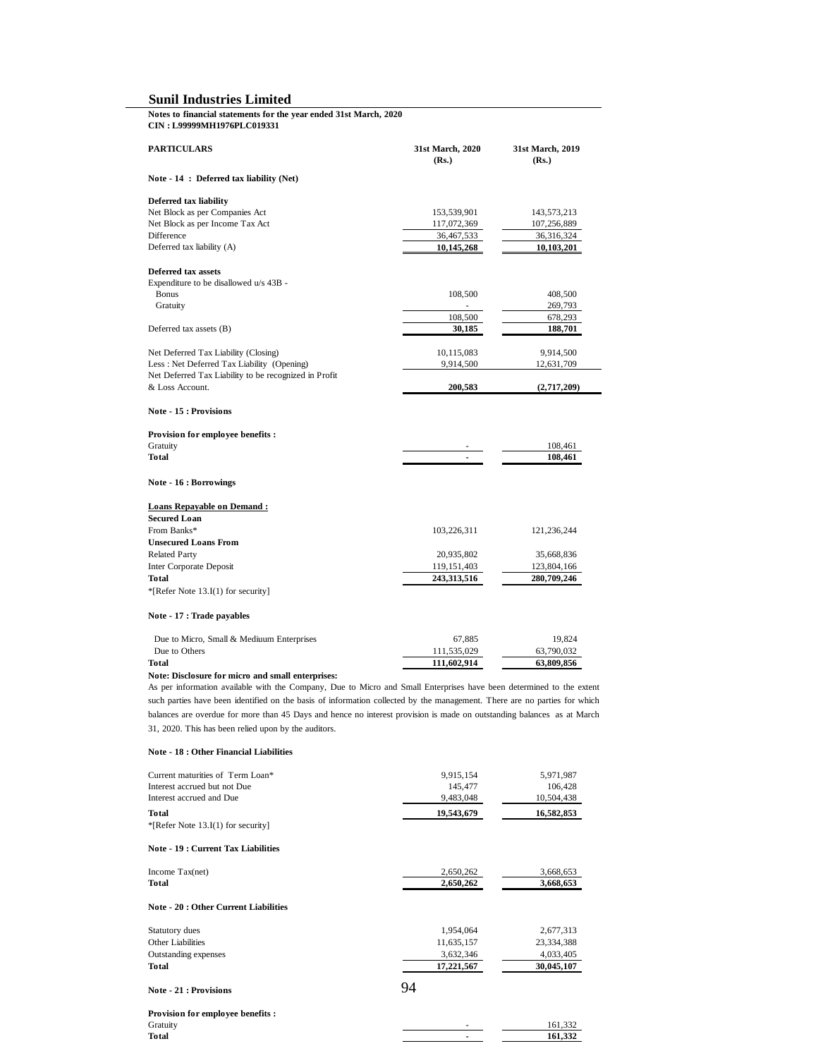## Sunil Industries Limited

**Notes to financial statements for the year ended 31st March, 2020**
**CIN : L99999MH1976PLC019331**

| PARTICULARS | 31st March, 2020 (Rs.) | 31st March, 2019 (Rs.) |
|---|---|---|
| **Note - 14 : Deferred tax liability (Net)** | | |
| **Deferred tax liability** | | |
| Net Block as per Companies Act | 153,539,901 | 143,573,213 |
| Net Block as per Income Tax Act | 117,072,369 | 107,256,889 |
| Difference | 36,467,533 | 36,316,324 |
| Deferred tax liability (A) | **10,145,268** | **10,103,201** |
| **Deferred tax assets** | | |
| Expenditure to be disallowed u/s 43B - | | |
| Bonus | 108,500 | 408,500 |
| Gratuity | - | 269,793 |
| | 108,500 | 678,293 |
| Deferred tax assets (B) | **30,185** | **188,701** |
| Net Deferred Tax Liability (Closing) | 10,115,083 | 9,914,500 |
| Less : Net Deferred Tax Liability (Opening) | 9,914,500 | 12,631,709 |
| Net Deferred Tax Liability to be recognized in Profit & Loss Account. | **200,583** | **(2,717,209)** |

| PARTICULARS | 31st March, 2020 (Rs.) | 31st March, 2019 (Rs.) |
|---|---|---|
| **Note - 15 : Provisions** | | |
| **Provision for employee benefits :** | | |
| Gratuity | - | 108,461 |
| **Total** | **-** | **108,461** |

| PARTICULARS | 31st March, 2020 (Rs.) | 31st March, 2019 (Rs.) |
|---|---|---|
| **Note - 16 : Borrowings** | | |
| **Loans Repayable on Demand :** | | |
| **Secured Loan** | | |
| From Banks* | 103,226,311 | 121,236,244 |
| **Unsecured Loans From** | | |
| Related Party | 20,935,802 | 35,668,836 |
| Inter Corporate Deposit | 119,151,403 | 123,804,166 |
| **Total** | **243,313,516** | **280,709,246** |

*[Refer Note 13.I(1) for security]

| PARTICULARS | 31st March, 2020 (Rs.) | 31st March, 2019 (Rs.) |
|---|---|---|
| **Note - 17 : Trade payables** | | |
| Due to Micro, Small & Mediuum Enterprises | 67,885 | 19,824 |
| Due to Others | 111,535,029 | 63,790,032 |
| **Total** | **111,602,914** | **63,809,856** |

**Note: Disclosure for micro and small enterprises:**

As per information available with the Company, Due to Micro and Small Enterprises have been determined to the extent such parties have been identified on the basis of information collected by the management. There are no parties for which balances are overdue for more than 45 Days and hence no interest provision is made on outstanding balances as at March 31, 2020. This has been relied upon by the auditors.

| PARTICULARS | 31st March, 2020 (Rs.) | 31st March, 2019 (Rs.) |
|---|---|---|
| **Note - 18 : Other Financial Liabilities** | | |
| Current maturities of Term Loan* | 9,915,154 | 5,971,987 |
| Interest accrued but not Due | 145,477 | 106,428 |
| Interest accrued and Due | 9,483,048 | 10,504,438 |
| **Total** | **19,543,679** | **16,582,853** |

*[Refer Note 13.I(1) for security]

| PARTICULARS | 31st March, 2020 (Rs.) | 31st March, 2019 (Rs.) |
|---|---|---|
| **Note - 19 : Current Tax Liabilities** | | |
| Income Tax(net) | 2,650,262 | 3,668,653 |
| **Total** | **2,650,262** | **3,668,653** |

| PARTICULARS | 31st March, 2020 (Rs.) | 31st March, 2019 (Rs.) |
|---|---|---|
| **Note - 20 : Other Current Liabilities** | | |
| Statutory dues | 1,954,064 | 2,677,313 |
| Other Liabilities | 11,635,157 | 23,334,388 |
| Outstanding expenses | 3,632,346 | 4,033,405 |
| **Total** | **17,221,567** | **30,045,107** |

| PARTICULARS | 31st March, 2020 (Rs.) | 31st March, 2019 (Rs.) |
|---|---|---|
| **Note - 21 : Provisions** | | |
| **Provision for employee benefits :** | | |
| Gratuity | - | 161,332 |
| **Total** | **-** | **161,332** |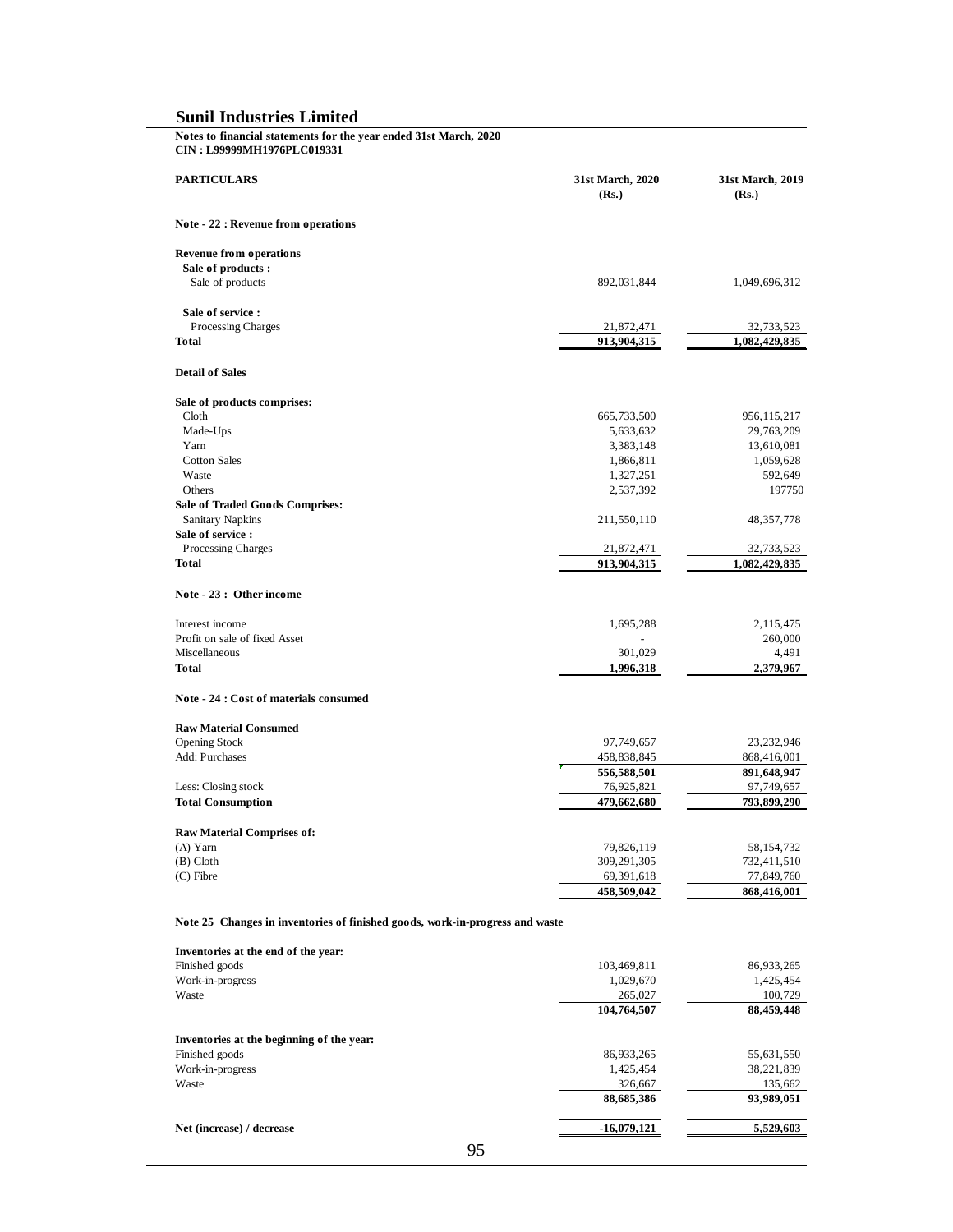# Sunil Industries Limited

**Notes to financial statements for the year ended 31st March, 2020**
**CIN : L99999MH1976PLC019331**

| PARTICULARS | 31st March, 2020 (Rs.) | 31st March, 2019 (Rs.) |
|---|---|---|
| **Note - 22 : Revenue from operations** | | |
| **Revenue from operations** | | |
| **Sale of products :** | | |
| Sale of products | 892,031,844 | 1,049,696,312 |
| **Sale of service :** | | |
| Processing Charges | 21,872,471 | 32,733,523 |
| **Total** | **913,904,315** | **1,082,429,835** |
| **Detail of Sales** | | |
| **Sale of products comprises:** | | |
| Cloth | 665,733,500 | 956,115,217 |
| Made-Ups | 5,633,632 | 29,763,209 |
| Yarn | 3,383,148 | 13,610,081 |
| Cotton Sales | 1,866,811 | 1,059,628 |
| Waste | 1,327,251 | 592,649 |
| Others | 2,537,392 | 197750 |
| **Sale of Traded Goods Comprises:** | | |
| Sanitary Napkins | 211,550,110 | 48,357,778 |
| **Sale of service :** | | |
| Processing Charges | 21,872,471 | 32,733,523 |
| **Total** | **913,904,315** | **1,082,429,835** |
| **Note - 23 : Other income** | | |
| Interest income | 1,695,288 | 2,115,475 |
| Profit on sale of fixed Asset | - | 260,000 |
| Miscellaneous | 301,029 | 4,491 |
| **Total** | **1,996,318** | **2,379,967** |
| **Note - 24 : Cost of materials consumed** | | |
| **Raw Material Consumed** | | |
| Opening Stock | 97,749,657 | 23,232,946 |
| Add: Purchases | 458,838,845 | 868,416,001 |
| | **556,588,501** | **891,648,947** |
| Less: Closing stock | 76,925,821 | 97,749,657 |
| **Total Consumption** | **479,662,680** | **793,899,290** |
| **Raw Material Comprises of:** | | |
| (A) Yarn | 79,826,119 | 58,154,732 |
| (B) Cloth | 309,291,305 | 732,411,510 |
| (C) Fibre | 69,391,618 | 77,849,760 |
| | **458,509,042** | **868,416,001** |
| **Note 25 Changes in inventories of finished goods, work-in-progress and waste** | | |
| **Inventories at the end of the year:** | | |
| Finished goods | 103,469,811 | 86,933,265 |
| Work-in-progress | 1,029,670 | 1,425,454 |
| Waste | 265,027 | 100,729 |
| | **104,764,507** | **88,459,448** |
| **Inventories at the beginning of the year:** | | |
| Finished goods | 86,933,265 | 55,631,550 |
| Work-in-progress | 1,425,454 | 38,221,839 |
| Waste | 326,667 | 135,662 |
| | **88,685,386** | **93,989,051** |
| **Net (increase) / decrease** | **-16,079,121** | **5,529,603** |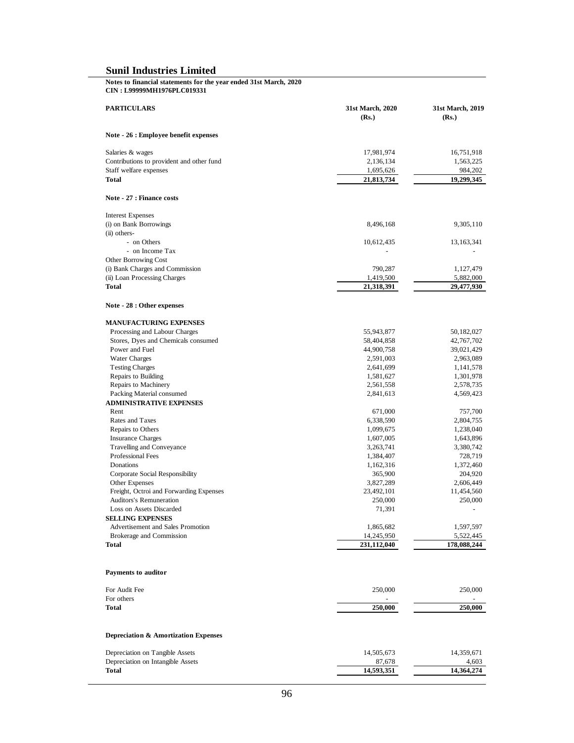# Sunil Industries Limited

**Notes to financial statements for the year ended 31st March, 2020**
**CIN : L99999MH1976PLC019331**

| PARTICULARS | 31st March, 2020 (Rs.) | 31st March, 2019 (Rs.) |
|---|---|---|
| **Note - 26 : Employee benefit expenses** | | |
| Salaries & wages | 17,981,974 | 16,751,918 |
| Contributions to provident and other fund | 2,136,134 | 1,563,225 |
| Staff welfare expenses | 1,695,626 | 984,202 |
| **Total** | **21,813,734** | **19,299,345** |
| **Note - 27 : Finance costs** | | |
| Interest Expenses | | |
| (i) on Bank Borrowings | 8,496,168 | 9,305,110 |
| (ii) others- | | |
| - on Others | 10,612,435 | 13,163,341 |
| - on Income Tax | - | - |
| Other Borrowing Cost | | |
| (i) Bank Charges and Commission | 790,287 | 1,127,479 |
| (ii) Loan Processing Charges | 1,419,500 | 5,882,000 |
| **Total** | **21,318,391** | **29,477,930** |
| **Note - 28 : Other expenses** | | |
| **MANUFACTURING EXPENSES** | | |
| Processing and Labour Charges | 55,943,877 | 50,182,027 |
| Stores, Dyes and Chemicals consumed | 58,404,858 | 42,767,702 |
| Power and Fuel | 44,900,758 | 39,021,429 |
| Water Charges | 2,591,003 | 2,963,089 |
| Testing Charges | 2,641,699 | 1,141,578 |
| Repairs to Building | 1,581,627 | 1,301,978 |
| Repairs to Machinery | 2,561,558 | 2,578,735 |
| Packing Material consumed | 2,841,613 | 4,569,423 |
| **ADMINISTRATIVE EXPENSES** | | |
| Rent | 671,000 | 757,700 |
| Rates and Taxes | 6,338,590 | 2,804,755 |
| Repairs to Others | 1,099,675 | 1,238,040 |
| Insurance Charges | 1,607,005 | 1,643,896 |
| Travelling and Conveyance | 3,263,741 | 3,380,742 |
| Professional Fees | 1,384,407 | 728,719 |
| Donations | 1,162,316 | 1,372,460 |
| Corporate Social Responsibility | 365,900 | 204,920 |
| Other Expenses | 3,827,289 | 2,606,449 |
| Freight, Octroi and Forwarding Expenses | 23,492,101 | 11,454,560 |
| Auditors's Remuneration | 250,000 | 250,000 |
| Loss on Assets Discarded | 71,391 | - |
| **SELLING EXPENSES** | | |
| Advertisement and Sales Promotion | 1,865,682 | 1,597,597 |
| Brokerage and Commission | 14,245,950 | 5,522,445 |
| **Total** | **231,112,040** | **178,088,244** |
| **Payments to auditor** | | |
| For Audit Fee | 250,000 | 250,000 |
| For others | - | - |
| **Total** | **250,000** | **250,000** |
| **Depreciation & Amortization Expenses** | | |
| Depreciation on Tangible Assets | 14,505,673 | 14,359,671 |
| Depreciation on Intangible Assets | 87,678 | 4,603 |
| **Total** | **14,593,351** | **14,364,274** |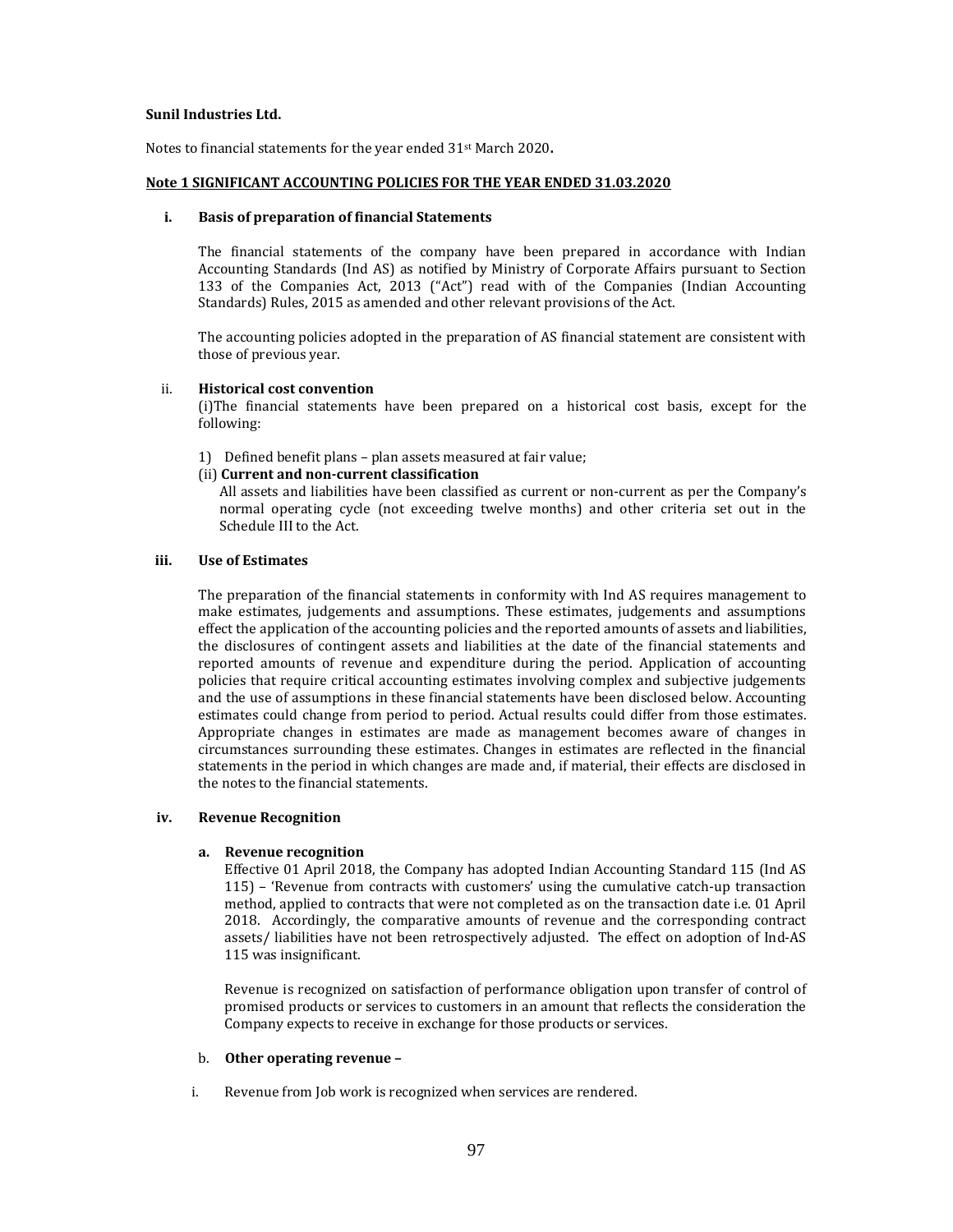**Sunil Industries Ltd.**

Notes to financial statements for the year ended 31st March 2020**.**

**Note 1 SIGNIFICANT ACCOUNTING POLICIES FOR THE YEAR ENDED 31.03.2020**

**i. Basis of preparation of financial Statements**

The financial statements of the company have been prepared in accordance with Indian Accounting Standards (Ind AS) as notified by Ministry of Corporate Affairs pursuant to Section 133 of the Companies Act, 2013 ("Act") read with of the Companies (Indian Accounting Standards) Rules, 2015 as amended and other relevant provisions of the Act.

The accounting policies adopted in the preparation of AS financial statement are consistent with those of previous year.

ii. **Historical cost convention**

(i)The financial statements have been prepared on a historical cost basis, except for the following:

1) Defined benefit plans – plan assets measured at fair value;

(ii) **Current and non-current classification**

All assets and liabilities have been classified as current or non-current as per the Company's normal operating cycle (not exceeding twelve months) and other criteria set out in the Schedule III to the Act.

**iii. Use of Estimates**

The preparation of the financial statements in conformity with Ind AS requires management to make estimates, judgements and assumptions. These estimates, judgements and assumptions effect the application of the accounting policies and the reported amounts of assets and liabilities, the disclosures of contingent assets and liabilities at the date of the financial statements and reported amounts of revenue and expenditure during the period. Application of accounting policies that require critical accounting estimates involving complex and subjective judgements and the use of assumptions in these financial statements have been disclosed below. Accounting estimates could change from period to period. Actual results could differ from those estimates. Appropriate changes in estimates are made as management becomes aware of changes in circumstances surrounding these estimates. Changes in estimates are reflected in the financial statements in the period in which changes are made and, if material, their effects are disclosed in the notes to the financial statements.

**iv. Revenue Recognition**

**a. Revenue recognition**

Effective 01 April 2018, the Company has adopted Indian Accounting Standard 115 (Ind AS 115) – 'Revenue from contracts with customers' using the cumulative catch-up transaction method, applied to contracts that were not completed as on the transaction date i.e. 01 April 2018. Accordingly, the comparative amounts of revenue and the corresponding contract assets/ liabilities have not been retrospectively adjusted. The effect on adoption of Ind-AS 115 was insignificant.

Revenue is recognized on satisfaction of performance obligation upon transfer of control of promised products or services to customers in an amount that reflects the consideration the Company expects to receive in exchange for those products or services.

b. **Other operating revenue –**

i. Revenue from Job work is recognized when services are rendered.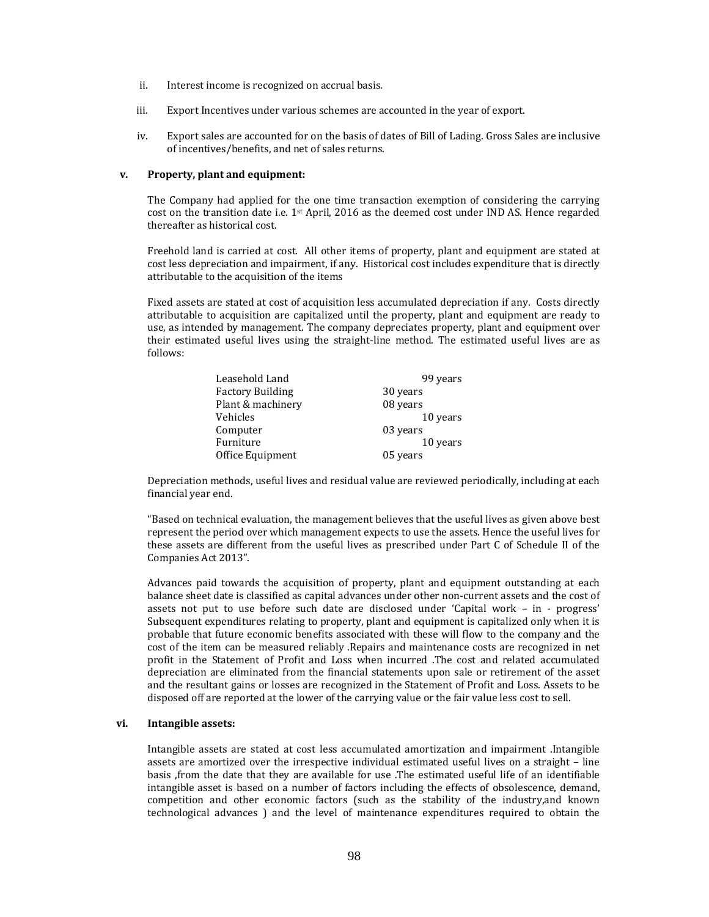ii. Interest income is recognized on accrual basis.

iii. Export Incentives under various schemes are accounted in the year of export.

iv. Export sales are accounted for on the basis of dates of Bill of Lading. Gross Sales are inclusive of incentives/benefits, and net of sales returns.

**v. Property, plant and equipment:**

The Company had applied for the one time transaction exemption of considering the carrying cost on the transition date i.e. 1st April, 2016 as the deemed cost under IND AS. Hence regarded thereafter as historical cost.

Freehold land is carried at cost. All other items of property, plant and equipment are stated at cost less depreciation and impairment, if any. Historical cost includes expenditure that is directly attributable to the acquisition of the items

Fixed assets are stated at cost of acquisition less accumulated depreciation if any. Costs directly attributable to acquisition are capitalized until the property, plant and equipment are ready to use, as intended by management. The company depreciates property, plant and equipment over their estimated useful lives using the straight-line method. The estimated useful lives are as follows:

| | |
|---|---|
| Leasehold Land | 99 years |
| Factory Building | 30 years |
| Plant & machinery | 08 years |
| Vehicles | 10 years |
| Computer | 03 years |
| Furniture | 10 years |
| Office Equipment | 05 years |

Depreciation methods, useful lives and residual value are reviewed periodically, including at each financial year end.

"Based on technical evaluation, the management believes that the useful lives as given above best represent the period over which management expects to use the assets. Hence the useful lives for these assets are different from the useful lives as prescribed under Part C of Schedule II of the Companies Act 2013".

Advances paid towards the acquisition of property, plant and equipment outstanding at each balance sheet date is classified as capital advances under other non-current assets and the cost of assets not put to use before such date are disclosed under 'Capital work – in - progress' Subsequent expenditures relating to property, plant and equipment is capitalized only when it is probable that future economic benefits associated with these will flow to the company and the cost of the item can be measured reliably .Repairs and maintenance costs are recognized in net profit in the Statement of Profit and Loss when incurred .The cost and related accumulated depreciation are eliminated from the financial statements upon sale or retirement of the asset and the resultant gains or losses are recognized in the Statement of Profit and Loss. Assets to be disposed off are reported at the lower of the carrying value or the fair value less cost to sell.

**vi. Intangible assets:**

Intangible assets are stated at cost less accumulated amortization and impairment .Intangible assets are amortized over the irrespective individual estimated useful lives on a straight – line basis ,from the date that they are available for use .The estimated useful life of an identifiable intangible asset is based on a number of factors including the effects of obsolescence, demand, competition and other economic factors (such as the stability of the industry,and known technological advances ) and the level of maintenance expenditures required to obtain the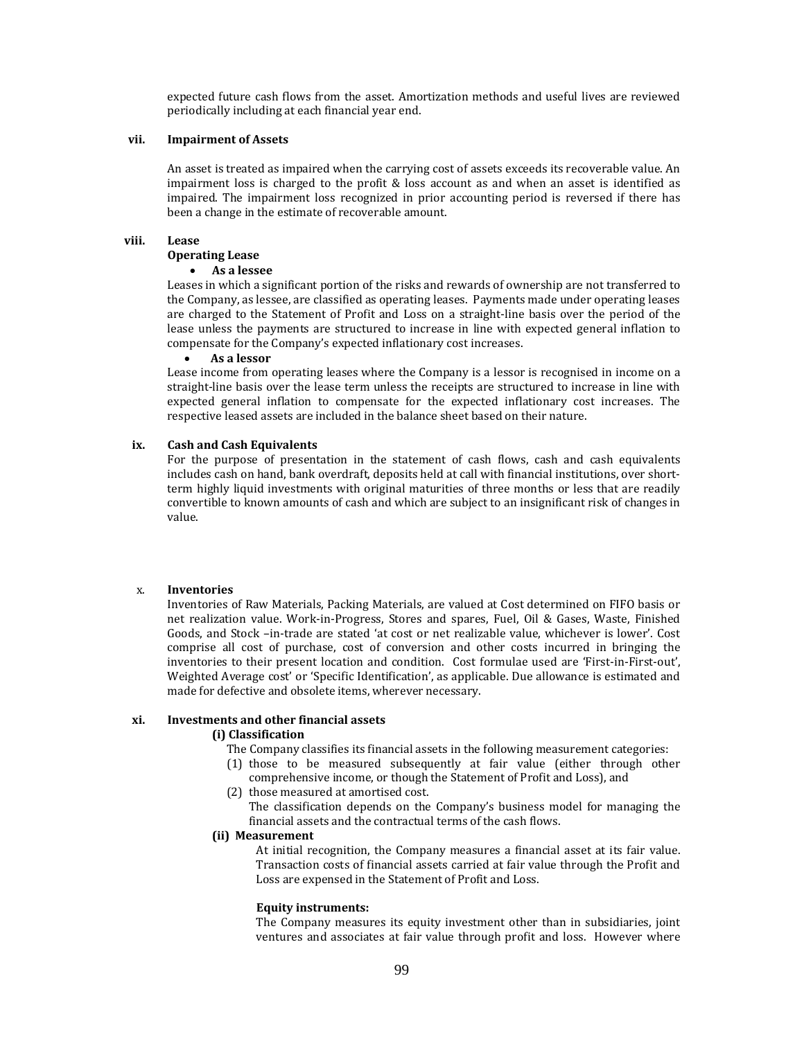expected future cash flows from the asset. Amortization methods and useful lives are reviewed periodically including at each financial year end.

**vii. Impairment of Assets**

An asset is treated as impaired when the carrying cost of assets exceeds its recoverable value. An impairment loss is charged to the profit & loss account as and when an asset is identified as impaired. The impairment loss recognized in prior accounting period is reversed if there has been a change in the estimate of recoverable amount.

**viii. Lease**

**Operating Lease**

- **As a lessee**

Leases in which a significant portion of the risks and rewards of ownership are not transferred to the Company, as lessee, are classified as operating leases. Payments made under operating leases are charged to the Statement of Profit and Loss on a straight-line basis over the period of the lease unless the payments are structured to increase in line with expected general inflation to compensate for the Company's expected inflationary cost increases.

- **As a lessor**

Lease income from operating leases where the Company is a lessor is recognised in income on a straight-line basis over the lease term unless the receipts are structured to increase in line with expected general inflation to compensate for the expected inflationary cost increases. The respective leased assets are included in the balance sheet based on their nature.

**ix. Cash and Cash Equivalents**

For the purpose of presentation in the statement of cash flows, cash and cash equivalents includes cash on hand, bank overdraft, deposits held at call with financial institutions, over short-term highly liquid investments with original maturities of three months or less that are readily convertible to known amounts of cash and which are subject to an insignificant risk of changes in value.

**x. Inventories**

Inventories of Raw Materials, Packing Materials, are valued at Cost determined on FIFO basis or net realization value. Work-in-Progress, Stores and spares, Fuel, Oil & Gases, Waste, Finished Goods, and Stock –in-trade are stated 'at cost or net realizable value, whichever is lower'. Cost comprise all cost of purchase, cost of conversion and other costs incurred in bringing the inventories to their present location and condition. Cost formulae used are 'First-in-First-out', Weighted Average cost' or 'Specific Identification', as applicable. Due allowance is estimated and made for defective and obsolete items, wherever necessary.

**xi. Investments and other financial assets**

**(i) Classification**

The Company classifies its financial assets in the following measurement categories:

(1) those to be measured subsequently at fair value (either through other comprehensive income, or though the Statement of Profit and Loss), and

(2) those measured at amortised cost.

The classification depends on the Company's business model for managing the financial assets and the contractual terms of the cash flows.

**(ii) Measurement**

At initial recognition, the Company measures a financial asset at its fair value. Transaction costs of financial assets carried at fair value through the Profit and Loss are expensed in the Statement of Profit and Loss.

**Equity instruments:**

The Company measures its equity investment other than in subsidiaries, joint ventures and associates at fair value through profit and loss. However where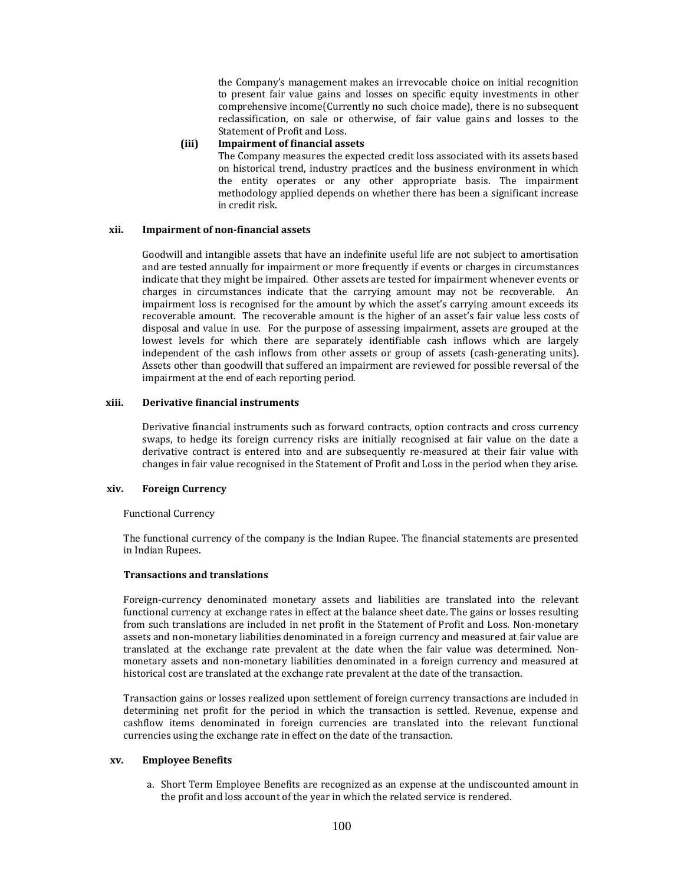the Company's management makes an irrevocable choice on initial recognition to present fair value gains and losses on specific equity investments in other comprehensive income(Currently no such choice made), there is no subsequent reclassification, on sale or otherwise, of fair value gains and losses to the Statement of Profit and Loss.

**(iii) Impairment of financial assets**

The Company measures the expected credit loss associated with its assets based on historical trend, industry practices and the business environment in which the entity operates or any other appropriate basis. The impairment methodology applied depends on whether there has been a significant increase in credit risk.

**xii. Impairment of non-financial assets**

Goodwill and intangible assets that have an indefinite useful life are not subject to amortisation and are tested annually for impairment or more frequently if events or charges in circumstances indicate that they might be impaired. Other assets are tested for impairment whenever events or charges in circumstances indicate that the carrying amount may not be recoverable. An impairment loss is recognised for the amount by which the asset's carrying amount exceeds its recoverable amount. The recoverable amount is the higher of an asset's fair value less costs of disposal and value in use. For the purpose of assessing impairment, assets are grouped at the lowest levels for which there are separately identifiable cash inflows which are largely independent of the cash inflows from other assets or group of assets (cash-generating units). Assets other than goodwill that suffered an impairment are reviewed for possible reversal of the impairment at the end of each reporting period.

**xiii. Derivative financial instruments**

Derivative financial instruments such as forward contracts, option contracts and cross currency swaps, to hedge its foreign currency risks are initially recognised at fair value on the date a derivative contract is entered into and are subsequently re-measured at their fair value with changes in fair value recognised in the Statement of Profit and Loss in the period when they arise.

**xiv. Foreign Currency**

Functional Currency

The functional currency of the company is the Indian Rupee. The financial statements are presented in Indian Rupees.

**Transactions and translations**

Foreign-currency denominated monetary assets and liabilities are translated into the relevant functional currency at exchange rates in effect at the balance sheet date. The gains or losses resulting from such translations are included in net profit in the Statement of Profit and Loss. Non-monetary assets and non-monetary liabilities denominated in a foreign currency and measured at fair value are translated at the exchange rate prevalent at the date when the fair value was determined. Non-monetary assets and non-monetary liabilities denominated in a foreign currency and measured at historical cost are translated at the exchange rate prevalent at the date of the transaction.

Transaction gains or losses realized upon settlement of foreign currency transactions are included in determining net profit for the period in which the transaction is settled. Revenue, expense and cashflow items denominated in foreign currencies are translated into the relevant functional currencies using the exchange rate in effect on the date of the transaction.

**xv. Employee Benefits**

a. Short Term Employee Benefits are recognized as an expense at the undiscounted amount in the profit and loss account of the year in which the related service is rendered.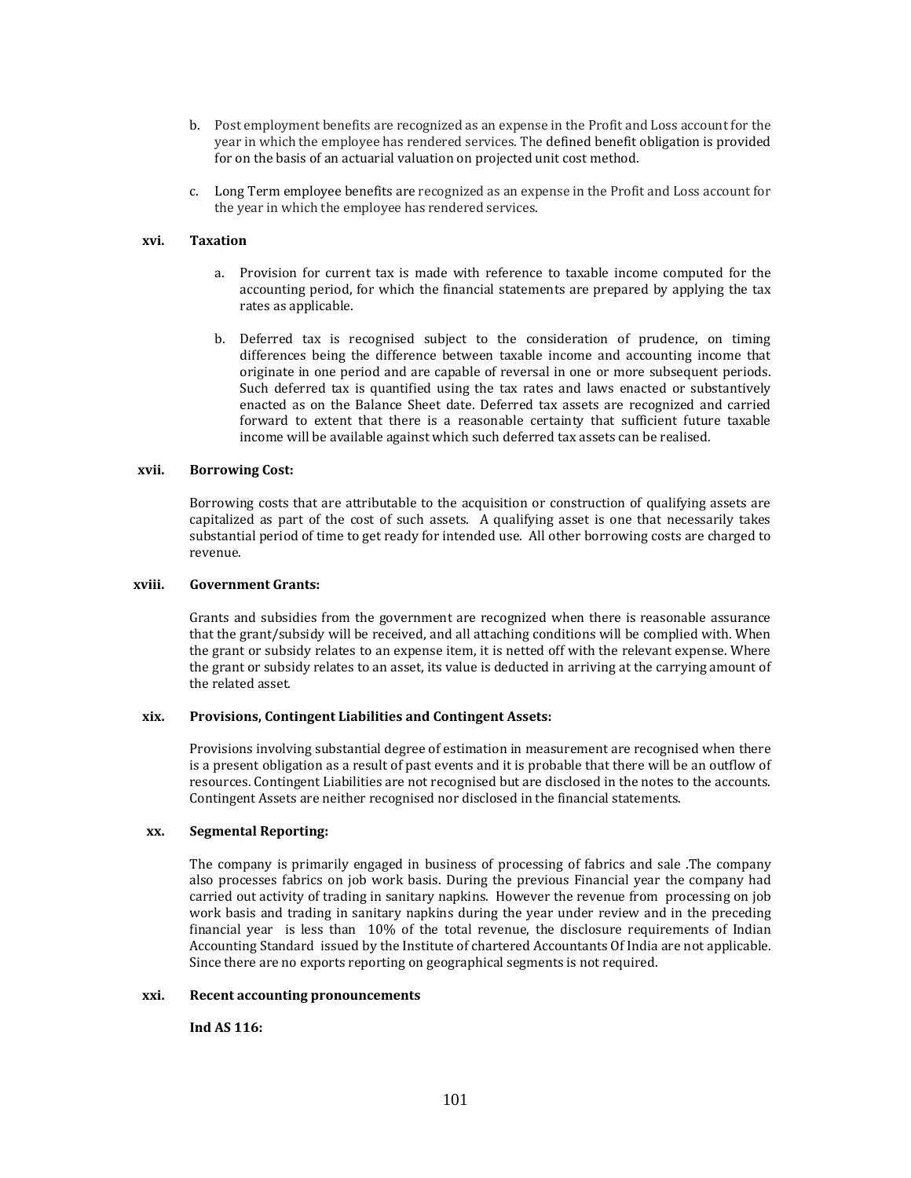b. Post employment benefits are recognized as an expense in the Profit and Loss account for the year in which the employee has rendered services. The defined benefit obligation is provided for on the basis of an actuarial valuation on projected unit cost method.

c. Long Term employee benefits are recognized as an expense in the Profit and Loss account for the year in which the employee has rendered services.

**xvi. Taxation**

a. Provision for current tax is made with reference to taxable income computed for the accounting period, for which the financial statements are prepared by applying the tax rates as applicable.

b. Deferred tax is recognised subject to the consideration of prudence, on timing differences being the difference between taxable income and accounting income that originate in one period and are capable of reversal in one or more subsequent periods. Such deferred tax is quantified using the tax rates and laws enacted or substantively enacted as on the Balance Sheet date. Deferred tax assets are recognized and carried forward to extent that there is a reasonable certainty that sufficient future taxable income will be available against which such deferred tax assets can be realised.

**xvii. Borrowing Cost:**

Borrowing costs that are attributable to the acquisition or construction of qualifying assets are capitalized as part of the cost of such assets. A qualifying asset is one that necessarily takes substantial period of time to get ready for intended use. All other borrowing costs are charged to revenue.

**xviii. Government Grants:**

Grants and subsidies from the government are recognized when there is reasonable assurance that the grant/subsidy will be received, and all attaching conditions will be complied with. When the grant or subsidy relates to an expense item, it is netted off with the relevant expense. Where the grant or subsidy relates to an asset, its value is deducted in arriving at the carrying amount of the related asset.

**xix. Provisions, Contingent Liabilities and Contingent Assets:**

Provisions involving substantial degree of estimation in measurement are recognised when there is a present obligation as a result of past events and it is probable that there will be an outflow of resources. Contingent Liabilities are not recognised but are disclosed in the notes to the accounts. Contingent Assets are neither recognised nor disclosed in the financial statements.

**xx. Segmental Reporting:**

The company is primarily engaged in business of processing of fabrics and sale .The company also processes fabrics on job work basis. During the previous Financial year the company had carried out activity of trading in sanitary napkins. However the revenue from processing on job work basis and trading in sanitary napkins during the year under review and in the preceding financial year is less than 10% of the total revenue, the disclosure requirements of Indian Accounting Standard issued by the Institute of chartered Accountants Of India are not applicable. Since there are no exports reporting on geographical segments is not required.

**xxi. Recent accounting pronouncements**

**Ind AS 116:**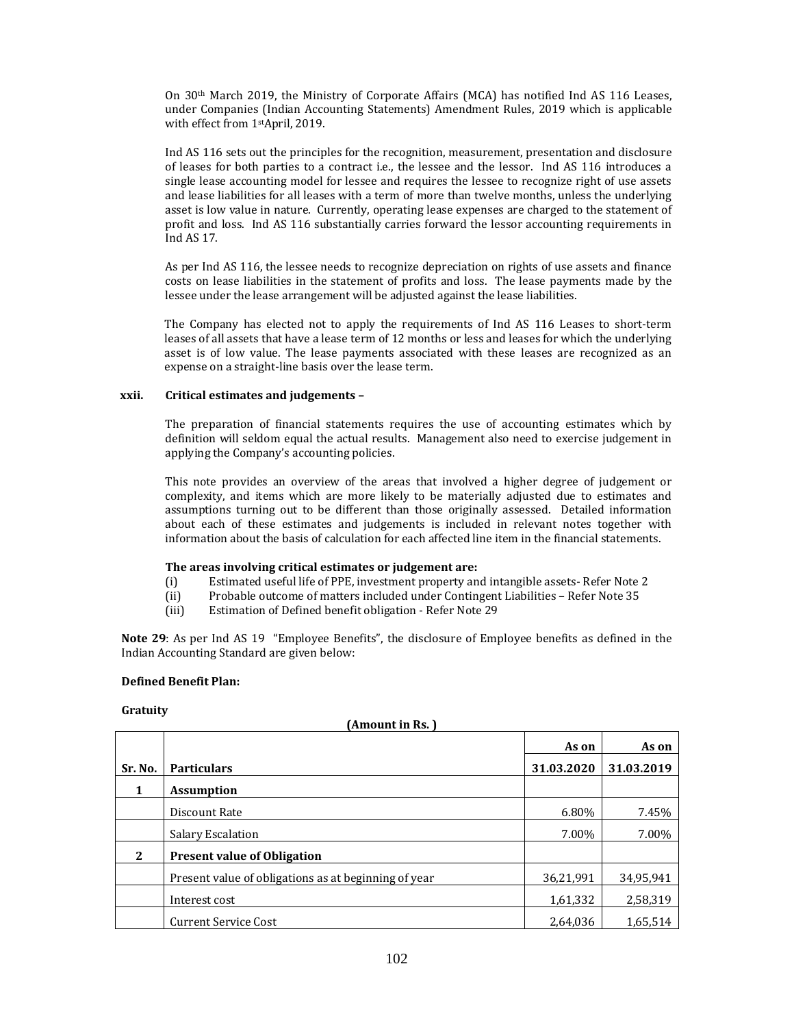On 30th March 2019, the Ministry of Corporate Affairs (MCA) has notified Ind AS 116 Leases, under Companies (Indian Accounting Statements) Amendment Rules, 2019 which is applicable with effect from 1stApril, 2019.

Ind AS 116 sets out the principles for the recognition, measurement, presentation and disclosure of leases for both parties to a contract i.e., the lessee and the lessor. Ind AS 116 introduces a single lease accounting model for lessee and requires the lessee to recognize right of use assets and lease liabilities for all leases with a term of more than twelve months, unless the underlying asset is low value in nature. Currently, operating lease expenses are charged to the statement of profit and loss. Ind AS 116 substantially carries forward the lessor accounting requirements in Ind AS 17.

As per Ind AS 116, the lessee needs to recognize depreciation on rights of use assets and finance costs on lease liabilities in the statement of profits and loss. The lease payments made by the lessee under the lease arrangement will be adjusted against the lease liabilities.

The Company has elected not to apply the requirements of Ind AS 116 Leases to short-term leases of all assets that have a lease term of 12 months or less and leases for which the underlying asset is of low value. The lease payments associated with these leases are recognized as an expense on a straight-line basis over the lease term.

**xxii. Critical estimates and judgements –**

The preparation of financial statements requires the use of accounting estimates which by definition will seldom equal the actual results. Management also need to exercise judgement in applying the Company's accounting policies.

This note provides an overview of the areas that involved a higher degree of judgement or complexity, and items which are more likely to be materially adjusted due to estimates and assumptions turning out to be different than those originally assessed. Detailed information about each of these estimates and judgements is included in relevant notes together with information about the basis of calculation for each affected line item in the financial statements.

**The areas involving critical estimates or judgement are:**

(i) Estimated useful life of PPE, investment property and intangible assets- Refer Note 2
(ii) Probable outcome of matters included under Contingent Liabilities – Refer Note 35
(iii) Estimation of Defined benefit obligation - Refer Note 29

**Note 29**: As per Ind AS 19 "Employee Benefits", the disclosure of Employee benefits as defined in the Indian Accounting Standard are given below:

**Defined Benefit Plan:**

**Gratuity**

**(Amount in Rs. )**

| Sr. No. | Particulars | As on 31.03.2020 | As on 31.03.2019 |
|---|---|---|---|
| **1** | **Assumption** | | |
| | Discount Rate | 6.80% | 7.45% |
| | Salary Escalation | 7.00% | 7.00% |
| **2** | **Present value of Obligation** | | |
| | Present value of obligations as at beginning of year | 36,21,991 | 34,95,941 |
| | Interest cost | 1,61,332 | 2,58,319 |
| | Current Service Cost | 2,64,036 | 1,65,514 |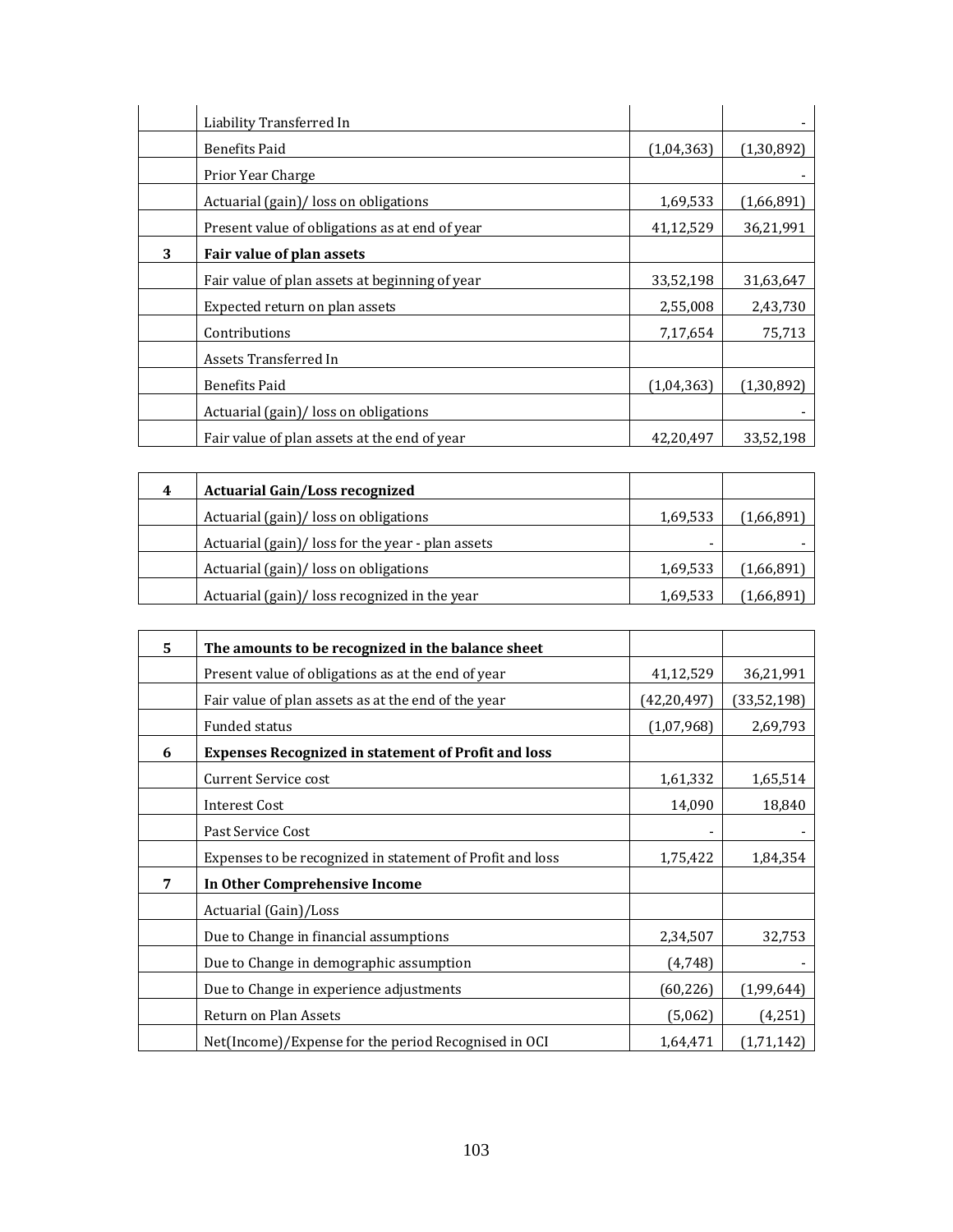|  |  |  |  |
|---|---|---|---|
|  | Liability Transferred In |  | - |
|  | Benefits Paid | (1,04,363) | (1,30,892) |
|  | Prior Year Charge |  | - |
|  | Actuarial (gain)/ loss on obligations | 1,69,533 | (1,66,891) |
|  | Present value of obligations as at end of year | 41,12,529 | 36,21,991 |
| **3** | **Fair value of plan assets** |  |  |
|  | Fair value of plan assets at beginning of year | 33,52,198 | 31,63,647 |
|  | Expected return on plan assets | 2,55,008 | 2,43,730 |
|  | Contributions | 7,17,654 | 75,713 |
|  | Assets Transferred In |  |  |
|  | Benefits Paid | (1,04,363) | (1,30,892) |
|  | Actuarial (gain)/ loss on obligations |  | - |
|  | Fair value of plan assets at the end of year | 42,20,497 | 33,52,198 |

|  |  |  |  |
|---|---|---|---|
| **4** | **Actuarial Gain/Loss recognized** |  |  |
|  | Actuarial (gain)/ loss on obligations | 1,69,533 | (1,66,891) |
|  | Actuarial (gain)/ loss for the year - plan assets | - | - |
|  | Actuarial (gain)/ loss on obligations | 1,69,533 | (1,66,891) |
|  | Actuarial (gain)/ loss recognized in the year | 1,69,533 | (1,66,891) |

|  |  |  |  |
|---|---|---|---|
| **5** | **The amounts to be recognized in the balance sheet** |  |  |
|  | Present value of obligations as at the end of year | 41,12,529 | 36,21,991 |
|  | Fair value of plan assets as at the end of the year | (42,20,497) | (33,52,198) |
|  | Funded status | (1,07,968) | 2,69,793 |
| **6** | **Expenses Recognized in statement of Profit and loss** |  |  |
|  | Current Service cost | 1,61,332 | 1,65,514 |
|  | Interest Cost | 14,090 | 18,840 |
|  | Past Service Cost | - | - |
|  | Expenses to be recognized in statement of Profit and loss | 1,75,422 | 1,84,354 |
| **7** | **In Other Comprehensive Income** |  |  |
|  | Actuarial (Gain)/Loss |  |  |
|  | Due to Change in financial assumptions | 2,34,507 | 32,753 |
|  | Due to Change in demographic assumption | (4,748) | - |
|  | Due to Change in experience adjustments | (60,226) | (1,99,644) |
|  | Return on Plan Assets | (5,062) | (4,251) |
|  | Net(Income)/Expense for the period Recognised in OCI | 1,64,471 | (1,71,142) |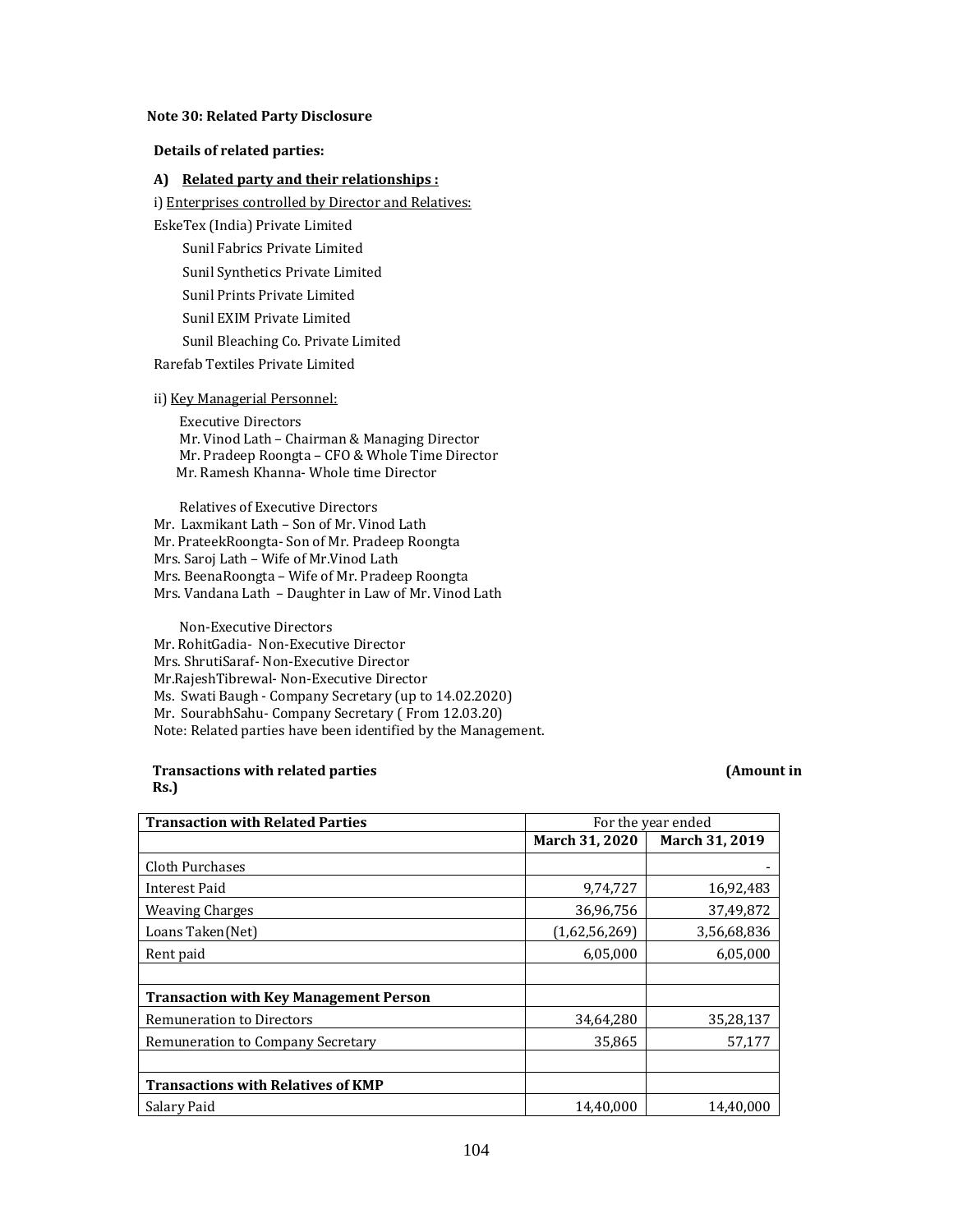**Note 30: Related Party Disclosure**

**Details of related parties:**

**A) <u>Related party and their relationships :</u>**

i) <u>Enterprises controlled by Director and Relatives:</u>

EskeTex (India) Private Limited

Sunil Fabrics Private Limited

Sunil Synthetics Private Limited

Sunil Prints Private Limited

Sunil EXIM Private Limited

Sunil Bleaching Co. Private Limited

Rarefab Textiles Private Limited

ii) <u>Key Managerial Personnel:</u>

Executive Directors

Mr. Vinod Lath – Chairman & Managing Director

Mr. Pradeep Roongta – CFO & Whole Time Director

Mr. Ramesh Khanna- Whole time Director

Relatives of Executive Directors

Mr. Laxmikant Lath – Son of Mr. Vinod Lath

Mr. PrateekRoongta- Son of Mr. Pradeep Roongta

Mrs. Saroj Lath – Wife of Mr.Vinod Lath

Mrs. BeenaRoongta – Wife of Mr. Pradeep Roongta

Mrs. Vandana Lath – Daughter in Law of Mr. Vinod Lath

Non-Executive Directors

Mr. RohitGadia- Non-Executive Director

Mrs. ShrutiSaraf- Non-Executive Director

Mr.RajeshTibrewal- Non-Executive Director

Ms. Swati Baugh - Company Secretary (up to 14.02.2020)

Mr. SourabhSahu- Company Secretary ( From 12.03.20)

Note: Related parties have been identified by the Management.

**Transactions with related parties** **(Amount in Rs.)**

| **Transaction with Related Parties** | For the year ended | |
|---|---|---|
| | **March 31, 2020** | **March 31, 2019** |
| Cloth Purchases | | - |
| Interest Paid | 9,74,727 | 16,92,483 |
| Weaving Charges | 36,96,756 | 37,49,872 |
| Loans Taken(Net) | (1,62,56,269) | 3,56,68,836 |
| Rent paid | 6,05,000 | 6,05,000 |
| | | |
| **Transaction with Key Management Person** | | |
| Remuneration to Directors | 34,64,280 | 35,28,137 |
| Remuneration to Company Secretary | 35,865 | 57,177 |
| | | |
| **Transactions with Relatives of KMP** | | |
| Salary Paid | 14,40,000 | 14,40,000 |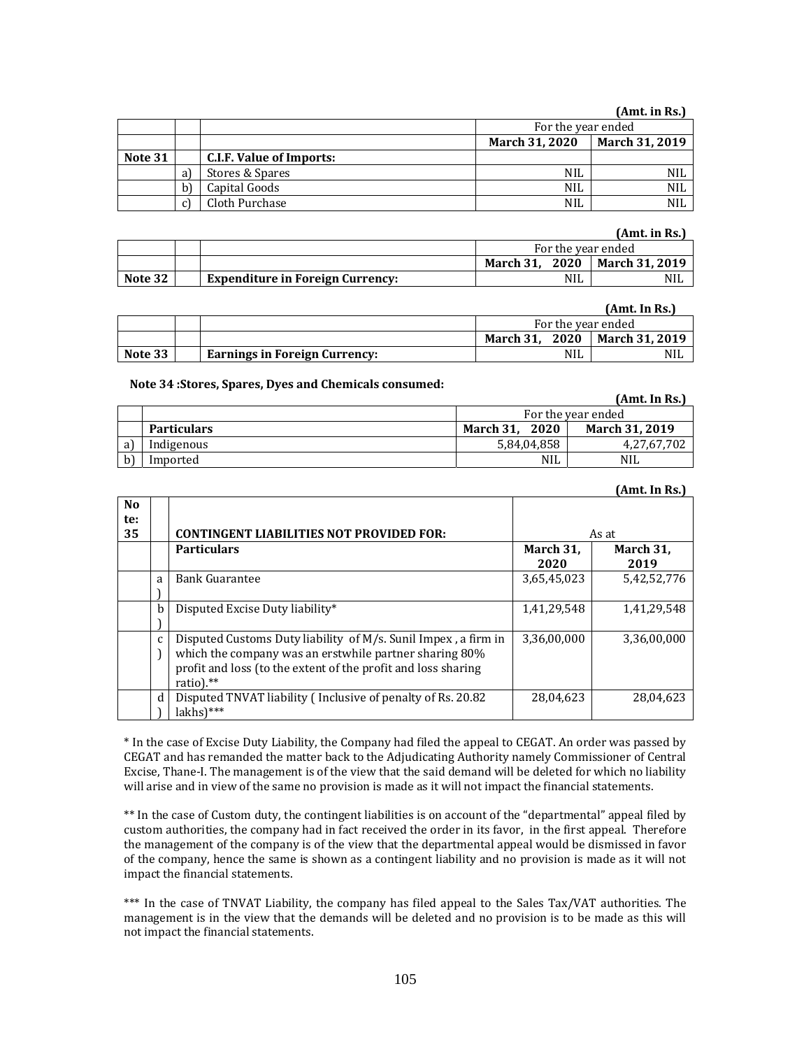(Amt. in Rs.)

| | | | For the year ended | |
|---|---|---|---|---|
| | | | **March 31, 2020** | **March 31, 2019** |
| **Note 31** | | **C.I.F. Value of Imports:** | | |
| | a) | Stores & Spares | NIL | NIL |
| | b) | Capital Goods | NIL | NIL |
| | c) | Cloth Purchase | NIL | NIL |

(Amt. in Rs.)

| | | | For the year ended | |
|---|---|---|---|---|
| | | | **March 31, 2020** | **March 31, 2019** |
| **Note 32** | | **Expenditure in Foreign Currency:** | NIL | NIL |

(Amt. In Rs.)

| | | | For the year ended | |
|---|---|---|---|---|
| | | | **March 31, 2020** | **March 31, 2019** |
| **Note 33** | | **Earnings in Foreign Currency:** | NIL | NIL |

**Note 34 :Stores, Spares, Dyes and Chemicals consumed:**

(Amt. In Rs.)

| | | For the year ended | |
|---|---|---|---|
| | **Particulars** | **March 31, 2020** | **March 31, 2019** |
| a) | Indigenous | 5,84,04,858 | 4,27,67,702 |
| b) | Imported | NIL | NIL |

(Amt. In Rs.)

| **Note: 35** | | **CONTINGENT LIABILITIES NOT PROVIDED FOR:** | As at | |
|---|---|---|---|---|
| | | **Particulars** | **March 31, 2020** | **March 31, 2019** |
| | a) | Bank Guarantee | 3,65,45,023 | 5,42,52,776 |
| | b) | Disputed Excise Duty liability* | 1,41,29,548 | 1,41,29,548 |
| | c) | Disputed Customs Duty liability of M/s. Sunil Impex , a firm in which the company was an erstwhile partner sharing 80% profit and loss (to the extent of the profit and loss sharing ratio).** | 3,36,00,000 | 3,36,00,000 |
| | d) | Disputed TNVAT liability ( Inclusive of penalty of Rs. 20.82 lakhs)*** | 28,04,623 | 28,04,623 |

* In the case of Excise Duty Liability, the Company had filed the appeal to CEGAT. An order was passed by CEGAT and has remanded the matter back to the Adjudicating Authority namely Commissioner of Central Excise, Thane-I. The management is of the view that the said demand will be deleted for which no liability will arise and in view of the same no provision is made as it will not impact the financial statements.

** In the case of Custom duty, the contingent liabilities is on account of the "departmental" appeal filed by custom authorities, the company had in fact received the order in its favor, in the first appeal. Therefore the management of the company is of the view that the departmental appeal would be dismissed in favor of the company, hence the same is shown as a contingent liability and no provision is made as it will not impact the financial statements.

*** In the case of TNVAT Liability, the company has filed appeal to the Sales Tax/VAT authorities. The management is in the view that the demands will be deleted and no provision is to be made as this will not impact the financial statements.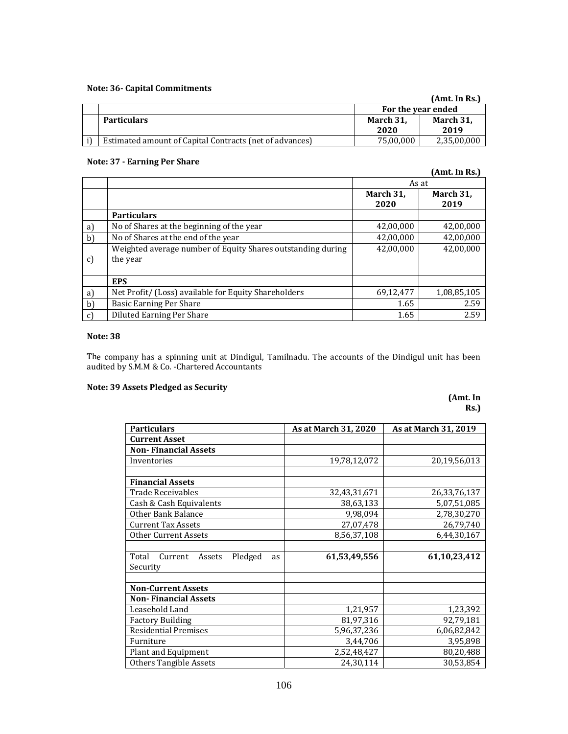**Note: 36- Capital Commitments**

(Amt. In Rs.)

| | | For the year ended | |
|---|---|---|---|
| | **Particulars** | **March 31, 2020** | **March 31, 2019** |
| i) | Estimated amount of Capital Contracts (net of advances) | 75,00,000 | 2,35,00,000 |

**Note: 37 - Earning Per Share**

(Amt. In Rs.)

| | | As at | |
|---|---|---|---|
| | | **March 31, 2020** | **March 31, 2019** |
| | **Particulars** | | |
| a) | No of Shares at the beginning of the year | 42,00,000 | 42,00,000 |
| b) | No of Shares at the end of the year | 42,00,000 | 42,00,000 |
| c) | Weighted average number of Equity Shares outstanding during the year | 42,00,000 | 42,00,000 |
| | | | |
| | **EPS** | | |
| a) | Net Profit/ (Loss) available for Equity Shareholders | 69,12,477 | 1,08,85,105 |
| b) | Basic Earning Per Share | 1.65 | 2.59 |
| c) | Diluted Earning Per Share | 1.65 | 2.59 |

**Note: 38**

The company has a spinning unit at Dindigul, Tamilnadu. The accounts of the Dindigul unit has been audited by S.M.M & Co. -Chartered Accountants

**Note: 39 Assets Pledged as Security**

(Amt. In Rs.)

| Particulars | As at March 31, 2020 | As at March 31, 2019 |
|---|---|---|
| **Current Asset** | | |
| **Non- Financial Assets** | | |
| Inventories | 19,78,12,072 | 20,19,56,013 |
| | | |
| **Financial Assets** | | |
| Trade Receivables | 32,43,31,671 | 26,33,76,137 |
| Cash & Cash Equivalents | 38,63,133 | 5,07,51,085 |
| Other Bank Balance | 9,98,094 | 2,78,30,270 |
| Current Tax Assets | 27,07,478 | 26,79,740 |
| Other Current Assets | 8,56,37,108 | 6,44,30,167 |
| | | |
| Total Current Assets Pledged as Security | **61,53,49,556** | **61,10,23,412** |
| | | |
| **Non-Current Assets** | | |
| **Non- Financial Assets** | | |
| Leasehold Land | 1,21,957 | 1,23,392 |
| Factory Building | 81,97,316 | 92,79,181 |
| Residential Premises | 5,96,37,236 | 6,06,82,842 |
| Furniture | 3,44,706 | 3,95,898 |
| Plant and Equipment | 2,52,48,427 | 80,20,488 |
| Others Tangible Assets | 24,30,114 | 30,53,854 |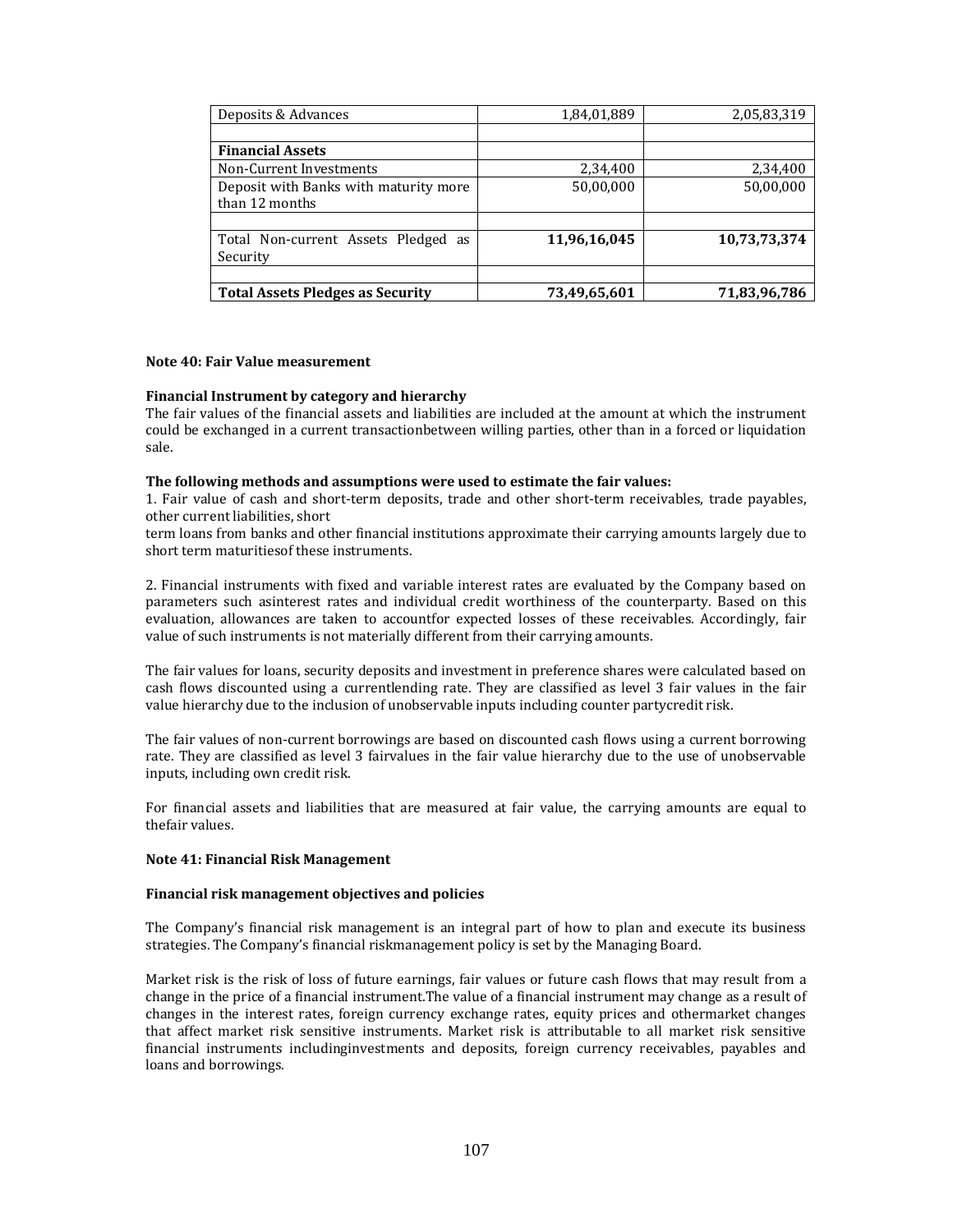| Deposits & Advances | 1,84,01,889 | 2,05,83,319 |
| --- | --- | --- |
| | | |
| **Financial Assets** | | |
| Non-Current Investments | 2,34,400 | 2,34,400 |
| Deposit with Banks with maturity more than 12 months | 50,00,000 | 50,00,000 |
| | | |
| Total Non-current Assets Pledged as Security | **11,96,16,045** | **10,73,73,374** |
| | | |
| **Total Assets Pledges as Security** | **73,49,65,601** | **71,83,96,786** |

**Note 40: Fair Value measurement**

**Financial Instrument by category and hierarchy**

The fair values of the financial assets and liabilities are included at the amount at which the instrument could be exchanged in a current transactionbetween willing parties, other than in a forced or liquidation sale.

**The following methods and assumptions were used to estimate the fair values:**

1. Fair value of cash and short-term deposits, trade and other short-term receivables, trade payables, other current liabilities, short
term loans from banks and other financial institutions approximate their carrying amounts largely due to short term maturitiesof these instruments.

2. Financial instruments with fixed and variable interest rates are evaluated by the Company based on parameters such asinterest rates and individual credit worthiness of the counterparty. Based on this evaluation, allowances are taken to accountfor expected losses of these receivables. Accordingly, fair value of such instruments is not materially different from their carrying amounts.

The fair values for loans, security deposits and investment in preference shares were calculated based on cash flows discounted using a currentlending rate. They are classified as level 3 fair values in the fair value hierarchy due to the inclusion of unobservable inputs including counter partycredit risk.

The fair values of non-current borrowings are based on discounted cash flows using a current borrowing rate. They are classified as level 3 fairvalues in the fair value hierarchy due to the use of unobservable inputs, including own credit risk.

For financial assets and liabilities that are measured at fair value, the carrying amounts are equal to thefair values.

**Note 41: Financial Risk Management**

**Financial risk management objectives and policies**

The Company's financial risk management is an integral part of how to plan and execute its business strategies. The Company's financial riskmanagement policy is set by the Managing Board.

Market risk is the risk of loss of future earnings, fair values or future cash flows that may result from a change in the price of a financial instrument.The value of a financial instrument may change as a result of changes in the interest rates, foreign currency exchange rates, equity prices and othermarket changes that affect market risk sensitive instruments. Market risk is attributable to all market risk sensitive financial instruments includinginvestments and deposits, foreign currency receivables, payables and loans and borrowings.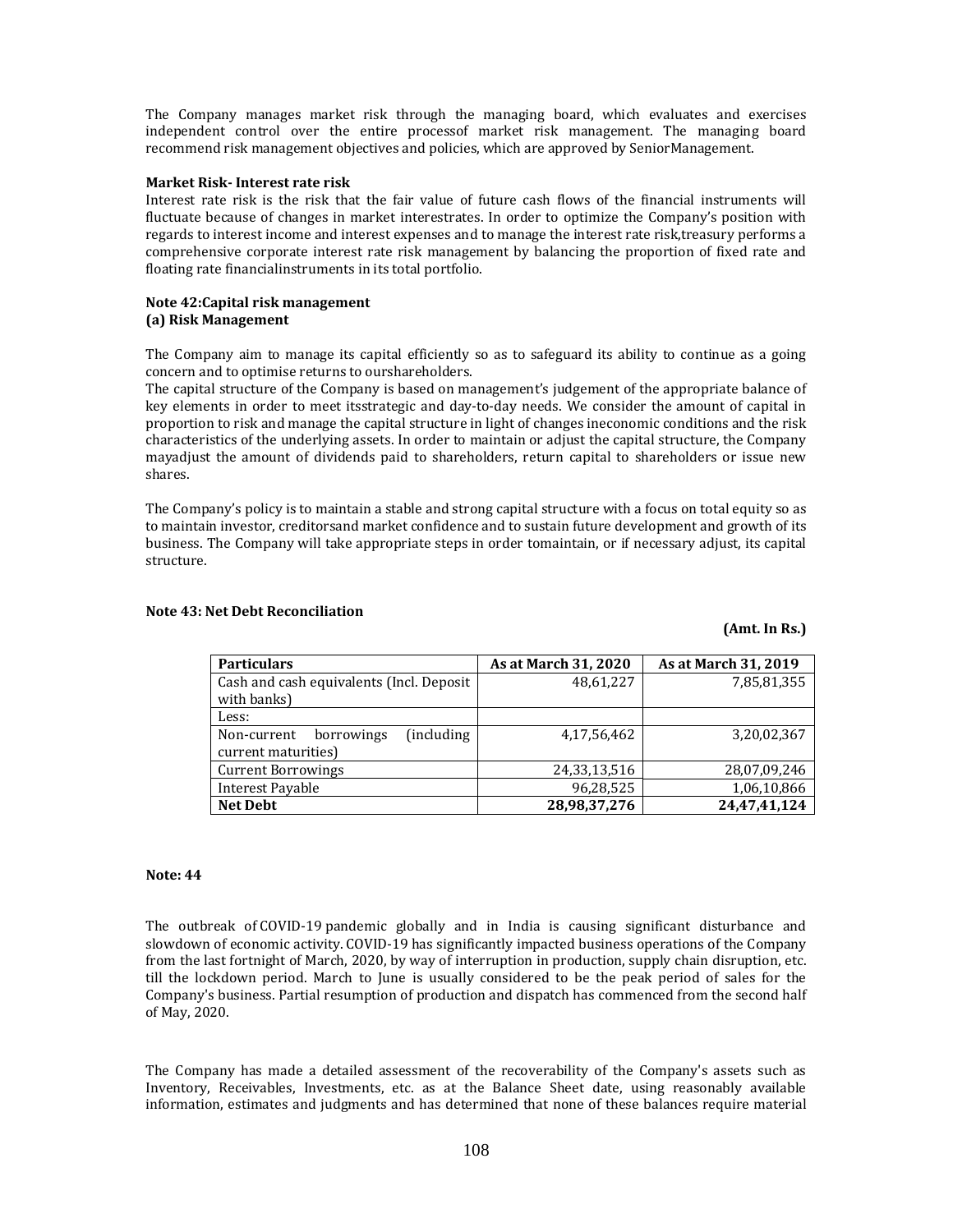The Company manages market risk through the managing board, which evaluates and exercises independent control over the entire processof market risk management. The managing board recommend risk management objectives and policies, which are approved by SeniorManagement.

**Market Risk- Interest rate risk**

Interest rate risk is the risk that the fair value of future cash flows of the financial instruments will fluctuate because of changes in market interestrates. In order to optimize the Company's position with regards to interest income and interest expenses and to manage the interest rate risk,treasury performs a comprehensive corporate interest rate risk management by balancing the proportion of fixed rate and floating rate financialinstruments in its total portfolio.

**Note 42:Capital risk management**

**(a) Risk Management**

The Company aim to manage its capital efficiently so as to safeguard its ability to continue as a going concern and to optimise returns to ourshareholders.

The capital structure of the Company is based on management's judgement of the appropriate balance of key elements in order to meet itsstrategic and day-to-day needs. We consider the amount of capital in proportion to risk and manage the capital structure in light of changes ineconomic conditions and the risk characteristics of the underlying assets. In order to maintain or adjust the capital structure, the Company mayadjust the amount of dividends paid to shareholders, return capital to shareholders or issue new shares.

The Company's policy is to maintain a stable and strong capital structure with a focus on total equity so as to maintain investor, creditorsand market confidence and to sustain future development and growth of its business. The Company will take appropriate steps in order tomaintain, or if necessary adjust, its capital structure.

**Note 43: Net Debt Reconciliation**

**(Amt. In Rs.)**

| Particulars | As at March 31, 2020 | As at March 31, 2019 |
|---|---|---|
| Cash and cash equivalents (Incl. Deposit with banks) | 48,61,227 | 7,85,81,355 |
| Less: | | |
| Non-current borrowings (including current maturities) | 4,17,56,462 | 3,20,02,367 |
| Current Borrowings | 24,33,13,516 | 28,07,09,246 |
| Interest Payable | 96,28,525 | 1,06,10,866 |
| **Net Debt** | **28,98,37,276** | **24,47,41,124** |

**Note: 44**

The outbreak of COVID-19 pandemic globally and in India is causing significant disturbance and slowdown of economic activity. COVID-19 has significantly impacted business operations of the Company from the last fortnight of March, 2020, by way of interruption in production, supply chain disruption, etc. till the lockdown period. March to June is usually considered to be the peak period of sales for the Company's business. Partial resumption of production and dispatch has commenced from the second half of May, 2020.

The Company has made a detailed assessment of the recoverability of the Company's assets such as Inventory, Receivables, Investments, etc. as at the Balance Sheet date, using reasonably available information, estimates and judgments and has determined that none of these balances require material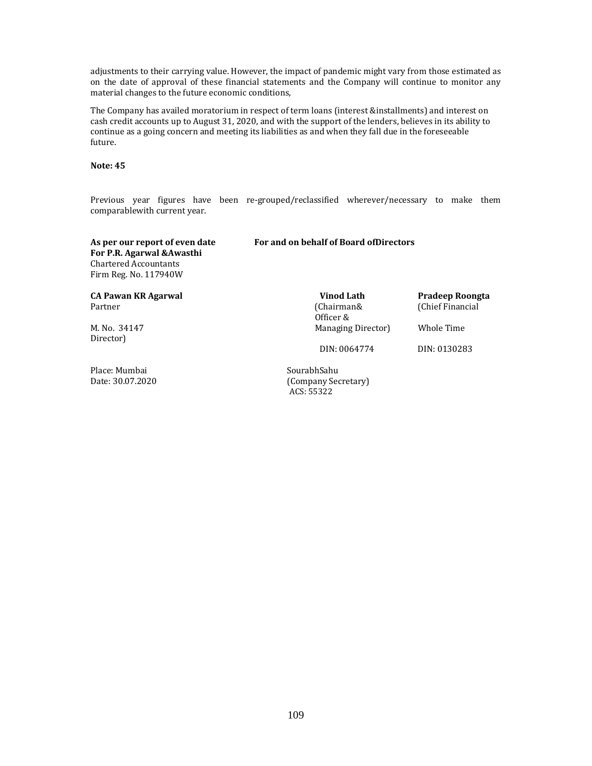adjustments to their carrying value. However, the impact of pandemic might vary from those estimated as on the date of approval of these financial statements and the Company will continue to monitor any material changes to the future economic conditions,

The Company has availed moratorium in respect of term loans (interest &installments) and interest on cash credit accounts up to August 31, 2020, and with the support of the lenders, believes in its ability to continue as a going concern and meeting its liabilities as and when they fall due in the foreseeable future.

**Note: 45**

Previous year figures have been re-grouped/reclassified wherever/necessary to make them comparablewith current year.

**As per our report of even date**
**For P.R. Agarwal &Awasthi**
Chartered Accountants
Firm Reg. No. 117940W

**For and on behalf of Board ofDirectors**

**CA Pawan KR Agarwal**
Partner
M. No. 34147

**Vinod Lath**
(Chairman& Managing Director)
DIN: 0064774

**Pradeep Roongta**
(Chief Financial Officer & Whole Time Director)
DIN: 0130283

Place: Mumbai
Date: 30.07.2020

SourabhSahu
(Company Secretary)
ACS: 55322